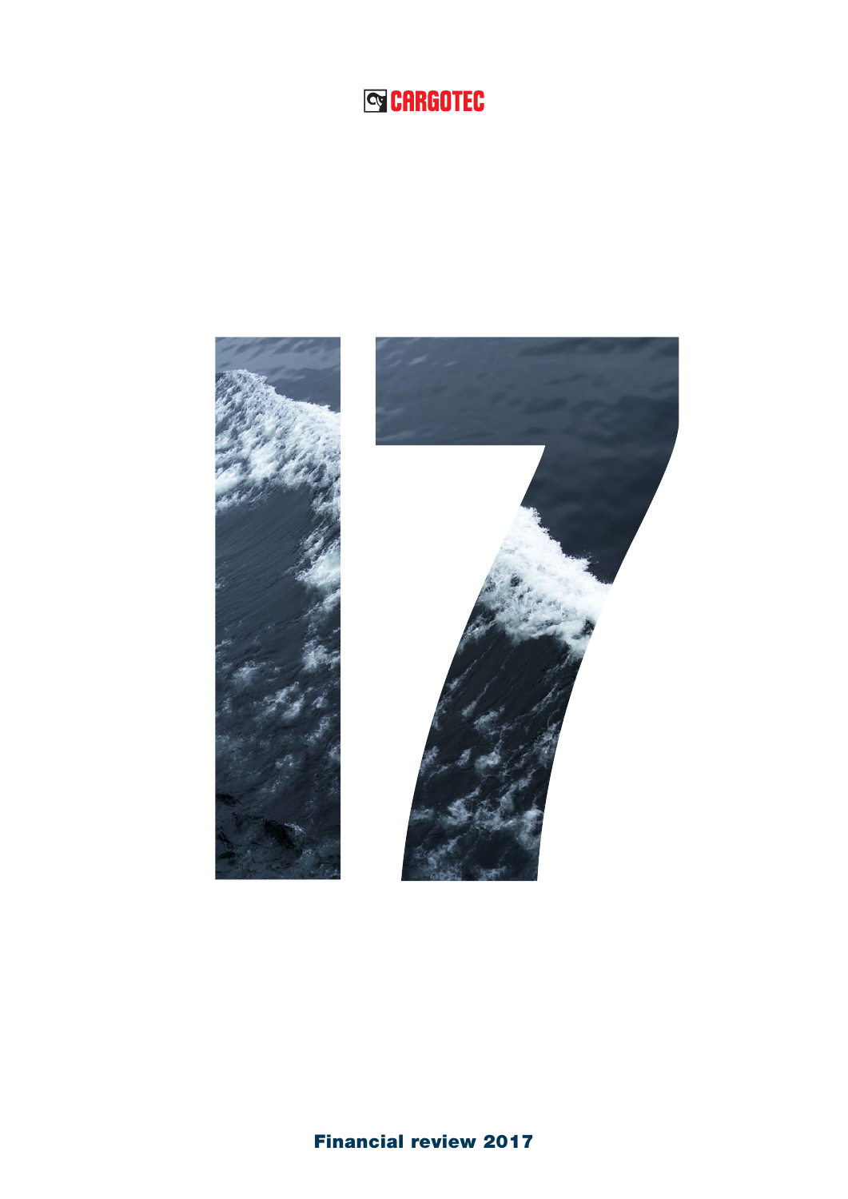CARGOTEC

17

**Financial review 2017**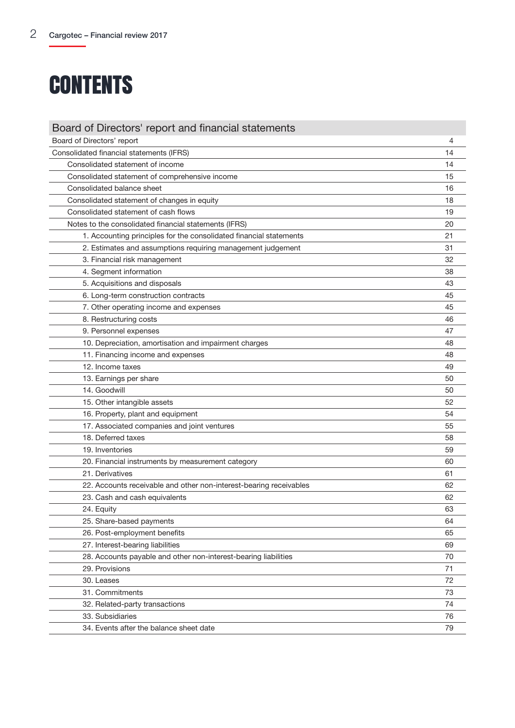# CONTENTS

| Board of Directors' report and financial statements | |
|---|---|
| Board of Directors' report | 4 |
| Consolidated financial statements (IFRS) | 14 |
| Consolidated statement of income | 14 |
| Consolidated statement of comprehensive income | 15 |
| Consolidated balance sheet | 16 |
| Consolidated statement of changes in equity | 18 |
| Consolidated statement of cash flows | 19 |
| Notes to the consolidated financial statements (IFRS) | 20 |
| 1. Accounting principles for the consolidated financial statements | 21 |
| 2. Estimates and assumptions requiring management judgement | 31 |
| 3. Financial risk management | 32 |
| 4. Segment information | 38 |
| 5. Acquisitions and disposals | 43 |
| 6. Long-term construction contracts | 45 |
| 7. Other operating income and expenses | 45 |
| 8. Restructuring costs | 46 |
| 9. Personnel expenses | 47 |
| 10. Depreciation, amortisation and impairment charges | 48 |
| 11. Financing income and expenses | 48 |
| 12. Income taxes | 49 |
| 13. Earnings per share | 50 |
| 14. Goodwill | 50 |
| 15. Other intangible assets | 52 |
| 16. Property, plant and equipment | 54 |
| 17. Associated companies and joint ventures | 55 |
| 18. Deferred taxes | 58 |
| 19. Inventories | 59 |
| 20. Financial instruments by measurement category | 60 |
| 21. Derivatives | 61 |
| 22. Accounts receivable and other non-interest-bearing receivables | 62 |
| 23. Cash and cash equivalents | 62 |
| 24. Equity | 63 |
| 25. Share-based payments | 64 |
| 26. Post-employment benefits | 65 |
| 27. Interest-bearing liabilities | 69 |
| 28. Accounts payable and other non-interest-bearing liabilities | 70 |
| 29. Provisions | 71 |
| 30. Leases | 72 |
| 31. Commitments | 73 |
| 32. Related-party transactions | 74 |
| 33. Subsidiaries | 76 |
| 34. Events after the balance sheet date | 79 |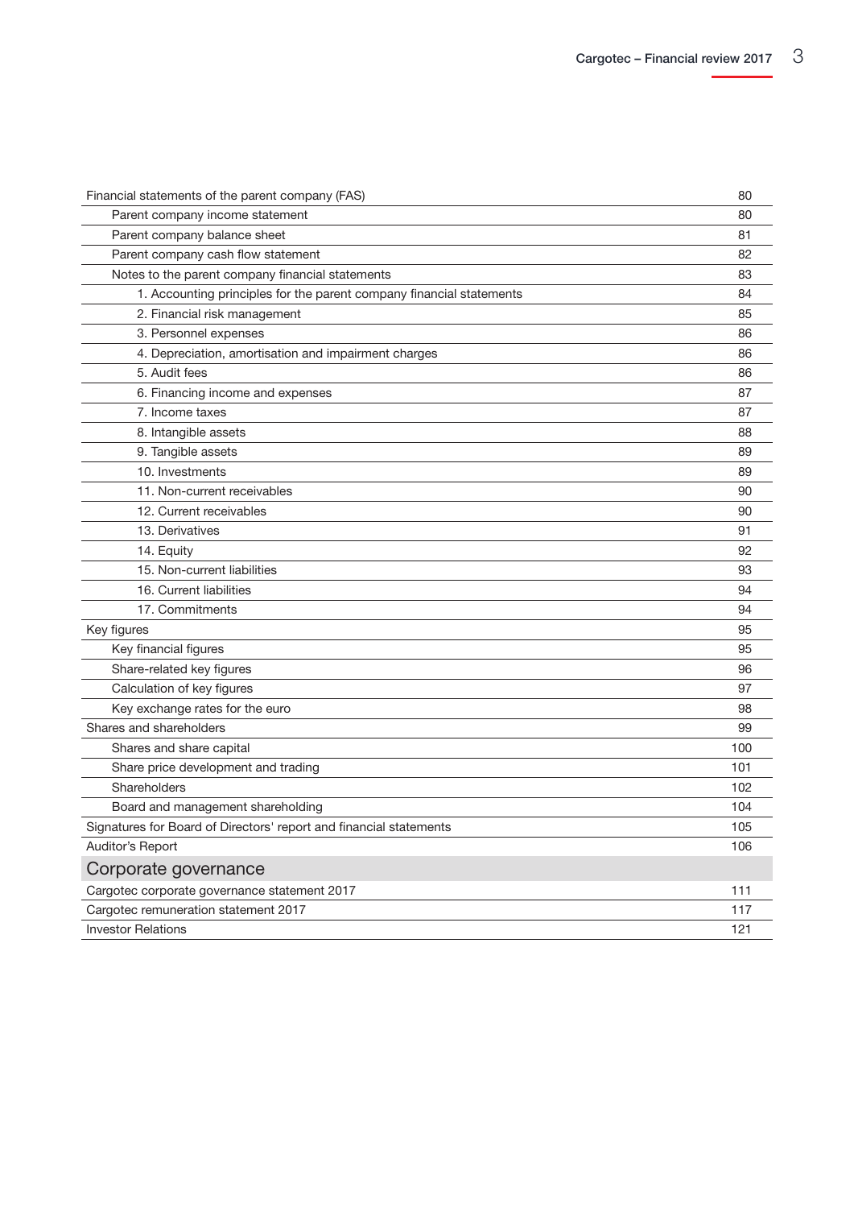| | |
|---|---|
| Financial statements of the parent company (FAS) | 80 |
| Parent company income statement | 80 |
| Parent company balance sheet | 81 |
| Parent company cash flow statement | 82 |
| Notes to the parent company financial statements | 83 |
| 1. Accounting principles for the parent company financial statements | 84 |
| 2. Financial risk management | 85 |
| 3. Personnel expenses | 86 |
| 4. Depreciation, amortisation and impairment charges | 86 |
| 5. Audit fees | 86 |
| 6. Financing income and expenses | 87 |
| 7. Income taxes | 87 |
| 8. Intangible assets | 88 |
| 9. Tangible assets | 89 |
| 10. Investments | 89 |
| 11. Non-current receivables | 90 |
| 12. Current receivables | 90 |
| 13. Derivatives | 91 |
| 14. Equity | 92 |
| 15. Non-current liabilities | 93 |
| 16. Current liabilities | 94 |
| 17. Commitments | 94 |
| Key figures | 95 |
| Key financial figures | 95 |
| Share-related key figures | 96 |
| Calculation of key figures | 97 |
| Key exchange rates for the euro | 98 |
| Shares and shareholders | 99 |
| Shares and share capital | 100 |
| Share price development and trading | 101 |
| Shareholders | 102 |
| Board and management shareholding | 104 |
| Signatures for Board of Directors' report and financial statements | 105 |
| Auditor's Report | 106 |

## Corporate governance

| | |
|---|---|
| Cargotec corporate governance statement 2017 | 111 |
| Cargotec remuneration statement 2017 | 117 |
| Investor Relations | 121 |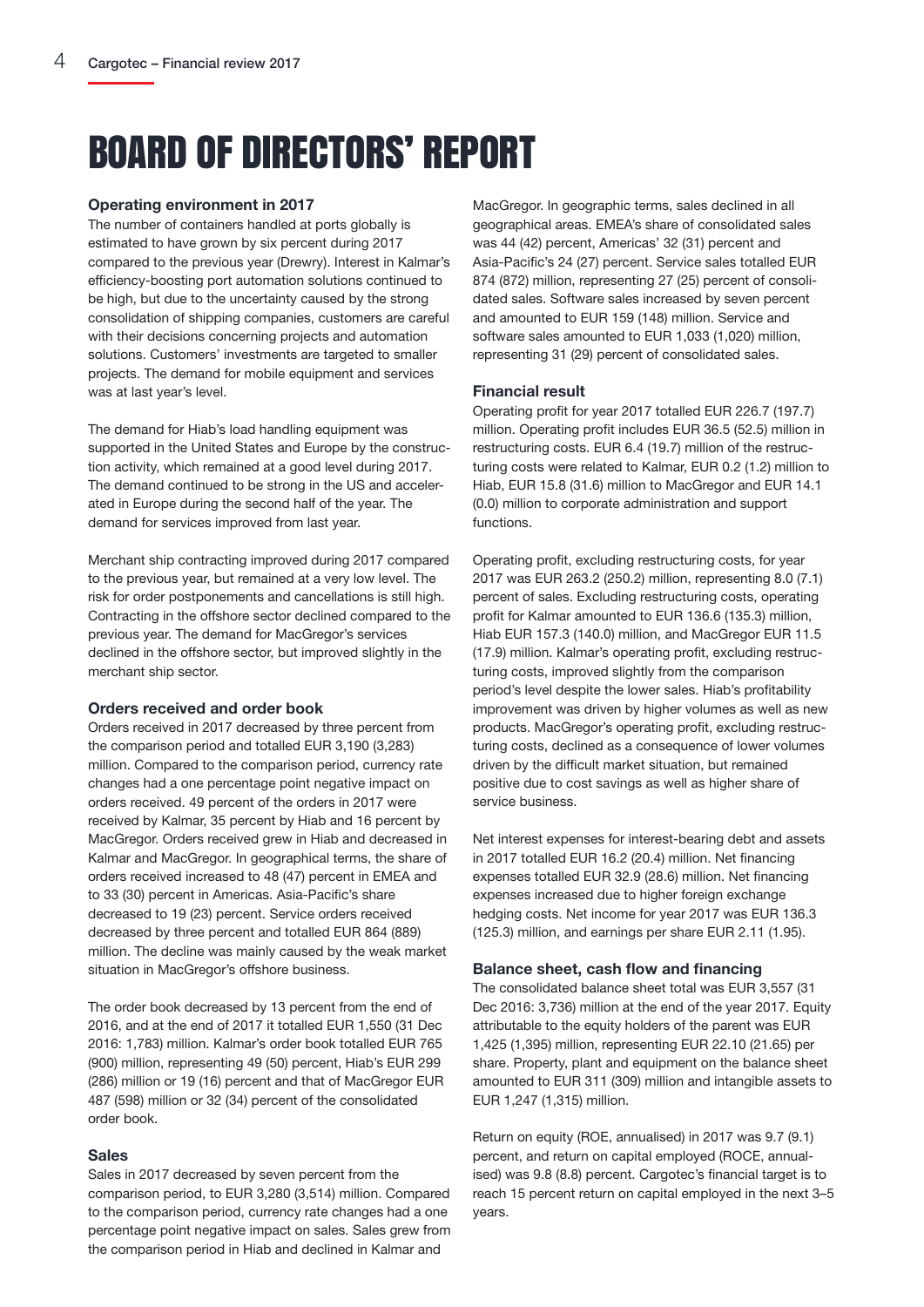# BOARD OF DIRECTORS' REPORT

### Operating environment in 2017

The number of containers handled at ports globally is estimated to have grown by six percent during 2017 compared to the previous year (Drewry). Interest in Kalmar's efficiency-boosting port automation solutions continued to be high, but due to the uncertainty caused by the strong consolidation of shipping companies, customers are careful with their decisions concerning projects and automation solutions. Customers' investments are targeted to smaller projects. The demand for mobile equipment and services was at last year's level.

The demand for Hiab's load handling equipment was supported in the United States and Europe by the construction activity, which remained at a good level during 2017. The demand continued to be strong in the US and accelerated in Europe during the second half of the year. The demand for services improved from last year.

Merchant ship contracting improved during 2017 compared to the previous year, but remained at a very low level. The risk for order postponements and cancellations is still high. Contracting in the offshore sector declined compared to the previous year. The demand for MacGregor's services declined in the offshore sector, but improved slightly in the merchant ship sector.

### Orders received and order book

Orders received in 2017 decreased by three percent from the comparison period and totalled EUR 3,190 (3,283) million. Compared to the comparison period, currency rate changes had a one percentage point negative impact on orders received. 49 percent of the orders in 2017 were received by Kalmar, 35 percent by Hiab and 16 percent by MacGregor. Orders received grew in Hiab and decreased in Kalmar and MacGregor. In geographic terms, the share of orders received increased to 48 (47) percent in EMEA and to 33 (30) percent in Americas. Asia-Pacific's share decreased to 19 (23) percent. Service orders received decreased by three percent and totalled EUR 864 (889) million. The decline was mainly caused by the weak market situation in MacGregor's offshore business.

The order book decreased by 13 percent from the end of 2016, and at the end of 2017 it totalled EUR 1,550 (31 Dec 2016: 1,783) million. Kalmar's order book totalled EUR 765 (900) million, representing 49 (50) percent, Hiab's EUR 299 (286) million or 19 (16) percent and that of MacGregor EUR 487 (598) million or 32 (34) percent of the consolidated order book.

### Sales

Sales in 2017 decreased by seven percent from the comparison period, to EUR 3,280 (3,514) million. Compared to the comparison period, currency rate changes had a one percentage point negative impact on sales. Sales grew from the comparison period in Hiab and declined in Kalmar and MacGregor. In geographic terms, sales declined in all geographical areas. EMEA's share of consolidated sales was 44 (42) percent, Americas' 32 (31) percent and Asia-Pacific's 24 (27) percent. Service sales totalled EUR 874 (872) million, representing 27 (25) percent of consolidated sales. Software sales increased by seven percent and amounted to EUR 159 (148) million. Service and software sales amounted to EUR 1,033 (1,020) million, representing 31 (29) percent of consolidated sales.

### Financial result

Operating profit for year 2017 totalled EUR 226.7 (197.7) million. Operating profit includes EUR 36.5 (52.5) million in restructuring costs. EUR 6.4 (19.7) million of the restructuring costs were related to Kalmar, EUR 0.2 (1.2) million to Hiab, EUR 15.8 (31.6) million to MacGregor and EUR 14.1 (0.0) million to corporate administration and support functions.

Operating profit, excluding restructuring costs, for year 2017 was EUR 263.2 (250.2) million, representing 8.0 (7.1) percent of sales. Excluding restructuring costs, operating profit for Kalmar amounted to EUR 136.6 (135.3) million, Hiab EUR 157.3 (140.0) million, and MacGregor EUR 11.5 (17.9) million. Kalmar's operating profit, excluding restructuring costs, improved slightly from the comparison period's level despite the lower sales. Hiab's profitability improvement was driven by higher volumes as well as new products. MacGregor's operating profit, excluding restructuring costs, declined as a consequence of lower volumes driven by the difficult market situation, but remained positive due to cost savings as well as higher share of service business.

Net interest expenses for interest-bearing debt and assets in 2017 totalled EUR 16.2 (20.4) million. Net financing expenses totalled EUR 32.9 (28.6) million. Net financing expenses increased due to higher foreign exchange hedging costs. Net income for year 2017 was EUR 136.3 (125.3) million, and earnings per share EUR 2.11 (1.95).

### Balance sheet, cash flow and financing

The consolidated balance sheet total was EUR 3,557 (31 Dec 2016: 3,736) million at the end of the year 2017. Equity attributable to the equity holders of the parent was EUR 1,425 (1,395) million, representing EUR 22.10 (21.65) per share. Property, plant and equipment on the balance sheet amounted to EUR 311 (309) million and intangible assets to EUR 1,247 (1,315) million.

Return on equity (ROE, annualised) in 2017 was 9.7 (9.1) percent, and return on capital employed (ROCE, annualised) was 9.8 (8.8) percent. Cargotec's financial target is to reach 15 percent return on capital employed in the next 3–5 years.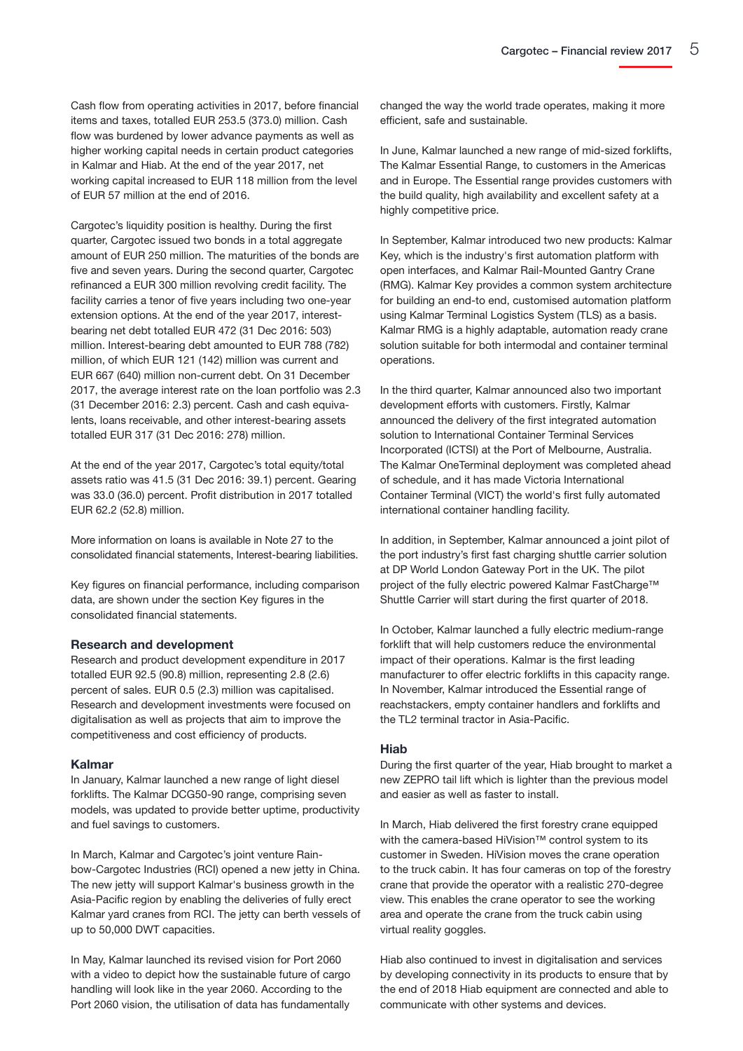Cash flow from operating activities in 2017, before financial items and taxes, totalled EUR 253.5 (373.0) million. Cash flow was burdened by lower advance payments as well as higher working capital needs in certain product categories in Kalmar and Hiab. At the end of the year 2017, net working capital increased to EUR 118 million from the level of EUR 57 million at the end of 2016.

Cargotec's liquidity position is healthy. During the first quarter, Cargotec issued two bonds in a total aggregate amount of EUR 250 million. The maturities of the bonds are five and seven years. During the second quarter, Cargotec refinanced a EUR 300 million revolving credit facility. The facility carries a tenor of five years including two one-year extension options. At the end of the year 2017, interest-bearing net debt totalled EUR 472 (31 Dec 2016: 503) million. Interest-bearing debt amounted to EUR 788 (782) million, of which EUR 121 (142) million was current and EUR 667 (640) million non-current debt. On 31 December 2017, the average interest rate on the loan portfolio was 2.3 (31 December 2016: 2.3) percent. Cash and cash equivalents, loans receivable, and other interest-bearing assets totalled EUR 317 (31 Dec 2016: 278) million.

At the end of the year 2017, Cargotec's total equity/total assets ratio was 41.5 (31 Dec 2016: 39.1) percent. Gearing was 33.0 (36.0) percent. Profit distribution in 2017 totalled EUR 62.2 (52.8) million.

More information on loans is available in Note 27 to the consolidated financial statements, Interest-bearing liabilities.

Key figures on financial performance, including comparison data, are shown under the section Key figures in the consolidated financial statements.

### Research and development

Research and product development expenditure in 2017 totalled EUR 92.5 (90.8) million, representing 2.8 (2.6) percent of sales. EUR 0.5 (2.3) million was capitalised. Research and development investments were focused on digitalisation as well as projects that aim to improve the competitiveness and cost efficiency of products.

### Kalmar

In January, Kalmar launched a new range of light diesel forklifts. The Kalmar DCG50-90 range, comprising seven models, was updated to provide better uptime, productivity and fuel savings to customers.

In March, Kalmar and Cargotec's joint venture Rainbow-Cargotec Industries (RCI) opened a new jetty in China. The new jetty will support Kalmar's business growth in the Asia-Pacific region by enabling the deliveries of fully erect Kalmar yard cranes from RCI. The jetty can berth vessels of up to 50,000 DWT capacities.

In May, Kalmar launched its revised vision for Port 2060 with a video to depict how the sustainable future of cargo handling will look like in the year 2060. According to the Port 2060 vision, the utilisation of data has fundamentally changed the way the world trade operates, making it more efficient, safe and sustainable.

In June, Kalmar launched a new range of mid-sized forklifts, The Kalmar Essential Range, to customers in the Americas and in Europe. The Essential range provides customers with the build quality, high availability and excellent safety at a highly competitive price.

In September, Kalmar introduced two new products: Kalmar Key, which is the industry's first automation platform with open interfaces, and Kalmar Rail-Mounted Gantry Crane (RMG). Kalmar Key provides a common system architecture for building an end-to end, customised automation platform using Kalmar Terminal Logistics System (TLS) as a basis. Kalmar RMG is a highly adaptable, automation ready crane solution suitable for both intermodal and container terminal operations.

In the third quarter, Kalmar announced also two important development efforts with customers. Firstly, Kalmar announced the delivery of the first integrated automation solution to International Container Terminal Services Incorporated (ICTSI) at the Port of Melbourne, Australia. The Kalmar OneTerminal deployment was completed ahead of schedule, and it has made Victoria International Container Terminal (VICT) the world's first fully automated international container handling facility.

In addition, in September, Kalmar announced a joint pilot of the port industry's first fast charging shuttle carrier solution at DP World London Gateway Port in the UK. The pilot project of the fully electric powered Kalmar FastCharge™ Shuttle Carrier will start during the first quarter of 2018.

In October, Kalmar launched a fully electric medium-range forklift that will help customers reduce the environmental impact of their operations. Kalmar is the first leading manufacturer to offer electric forklifts in this capacity range. In November, Kalmar introduced the Essential range of reachstackers, empty container handlers and forklifts and the TL2 terminal tractor in Asia-Pacific.

### Hiab

During the first quarter of the year, Hiab brought to market a new ZEPRO tail lift which is lighter than the previous model and easier as well as faster to install.

In March, Hiab delivered the first forestry crane equipped with the camera-based HiVision™ control system to its customer in Sweden. HiVision moves the crane operation to the truck cabin. It has four cameras on top of the forestry crane that provide the operator with a realistic 270-degree view. This enables the crane operator to see the working area and operate the crane from the truck cabin using virtual reality goggles.

Hiab also continued to invest in digitalisation and services by developing connectivity in its products to ensure that by the end of 2018 Hiab equipment are connected and able to communicate with other systems and devices.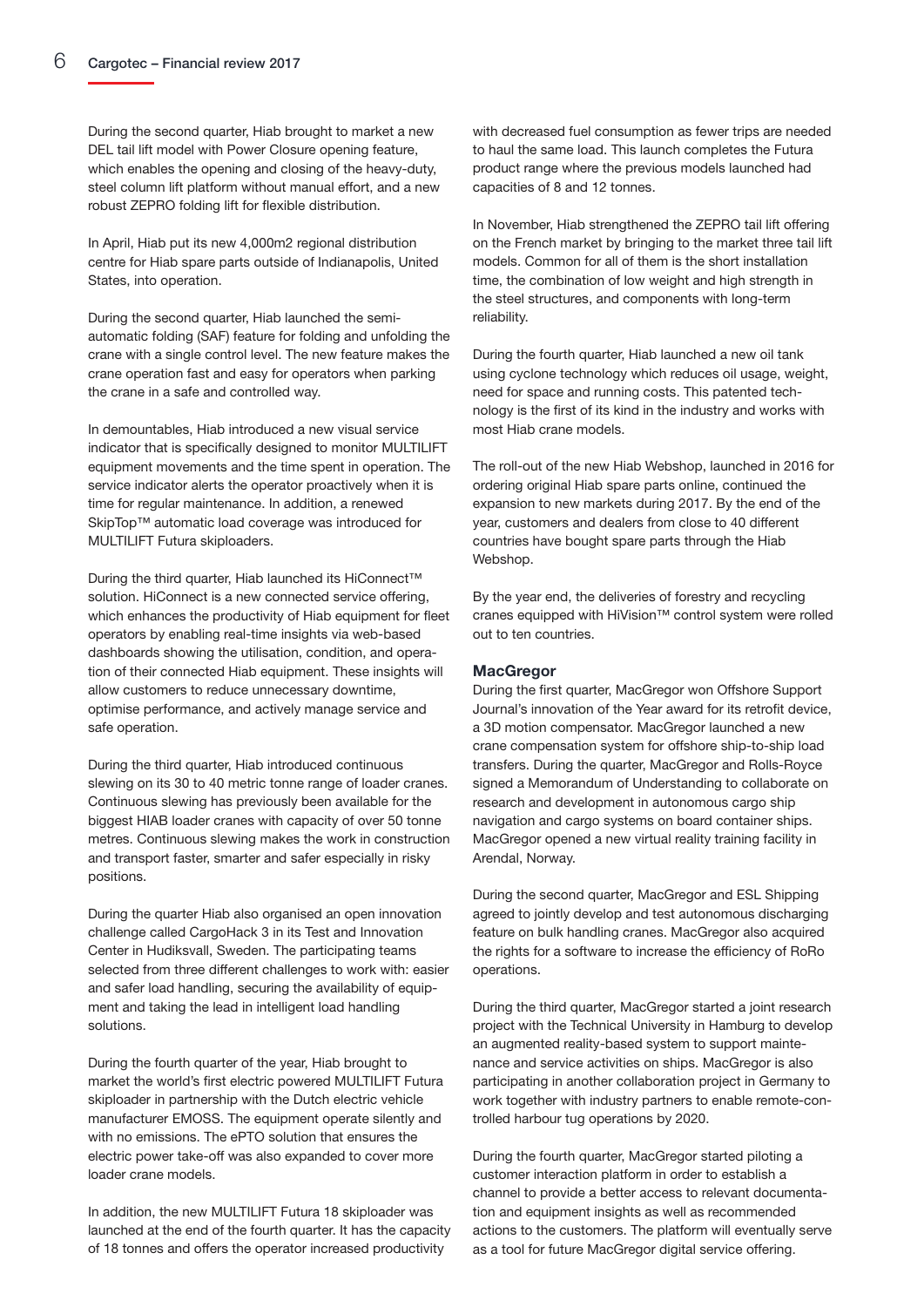During the second quarter, Hiab brought to market a new DEL tail lift model with Power Closure opening feature, which enables the opening and closing of the heavy-duty, steel column lift platform without manual effort, and a new robust ZEPRO folding lift for flexible distribution.

In April, Hiab put its new 4,000m2 regional distribution centre for Hiab spare parts outside of Indianapolis, United States, into operation.

During the second quarter, Hiab launched the semi-automatic folding (SAF) feature for folding and unfolding the crane with a single control level. The new feature makes the crane operation fast and easy for operators when parking the crane in a safe and controlled way.

In demountables, Hiab introduced a new visual service indicator that is specifically designed to monitor MULTILIFT equipment movements and the time spent in operation. The service indicator alerts the operator proactively when it is time for regular maintenance. In addition, a renewed SkipTop™ automatic load coverage was introduced for MULTILIFT Futura skiploaders.

During the third quarter, Hiab launched its HiConnect™ solution. HiConnect is a new connected service offering, which enhances the productivity of Hiab equipment for fleet operators by enabling real-time insights via web-based dashboards showing the utilisation, condition, and operation of their connected Hiab equipment. These insights will allow customers to reduce unnecessary downtime, optimise performance, and actively manage service and safe operation.

During the third quarter, Hiab introduced continuous slewing on its 30 to 40 metric tonne range of loader cranes. Continuous slewing has previously been available for the biggest HIAB loader cranes with capacity of over 50 tonne metres. Continuous slewing makes the work in construction and transport faster, smarter and safer especially in risky positions.

During the quarter Hiab also organised an open innovation challenge called CargoHack 3 in its Test and Innovation Center in Hudiksvall, Sweden. The participating teams selected from three different challenges to work with: easier and safer load handling, securing the availability of equipment and taking the lead in intelligent load handling solutions.

During the fourth quarter of the year, Hiab brought to market the world's first electric powered MULTILIFT Futura skiploader in partnership with the Dutch electric vehicle manufacturer EMOSS. The equipment operate silently and with no emissions. The ePTO solution that ensures the electric power take-off was also expanded to cover more loader crane models.

In addition, the new MULTILIFT Futura 18 skiploader was launched at the end of the fourth quarter. It has the capacity of 18 tonnes and offers the operator increased productivity with decreased fuel consumption as fewer trips are needed to haul the same load. This launch completes the Futura product range where the previous models launched had capacities of 8 and 12 tonnes.

In November, Hiab strengthened the ZEPRO tail lift offering on the French market by bringing to the market three tail lift models. Common for all of them is the short installation time, the combination of low weight and high strength in the steel structures, and components with long-term reliability.

During the fourth quarter, Hiab launched a new oil tank using cyclone technology which reduces oil usage, weight, need for space and running costs. This patented technology is the first of its kind in the industry and works with most Hiab crane models.

The roll-out of the new Hiab Webshop, launched in 2016 for ordering original Hiab spare parts online, continued the expansion to new markets during 2017. By the end of the year, customers and dealers from close to 40 different countries have bought spare parts through the Hiab Webshop.

By the year end, the deliveries of forestry and recycling cranes equipped with HiVision™ control system were rolled out to ten countries.

**MacGregor**

During the first quarter, MacGregor won Offshore Support Journal's innovation of the Year award for its retrofit device, a 3D motion compensator. MacGregor launched a new crane compensation system for offshore ship-to-ship load transfers. During the quarter, MacGregor and Rolls-Royce signed a Memorandum of Understanding to collaborate on research and development in autonomous cargo ship navigation and cargo systems on board container ships. MacGregor opened a new virtual reality training facility in Arendal, Norway.

During the second quarter, MacGregor and ESL Shipping agreed to jointly develop and test autonomous discharging feature on bulk handling cranes. MacGregor also acquired the rights for a software to increase the efficiency of RoRo operations.

During the third quarter, MacGregor started a joint research project with the Technical University in Hamburg to develop an augmented reality-based system to support maintenance and service activities on ships. MacGregor is also participating in another collaboration project in Germany to work together with industry partners to enable remote-controlled harbour tug operations by 2020.

During the fourth quarter, MacGregor started piloting a customer interaction platform in order to establish a channel to provide a better access to relevant documentation and equipment insights as well as recommended actions to the customers. The platform will eventually serve as a tool for future MacGregor digital service offering.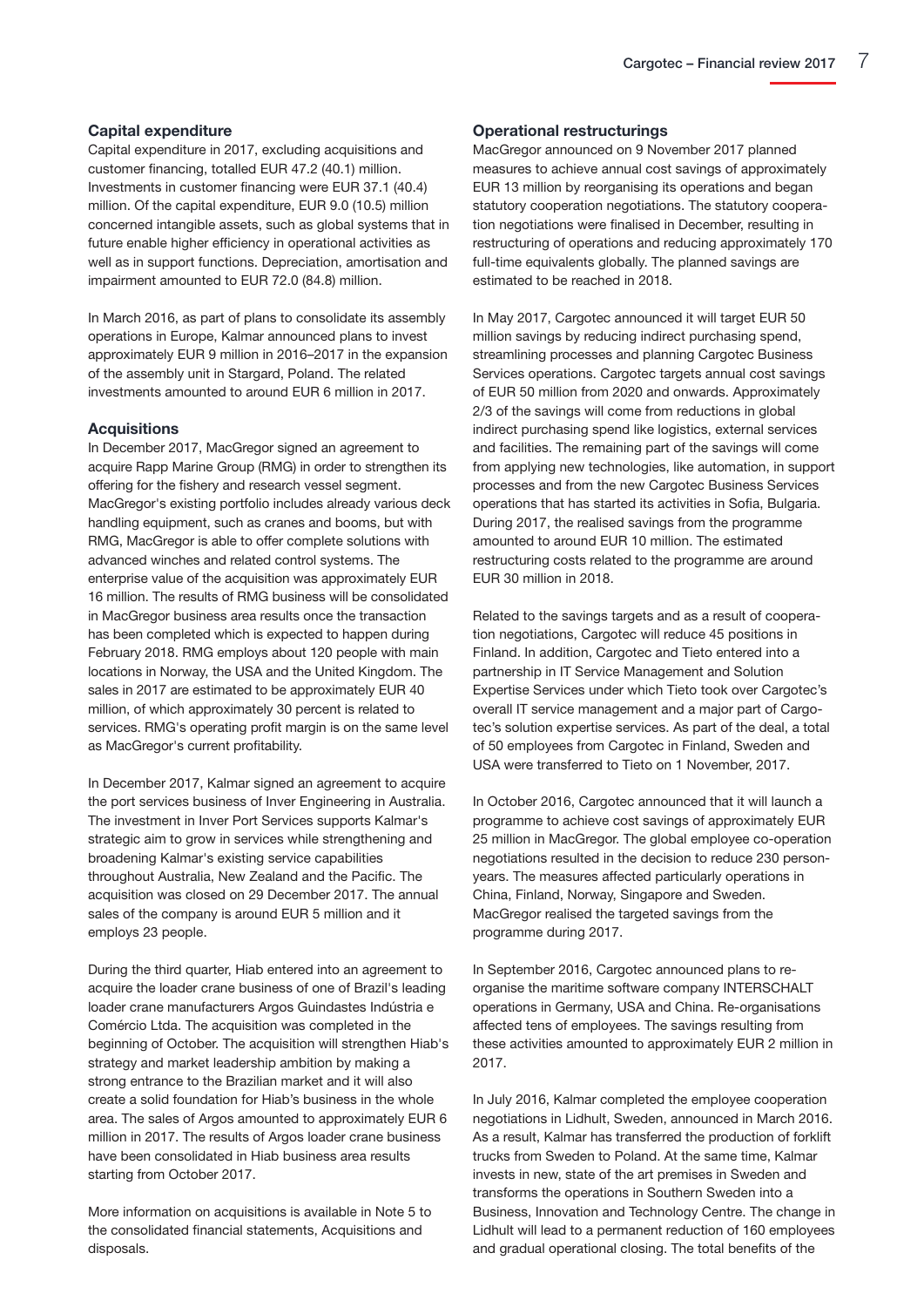### Capital expenditure

Capital expenditure in 2017, excluding acquisitions and customer financing, totalled EUR 47.2 (40.1) million. Investments in customer financing were EUR 37.1 (40.4) million. Of the capital expenditure, EUR 9.0 (10.5) million concerned intangible assets, such as global systems that in future enable higher efficiency in operational activities as well as in support functions. Depreciation, amortisation and impairment amounted to EUR 72.0 (84.8) million.

In March 2016, as part of plans to consolidate its assembly operations in Europe, Kalmar announced plans to invest approximately EUR 9 million in 2016–2017 in the expansion of the assembly unit in Stargard, Poland. The related investments amounted to around EUR 6 million in 2017.

### Acquisitions

In December 2017, MacGregor signed an agreement to acquire Rapp Marine Group (RMG) in order to strengthen its offering for the fishery and research vessel segment. MacGregor's existing portfolio includes already various deck handling equipment, such as cranes and booms, but with RMG, MacGregor is able to offer complete solutions with advanced winches and related control systems. The enterprise value of the acquisition was approximately EUR 16 million. The results of RMG business will be consolidated in MacGregor business area results once the transaction has been completed which is expected to happen during February 2018. RMG employs about 120 people with main locations in Norway, the USA and the United Kingdom. The sales in 2017 are estimated to be approximately EUR 40 million, of which approximately 30 percent is related to services. RMG's operating profit margin is on the same level as MacGregor's current profitability.

In December 2017, Kalmar signed an agreement to acquire the port services business of Inver Engineering in Australia. The investment in Inver Port Services supports Kalmar's strategic aim to grow in services while strengthening and broadening Kalmar's existing service capabilities throughout Australia, New Zealand and the Pacific. The acquisition was closed on 29 December 2017. The annual sales of the company is around EUR 5 million and it employs 23 people.

During the third quarter, Hiab entered into an agreement to acquire the loader crane business of one of Brazil's leading loader crane manufacturers Argos Guindastes Indústria e Comércio Ltda. The acquisition was completed in the beginning of October. The acquisition will strengthen Hiab's strategy and market leadership ambition by making a strong entrance to the Brazilian market and it will also create a solid foundation for Hiab's business in the whole area. The sales of Argos amounted to approximately EUR 6 million in 2017. The results of Argos loader crane business have been consolidated in Hiab business area results starting from October 2017.

More information on acquisitions is available in Note 5 to the consolidated financial statements, Acquisitions and disposals.

### Operational restructurings

MacGregor announced on 9 November 2017 planned measures to achieve annual cost savings of approximately EUR 13 million by reorganising its operations and began statutory cooperation negotiations. The statutory cooperation negotiations were finalised in December, resulting in restructuring of operations and reducing approximately 170 full-time equivalents globally. The planned savings are estimated to be reached in 2018.

In May 2017, Cargotec announced it will target EUR 50 million savings by reducing indirect purchasing spend, streamlining processes and planning Cargotec Business Services operations. Cargotec targets annual cost savings of EUR 50 million from 2020 and onwards. Approximately 2/3 of the savings will come from reductions in global indirect purchasing spend like logistics, external services and facilities. The remaining part of the savings will come from applying new technologies, like automation, in support processes and from the new Cargotec Business Services operations that has started its activities in Sofia, Bulgaria. During 2017, the realised savings from the programme amounted to around EUR 10 million. The estimated restructuring costs related to the programme are around EUR 30 million in 2018.

Related to the savings targets and as a result of cooperation negotiations, Cargotec will reduce 45 positions in Finland. In addition, Cargotec and Tieto entered into a partnership in IT Service Management and Solution Expertise Services under which Tieto took over Cargotec's overall IT service management and a major part of Cargotec's solution expertise services. As part of the deal, a total of 50 employees from Cargotec in Finland, Sweden and USA were transferred to Tieto on 1 November, 2017.

In October 2016, Cargotec announced that it will launch a programme to achieve cost savings of approximately EUR 25 million in MacGregor. The global employee co-operation negotiations resulted in the decision to reduce 230 person-years. The measures affected particularly operations in China, Finland, Norway, Singapore and Sweden. MacGregor realised the targeted savings from the programme during 2017.

In September 2016, Cargotec announced plans to re-organise the maritime software company INTERSCHALT operations in Germany, USA and China. Re-organisations affected tens of employees. The savings resulting from these activities amounted to approximately EUR 2 million in 2017.

In July 2016, Kalmar completed the employee cooperation negotiations in Lidhult, Sweden, announced in March 2016. As a result, Kalmar has transferred the production of forklift trucks from Sweden to Poland. At the same time, Kalmar invests in new, state of the art premises in Sweden and transforms the operations in Southern Sweden into a Business, Innovation and Technology Centre. The change in Lidhult will lead to a permanent reduction of 160 employees and gradual operational closing. The total benefits of the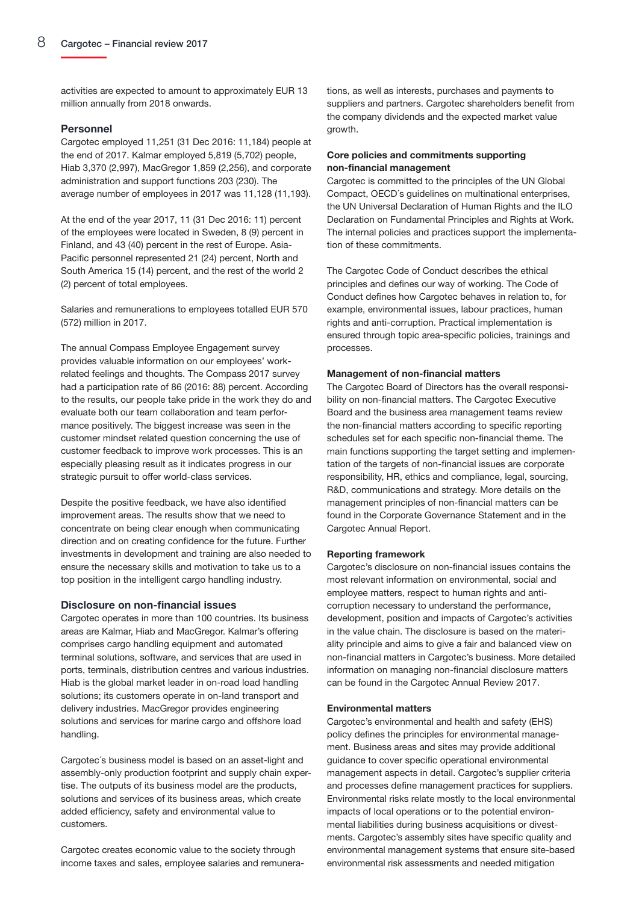activities are expected to amount to approximately EUR 13 million annually from 2018 onwards.

### Personnel

Cargotec employed 11,251 (31 Dec 2016: 11,184) people at the end of 2017. Kalmar employed 5,819 (5,702) people, Hiab 3,370 (2,997), MacGregor 1,859 (2,256), and corporate administration and support functions 203 (230). The average number of employees in 2017 was 11,128 (11,193).

At the end of the year 2017, 11 (31 Dec 2016: 11) percent of the employees were located in Sweden, 8 (9) percent in Finland, and 43 (40) percent in the rest of Europe. Asia-Pacific personnel represented 21 (24) percent, North and South America 15 (14) percent, and the rest of the world 2 (2) percent of total employees.

Salaries and remunerations to employees totalled EUR 570 (572) million in 2017.

The annual Compass Employee Engagement survey provides valuable information on our employees' work-related feelings and thoughts. The Compass 2017 survey had a participation rate of 86 (2016: 88) percent. According to the results, our people take pride in the work they do and evaluate both our team collaboration and team performance positively. The biggest increase was seen in the customer mindset related question concerning the use of customer feedback to improve work processes. This is an especially pleasing result as it indicates progress in our strategic pursuit to offer world-class services.

Despite the positive feedback, we have also identified improvement areas. The results show that we need to concentrate on being clear enough when communicating direction and on creating confidence for the future. Further investments in development and training are also needed to ensure the necessary skills and motivation to take us to a top position in the intelligent cargo handling industry.

### Disclosure on non-financial issues

Cargotec operates in more than 100 countries. Its business areas are Kalmar, Hiab and MacGregor. Kalmar's offering comprises cargo handling equipment and automated terminal solutions, software, and services that are used in ports, terminals, distribution centres and various industries. Hiab is the global market leader in on-road load handling solutions; its customers operate in on-land transport and delivery industries. MacGregor provides engineering solutions and services for marine cargo and offshore load handling.

Cargotec´s business model is based on an asset-light and assembly-only production footprint and supply chain expertise. The outputs of its business model are the products, solutions and services of its business areas, which create added efficiency, safety and environmental value to customers.

Cargotec creates economic value to the society through income taxes and sales, employee salaries and remunerations, as well as interests, purchases and payments to suppliers and partners. Cargotec shareholders benefit from the company dividends and the expected market value growth.

#### Core policies and commitments supporting non-financial management

Cargotec is committed to the principles of the UN Global Compact, OECD´s guidelines on multinational enterprises, the UN Universal Declaration of Human Rights and the ILO Declaration on Fundamental Principles and Rights at Work. The internal policies and practices support the implementation of these commitments.

The Cargotec Code of Conduct describes the ethical principles and defines our way of working. The Code of Conduct defines how Cargotec behaves in relation to, for example, environmental issues, labour practices, human rights and anti-corruption. Practical implementation is ensured through topic area-specific policies, trainings and processes.

#### Management of non-financial matters

The Cargotec Board of Directors has the overall responsibility on non-financial matters. The Cargotec Executive Board and the business area management teams review the non-financial matters according to specific reporting schedules set for each specific non-financial theme. The main functions supporting the target setting and implementation of the targets of non-financial issues are corporate responsibility, HR, ethics and compliance, legal, sourcing, R&D, communications and strategy. More details on the management principles of non-financial matters can be found in the Corporate Governance Statement and in the Cargotec Annual Report.

#### Reporting framework

Cargotec's disclosure on non-financial issues contains the most relevant information on environmental, social and employee matters, respect to human rights and anti-corruption necessary to understand the performance, development, position and impacts of Cargotec's activities in the value chain. The disclosure is based on the materiality principle and aims to give a fair and balanced view on non-financial matters in Cargotec's business. More detailed information on managing non-financial disclosure matters can be found in the Cargotec Annual Review 2017.

#### Environmental matters

Cargotec's environmental and health and safety (EHS) policy defines the principles for environmental management. Business areas and sites may provide additional guidance to cover specific operational environmental management aspects in detail. Cargotec's supplier criteria and processes define management practices for suppliers. Environmental risks relate mostly to the local environmental impacts of local operations or to the potential environmental liabilities during business acquisitions or divestments. Cargotec's assembly sites have specific quality and environmental management systems that ensure site-based environmental risk assessments and needed mitigation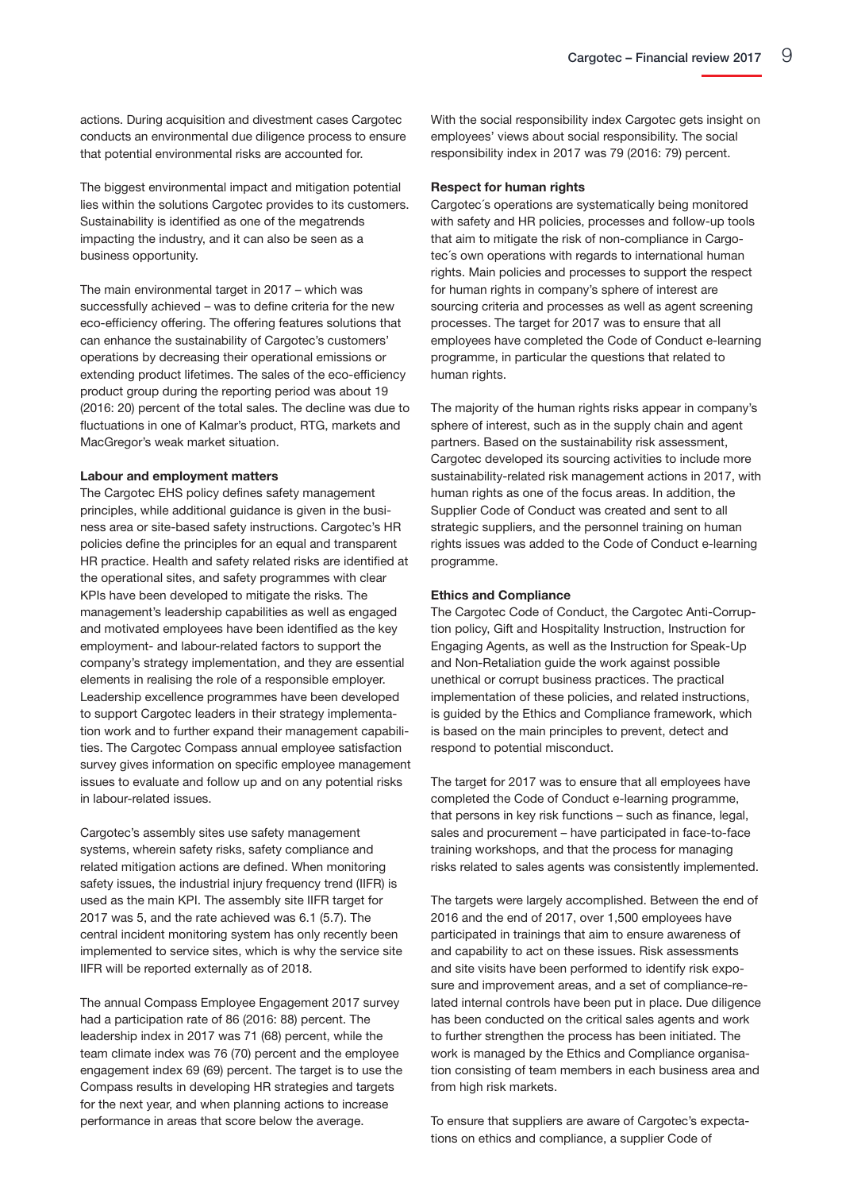actions. During acquisition and divestment cases Cargotec conducts an environmental due diligence process to ensure that potential environmental risks are accounted for.

The biggest environmental impact and mitigation potential lies within the solutions Cargotec provides to its customers. Sustainability is identified as one of the megatrends impacting the industry, and it can also be seen as a business opportunity.

The main environmental target in 2017 – which was successfully achieved – was to define criteria for the new eco-efficiency offering. The offering features solutions that can enhance the sustainability of Cargotec's customers' operations by decreasing their operational emissions or extending product lifetimes. The sales of the eco-efficiency product group during the reporting period was about 19 (2016: 20) percent of the total sales. The decline was due to fluctuations in one of Kalmar's product, RTG, markets and MacGregor's weak market situation.

**Labour and employment matters**

The Cargotec EHS policy defines safety management principles, while additional guidance is given in the business area or site-based safety instructions. Cargotec's HR policies define the principles for an equal and transparent HR practice. Health and safety related risks are identified at the operational sites, and safety programmes with clear KPIs have been developed to mitigate the risks. The management's leadership capabilities as well as engaged and motivated employees have been identified as the key employment- and labour-related factors to support the company's strategy implementation, and they are essential elements in realising the role of a responsible employer. Leadership excellence programmes have been developed to support Cargotec leaders in their strategy implementation work and to further expand their management capabilities. The Cargotec Compass annual employee satisfaction survey gives information on specific employee management issues to evaluate and follow up and on any potential risks in labour-related issues.

Cargotec's assembly sites use safety management systems, wherein safety risks, safety compliance and related mitigation actions are defined. When monitoring safety issues, the industrial injury frequency trend (IIFR) is used as the main KPI. The assembly site IIFR target for 2017 was 5, and the rate achieved was 6.1 (5.7). The central incident monitoring system has only recently been implemented to service sites, which is why the service site IIFR will be reported externally as of 2018.

The annual Compass Employee Engagement 2017 survey had a participation rate of 86 (2016: 88) percent. The leadership index in 2017 was 71 (68) percent, while the team climate index was 76 (70) percent and the employee engagement index 69 (69) percent. The target is to use the Compass results in developing HR strategies and targets for the next year, and when planning actions to increase performance in areas that score below the average.

With the social responsibility index Cargotec gets insight on employees' views about social responsibility. The social responsibility index in 2017 was 79 (2016: 79) percent.

**Respect for human rights**

Cargotec´s operations are systematically being monitored with safety and HR policies, processes and follow-up tools that aim to mitigate the risk of non-compliance in Cargotec´s own operations with regards to international human rights. Main policies and processes to support the respect for human rights in company's sphere of interest are sourcing criteria and processes as well as agent screening processes. The target for 2017 was to ensure that all employees have completed the Code of Conduct e-learning programme, in particular the questions that related to human rights.

The majority of the human rights risks appear in company's sphere of interest, such as in the supply chain and agent partners. Based on the sustainability risk assessment, Cargotec developed its sourcing activities to include more sustainability-related risk management actions in 2017, with human rights as one of the focus areas. In addition, the Supplier Code of Conduct was created and sent to all strategic suppliers, and the personnel training on human rights issues was added to the Code of Conduct e-learning programme.

**Ethics and Compliance**

The Cargotec Code of Conduct, the Cargotec Anti-Corruption policy, Gift and Hospitality Instruction, Instruction for Engaging Agents, as well as the Instruction for Speak-Up and Non-Retaliation guide the work against possible unethical or corrupt business practices. The practical implementation of these policies, and related instructions, is guided by the Ethics and Compliance framework, which is based on the main principles to prevent, detect and respond to potential misconduct.

The target for 2017 was to ensure that all employees have completed the Code of Conduct e-learning programme, that persons in key risk functions – such as finance, legal, sales and procurement – have participated in face-to-face training workshops, and that the process for managing risks related to sales agents was consistently implemented.

The targets were largely accomplished. Between the end of 2016 and the end of 2017, over 1,500 employees have participated in trainings that aim to ensure awareness of and capability to act on these issues. Risk assessments and site visits have been performed to identify risk exposure and improvement areas, and a set of compliance-related internal controls have been put in place. Due diligence has been conducted on the critical sales agents and work to further strengthen the process has been initiated. The work is managed by the Ethics and Compliance organisation consisting of team members in each business area and from high risk markets.

To ensure that suppliers are aware of Cargotec's expectations on ethics and compliance, a supplier Code of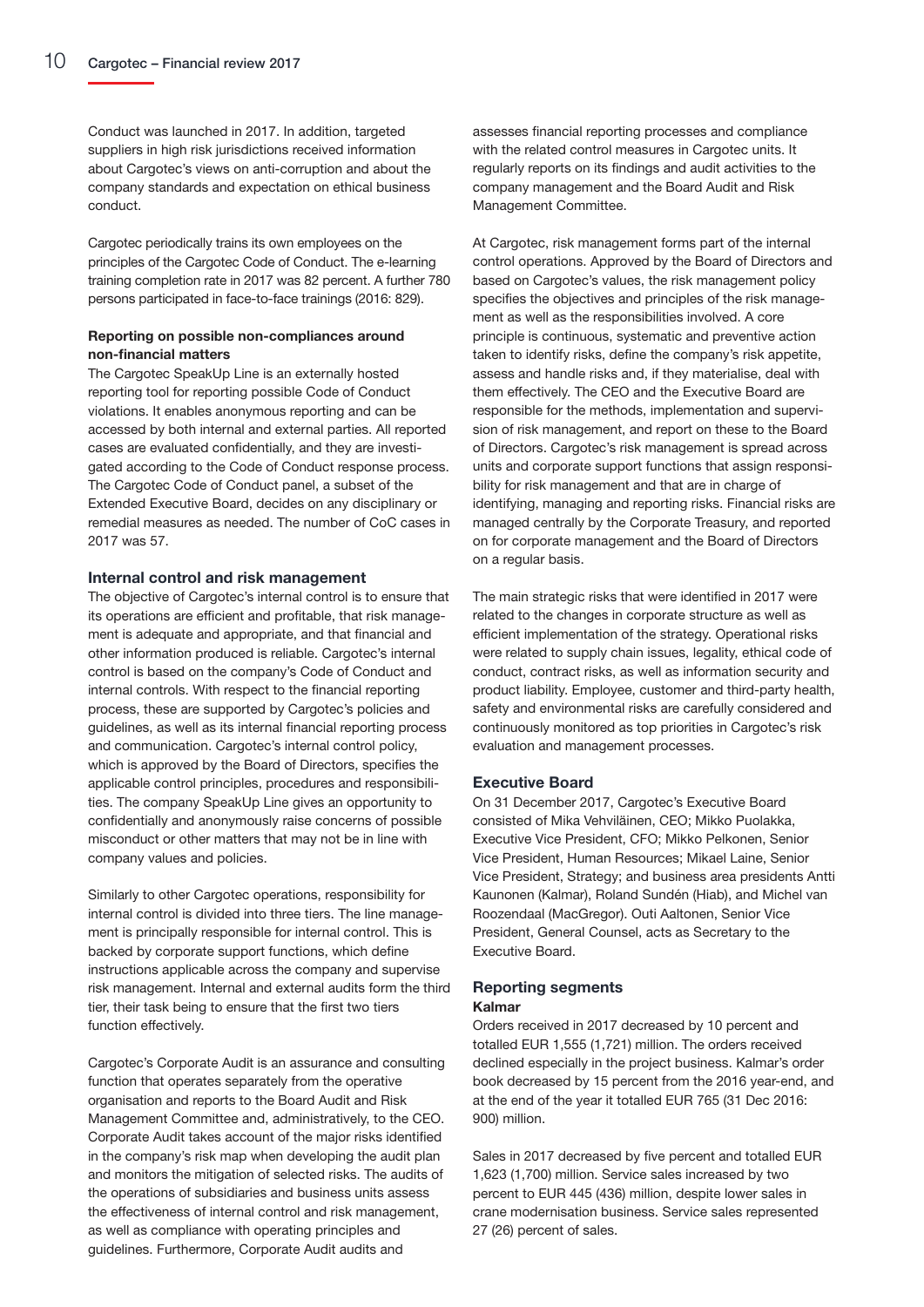Conduct was launched in 2017. In addition, targeted suppliers in high risk jurisdictions received information about Cargotec's views on anti-corruption and about the company standards and expectation on ethical business conduct.

Cargotec periodically trains its own employees on the principles of the Cargotec Code of Conduct. The e-learning training completion rate in 2017 was 82 percent. A further 780 persons participated in face-to-face trainings (2016: 829).

**Reporting on possible non-compliances around non-financial matters**

The Cargotec SpeakUp Line is an externally hosted reporting tool for reporting possible Code of Conduct violations. It enables anonymous reporting and can be accessed by both internal and external parties. All reported cases are evaluated confidentially, and they are investigated according to the Code of Conduct response process. The Cargotec Code of Conduct panel, a subset of the Extended Executive Board, decides on any disciplinary or remedial measures as needed. The number of CoC cases in 2017 was 57.

### Internal control and risk management

The objective of Cargotec's internal control is to ensure that its operations are efficient and profitable, that risk management is adequate and appropriate, and that financial and other information produced is reliable. Cargotec's internal control is based on the company's Code of Conduct and internal controls. With respect to the financial reporting process, these are supported by Cargotec's policies and guidelines, as well as its internal financial reporting process and communication. Cargotec's internal control policy, which is approved by the Board of Directors, specifies the applicable control principles, procedures and responsibilities. The company SpeakUp Line gives an opportunity to confidentially and anonymously raise concerns of possible misconduct or other matters that may not be in line with company values and policies.

Similarly to other Cargotec operations, responsibility for internal control is divided into three tiers. The line management is principally responsible for internal control. This is backed by corporate support functions, which define instructions applicable across the company and supervise risk management. Internal and external audits form the third tier, their task being to ensure that the first two tiers function effectively.

Cargotec's Corporate Audit is an assurance and consulting function that operates separately from the operative organisation and reports to the Board Audit and Risk Management Committee and, administratively, to the CEO. Corporate Audit takes account of the major risks identified in the company's risk map when developing the audit plan and monitors the mitigation of selected risks. The audits of the operations of subsidiaries and business units assess the effectiveness of internal control and risk management, as well as compliance with operating principles and guidelines. Furthermore, Corporate Audit audits and assesses financial reporting processes and compliance with the related control measures in Cargotec units. It regularly reports on its findings and audit activities to the company management and the Board Audit and Risk Management Committee.

At Cargotec, risk management forms part of the internal control operations. Approved by the Board of Directors and based on Cargotec's values, the risk management policy specifies the objectives and principles of the risk management as well as the responsibilities involved. A core principle is continuous, systematic and preventive action taken to identify risks, define the company's risk appetite, assess and handle risks and, if they materialise, deal with them effectively. The CEO and the Executive Board are responsible for the methods, implementation and supervision of risk management, and report on these to the Board of Directors. Cargotec's risk management is spread across units and corporate support functions that assign responsibility for risk management and that are in charge of identifying, managing and reporting risks. Financial risks are managed centrally by the Corporate Treasury, and reported on for corporate management and the Board of Directors on a regular basis.

The main strategic risks that were identified in 2017 were related to the changes in corporate structure as well as efficient implementation of the strategy. Operational risks were related to supply chain issues, legality, ethical code of conduct, contract risks, as well as information security and product liability. Employee, customer and third-party health, safety and environmental risks are carefully considered and continuously monitored as top priorities in Cargotec's risk evaluation and management processes.

### Executive Board

On 31 December 2017, Cargotec's Executive Board consisted of Mika Vehviläinen, CEO; Mikko Puolakka, Executive Vice President, CFO; Mikko Pelkonen, Senior Vice President, Human Resources; Mikael Laine, Senior Vice President, Strategy; and business area presidents Antti Kaunonen (Kalmar), Roland Sundén (Hiab), and Michel van Roozendaal (MacGregor). Outi Aaltonen, Senior Vice President, General Counsel, acts as Secretary to the Executive Board.

### Reporting segments

#### Kalmar

Orders received in 2017 decreased by 10 percent and totalled EUR 1,555 (1,721) million. The orders received declined especially in the project business. Kalmar's order book decreased by 15 percent from the 2016 year-end, and at the end of the year it totalled EUR 765 (31 Dec 2016: 900) million.

Sales in 2017 decreased by five percent and totalled EUR 1,623 (1,700) million. Service sales increased by two percent to EUR 445 (436) million, despite lower sales in crane modernisation business. Service sales represented 27 (26) percent of sales.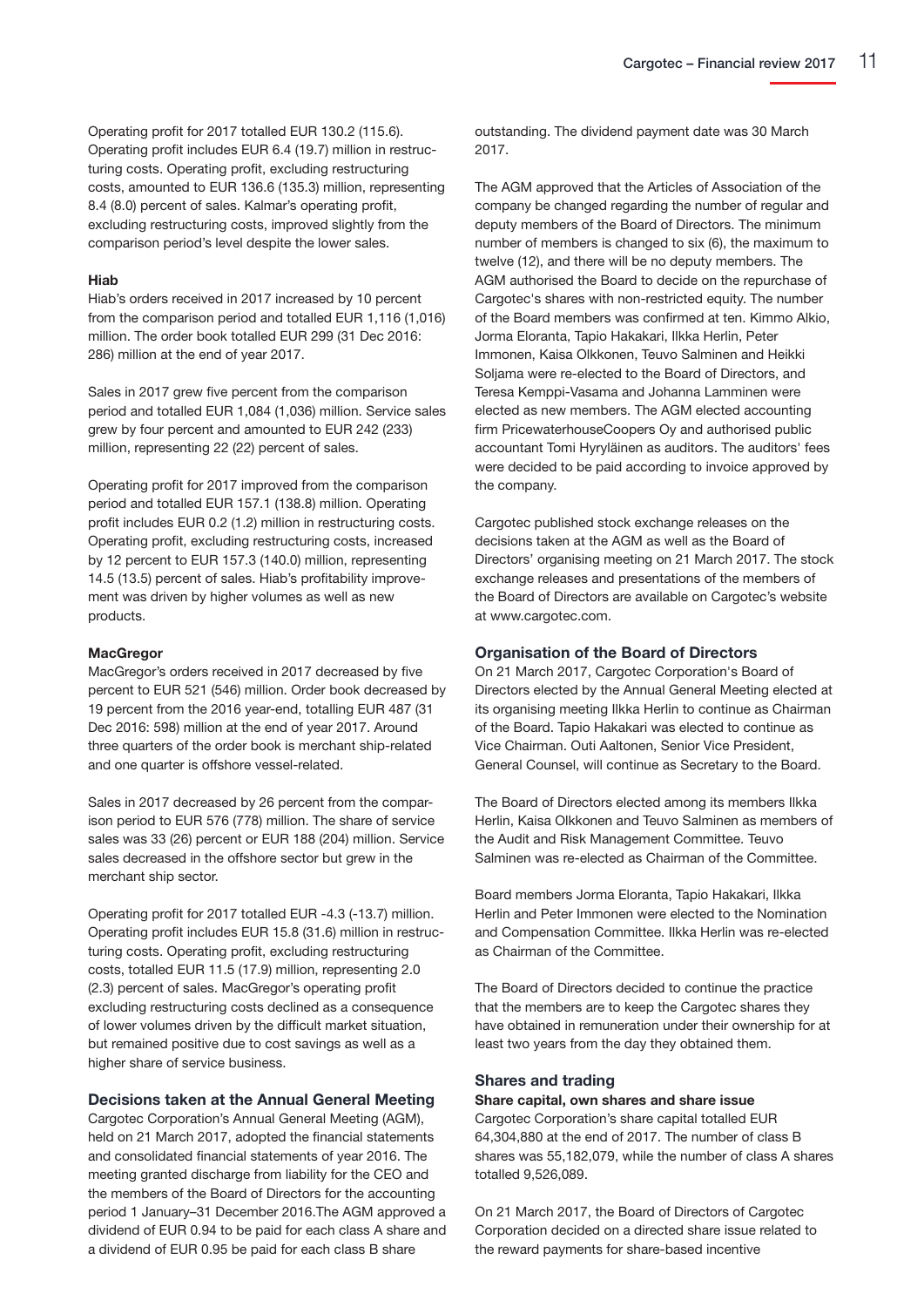Operating profit for 2017 totalled EUR 130.2 (115.6). Operating profit includes EUR 6.4 (19.7) million in restructuring costs. Operating profit, excluding restructuring costs, amounted to EUR 136.6 (135.3) million, representing 8.4 (8.0) percent of sales. Kalmar's operating profit, excluding restructuring costs, improved slightly from the comparison period's level despite the lower sales.

**Hiab**

Hiab's orders received in 2017 increased by 10 percent from the comparison period and totalled EUR 1,116 (1,016) million. The order book totalled EUR 299 (31 Dec 2016: 286) million at the end of year 2017.

Sales in 2017 grew five percent from the comparison period and totalled EUR 1,084 (1,036) million. Service sales grew by four percent and amounted to EUR 242 (233) million, representing 22 (22) percent of sales.

Operating profit for 2017 improved from the comparison period and totalled EUR 157.1 (138.8) million. Operating profit includes EUR 0.2 (1.2) million in restructuring costs. Operating profit, excluding restructuring costs, increased by 12 percent to EUR 157.3 (140.0) million, representing 14.5 (13.5) percent of sales. Hiab's profitability improvement was driven by higher volumes as well as new products.

**MacGregor**

MacGregor's orders received in 2017 decreased by five percent to EUR 521 (546) million. Order book decreased by 19 percent from the 2016 year-end, totalling EUR 487 (31 Dec 2016: 598) million at the end of year 2017. Around three quarters of the order book is merchant ship-related and one quarter is offshore vessel-related.

Sales in 2017 decreased by 26 percent from the comparison period to EUR 576 (778) million. The share of service sales was 33 (26) percent or EUR 188 (204) million. Service sales decreased in the offshore sector but grew in the merchant ship sector.

Operating profit for 2017 totalled EUR -4.3 (-13.7) million. Operating profit includes EUR 15.8 (31.6) million in restructuring costs. Operating profit, excluding restructuring costs, totalled EUR 11.5 (17.9) million, representing 2.0 (2.3) percent of sales. MacGregor's operating profit excluding restructuring costs declined as a consequence of lower volumes driven by the difficult market situation, but remained positive due to cost savings as well as a higher share of service business.

## Decisions taken at the Annual General Meeting

Cargotec Corporation's Annual General Meeting (AGM), held on 21 March 2017, adopted the financial statements and consolidated financial statements of year 2016. The meeting granted discharge from liability for the CEO and the members of the Board of Directors for the accounting period 1 January–31 December 2016.The AGM approved a dividend of EUR 0.94 to be paid for each class A share and a dividend of EUR 0.95 be paid for each class B share outstanding. The dividend payment date was 30 March 2017.

The AGM approved that the Articles of Association of the company be changed regarding the number of regular and deputy members of the Board of Directors. The minimum number of members is changed to six (6), the maximum to twelve (12), and there will be no deputy members. The AGM authorised the Board to decide on the repurchase of Cargotec's shares with non-restricted equity. The number of the Board members was confirmed at ten. Kimmo Alkio, Jorma Eloranta, Tapio Hakakari, Ilkka Herlin, Peter Immonen, Kaisa Olkkonen, Teuvo Salminen and Heikki Soljama were re-elected to the Board of Directors, and Teresa Kemppi-Vasama and Johanna Lamminen were elected as new members. The AGM elected accounting firm PricewaterhouseCoopers Oy and authorised public accountant Tomi Hyryläinen as auditors. The auditors' fees were decided to be paid according to invoice approved by the company.

Cargotec published stock exchange releases on the decisions taken at the AGM as well as the Board of Directors' organising meeting on 21 March 2017. The stock exchange releases and presentations of the members of the Board of Directors are available on Cargotec's website at www.cargotec.com.

## Organisation of the Board of Directors

On 21 March 2017, Cargotec Corporation's Board of Directors elected by the Annual General Meeting elected at its organising meeting Ilkka Herlin to continue as Chairman of the Board. Tapio Hakakari was elected to continue as Vice Chairman. Outi Aaltonen, Senior Vice President, General Counsel, will continue as Secretary to the Board.

The Board of Directors elected among its members Ilkka Herlin, Kaisa Olkkonen and Teuvo Salminen as members of the Audit and Risk Management Committee. Teuvo Salminen was re-elected as Chairman of the Committee.

Board members Jorma Eloranta, Tapio Hakakari, Ilkka Herlin and Peter Immonen were elected to the Nomination and Compensation Committee. Ilkka Herlin was re-elected as Chairman of the Committee.

The Board of Directors decided to continue the practice that the members are to keep the Cargotec shares they have obtained in remuneration under their ownership for at least two years from the day they obtained them.

## Shares and trading

### Share capital, own shares and share issue

Cargotec Corporation's share capital totalled EUR 64,304,880 at the end of 2017. The number of class B shares was 55,182,079, while the number of class A shares totalled 9,526,089.

On 21 March 2017, the Board of Directors of Cargotec Corporation decided on a directed share issue related to the reward payments for share-based incentive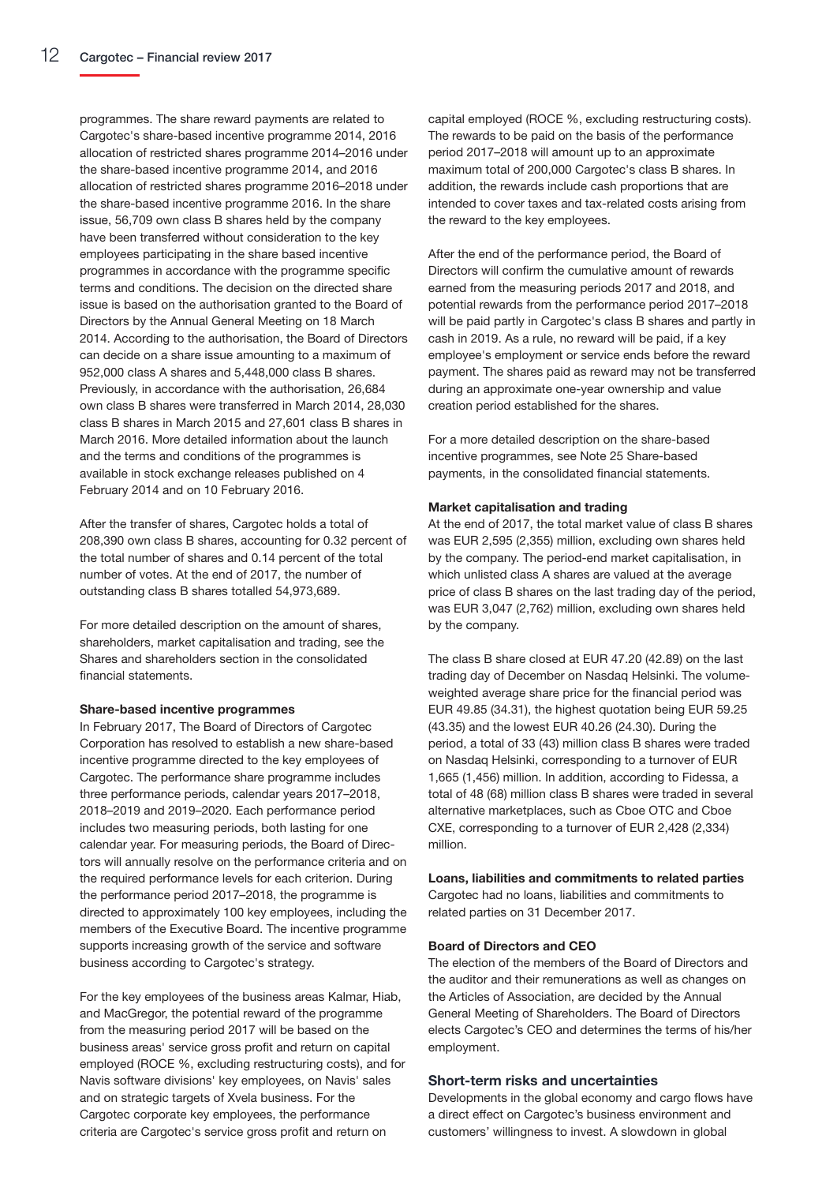programmes. The share reward payments are related to Cargotec's share-based incentive programme 2014, 2016 allocation of restricted shares programme 2014–2016 under the share-based incentive programme 2014, and 2016 allocation of restricted shares programme 2016–2018 under the share-based incentive programme 2016. In the share issue, 56,709 own class B shares held by the company have been transferred without consideration to the key employees participating in the share based incentive programmes in accordance with the programme specific terms and conditions. The decision on the directed share issue is based on the authorisation granted to the Board of Directors by the Annual General Meeting on 18 March 2014. According to the authorisation, the Board of Directors can decide on a share issue amounting to a maximum of 952,000 class A shares and 5,448,000 class B shares. Previously, in accordance with the authorisation, 26,684 own class B shares were transferred in March 2014, 28,030 class B shares in March 2015 and 27,601 class B shares in March 2016. More detailed information about the launch and the terms and conditions of the programmes is available in stock exchange releases published on 4 February 2014 and on 10 February 2016.

After the transfer of shares, Cargotec holds a total of 208,390 own class B shares, accounting for 0.32 percent of the total number of shares and 0.14 percent of the total number of votes. At the end of 2017, the number of outstanding class B shares totalled 54,973,689.

For more detailed description on the amount of shares, shareholders, market capitalisation and trading, see the Shares and shareholders section in the consolidated financial statements.

**Share-based incentive programmes**

In February 2017, The Board of Directors of Cargotec Corporation has resolved to establish a new share-based incentive programme directed to the key employees of Cargotec. The performance share programme includes three performance periods, calendar years 2017–2018, 2018–2019 and 2019–2020. Each performance period includes two measuring periods, both lasting for one calendar year. For measuring periods, the Board of Directors will annually resolve on the performance criteria and on the required performance levels for each criterion. During the performance period 2017–2018, the programme is directed to approximately 100 key employees, including the members of the Executive Board. The incentive programme supports increasing growth of the service and software business according to Cargotec's strategy.

For the key employees of the business areas Kalmar, Hiab, and MacGregor, the potential reward of the programme from the measuring period 2017 will be based on the business areas' service gross profit and return on capital employed (ROCE %, excluding restructuring costs), and for Navis software divisions' key employees, on Navis' sales and on strategic targets of Xvela business. For the Cargotec corporate key employees, the performance criteria are Cargotec's service gross profit and return on capital employed (ROCE %, excluding restructuring costs). The rewards to be paid on the basis of the performance period 2017–2018 will amount up to an approximate maximum total of 200,000 Cargotec's class B shares. In addition, the rewards include cash proportions that are intended to cover taxes and tax-related costs arising from the reward to the key employees.

After the end of the performance period, the Board of Directors will confirm the cumulative amount of rewards earned from the measuring periods 2017 and 2018, and potential rewards from the performance period 2017–2018 will be paid partly in Cargotec's class B shares and partly in cash in 2019. As a rule, no reward will be paid, if a key employee's employment or service ends before the reward payment. The shares paid as reward may not be transferred during an approximate one-year ownership and value creation period established for the shares.

For a more detailed description on the share-based incentive programmes, see Note 25 Share-based payments, in the consolidated financial statements.

**Market capitalisation and trading**

At the end of 2017, the total market value of class B shares was EUR 2,595 (2,355) million, excluding own shares held by the company. The period-end market capitalisation, in which unlisted class A shares are valued at the average price of class B shares on the last trading day of the period, was EUR 3,047 (2,762) million, excluding own shares held by the company.

The class B share closed at EUR 47.20 (42.89) on the last trading day of December on Nasdaq Helsinki. The volume-weighted average share price for the financial period was EUR 49.85 (34.31), the highest quotation being EUR 59.25 (43.35) and the lowest EUR 40.26 (24.30). During the period, a total of 33 (43) million class B shares were traded on Nasdaq Helsinki, corresponding to a turnover of EUR 1,665 (1,456) million. In addition, according to Fidessa, a total of 48 (68) million class B shares were traded in several alternative marketplaces, such as Cboe OTC and Cboe CXE, corresponding to a turnover of EUR 2,428 (2,334) million.

**Loans, liabilities and commitments to related parties**

Cargotec had no loans, liabilities and commitments to related parties on 31 December 2017.

**Board of Directors and CEO**

The election of the members of the Board of Directors and the auditor and their remunerations as well as changes on the Articles of Association, are decided by the Annual General Meeting of Shareholders. The Board of Directors elects Cargotec's CEO and determines the terms of his/her employment.

## Short-term risks and uncertainties

Developments in the global economy and cargo flows have a direct effect on Cargotec's business environment and customers' willingness to invest. A slowdown in global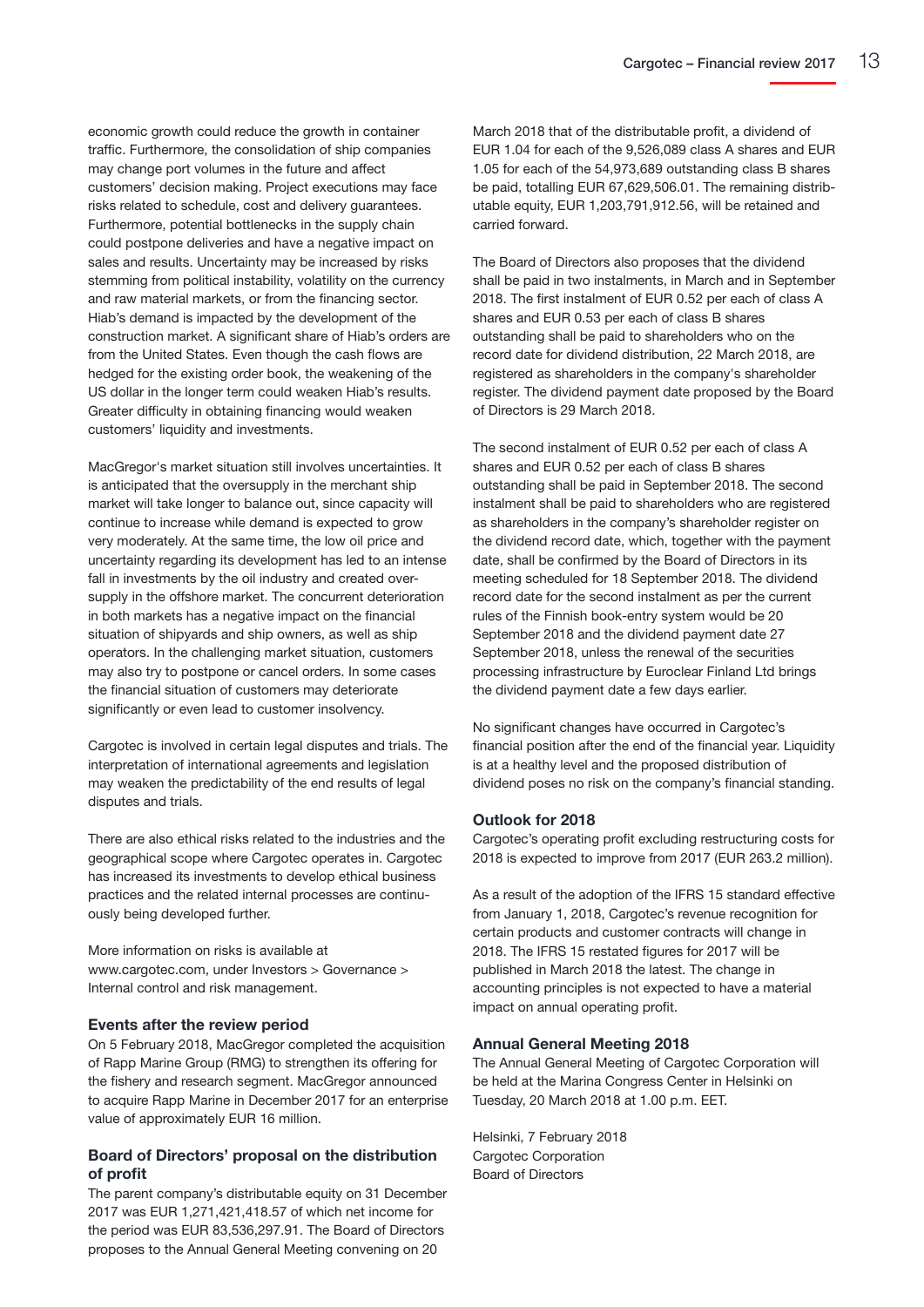economic growth could reduce the growth in container traffic. Furthermore, the consolidation of ship companies may change port volumes in the future and affect customers' decision making. Project executions may face risks related to schedule, cost and delivery guarantees. Furthermore, potential bottlenecks in the supply chain could postpone deliveries and have a negative impact on sales and results. Uncertainty may be increased by risks stemming from political instability, volatility on the currency and raw material markets, or from the financing sector. Hiab's demand is impacted by the development of the construction market. A significant share of Hiab's orders are from the United States. Even though the cash flows are hedged for the existing order book, the weakening of the US dollar in the longer term could weaken Hiab's results. Greater difficulty in obtaining financing would weaken customers' liquidity and investments.

MacGregor's market situation still involves uncertainties. It is anticipated that the oversupply in the merchant ship market will take longer to balance out, since capacity will continue to increase while demand is expected to grow very moderately. At the same time, the low oil price and uncertainty regarding its development has led to an intense fall in investments by the oil industry and created oversupply in the offshore market. The concurrent deterioration in both markets has a negative impact on the financial situation of shipyards and ship owners, as well as ship operators. In the challenging market situation, customers may also try to postpone or cancel orders. In some cases the financial situation of customers may deteriorate significantly or even lead to customer insolvency.

Cargotec is involved in certain legal disputes and trials. The interpretation of international agreements and legislation may weaken the predictability of the end results of legal disputes and trials.

There are also ethical risks related to the industries and the geographical scope where Cargotec operates in. Cargotec has increased its investments to develop ethical business practices and the related internal processes are continuously being developed further.

More information on risks is available at www.cargotec.com, under Investors > Governance > Internal control and risk management.

### Events after the review period

On 5 February 2018, MacGregor completed the acquisition of Rapp Marine Group (RMG) to strengthen its offering for the fishery and research segment. MacGregor announced to acquire Rapp Marine in December 2017 for an enterprise value of approximately EUR 16 million.

### Board of Directors' proposal on the distribution of profit

The parent company's distributable equity on 31 December 2017 was EUR 1,271,421,418.57 of which net income for the period was EUR 83,536,297.91. The Board of Directors proposes to the Annual General Meeting convening on 20 March 2018 that of the distributable profit, a dividend of EUR 1.04 for each of the 9,526,089 class A shares and EUR 1.05 for each of the 54,973,689 outstanding class B shares be paid, totalling EUR 67,629,506.01. The remaining distributable equity, EUR 1,203,791,912.56, will be retained and carried forward.

The Board of Directors also proposes that the dividend shall be paid in two instalments, in March and in September 2018. The first instalment of EUR 0.52 per each of class A shares and EUR 0.53 per each of class B shares outstanding shall be paid to shareholders who on the record date for dividend distribution, 22 March 2018, are registered as shareholders in the company's shareholder register. The dividend payment date proposed by the Board of Directors is 29 March 2018.

The second instalment of EUR 0.52 per each of class A shares and EUR 0.52 per each of class B shares outstanding shall be paid in September 2018. The second instalment shall be paid to shareholders who are registered as shareholders in the company's shareholder register on the dividend record date, which, together with the payment date, shall be confirmed by the Board of Directors in its meeting scheduled for 18 September 2018. The dividend record date for the second instalment as per the current rules of the Finnish book-entry system would be 20 September 2018 and the dividend payment date 27 September 2018, unless the renewal of the securities processing infrastructure by Euroclear Finland Ltd brings the dividend payment date a few days earlier.

No significant changes have occurred in Cargotec's financial position after the end of the financial year. Liquidity is at a healthy level and the proposed distribution of dividend poses no risk on the company's financial standing.

### Outlook for 2018

Cargotec's operating profit excluding restructuring costs for 2018 is expected to improve from 2017 (EUR 263.2 million).

As a result of the adoption of the IFRS 15 standard effective from January 1, 2018, Cargotec's revenue recognition for certain products and customer contracts will change in 2018. The IFRS 15 restated figures for 2017 will be published in March 2018 the latest. The change in accounting principles is not expected to have a material impact on annual operating profit.

### Annual General Meeting 2018

The Annual General Meeting of Cargotec Corporation will be held at the Marina Congress Center in Helsinki on Tuesday, 20 March 2018 at 1.00 p.m. EET.

Helsinki, 7 February 2018
Cargotec Corporation
Board of Directors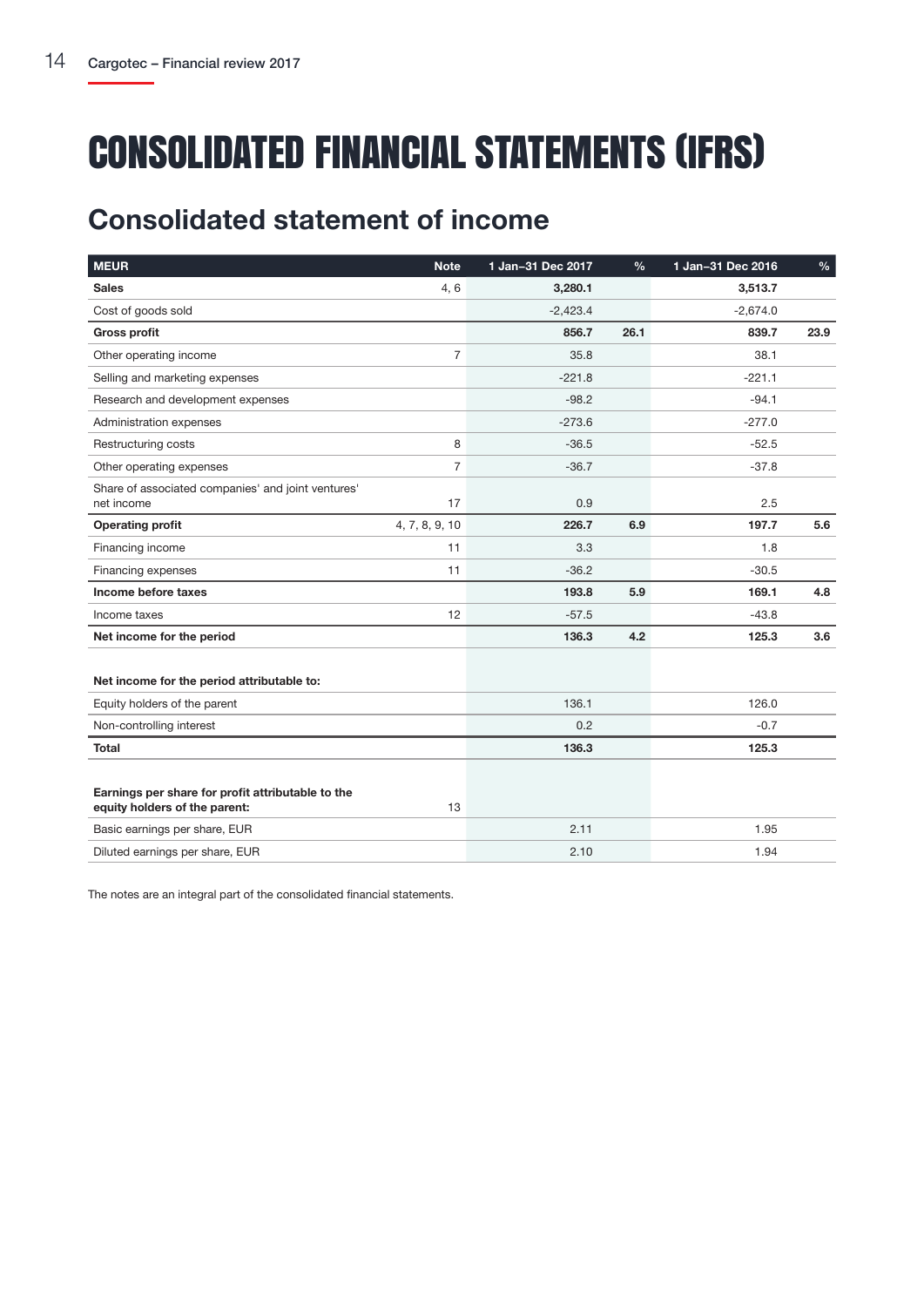# CONSOLIDATED FINANCIAL STATEMENTS (IFRS)

## Consolidated statement of income

| MEUR | Note | 1 Jan–31 Dec 2017 | % | 1 Jan–31 Dec 2016 | % |
|---|---|---|---|---|---|
| **Sales** | 4, 6 | **3,280.1** | | **3,513.7** | |
| Cost of goods sold | | -2,423.4 | | -2,674.0 | |
| **Gross profit** | | **856.7** | **26.1** | **839.7** | **23.9** |
| Other operating income | 7 | 35.8 | | 38.1 | |
| Selling and marketing expenses | | -221.8 | | -221.1 | |
| Research and development expenses | | -98.2 | | -94.1 | |
| Administration expenses | | -273.6 | | -277.0 | |
| Restructuring costs | 8 | -36.5 | | -52.5 | |
| Other operating expenses | 7 | -36.7 | | -37.8 | |
| Share of associated companies' and joint ventures' net income | 17 | 0.9 | | 2.5 | |
| **Operating profit** | 4, 7, 8, 9, 10 | **226.7** | **6.9** | **197.7** | **5.6** |
| Financing income | 11 | 3.3 | | 1.8 | |
| Financing expenses | 11 | -36.2 | | -30.5 | |
| **Income before taxes** | | **193.8** | **5.9** | **169.1** | **4.8** |
| Income taxes | 12 | -57.5 | | -43.8 | |
| **Net income for the period** | | **136.3** | **4.2** | **125.3** | **3.6** |
| | | | | | |
| **Net income for the period attributable to:** | | | | | |
| Equity holders of the parent | | 136.1 | | 126.0 | |
| Non-controlling interest | | 0.2 | | -0.7 | |
| **Total** | | **136.3** | | **125.3** | |
| | | | | | |
| **Earnings per share for profit attributable to the equity holders of the parent:** | 13 | | | | |
| Basic earnings per share, EUR | | 2.11 | | 1.95 | |
| Diluted earnings per share, EUR | | 2.10 | | 1.94 | |

The notes are an integral part of the consolidated financial statements.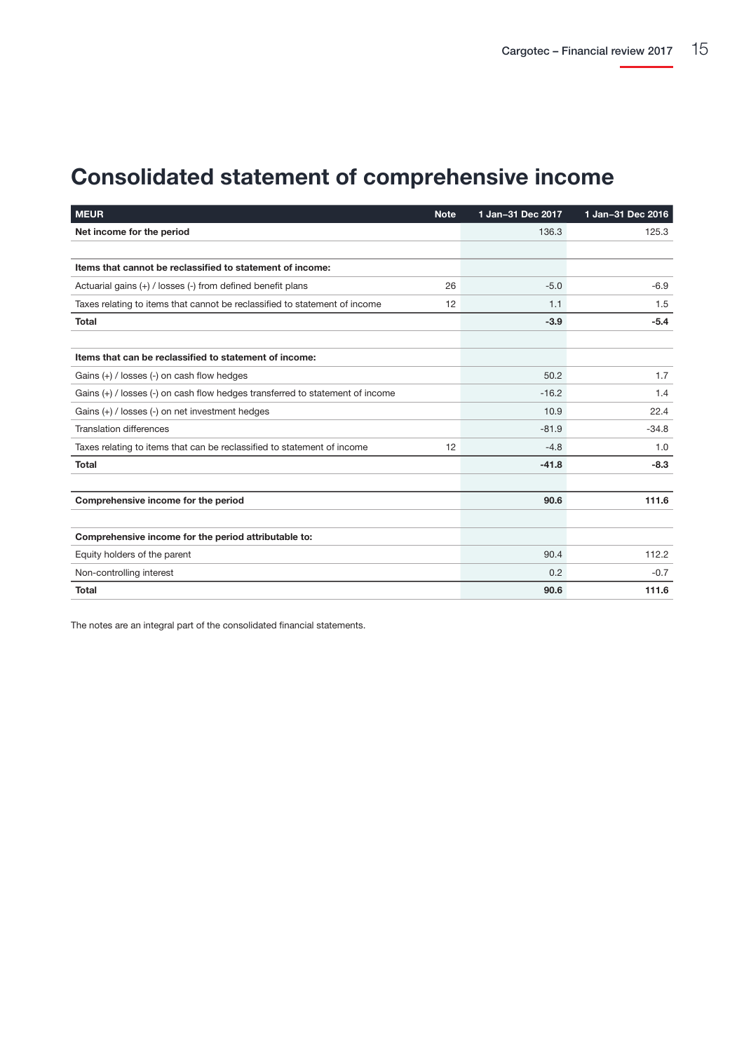# Consolidated statement of comprehensive income

| MEUR | Note | 1 Jan–31 Dec 2017 | 1 Jan–31 Dec 2016 |
|---|---|---|---|
| **Net income for the period** | | 136.3 | 125.3 |
| | | | |
| **Items that cannot be reclassified to statement of income:** | | | |
| Actuarial gains (+) / losses (-) from defined benefit plans | 26 | -5.0 | -6.9 |
| Taxes relating to items that cannot be reclassified to statement of income | 12 | 1.1 | 1.5 |
| **Total** | | **-3.9** | **-5.4** |
| | | | |
| **Items that can be reclassified to statement of income:** | | | |
| Gains (+) / losses (-) on cash flow hedges | | 50.2 | 1.7 |
| Gains (+) / losses (-) on cash flow hedges transferred to statement of income | | -16.2 | 1.4 |
| Gains (+) / losses (-) on net investment hedges | | 10.9 | 22.4 |
| Translation differences | | -81.9 | -34.8 |
| Taxes relating to items that can be reclassified to statement of income | 12 | -4.8 | 1.0 |
| **Total** | | **-41.8** | **-8.3** |
| | | | |
| **Comprehensive income for the period** | | **90.6** | **111.6** |
| | | | |
| **Comprehensive income for the period attributable to:** | | | |
| Equity holders of the parent | | 90.4 | 112.2 |
| Non-controlling interest | | 0.2 | -0.7 |
| **Total** | | **90.6** | **111.6** |

The notes are an integral part of the consolidated financial statements.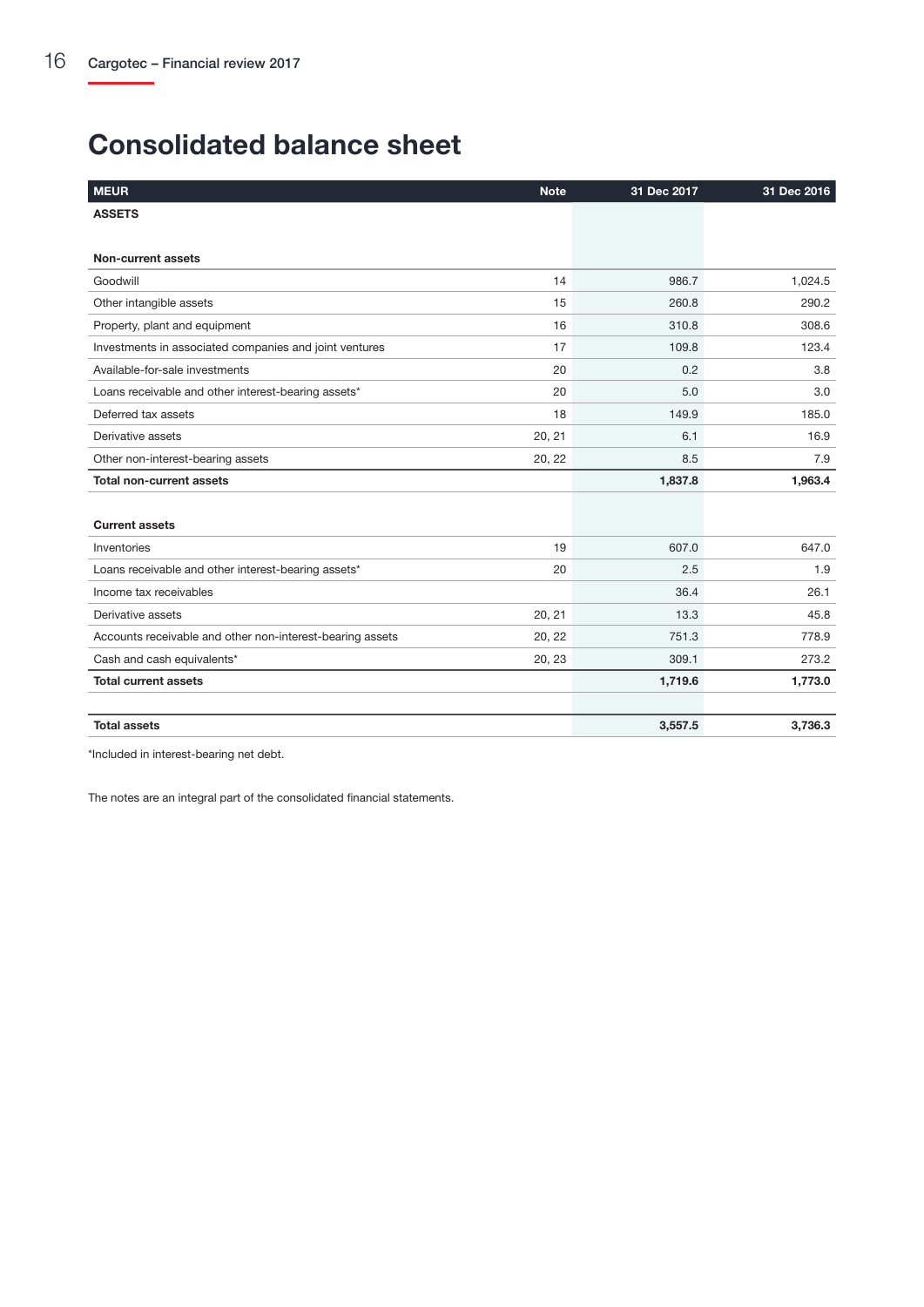# Consolidated balance sheet

| MEUR | Note | 31 Dec 2017 | 31 Dec 2016 |
|---|---|---|---|
| **ASSETS** | | | |
| | | | |
| **Non-current assets** | | | |
| Goodwill | 14 | 986.7 | 1,024.5 |
| Other intangible assets | 15 | 260.8 | 290.2 |
| Property, plant and equipment | 16 | 310.8 | 308.6 |
| Investments in associated companies and joint ventures | 17 | 109.8 | 123.4 |
| Available-for-sale investments | 20 | 0.2 | 3.8 |
| Loans receivable and other interest-bearing assets* | 20 | 5.0 | 3.0 |
| Deferred tax assets | 18 | 149.9 | 185.0 |
| Derivative assets | 20, 21 | 6.1 | 16.9 |
| Other non-interest-bearing assets | 20, 22 | 8.5 | 7.9 |
| **Total non-current assets** | | **1,837.8** | **1,963.4** |
| | | | |
| **Current assets** | | | |
| Inventories | 19 | 607.0 | 647.0 |
| Loans receivable and other interest-bearing assets* | 20 | 2.5 | 1.9 |
| Income tax receivables | | 36.4 | 26.1 |
| Derivative assets | 20, 21 | 13.3 | 45.8 |
| Accounts receivable and other non-interest-bearing assets | 20, 22 | 751.3 | 778.9 |
| Cash and cash equivalents* | 20, 23 | 309.1 | 273.2 |
| **Total current assets** | | **1,719.6** | **1,773.0** |
| | | | |
| **Total assets** | | **3,557.5** | **3,736.3** |

*Included in interest-bearing net debt.

The notes are an integral part of the consolidated financial statements.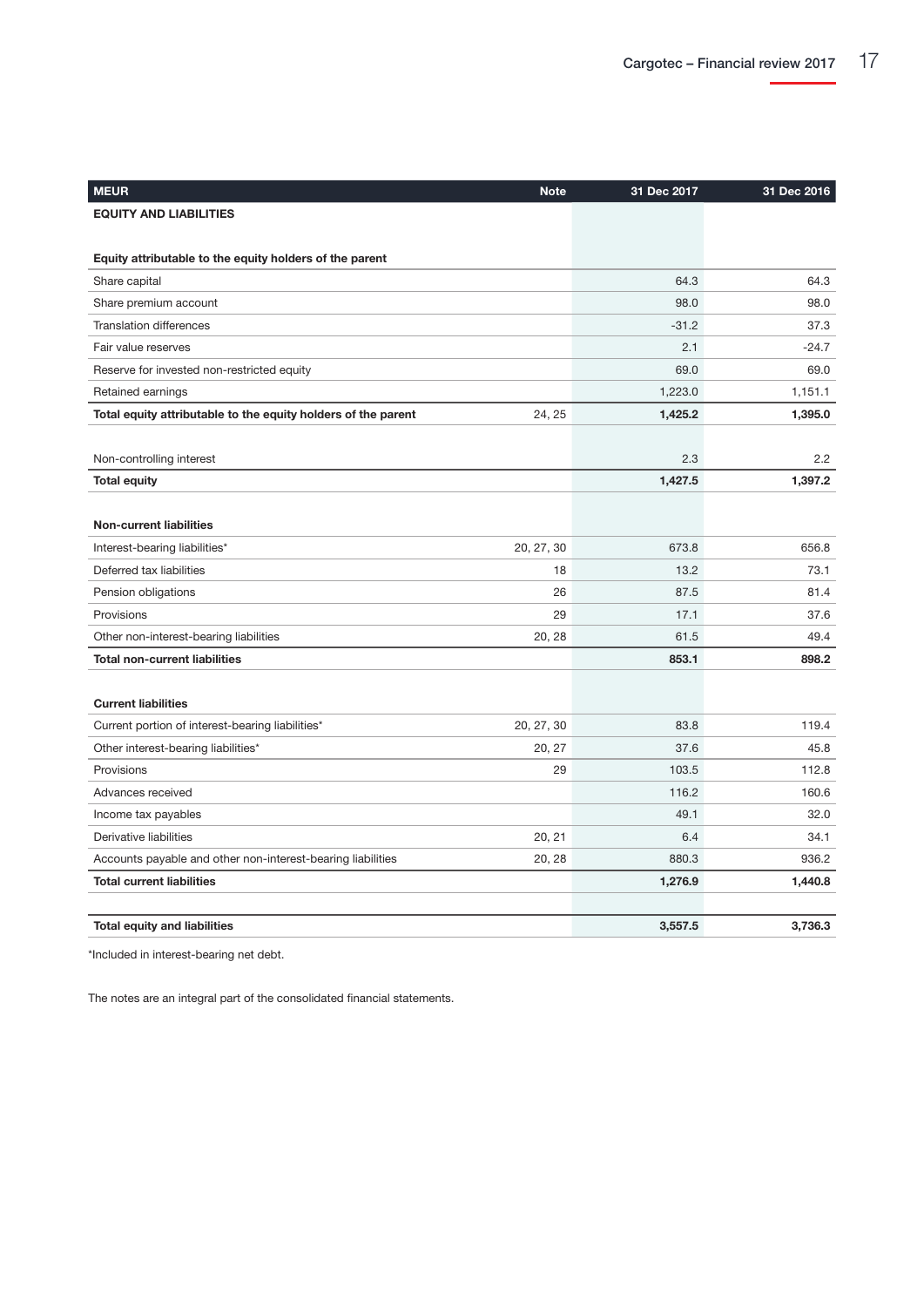| MEUR | Note | 31 Dec 2017 | 31 Dec 2016 |
|---|---|---|---|
| **EQUITY AND LIABILITIES** | | | |
| | | | |
| **Equity attributable to the equity holders of the parent** | | | |
| Share capital | | 64.3 | 64.3 |
| Share premium account | | 98.0 | 98.0 |
| Translation differences | | -31.2 | 37.3 |
| Fair value reserves | | 2.1 | -24.7 |
| Reserve for invested non-restricted equity | | 69.0 | 69.0 |
| Retained earnings | | 1,223.0 | 1,151.1 |
| **Total equity attributable to the equity holders of the parent** | 24, 25 | **1,425.2** | **1,395.0** |
| | | | |
| Non-controlling interest | | 2.3 | 2.2 |
| **Total equity** | | **1,427.5** | **1,397.2** |
| | | | |
| **Non-current liabilities** | | | |
| Interest-bearing liabilities* | 20, 27, 30 | 673.8 | 656.8 |
| Deferred tax liabilities | 18 | 13.2 | 73.1 |
| Pension obligations | 26 | 87.5 | 81.4 |
| Provisions | 29 | 17.1 | 37.6 |
| Other non-interest-bearing liabilities | 20, 28 | 61.5 | 49.4 |
| **Total non-current liabilities** | | **853.1** | **898.2** |
| | | | |
| **Current liabilities** | | | |
| Current portion of interest-bearing liabilities* | 20, 27, 30 | 83.8 | 119.4 |
| Other interest-bearing liabilities* | 20, 27 | 37.6 | 45.8 |
| Provisions | 29 | 103.5 | 112.8 |
| Advances received | | 116.2 | 160.6 |
| Income tax payables | | 49.1 | 32.0 |
| Derivative liabilities | 20, 21 | 6.4 | 34.1 |
| Accounts payable and other non-interest-bearing liabilities | 20, 28 | 880.3 | 936.2 |
| **Total current liabilities** | | **1,276.9** | **1,440.8** |
| | | | |
| **Total equity and liabilities** | | **3,557.5** | **3,736.3** |

*Included in interest-bearing net debt.

The notes are an integral part of the consolidated financial statements.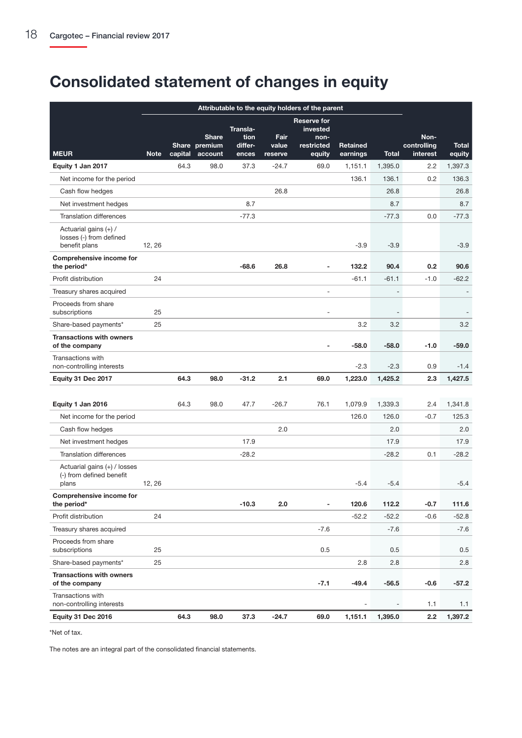# Consolidated statement of changes in equity

| MEUR | Note | Attributable to the equity holders of the parent | | | | | | | Non-controlling interest | Total equity |
|---|---|---|---|---|---|---|---|---|---|---|
| | | Share capital | Share premium account | Translation differences | Fair value reserve | Reserve for invested non-restricted equity | Retained earnings | Total | | |
| **Equity 1 Jan 2017** | | 64.3 | 98.0 | 37.3 | -24.7 | 69.0 | 1,151.1 | 1,395.0 | 2.2 | 1,397.3 |
| Net income for the period | | | | | | | 136.1 | 136.1 | 0.2 | 136.3 |
| Cash flow hedges | | | | | 26.8 | | | 26.8 | | 26.8 |
| Net investment hedges | | | | 8.7 | | | | 8.7 | | 8.7 |
| Translation differences | | | | -77.3 | | | | -77.3 | 0.0 | -77.3 |
| Actuarial gains (+) / losses (-) from defined benefit plans | 12, 26 | | | | | | -3.9 | -3.9 | | -3.9 |
| **Comprehensive income for the period*** | | | | **-68.6** | **26.8** | **-** | **132.2** | **90.4** | **0.2** | **90.6** |
| Profit distribution | 24 | | | | | | -61.1 | -61.1 | -1.0 | -62.2 |
| Treasury shares acquired | | | | | | - | | - | | - |
| Proceeds from share subscriptions | 25 | | | | | - | | - | | - |
| Share-based payments* | 25 | | | | | | 3.2 | 3.2 | | 3.2 |
| **Transactions with owners of the company** | | | | | | **-** | **-58.0** | **-58.0** | **-1.0** | **-59.0** |
| Transactions with non-controlling interests | | | | | | | -2.3 | -2.3 | 0.9 | -1.4 |
| **Equity 31 Dec 2017** | | **64.3** | **98.0** | **-31.2** | **2.1** | **69.0** | **1,223.0** | **1,425.2** | **2.3** | **1,427.5** |
| | | | | | | | | | | |
| **Equity 1 Jan 2016** | | 64.3 | 98.0 | 47.7 | -26.7 | 76.1 | 1,079.9 | 1,339.3 | 2.4 | 1,341.8 |
| Net income for the period | | | | | | | 126.0 | 126.0 | -0.7 | 125.3 |
| Cash flow hedges | | | | | 2.0 | | | 2.0 | | 2.0 |
| Net investment hedges | | | | 17.9 | | | | 17.9 | | 17.9 |
| Translation differences | | | | -28.2 | | | | -28.2 | 0.1 | -28.2 |
| Actuarial gains (+) / losses (-) from defined benefit plans | 12, 26 | | | | | | -5.4 | -5.4 | | -5.4 |
| **Comprehensive income for the period*** | | | | **-10.3** | **2.0** | **-** | **120.6** | **112.2** | **-0.7** | **111.6** |
| Profit distribution | 24 | | | | | | -52.2 | -52.2 | -0.6 | -52.8 |
| Treasury shares acquired | | | | | | -7.6 | | -7.6 | | -7.6 |
| Proceeds from share subscriptions | 25 | | | | | 0.5 | | 0.5 | | 0.5 |
| Share-based payments* | 25 | | | | | | 2.8 | 2.8 | | 2.8 |
| **Transactions with owners of the company** | | | | | | **-7.1** | **-49.4** | **-56.5** | **-0.6** | **-57.2** |
| Transactions with non-controlling interests | | | | | | | - | - | 1.1 | 1.1 |
| **Equity 31 Dec 2016** | | **64.3** | **98.0** | **37.3** | **-24.7** | **69.0** | **1,151.1** | **1,395.0** | **2.2** | **1,397.2** |

*Net of tax.

The notes are an integral part of the consolidated financial statements.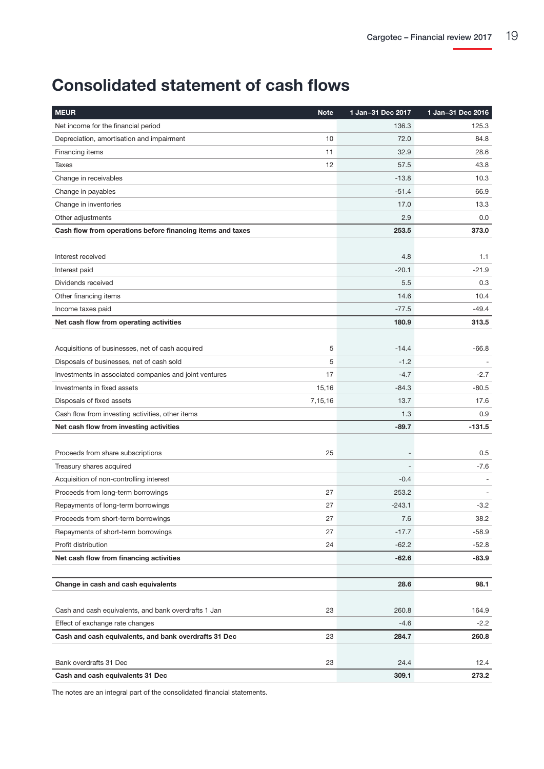# Consolidated statement of cash flows

| MEUR | Note | 1 Jan–31 Dec 2017 | 1 Jan–31 Dec 2016 |
|---|---|---|---|
| Net income for the financial period | | 136.3 | 125.3 |
| Depreciation, amortisation and impairment | 10 | 72.0 | 84.8 |
| Financing items | 11 | 32.9 | 28.6 |
| Taxes | 12 | 57.5 | 43.8 |
| Change in receivables | | -13.8 | 10.3 |
| Change in payables | | -51.4 | 66.9 |
| Change in inventories | | 17.0 | 13.3 |
| Other adjustments | | 2.9 | 0.0 |
| **Cash flow from operations before financing items and taxes** | | **253.5** | **373.0** |
| | | | |
| Interest received | | 4.8 | 1.1 |
| Interest paid | | -20.1 | -21.9 |
| Dividends received | | 5.5 | 0.3 |
| Other financing items | | 14.6 | 10.4 |
| Income taxes paid | | -77.5 | -49.4 |
| **Net cash flow from operating activities** | | **180.9** | **313.5** |
| | | | |
| Acquisitions of businesses, net of cash acquired | 5 | -14.4 | -66.8 |
| Disposals of businesses, net of cash sold | 5 | -1.2 | - |
| Investments in associated companies and joint ventures | 17 | -4.7 | -2.7 |
| Investments in fixed assets | 15,16 | -84.3 | -80.5 |
| Disposals of fixed assets | 7,15,16 | 13.7 | 17.6 |
| Cash flow from investing activities, other items | | 1.3 | 0.9 |
| **Net cash flow from investing activities** | | **-89.7** | **-131.5** |
| | | | |
| Proceeds from share subscriptions | 25 | - | 0.5 |
| Treasury shares acquired | | - | -7.6 |
| Acquisition of non-controlling interest | | -0.4 | - |
| Proceeds from long-term borrowings | 27 | 253.2 | - |
| Repayments of long-term borrowings | 27 | -243.1 | -3.2 |
| Proceeds from short-term borrowings | 27 | 7.6 | 38.2 |
| Repayments of short-term borrowings | 27 | -17.7 | -58.9 |
| Profit distribution | 24 | -62.2 | -52.8 |
| **Net cash flow from financing activities** | | **-62.6** | **-83.9** |
| | | | |
| **Change in cash and cash equivalents** | | **28.6** | **98.1** |
| | | | |
| Cash and cash equivalents, and bank overdrafts 1 Jan | 23 | 260.8 | 164.9 |
| Effect of exchange rate changes | | -4.6 | -2.2 |
| **Cash and cash equivalents, and bank overdrafts 31 Dec** | 23 | **284.7** | **260.8** |
| | | | |
| Bank overdrafts 31 Dec | 23 | 24.4 | 12.4 |
| **Cash and cash equivalents 31 Dec** | | **309.1** | **273.2** |

The notes are an integral part of the consolidated financial statements.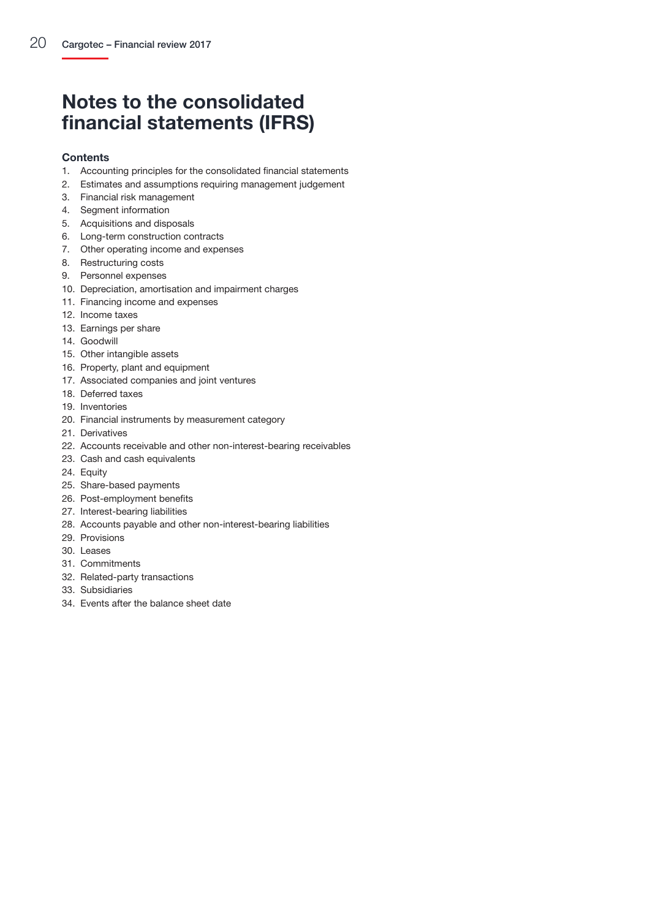# Notes to the consolidated financial statements (IFRS)

**Contents**

1. Accounting principles for the consolidated financial statements
2. Estimates and assumptions requiring management judgement
3. Financial risk management
4. Segment information
5. Acquisitions and disposals
6. Long-term construction contracts
7. Other operating income and expenses
8. Restructuring costs
9. Personnel expenses
10. Depreciation, amortisation and impairment charges
11. Financing income and expenses
12. Income taxes
13. Earnings per share
14. Goodwill
15. Other intangible assets
16. Property, plant and equipment
17. Associated companies and joint ventures
18. Deferred taxes
19. Inventories
20. Financial instruments by measurement category
21. Derivatives
22. Accounts receivable and other non-interest-bearing receivables
23. Cash and cash equivalents
24. Equity
25. Share-based payments
26. Post-employment benefits
27. Interest-bearing liabilities
28. Accounts payable and other non-interest-bearing liabilities
29. Provisions
30. Leases
31. Commitments
32. Related-party transactions
33. Subsidiaries
34. Events after the balance sheet date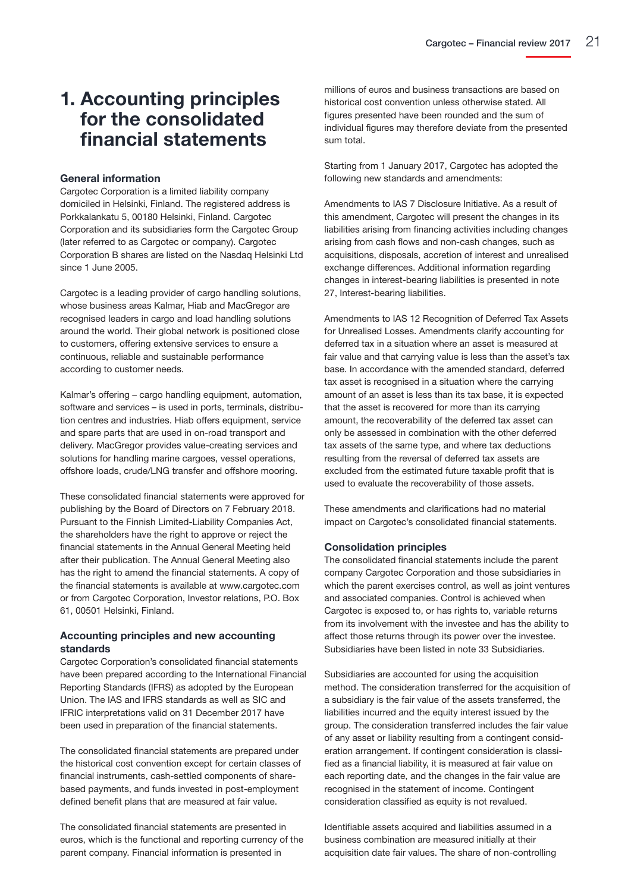# 1. Accounting principles for the consolidated financial statements

## General information

Cargotec Corporation is a limited liability company domiciled in Helsinki, Finland. The registered address is Porkkalankatu 5, 00180 Helsinki, Finland. Cargotec Corporation and its subsidiaries form the Cargotec Group (later referred to as Cargotec or company). Cargotec Corporation B shares are listed on the Nasdaq Helsinki Ltd since 1 June 2005.

Cargotec is a leading provider of cargo handling solutions, whose business areas Kalmar, Hiab and MacGregor are recognised leaders in cargo and load handling solutions around the world. Their global network is positioned close to customers, offering extensive services to ensure a continuous, reliable and sustainable performance according to customer needs.

Kalmar's offering – cargo handling equipment, automation, software and services – is used in ports, terminals, distribution centres and industries. Hiab offers equipment, service and spare parts that are used in on-road transport and delivery. MacGregor provides value-creating services and solutions for handling marine cargoes, vessel operations, offshore loads, crude/LNG transfer and offshore mooring.

These consolidated financial statements were approved for publishing by the Board of Directors on 7 February 2018. Pursuant to the Finnish Limited-Liability Companies Act, the shareholders have the right to approve or reject the financial statements in the Annual General Meeting held after their publication. The Annual General Meeting also has the right to amend the financial statements. A copy of the financial statements is available at www.cargotec.com or from Cargotec Corporation, Investor relations, P.O. Box 61, 00501 Helsinki, Finland.

## Accounting principles and new accounting standards

Cargotec Corporation's consolidated financial statements have been prepared according to the International Financial Reporting Standards (IFRS) as adopted by the European Union. The IAS and IFRS standards as well as SIC and IFRIC interpretations valid on 31 December 2017 have been used in preparation of the financial statements.

The consolidated financial statements are prepared under the historical cost convention except for certain classes of financial instruments, cash-settled components of share-based payments, and funds invested in post-employment defined benefit plans that are measured at fair value.

The consolidated financial statements are presented in euros, which is the functional and reporting currency of the parent company. Financial information is presented in millions of euros and business transactions are based on historical cost convention unless otherwise stated. All figures presented have been rounded and the sum of individual figures may therefore deviate from the presented sum total.

Starting from 1 January 2017, Cargotec has adopted the following new standards and amendments:

Amendments to IAS 7 Disclosure Initiative. As a result of this amendment, Cargotec will present the changes in its liabilities arising from financing activities including changes arising from cash flows and non-cash changes, such as acquisitions, disposals, accretion of interest and unrealised exchange differences. Additional information regarding changes in interest-bearing liabilities is presented in note 27, Interest-bearing liabilities.

Amendments to IAS 12 Recognition of Deferred Tax Assets for Unrealised Losses. Amendments clarify accounting for deferred tax in a situation where an asset is measured at fair value and that carrying value is less than the asset's tax base. In accordance with the amended standard, deferred tax asset is recognised in a situation where the carrying amount of an asset is less than its tax base, it is expected that the asset is recovered for more than its carrying amount, the recoverability of the deferred tax asset can only be assessed in combination with the other deferred tax assets of the same type, and where tax deductions resulting from the reversal of deferred tax assets are excluded from the estimated future taxable profit that is used to evaluate the recoverability of those assets.

These amendments and clarifications had no material impact on Cargotec's consolidated financial statements.

## Consolidation principles

The consolidated financial statements include the parent company Cargotec Corporation and those subsidiaries in which the parent exercises control, as well as joint ventures and associated companies. Control is achieved when Cargotec is exposed to, or has rights to, variable returns from its involvement with the investee and has the ability to affect those returns through its power over the investee. Subsidiaries have been listed in note 33 Subsidiaries.

Subsidiaries are accounted for using the acquisition method. The consideration transferred for the acquisition of a subsidiary is the fair value of the assets transferred, the liabilities incurred and the equity interest issued by the group. The consideration transferred includes the fair value of any asset or liability resulting from a contingent consideration arrangement. If contingent consideration is classified as a financial liability, it is measured at fair value on each reporting date, and the changes in the fair value are recognised in the statement of income. Contingent consideration classified as equity is not revalued.

Identifiable assets acquired and liabilities assumed in a business combination are measured initially at their acquisition date fair values. The share of non-controlling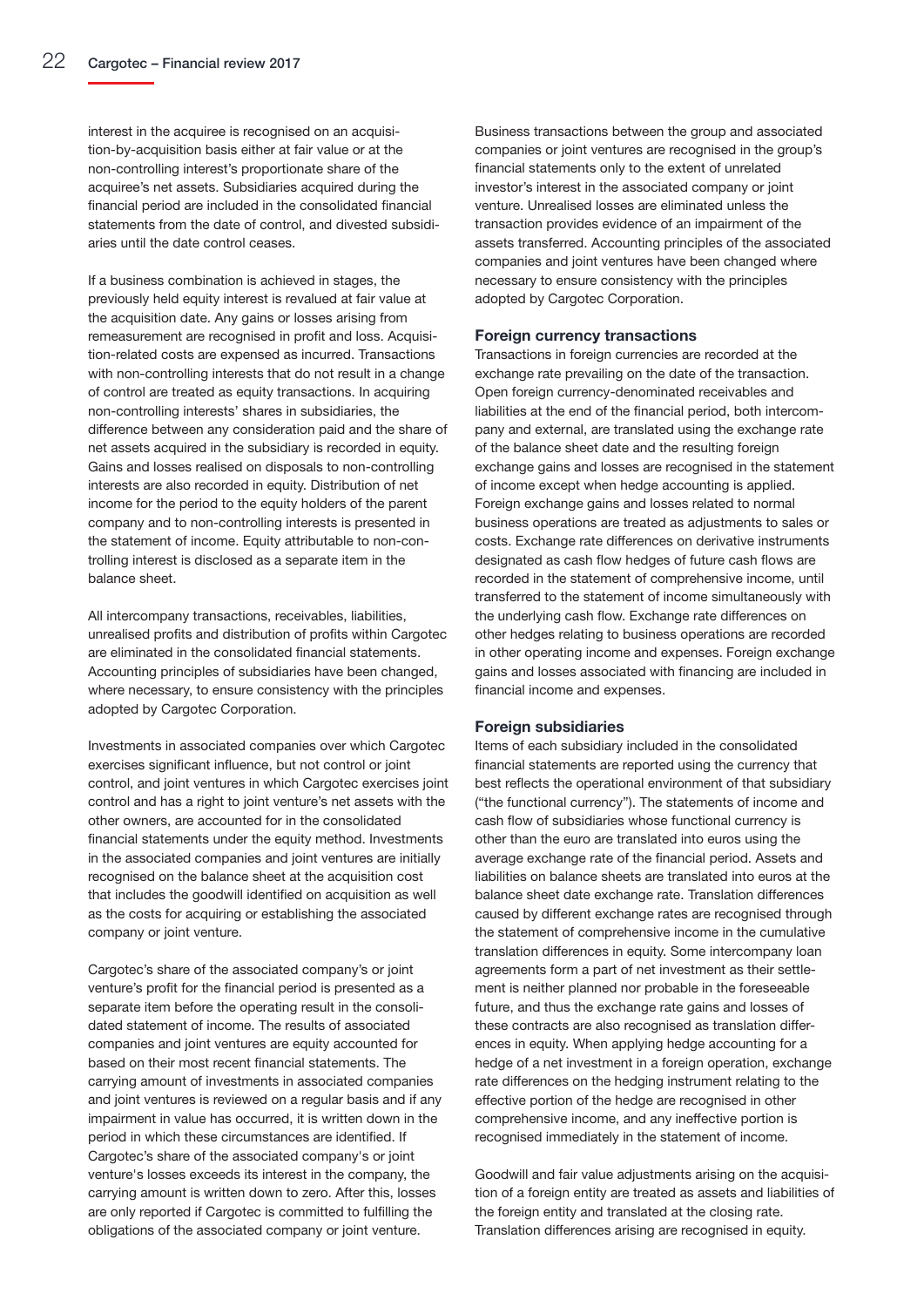interest in the acquiree is recognised on an acquisition-by-acquisition basis either at fair value or at the non-controlling interest's proportionate share of the acquiree's net assets. Subsidiaries acquired during the financial period are included in the consolidated financial statements from the date of control, and divested subsidiaries until the date control ceases.

If a business combination is achieved in stages, the previously held equity interest is revalued at fair value at the acquisition date. Any gains or losses arising from remeasurement are recognised in profit and loss. Acquisition-related costs are expensed as incurred. Transactions with non-controlling interests that do not result in a change of control are treated as equity transactions. In acquiring non-controlling interests' shares in subsidiaries, the difference between any consideration paid and the share of net assets acquired in the subsidiary is recorded in equity. Gains and losses realised on disposals to non-controlling interests are also recorded in equity. Distribution of net income for the period to the equity holders of the parent company and to non-controlling interests is presented in the statement of income. Equity attributable to non-controlling interest is disclosed as a separate item in the balance sheet.

All intercompany transactions, receivables, liabilities, unrealised profits and distribution of profits within Cargotec are eliminated in the consolidated financial statements. Accounting principles of subsidiaries have been changed, where necessary, to ensure consistency with the principles adopted by Cargotec Corporation.

Investments in associated companies over which Cargotec exercises significant influence, but not control or joint control, and joint ventures in which Cargotec exercises joint control and has a right to joint venture's net assets with the other owners, are accounted for in the consolidated financial statements under the equity method. Investments in the associated companies and joint ventures are initially recognised on the balance sheet at the acquisition cost that includes the goodwill identified on acquisition as well as the costs for acquiring or establishing the associated company or joint venture.

Cargotec's share of the associated company's or joint venture's profit for the financial period is presented as a separate item before the operating result in the consolidated statement of income. The results of associated companies and joint ventures are equity accounted for based on their most recent financial statements. The carrying amount of investments in associated companies and joint ventures is reviewed on a regular basis and if any impairment in value has occurred, it is written down in the period in which these circumstances are identified. If Cargotec's share of the associated company's or joint venture's losses exceeds its interest in the company, the carrying amount is written down to zero. After this, losses are only reported if Cargotec is committed to fulfilling the obligations of the associated company or joint venture.

Business transactions between the group and associated companies or joint ventures are recognised in the group's financial statements only to the extent of unrelated investor's interest in the associated company or joint venture. Unrealised losses are eliminated unless the transaction provides evidence of an impairment of the assets transferred. Accounting principles of the associated companies and joint ventures have been changed where necessary to ensure consistency with the principles adopted by Cargotec Corporation.

### Foreign currency transactions

Transactions in foreign currencies are recorded at the exchange rate prevailing on the date of the transaction. Open foreign currency-denominated receivables and liabilities at the end of the financial period, both intercompany and external, are translated using the exchange rate of the balance sheet date and the resulting foreign exchange gains and losses are recognised in the statement of income except when hedge accounting is applied. Foreign exchange gains and losses related to normal business operations are treated as adjustments to sales or costs. Exchange rate differences on derivative instruments designated as cash flow hedges of future cash flows are recorded in the statement of comprehensive income, until transferred to the statement of income simultaneously with the underlying cash flow. Exchange rate differences on other hedges relating to business operations are recorded in other operating income and expenses. Foreign exchange gains and losses associated with financing are included in financial income and expenses.

### Foreign subsidiaries

Items of each subsidiary included in the consolidated financial statements are reported using the currency that best reflects the operational environment of that subsidiary ("the functional currency"). The statements of income and cash flow of subsidiaries whose functional currency is other than the euro are translated into euros using the average exchange rate of the financial period. Assets and liabilities on balance sheets are translated into euros at the balance sheet date exchange rate. Translation differences caused by different exchange rates are recognised through the statement of comprehensive income in the cumulative translation differences in equity. Some intercompany loan agreements form a part of net investment as their settlement is neither planned nor probable in the foreseeable future, and thus the exchange rate gains and losses of these contracts are also recognised as translation differences in equity. When applying hedge accounting for a hedge of a net investment in a foreign operation, exchange rate differences on the hedging instrument relating to the effective portion of the hedge are recognised in other comprehensive income, and any ineffective portion is recognised immediately in the statement of income.

Goodwill and fair value adjustments arising on the acquisition of a foreign entity are treated as assets and liabilities of the foreign entity and translated at the closing rate. Translation differences arising are recognised in equity.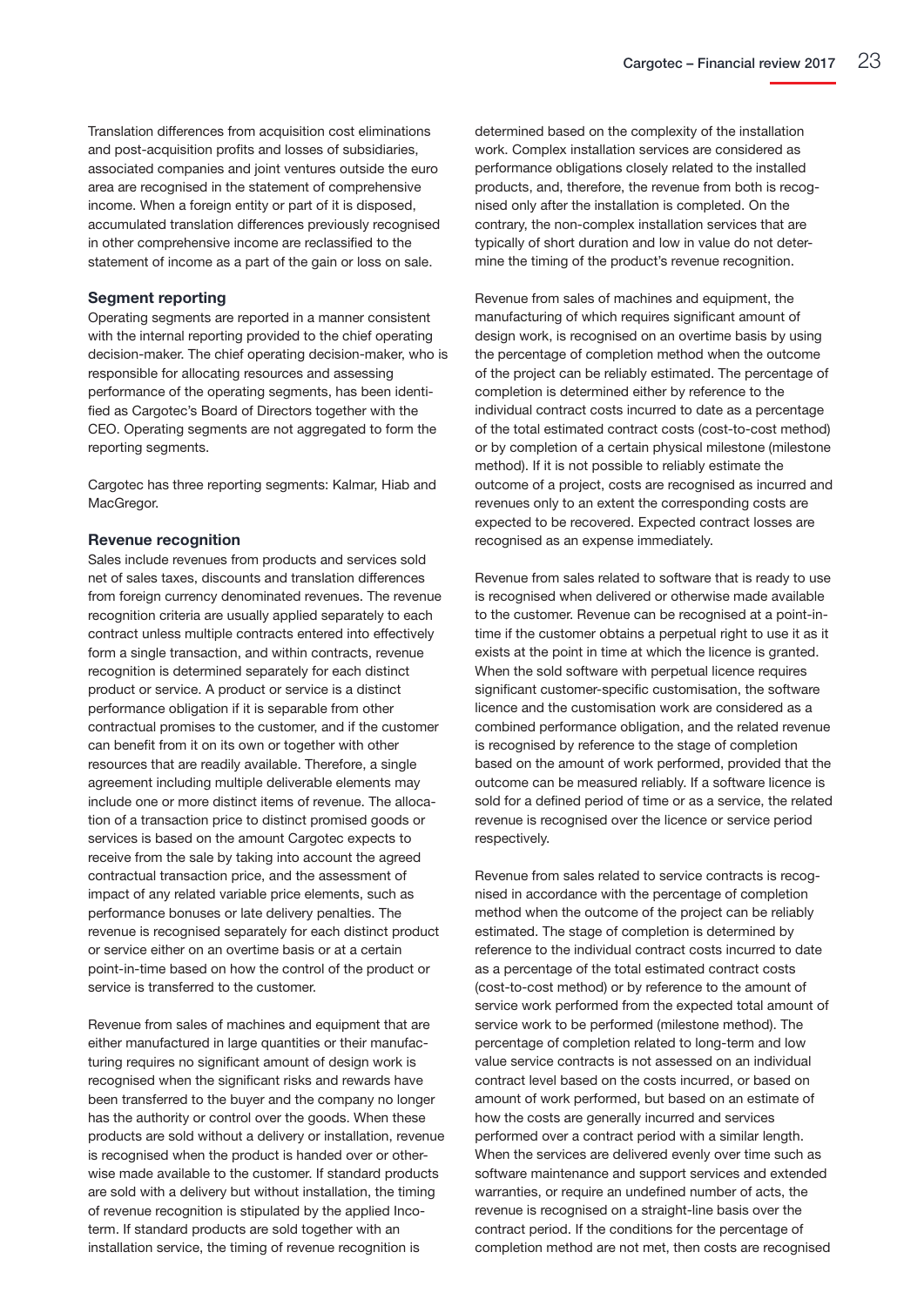Translation differences from acquisition cost eliminations and post-acquisition profits and losses of subsidiaries, associated companies and joint ventures outside the euro area are recognised in the statement of comprehensive income. When a foreign entity or part of it is disposed, accumulated translation differences previously recognised in other comprehensive income are reclassified to the statement of income as a part of the gain or loss on sale.

### Segment reporting

Operating segments are reported in a manner consistent with the internal reporting provided to the chief operating decision-maker. The chief operating decision-maker, who is responsible for allocating resources and assessing performance of the operating segments, has been identified as Cargotec's Board of Directors together with the CEO. Operating segments are not aggregated to form the reporting segments.

Cargotec has three reporting segments: Kalmar, Hiab and MacGregor.

### Revenue recognition

Sales include revenues from products and services sold net of sales taxes, discounts and translation differences from foreign currency denominated revenues. The revenue recognition criteria are usually applied separately to each contract unless multiple contracts entered into effectively form a single transaction, and within contracts, revenue recognition is determined separately for each distinct product or service. A product or service is a distinct performance obligation if it is separable from other contractual promises to the customer, and if the customer can benefit from it on its own or together with other resources that are readily available. Therefore, a single agreement including multiple deliverable elements may include one or more distinct items of revenue. The allocation of a transaction price to distinct promised goods or services is based on the amount Cargotec expects to receive from the sale by taking into account the agreed contractual transaction price, and the assessment of impact of any related variable price elements, such as performance bonuses or late delivery penalties. The revenue is recognised separately for each distinct product or service either on an overtime basis or at a certain point-in-time based on how the control of the product or service is transferred to the customer.

Revenue from sales of machines and equipment that are either manufactured in large quantities or their manufacturing requires no significant amount of design work is recognised when the significant risks and rewards have been transferred to the buyer and the company no longer has the authority or control over the goods. When these products are sold without a delivery or installation, revenue is recognised when the product is handed over or otherwise made available to the customer. If standard products are sold with a delivery but without installation, the timing of revenue recognition is stipulated by the applied Incoterm. If standard products are sold together with an installation service, the timing of revenue recognition is determined based on the complexity of the installation work. Complex installation services are considered as performance obligations closely related to the installed products, and, therefore, the revenue from both is recognised only after the installation is completed. On the contrary, the non-complex installation services that are typically of short duration and low in value do not determine the timing of the product's revenue recognition.

Revenue from sales of machines and equipment, the manufacturing of which requires significant amount of design work, is recognised on an overtime basis by using the percentage of completion method when the outcome of the project can be reliably estimated. The percentage of completion is determined either by reference to the individual contract costs incurred to date as a percentage of the total estimated contract costs (cost-to-cost method) or by completion of a certain physical milestone (milestone method). If it is not possible to reliably estimate the outcome of a project, costs are recognised as incurred and revenues only to an extent the corresponding costs are expected to be recovered. Expected contract losses are recognised as an expense immediately.

Revenue from sales related to software that is ready to use is recognised when delivered or otherwise made available to the customer. Revenue can be recognised at a point-in-time if the customer obtains a perpetual right to use it as it exists at the point in time at which the licence is granted. When the sold software with perpetual licence requires significant customer-specific customisation, the software licence and the customisation work are considered as a combined performance obligation, and the related revenue is recognised by reference to the stage of completion based on the amount of work performed, provided that the outcome can be measured reliably. If a software licence is sold for a defined period of time or as a service, the related revenue is recognised over the licence or service period respectively.

Revenue from sales related to service contracts is recognised in accordance with the percentage of completion method when the outcome of the project can be reliably estimated. The stage of completion is determined by reference to the individual contract costs incurred to date as a percentage of the total estimated contract costs (cost-to-cost method) or by reference to the amount of service work performed from the expected total amount of service work to be performed (milestone method). The percentage of completion related to long-term and low value service contracts is not assessed on an individual contract level based on the costs incurred, or based on amount of work performed, but based on an estimate of how the costs are generally incurred and services performed over a contract period with a similar length. When the services are delivered evenly over time such as software maintenance and support services and extended warranties, or require an undefined number of acts, the revenue is recognised on a straight-line basis over the contract period. If the conditions for the percentage of completion method are not met, then costs are recognised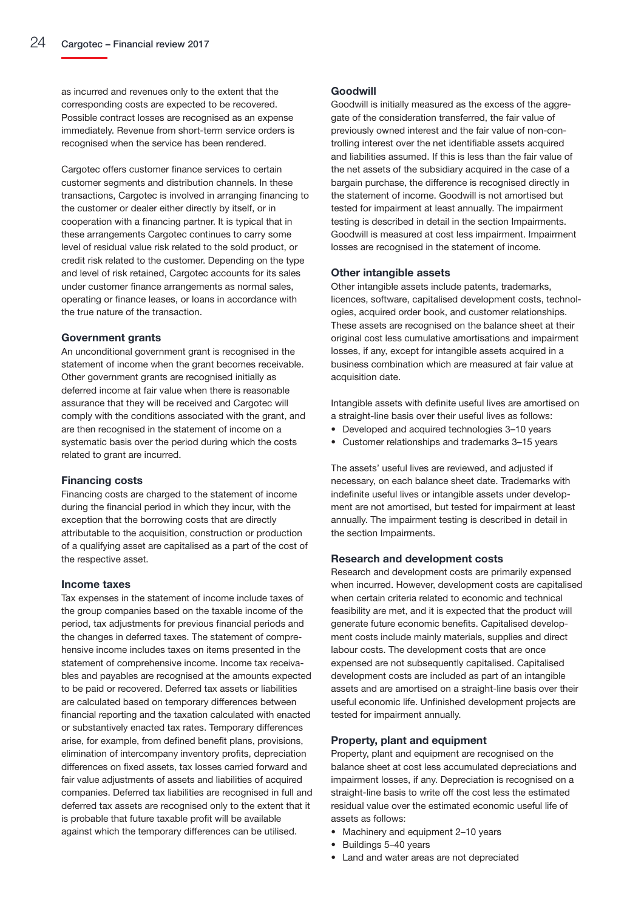as incurred and revenues only to the extent that the corresponding costs are expected to be recovered. Possible contract losses are recognised as an expense immediately. Revenue from short-term service orders is recognised when the service has been rendered.

Cargotec offers customer finance services to certain customer segments and distribution channels. In these transactions, Cargotec is involved in arranging financing to the customer or dealer either directly by itself, or in cooperation with a financing partner. It is typical that in these arrangements Cargotec continues to carry some level of residual value risk related to the sold product, or credit risk related to the customer. Depending on the type and level of risk retained, Cargotec accounts for its sales under customer finance arrangements as normal sales, operating or finance leases, or loans in accordance with the true nature of the transaction.

### Government grants

An unconditional government grant is recognised in the statement of income when the grant becomes receivable. Other government grants are recognised initially as deferred income at fair value when there is reasonable assurance that they will be received and Cargotec will comply with the conditions associated with the grant, and are then recognised in the statement of income on a systematic basis over the period during which the costs related to grant are incurred.

### Financing costs

Financing costs are charged to the statement of income during the financial period in which they incur, with the exception that the borrowing costs that are directly attributable to the acquisition, construction or production of a qualifying asset are capitalised as a part of the cost of the respective asset.

### Income taxes

Tax expenses in the statement of income include taxes of the group companies based on the taxable income of the period, tax adjustments for previous financial periods and the changes in deferred taxes. The statement of comprehensive income includes taxes on items presented in the statement of comprehensive income. Income tax receivables and payables are recognised at the amounts expected to be paid or recovered. Deferred tax assets or liabilities are calculated based on temporary differences between financial reporting and the taxation calculated with enacted or substantively enacted tax rates. Temporary differences arise, for example, from defined benefit plans, provisions, elimination of intercompany inventory profits, depreciation differences on fixed assets, tax losses carried forward and fair value adjustments of assets and liabilities of acquired companies. Deferred tax liabilities are recognised in full and deferred tax assets are recognised only to the extent that it is probable that future taxable profit will be available against which the temporary differences can be utilised.

### Goodwill

Goodwill is initially measured as the excess of the aggregate of the consideration transferred, the fair value of previously owned interest and the fair value of non-controlling interest over the net identifiable assets acquired and liabilities assumed. If this is less than the fair value of the net assets of the subsidiary acquired in the case of a bargain purchase, the difference is recognised directly in the statement of income. Goodwill is not amortised but tested for impairment at least annually. The impairment testing is described in detail in the section Impairments. Goodwill is measured at cost less impairment. Impairment losses are recognised in the statement of income.

### Other intangible assets

Other intangible assets include patents, trademarks, licences, software, capitalised development costs, technologies, acquired order book, and customer relationships. These assets are recognised on the balance sheet at their original cost less cumulative amortisations and impairment losses, if any, except for intangible assets acquired in a business combination which are measured at fair value at acquisition date.

Intangible assets with definite useful lives are amortised on a straight-line basis over their useful lives as follows:

- Developed and acquired technologies 3–10 years
- Customer relationships and trademarks 3–15 years

The assets' useful lives are reviewed, and adjusted if necessary, on each balance sheet date. Trademarks with indefinite useful lives or intangible assets under development are not amortised, but tested for impairment at least annually. The impairment testing is described in detail in the section Impairments.

### Research and development costs

Research and development costs are primarily expensed when incurred. However, development costs are capitalised when certain criteria related to economic and technical feasibility are met, and it is expected that the product will generate future economic benefits. Capitalised development costs include mainly materials, supplies and direct labour costs. The development costs that are once expensed are not subsequently capitalised. Capitalised development costs are included as part of an intangible assets and are amortised on a straight-line basis over their useful economic life. Unfinished development projects are tested for impairment annually.

### Property, plant and equipment

Property, plant and equipment are recognised on the balance sheet at cost less accumulated depreciations and impairment losses, if any. Depreciation is recognised on a straight-line basis to write off the cost less the estimated residual value over the estimated economic useful life of assets as follows:

- Machinery and equipment 2–10 years
- Buildings 5–40 years
- Land and water areas are not depreciated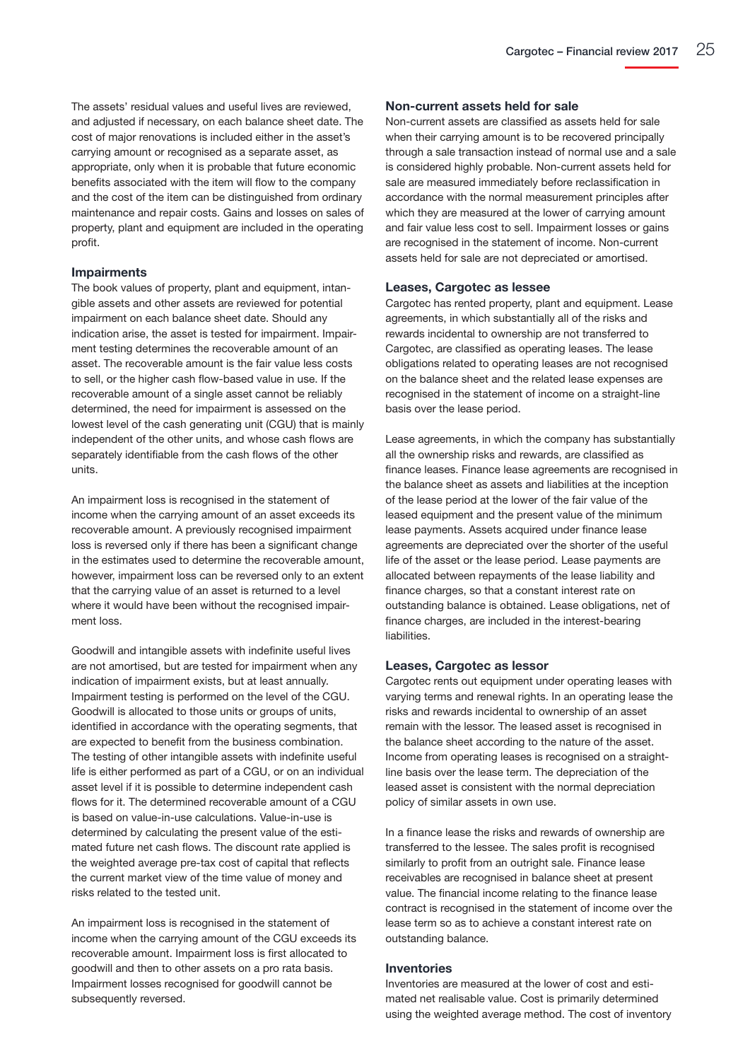The assets' residual values and useful lives are reviewed, and adjusted if necessary, on each balance sheet date. The cost of major renovations is included either in the asset's carrying amount or recognised as a separate asset, as appropriate, only when it is probable that future economic benefits associated with the item will flow to the company and the cost of the item can be distinguished from ordinary maintenance and repair costs. Gains and losses on sales of property, plant and equipment are included in the operating profit.

### Impairments

The book values of property, plant and equipment, intangible assets and other assets are reviewed for potential impairment on each balance sheet date. Should any indication arise, the asset is tested for impairment. Impairment testing determines the recoverable amount of an asset. The recoverable amount is the fair value less costs to sell, or the higher cash flow-based value in use. If the recoverable amount of a single asset cannot be reliably determined, the need for impairment is assessed on the lowest level of the cash generating unit (CGU) that is mainly independent of the other units, and whose cash flows are separately identifiable from the cash flows of the other units.

An impairment loss is recognised in the statement of income when the carrying amount of an asset exceeds its recoverable amount. A previously recognised impairment loss is reversed only if there has been a significant change in the estimates used to determine the recoverable amount, however, impairment loss can be reversed only to an extent that the carrying value of an asset is returned to a level where it would have been without the recognised impairment loss.

Goodwill and intangible assets with indefinite useful lives are not amortised, but are tested for impairment when any indication of impairment exists, but at least annually. Impairment testing is performed on the level of the CGU. Goodwill is allocated to those units or groups of units, identified in accordance with the operating segments, that are expected to benefit from the business combination. The testing of other intangible assets with indefinite useful life is either performed as part of a CGU, or on an individual asset level if it is possible to determine independent cash flows for it. The determined recoverable amount of a CGU is based on value-in-use calculations. Value-in-use is determined by calculating the present value of the estimated future net cash flows. The discount rate applied is the weighted average pre-tax cost of capital that reflects the current market view of the time value of money and risks related to the tested unit.

An impairment loss is recognised in the statement of income when the carrying amount of the CGU exceeds its recoverable amount. Impairment loss is first allocated to goodwill and then to other assets on a pro rata basis. Impairment losses recognised for goodwill cannot be subsequently reversed.

### Non-current assets held for sale

Non-current assets are classified as assets held for sale when their carrying amount is to be recovered principally through a sale transaction instead of normal use and a sale is considered highly probable. Non-current assets held for sale are measured immediately before reclassification in accordance with the normal measurement principles after which they are measured at the lower of carrying amount and fair value less cost to sell. Impairment losses or gains are recognised in the statement of income. Non-current assets held for sale are not depreciated or amortised.

### Leases, Cargotec as lessee

Cargotec has rented property, plant and equipment. Lease agreements, in which substantially all of the risks and rewards incidental to ownership are not transferred to Cargotec, are classified as operating leases. The lease obligations related to operating leases are not recognised on the balance sheet and the related lease expenses are recognised in the statement of income on a straight-line basis over the lease period.

Lease agreements, in which the company has substantially all the ownership risks and rewards, are classified as finance leases. Finance lease agreements are recognised in the balance sheet as assets and liabilities at the inception of the lease period at the lower of the fair value of the leased equipment and the present value of the minimum lease payments. Assets acquired under finance lease agreements are depreciated over the shorter of the useful life of the asset or the lease period. Lease payments are allocated between repayments of the lease liability and finance charges, so that a constant interest rate on outstanding balance is obtained. Lease obligations, net of finance charges, are included in the interest-bearing liabilities.

### Leases, Cargotec as lessor

Cargotec rents out equipment under operating leases with varying terms and renewal rights. In an operating lease the risks and rewards incidental to ownership of an asset remain with the lessor. The leased asset is recognised in the balance sheet according to the nature of the asset. Income from operating leases is recognised on a straight-line basis over the lease term. The depreciation of the leased asset is consistent with the normal depreciation policy of similar assets in own use.

In a finance lease the risks and rewards of ownership are transferred to the lessee. The sales profit is recognised similarly to profit from an outright sale. Finance lease receivables are recognised in balance sheet at present value. The financial income relating to the finance lease contract is recognised in the statement of income over the lease term so as to achieve a constant interest rate on outstanding balance.

### Inventories

Inventories are measured at the lower of cost and estimated net realisable value. Cost is primarily determined using the weighted average method. The cost of inventory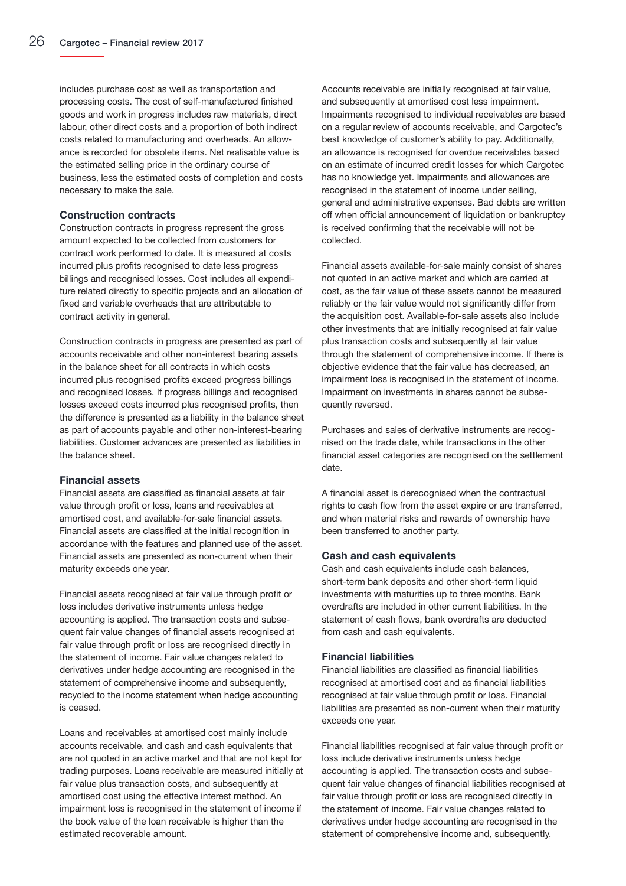includes purchase cost as well as transportation and processing costs. The cost of self-manufactured finished goods and work in progress includes raw materials, direct labour, other direct costs and a proportion of both indirect costs related to manufacturing and overheads. An allowance is recorded for obsolete items. Net realisable value is the estimated selling price in the ordinary course of business, less the estimated costs of completion and costs necessary to make the sale.

### Construction contracts

Construction contracts in progress represent the gross amount expected to be collected from customers for contract work performed to date. It is measured at costs incurred plus profits recognised to date less progress billings and recognised losses. Cost includes all expenditure related directly to specific projects and an allocation of fixed and variable overheads that are attributable to contract activity in general.

Construction contracts in progress are presented as part of accounts receivable and other non-interest bearing assets in the balance sheet for all contracts in which costs incurred plus recognised profits exceed progress billings and recognised losses. If progress billings and recognised losses exceed costs incurred plus recognised profits, then the difference is presented as a liability in the balance sheet as part of accounts payable and other non-interest-bearing liabilities. Customer advances are presented as liabilities in the balance sheet.

### Financial assets

Financial assets are classified as financial assets at fair value through profit or loss, loans and receivables at amortised cost, and available-for-sale financial assets. Financial assets are classified at the initial recognition in accordance with the features and planned use of the asset. Financial assets are presented as non-current when their maturity exceeds one year.

Financial assets recognised at fair value through profit or loss includes derivative instruments unless hedge accounting is applied. The transaction costs and subsequent fair value changes of financial assets recognised at fair value through profit or loss are recognised directly in the statement of income. Fair value changes related to derivatives under hedge accounting are recognised in the statement of comprehensive income and subsequently, recycled to the income statement when hedge accounting is ceased.

Loans and receivables at amortised cost mainly include accounts receivable, and cash and cash equivalents that are not quoted in an active market and that are not kept for trading purposes. Loans receivable are measured initially at fair value plus transaction costs, and subsequently at amortised cost using the effective interest method. An impairment loss is recognised in the statement of income if the book value of the loan receivable is higher than the estimated recoverable amount.

Accounts receivable are initially recognised at fair value, and subsequently at amortised cost less impairment. Impairments recognised to individual receivables are based on a regular review of accounts receivable, and Cargotec's best knowledge of customer's ability to pay. Additionally, an allowance is recognised for overdue receivables based on an estimate of incurred credit losses for which Cargotec has no knowledge yet. Impairments and allowances are recognised in the statement of income under selling, general and administrative expenses. Bad debts are written off when official announcement of liquidation or bankruptcy is received confirming that the receivable will not be collected.

Financial assets available-for-sale mainly consist of shares not quoted in an active market and which are carried at cost, as the fair value of these assets cannot be measured reliably or the fair value would not significantly differ from the acquisition cost. Available-for-sale assets also include other investments that are initially recognised at fair value plus transaction costs and subsequently at fair value through the statement of comprehensive income. If there is objective evidence that the fair value has decreased, an impairment loss is recognised in the statement of income. Impairment on investments in shares cannot be subsequently reversed.

Purchases and sales of derivative instruments are recognised on the trade date, while transactions in the other financial asset categories are recognised on the settlement date.

A financial asset is derecognised when the contractual rights to cash flow from the asset expire or are transferred, and when material risks and rewards of ownership have been transferred to another party.

### Cash and cash equivalents

Cash and cash equivalents include cash balances, short-term bank deposits and other short-term liquid investments with maturities up to three months. Bank overdrafts are included in other current liabilities. In the statement of cash flows, bank overdrafts are deducted from cash and cash equivalents.

### Financial liabilities

Financial liabilities are classified as financial liabilities recognised at amortised cost and as financial liabilities recognised at fair value through profit or loss. Financial liabilities are presented as non-current when their maturity exceeds one year.

Financial liabilities recognised at fair value through profit or loss include derivative instruments unless hedge accounting is applied. The transaction costs and subsequent fair value changes of financial liabilities recognised at fair value through profit or loss are recognised directly in the statement of income. Fair value changes related to derivatives under hedge accounting are recognised in the statement of comprehensive income and, subsequently,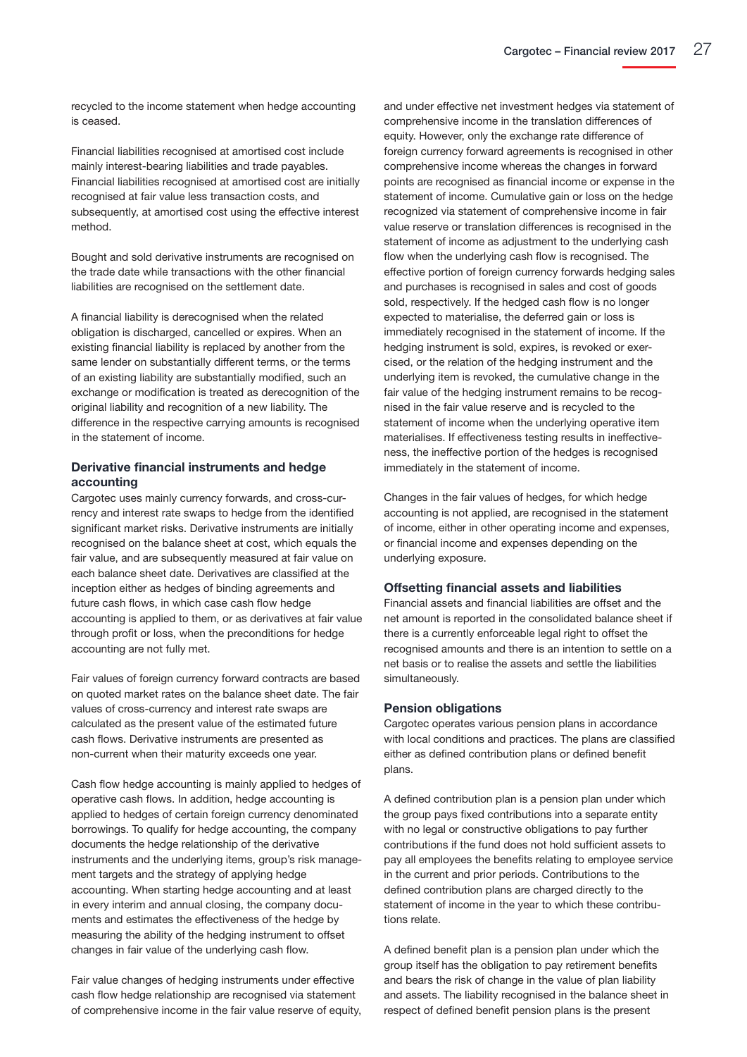recycled to the income statement when hedge accounting is ceased.

Financial liabilities recognised at amortised cost include mainly interest-bearing liabilities and trade payables. Financial liabilities recognised at amortised cost are initially recognised at fair value less transaction costs, and subsequently, at amortised cost using the effective interest method.

Bought and sold derivative instruments are recognised on the trade date while transactions with the other financial liabilities are recognised on the settlement date.

A financial liability is derecognised when the related obligation is discharged, cancelled or expires. When an existing financial liability is replaced by another from the same lender on substantially different terms, or the terms of an existing liability are substantially modified, such an exchange or modification is treated as derecognition of the original liability and recognition of a new liability. The difference in the respective carrying amounts is recognised in the statement of income.

### Derivative financial instruments and hedge accounting

Cargotec uses mainly currency forwards, and cross-currency and interest rate swaps to hedge from the identified significant market risks. Derivative instruments are initially recognised on the balance sheet at cost, which equals the fair value, and are subsequently measured at fair value on each balance sheet date. Derivatives are classified at the inception either as hedges of binding agreements and future cash flows, in which case cash flow hedge accounting is applied to them, or as derivatives at fair value through profit or loss, when the preconditions for hedge accounting are not fully met.

Fair values of foreign currency forward contracts are based on quoted market rates on the balance sheet date. The fair values of cross-currency and interest rate swaps are calculated as the present value of the estimated future cash flows. Derivative instruments are presented as non-current when their maturity exceeds one year.

Cash flow hedge accounting is mainly applied to hedges of operative cash flows. In addition, hedge accounting is applied to hedges of certain foreign currency denominated borrowings. To qualify for hedge accounting, the company documents the hedge relationship of the derivative instruments and the underlying items, group's risk management targets and the strategy of applying hedge accounting. When starting hedge accounting and at least in every interim and annual closing, the company documents and estimates the effectiveness of the hedge by measuring the ability of the hedging instrument to offset changes in fair value of the underlying cash flow.

Fair value changes of hedging instruments under effective cash flow hedge relationship are recognised via statement of comprehensive income in the fair value reserve of equity, and under effective net investment hedges via statement of comprehensive income in the translation differences of equity. However, only the exchange rate difference of foreign currency forward agreements is recognised in other comprehensive income whereas the changes in forward points are recognised as financial income or expense in the statement of income. Cumulative gain or loss on the hedge recognized via statement of comprehensive income in fair value reserve or translation differences is recognised in the statement of income as adjustment to the underlying cash flow when the underlying cash flow is recognised. The effective portion of foreign currency forwards hedging sales and purchases is recognised in sales and cost of goods sold, respectively. If the hedged cash flow is no longer expected to materialise, the deferred gain or loss is immediately recognised in the statement of income. If the hedging instrument is sold, expires, is revoked or exercised, or the relation of the hedging instrument and the underlying item is revoked, the cumulative change in the fair value of the hedging instrument remains to be recognised in the fair value reserve and is recycled to the statement of income when the underlying operative item materialises. If effectiveness testing results in ineffectiveness, the ineffective portion of the hedges is recognised immediately in the statement of income.

Changes in the fair values of hedges, for which hedge accounting is not applied, are recognised in the statement of income, either in other operating income and expenses, or financial income and expenses depending on the underlying exposure.

### Offsetting financial assets and liabilities

Financial assets and financial liabilities are offset and the net amount is reported in the consolidated balance sheet if there is a currently enforceable legal right to offset the recognised amounts and there is an intention to settle on a net basis or to realise the assets and settle the liabilities simultaneously.

### Pension obligations

Cargotec operates various pension plans in accordance with local conditions and practices. The plans are classified either as defined contribution plans or defined benefit plans.

A defined contribution plan is a pension plan under which the group pays fixed contributions into a separate entity with no legal or constructive obligations to pay further contributions if the fund does not hold sufficient assets to pay all employees the benefits relating to employee service in the current and prior periods. Contributions to the defined contribution plans are charged directly to the statement of income in the year to which these contributions relate.

A defined benefit plan is a pension plan under which the group itself has the obligation to pay retirement benefits and bears the risk of change in the value of plan liability and assets. The liability recognised in the balance sheet in respect of defined benefit pension plans is the present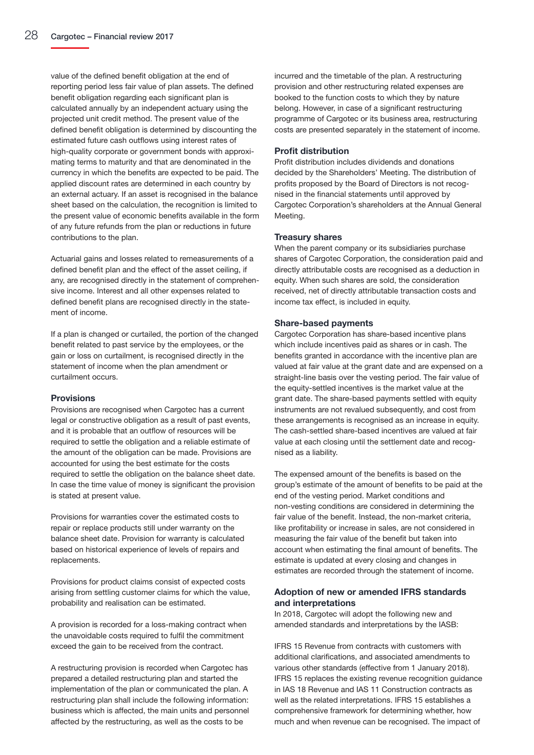value of the defined benefit obligation at the end of reporting period less fair value of plan assets. The defined benefit obligation regarding each significant plan is calculated annually by an independent actuary using the projected unit credit method. The present value of the defined benefit obligation is determined by discounting the estimated future cash outflows using interest rates of high-quality corporate or government bonds with approximating terms to maturity and that are denominated in the currency in which the benefits are expected to be paid. The applied discount rates are determined in each country by an external actuary. If an asset is recognised in the balance sheet based on the calculation, the recognition is limited to the present value of economic benefits available in the form of any future refunds from the plan or reductions in future contributions to the plan.

Actuarial gains and losses related to remeasurements of a defined benefit plan and the effect of the asset ceiling, if any, are recognised directly in the statement of comprehensive income. Interest and all other expenses related to defined benefit plans are recognised directly in the statement of income.

If a plan is changed or curtailed, the portion of the changed benefit related to past service by the employees, or the gain or loss on curtailment, is recognised directly in the statement of income when the plan amendment or curtailment occurs.

### Provisions

Provisions are recognised when Cargotec has a current legal or constructive obligation as a result of past events, and it is probable that an outflow of resources will be required to settle the obligation and a reliable estimate of the amount of the obligation can be made. Provisions are accounted for using the best estimate for the costs required to settle the obligation on the balance sheet date. In case the time value of money is significant the provision is stated at present value.

Provisions for warranties cover the estimated costs to repair or replace products still under warranty on the balance sheet date. Provision for warranty is calculated based on historical experience of levels of repairs and replacements.

Provisions for product claims consist of expected costs arising from settling customer claims for which the value, probability and realisation can be estimated.

A provision is recorded for a loss-making contract when the unavoidable costs required to fulfil the commitment exceed the gain to be received from the contract.

A restructuring provision is recorded when Cargotec has prepared a detailed restructuring plan and started the implementation of the plan or communicated the plan. A restructuring plan shall include the following information: business which is affected, the main units and personnel affected by the restructuring, as well as the costs to be incurred and the timetable of the plan. A restructuring provision and other restructuring related expenses are booked to the function costs to which they by nature belong. However, in case of a significant restructuring programme of Cargotec or its business area, restructuring costs are presented separately in the statement of income.

### Profit distribution

Profit distribution includes dividends and donations decided by the Shareholders' Meeting. The distribution of profits proposed by the Board of Directors is not recognised in the financial statements until approved by Cargotec Corporation's shareholders at the Annual General Meeting.

### Treasury shares

When the parent company or its subsidiaries purchase shares of Cargotec Corporation, the consideration paid and directly attributable costs are recognised as a deduction in equity. When such shares are sold, the consideration received, net of directly attributable transaction costs and income tax effect, is included in equity.

### Share-based payments

Cargotec Corporation has share-based incentive plans which include incentives paid as shares or in cash. The benefits granted in accordance with the incentive plan are valued at fair value at the grant date and are expensed on a straight-line basis over the vesting period. The fair value of the equity-settled incentives is the market value at the grant date. The share-based payments settled with equity instruments are not revalued subsequently, and cost from these arrangements is recognised as an increase in equity. The cash-settled share-based incentives are valued at fair value at each closing until the settlement date and recognised as a liability.

The expensed amount of the benefits is based on the group's estimate of the amount of benefits to be paid at the end of the vesting period. Market conditions and non-vesting conditions are considered in determining the fair value of the benefit. Instead, the non-market criteria, like profitability or increase in sales, are not considered in measuring the fair value of the benefit but taken into account when estimating the final amount of benefits. The estimate is updated at every closing and changes in estimates are recorded through the statement of income.

### Adoption of new or amended IFRS standards and interpretations

In 2018, Cargotec will adopt the following new and amended standards and interpretations by the IASB:

IFRS 15 Revenue from contracts with customers with additional clarifications, and associated amendments to various other standards (effective from 1 January 2018). IFRS 15 replaces the existing revenue recognition guidance in IAS 18 Revenue and IAS 11 Construction contracts as well as the related interpretations. IFRS 15 establishes a comprehensive framework for determining whether, how much and when revenue can be recognised. The impact of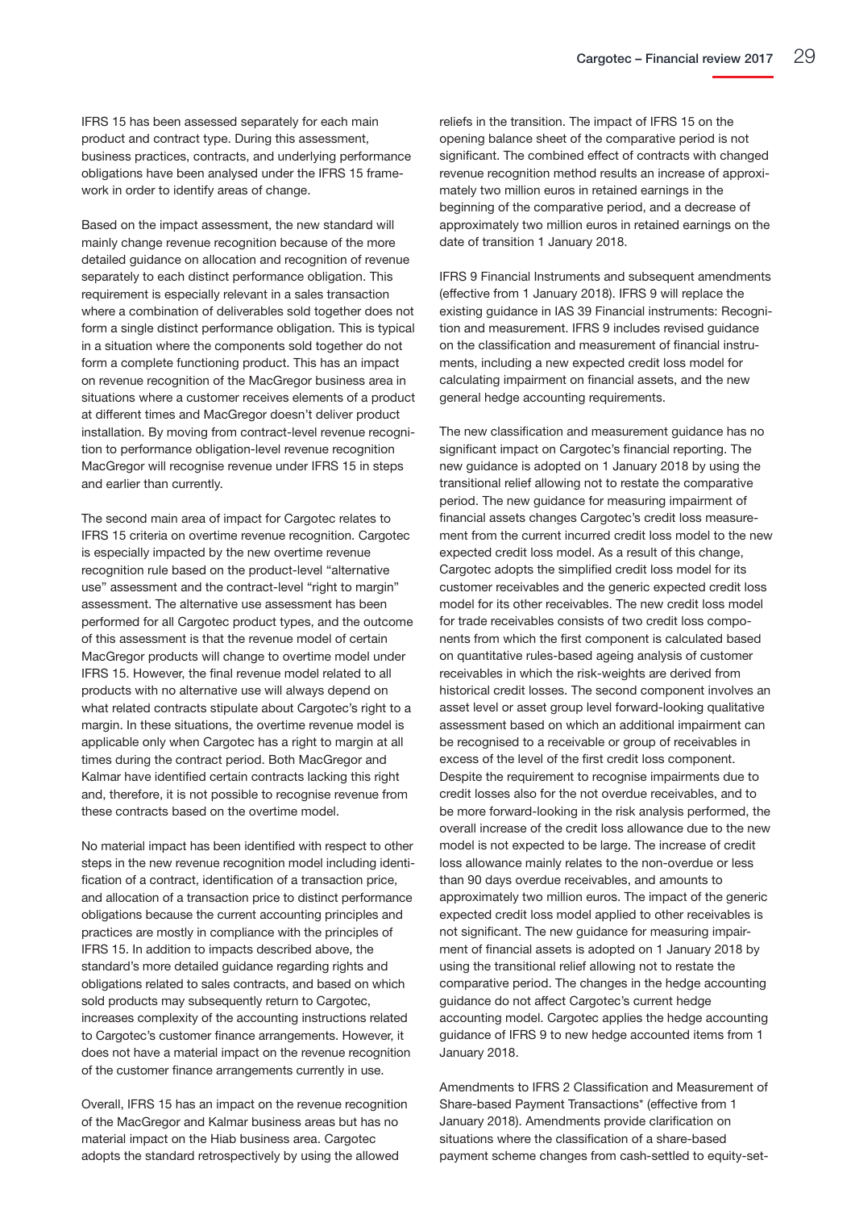IFRS 15 has been assessed separately for each main product and contract type. During this assessment, business practices, contracts, and underlying performance obligations have been analysed under the IFRS 15 framework in order to identify areas of change.

Based on the impact assessment, the new standard will mainly change revenue recognition because of the more detailed guidance on allocation and recognition of revenue separately to each distinct performance obligation. This requirement is especially relevant in a sales transaction where a combination of deliverables sold together does not form a single distinct performance obligation. This is typical in a situation where the components sold together do not form a complete functioning product. This has an impact on revenue recognition of the MacGregor business area in situations where a customer receives elements of a product at different times and MacGregor doesn't deliver product installation. By moving from contract-level revenue recognition to performance obligation-level revenue recognition MacGregor will recognise revenue under IFRS 15 in steps and earlier than currently.

The second main area of impact for Cargotec relates to IFRS 15 criteria on overtime revenue recognition. Cargotec is especially impacted by the new overtime revenue recognition rule based on the product-level "alternative use" assessment and the contract-level "right to margin" assessment. The alternative use assessment has been performed for all Cargotec product types, and the outcome of this assessment is that the revenue model of certain MacGregor products will change to overtime model under IFRS 15. However, the final revenue model related to all products with no alternative use will always depend on what related contracts stipulate about Cargotec's right to a margin. In these situations, the overtime revenue model is applicable only when Cargotec has a right to margin at all times during the contract period. Both MacGregor and Kalmar have identified certain contracts lacking this right and, therefore, it is not possible to recognise revenue from these contracts based on the overtime model.

No material impact has been identified with respect to other steps in the new revenue recognition model including identification of a contract, identification of a transaction price, and allocation of a transaction price to distinct performance obligations because the current accounting principles and practices are mostly in compliance with the principles of IFRS 15. In addition to impacts described above, the standard's more detailed guidance regarding rights and obligations related to sales contracts, and based on which sold products may subsequently return to Cargotec, increases complexity of the accounting instructions related to Cargotec's customer finance arrangements. However, it does not have a material impact on the revenue recognition of the customer finance arrangements currently in use.

Overall, IFRS 15 has an impact on the revenue recognition of the MacGregor and Kalmar business areas but has no material impact on the Hiab business area. Cargotec adopts the standard retrospectively by using the allowed reliefs in the transition. The impact of IFRS 15 on the opening balance sheet of the comparative period is not significant. The combined effect of contracts with changed revenue recognition method results an increase of approximately two million euros in retained earnings in the beginning of the comparative period, and a decrease of approximately two million euros in retained earnings on the date of transition 1 January 2018.

IFRS 9 Financial Instruments and subsequent amendments (effective from 1 January 2018). IFRS 9 will replace the existing guidance in IAS 39 Financial instruments: Recognition and measurement. IFRS 9 includes revised guidance on the classification and measurement of financial instruments, including a new expected credit loss model for calculating impairment on financial assets, and the new general hedge accounting requirements.

The new classification and measurement guidance has no significant impact on Cargotec's financial reporting. The new guidance is adopted on 1 January 2018 by using the transitional relief allowing not to restate the comparative period. The new guidance for measuring impairment of financial assets changes Cargotec's credit loss measurement from the current incurred credit loss model to the new expected credit loss model. As a result of this change, Cargotec adopts the simplified credit loss model for its customer receivables and the generic expected credit loss model for its other receivables. The new credit loss model for trade receivables consists of two credit loss components from which the first component is calculated based on quantitative rules-based ageing analysis of customer receivables in which the risk-weights are derived from historical credit losses. The second component involves an asset level or asset group level forward-looking qualitative assessment based on which an additional impairment can be recognised to a receivable or group of receivables in excess of the level of the first credit loss component. Despite the requirement to recognise impairments due to credit losses also for the not overdue receivables, and to be more forward-looking in the risk analysis performed, the overall increase of the credit loss allowance due to the new model is not expected to be large. The increase of credit loss allowance mainly relates to the non-overdue or less than 90 days overdue receivables, and amounts to approximately two million euros. The impact of the generic expected credit loss model applied to other receivables is not significant. The new guidance for measuring impairment of financial assets is adopted on 1 January 2018 by using the transitional relief allowing not to restate the comparative period. The changes in the hedge accounting guidance do not affect Cargotec's current hedge accounting model. Cargotec applies the hedge accounting guidance of IFRS 9 to new hedge accounted items from 1 January 2018.

Amendments to IFRS 2 Classification and Measurement of Share-based Payment Transactions* (effective from 1 January 2018). Amendments provide clarification on situations where the classification of a share-based payment scheme changes from cash-settled to equity-set-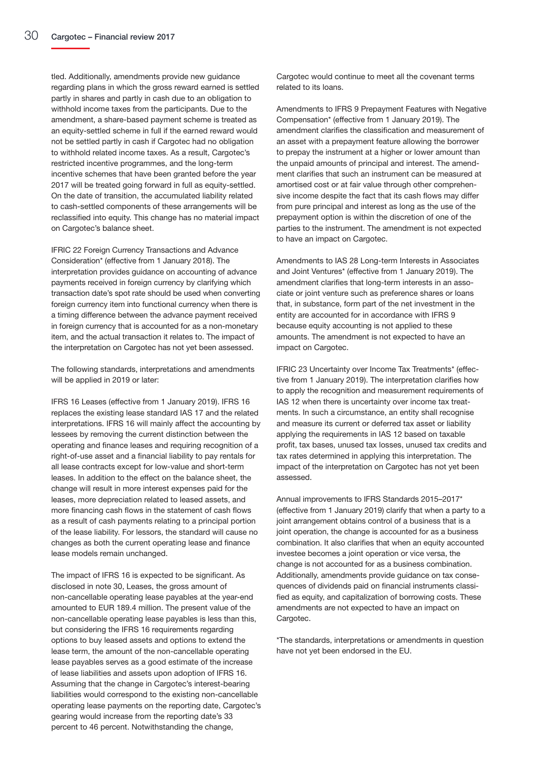tled. Additionally, amendments provide new guidance regarding plans in which the gross reward earned is settled partly in shares and partly in cash due to an obligation to withhold income taxes from the participants. Due to the amendment, a share-based payment scheme is treated as an equity-settled scheme in full if the earned reward would not be settled partly in cash if Cargotec had no obligation to withhold related income taxes. As a result, Cargotec's restricted incentive programmes, and the long-term incentive schemes that have been granted before the year 2017 will be treated going forward in full as equity-settled. On the date of transition, the accumulated liability related to cash-settled components of these arrangements will be reclassified into equity. This change has no material impact on Cargotec's balance sheet.

IFRIC 22 Foreign Currency Transactions and Advance Consideration* (effective from 1 January 2018). The interpretation provides guidance on accounting of advance payments received in foreign currency by clarifying which transaction date's spot rate should be used when converting foreign currency item into functional currency when there is a timing difference between the advance payment received in foreign currency that is accounted for as a non-monetary item, and the actual transaction it relates to. The impact of the interpretation on Cargotec has not yet been assessed.

The following standards, interpretations and amendments will be applied in 2019 or later:

IFRS 16 Leases (effective from 1 January 2019). IFRS 16 replaces the existing lease standard IAS 17 and the related interpretations. IFRS 16 will mainly affect the accounting by lessees by removing the current distinction between the operating and finance leases and requiring recognition of a right-of-use asset and a financial liability to pay rentals for all lease contracts except for low-value and short-term leases. In addition to the effect on the balance sheet, the change will result in more interest expenses paid for the leases, more depreciation related to leased assets, and more financing cash flows in the statement of cash flows as a result of cash payments relating to a principal portion of the lease liability. For lessors, the standard will cause no changes as both the current operating lease and finance lease models remain unchanged.

The impact of IFRS 16 is expected to be significant. As disclosed in note 30, Leases, the gross amount of non-cancellable operating lease payables at the year-end amounted to EUR 189.4 million. The present value of the non-cancellable operating lease payables is less than this, but considering the IFRS 16 requirements regarding options to buy leased assets and options to extend the lease term, the amount of the non-cancellable operating lease payables serves as a good estimate of the increase of lease liabilities and assets upon adoption of IFRS 16. Assuming that the change in Cargotec's interest-bearing liabilities would correspond to the existing non-cancellable operating lease payments on the reporting date, Cargotec's gearing would increase from the reporting date's 33 percent to 46 percent. Notwithstanding the change, Cargotec would continue to meet all the covenant terms related to its loans.

Amendments to IFRS 9 Prepayment Features with Negative Compensation* (effective from 1 January 2019). The amendment clarifies the classification and measurement of an asset with a prepayment feature allowing the borrower to prepay the instrument at a higher or lower amount than the unpaid amounts of principal and interest. The amendment clarifies that such an instrument can be measured at amortised cost or at fair value through other comprehensive income despite the fact that its cash flows may differ from pure principal and interest as long as the use of the prepayment option is within the discretion of one of the parties to the instrument. The amendment is not expected to have an impact on Cargotec.

Amendments to IAS 28 Long-term Interests in Associates and Joint Ventures* (effective from 1 January 2019). The amendment clarifies that long-term interests in an associate or joint venture such as preference shares or loans that, in substance, form part of the net investment in the entity are accounted for in accordance with IFRS 9 because equity accounting is not applied to these amounts. The amendment is not expected to have an impact on Cargotec.

IFRIC 23 Uncertainty over Income Tax Treatments* (effective from 1 January 2019). The interpretation clarifies how to apply the recognition and measurement requirements of IAS 12 when there is uncertainty over income tax treatments. In such a circumstance, an entity shall recognise and measure its current or deferred tax asset or liability applying the requirements in IAS 12 based on taxable profit, tax bases, unused tax losses, unused tax credits and tax rates determined in applying this interpretation. The impact of the interpretation on Cargotec has not yet been assessed.

Annual improvements to IFRS Standards 2015–2017* (effective from 1 January 2019) clarify that when a party to a joint arrangement obtains control of a business that is a joint operation, the change is accounted for as a business combination. It also clarifies that when an equity accounted investee becomes a joint operation or vice versa, the change is not accounted for as a business combination. Additionally, amendments provide guidance on tax consequences of dividends paid on financial instruments classified as equity, and capitalization of borrowing costs. These amendments are not expected to have an impact on Cargotec.

*The standards, interpretations or amendments in question have not yet been endorsed in the EU.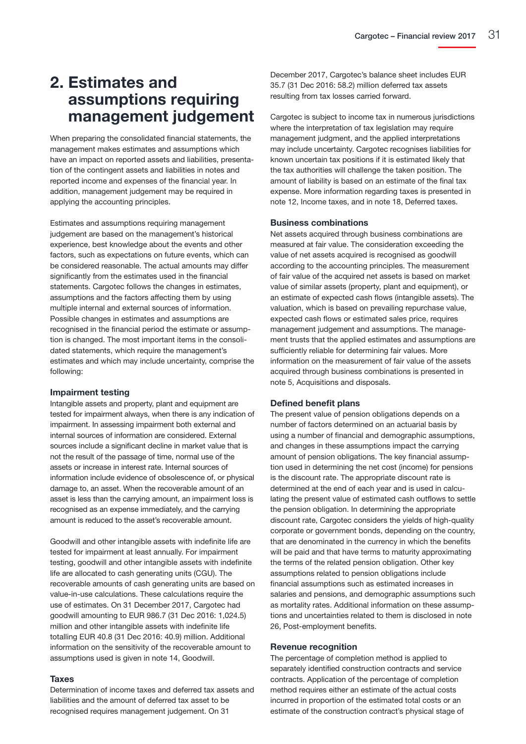# 2. Estimates and assumptions requiring management judgement

When preparing the consolidated financial statements, the management makes estimates and assumptions which have an impact on reported assets and liabilities, presentation of the contingent assets and liabilities in notes and reported income and expenses of the financial year. In addition, management judgement may be required in applying the accounting principles.

Estimates and assumptions requiring management judgement are based on the management's historical experience, best knowledge about the events and other factors, such as expectations on future events, which can be considered reasonable. The actual amounts may differ significantly from the estimates used in the financial statements. Cargotec follows the changes in estimates, assumptions and the factors affecting them by using multiple internal and external sources of information. Possible changes in estimates and assumptions are recognised in the financial period the estimate or assumption is changed. The most important items in the consolidated statements, which require the management's estimates and which may include uncertainty, comprise the following:

### Impairment testing

Intangible assets and property, plant and equipment are tested for impairment always, when there is any indication of impairment. In assessing impairment both external and internal sources of information are considered. External sources include a significant decline in market value that is not the result of the passage of time, normal use of the assets or increase in interest rate. Internal sources of information include evidence of obsolescence of, or physical damage to, an asset. When the recoverable amount of an asset is less than the carrying amount, an impairment loss is recognised as an expense immediately, and the carrying amount is reduced to the asset's recoverable amount.

Goodwill and other intangible assets with indefinite life are tested for impairment at least annually. For impairment testing, goodwill and other intangible assets with indefinite life are allocated to cash generating units (CGU). The recoverable amounts of cash generating units are based on value-in-use calculations. These calculations require the use of estimates. On 31 December 2017, Cargotec had goodwill amounting to EUR 986.7 (31 Dec 2016: 1,024.5) million and other intangible assets with indefinite life totalling EUR 40.8 (31 Dec 2016: 40.9) million. Additional information on the sensitivity of the recoverable amount to assumptions used is given in note 14, Goodwill.

### Taxes

Determination of income taxes and deferred tax assets and liabilities and the amount of deferred tax asset to be recognised requires management judgement. On 31 December 2017, Cargotec's balance sheet includes EUR 35.7 (31 Dec 2016: 58.2) million deferred tax assets resulting from tax losses carried forward.

Cargotec is subject to income tax in numerous jurisdictions where the interpretation of tax legislation may require management judgment, and the applied interpretations may include uncertainty. Cargotec recognises liabilities for known uncertain tax positions if it is estimated likely that the tax authorities will challenge the taken position. The amount of liability is based on an estimate of the final tax expense. More information regarding taxes is presented in note 12, Income taxes, and in note 18, Deferred taxes.

### Business combinations

Net assets acquired through business combinations are measured at fair value. The consideration exceeding the value of net assets acquired is recognised as goodwill according to the accounting principles. The measurement of fair value of the acquired net assets is based on market value of similar assets (property, plant and equipment), or an estimate of expected cash flows (intangible assets). The valuation, which is based on prevailing repurchase value, expected cash flows or estimated sales price, requires management judgement and assumptions. The management trusts that the applied estimates and assumptions are sufficiently reliable for determining fair values. More information on the measurement of fair value of the assets acquired through business combinations is presented in note 5, Acquisitions and disposals.

### Defined benefit plans

The present value of pension obligations depends on a number of factors determined on an actuarial basis by using a number of financial and demographic assumptions, and changes in these assumptions impact the carrying amount of pension obligations. The key financial assumption used in determining the net cost (income) for pensions is the discount rate. The appropriate discount rate is determined at the end of each year and is used in calculating the present value of estimated cash outflows to settle the pension obligation. In determining the appropriate discount rate, Cargotec considers the yields of high-quality corporate or government bonds, depending on the country, that are denominated in the currency in which the benefits will be paid and that have terms to maturity approximating the terms of the related pension obligation. Other key assumptions related to pension obligations include financial assumptions such as estimated increases in salaries and pensions, and demographic assumptions such as mortality rates. Additional information on these assumptions and uncertainties related to them is disclosed in note 26, Post-employment benefits.

### Revenue recognition

The percentage of completion method is applied to separately identified construction contracts and service contracts. Application of the percentage of completion method requires either an estimate of the actual costs incurred in proportion of the estimated total costs or an estimate of the construction contract's physical stage of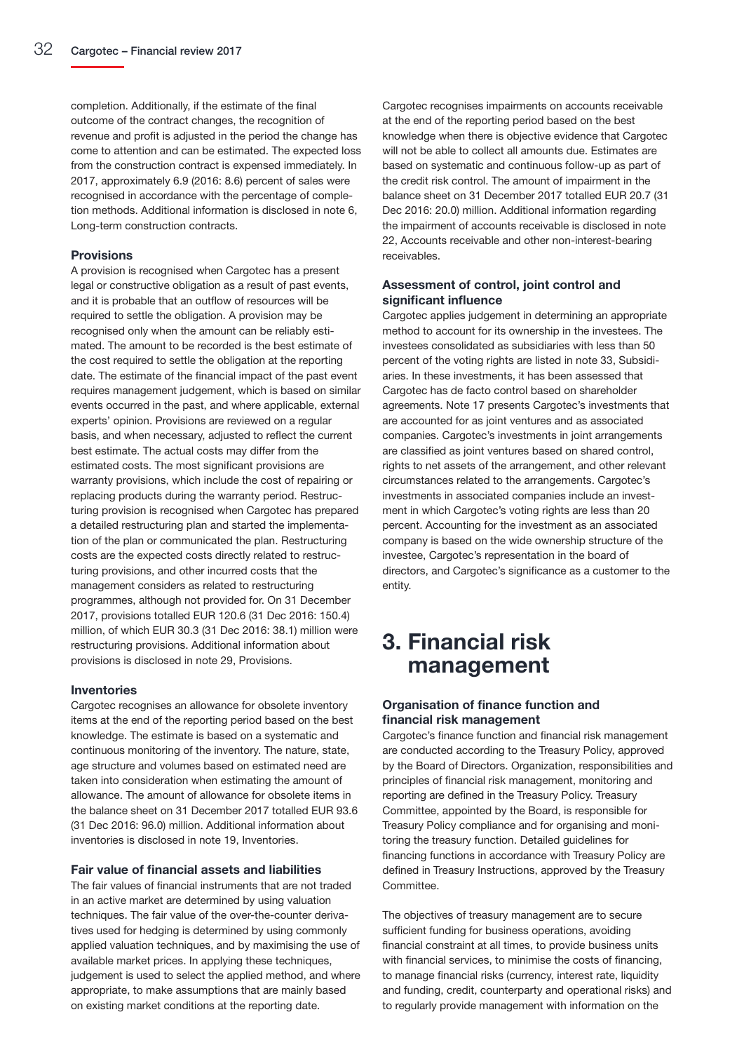completion. Additionally, if the estimate of the final outcome of the contract changes, the recognition of revenue and profit is adjusted in the period the change has come to attention and can be estimated. The expected loss from the construction contract is expensed immediately. In 2017, approximately 6.9 (2016: 8.6) percent of sales were recognised in accordance with the percentage of completion methods. Additional information is disclosed in note 6, Long-term construction contracts.

### Provisions

A provision is recognised when Cargotec has a present legal or constructive obligation as a result of past events, and it is probable that an outflow of resources will be required to settle the obligation. A provision may be recognised only when the amount can be reliably estimated. The amount to be recorded is the best estimate of the cost required to settle the obligation at the reporting date. The estimate of the financial impact of the past event requires management judgement, which is based on similar events occurred in the past, and where applicable, external experts' opinion. Provisions are reviewed on a regular basis, and when necessary, adjusted to reflect the current best estimate. The actual costs may differ from the estimated costs. The most significant provisions are warranty provisions, which include the cost of repairing or replacing products during the warranty period. Restructuring provision is recognised when Cargotec has prepared a detailed restructuring plan and started the implementation of the plan or communicated the plan. Restructuring costs are the expected costs directly related to restructuring provisions, and other incurred costs that the management considers as related to restructuring programmes, although not provided for. On 31 December 2017, provisions totalled EUR 120.6 (31 Dec 2016: 150.4) million, of which EUR 30.3 (31 Dec 2016: 38.1) million were restructuring provisions. Additional information about provisions is disclosed in note 29, Provisions.

### Inventories

Cargotec recognises an allowance for obsolete inventory items at the end of the reporting period based on the best knowledge. The estimate is based on a systematic and continuous monitoring of the inventory. The nature, state, age structure and volumes based on estimated need are taken into consideration when estimating the amount of allowance. The amount of allowance for obsolete items in the balance sheet on 31 December 2017 totalled EUR 93.6 (31 Dec 2016: 96.0) million. Additional information about inventories is disclosed in note 19, Inventories.

### Fair value of financial assets and liabilities

The fair values of financial instruments that are not traded in an active market are determined by using valuation techniques. The fair value of the over-the-counter derivatives used for hedging is determined by using commonly applied valuation techniques, and by maximising the use of available market prices. In applying these techniques, judgement is used to select the applied method, and where appropriate, to make assumptions that are mainly based on existing market conditions at the reporting date.

Cargotec recognises impairments on accounts receivable at the end of the reporting period based on the best knowledge when there is objective evidence that Cargotec will not be able to collect all amounts due. Estimates are based on systematic and continuous follow-up as part of the credit risk control. The amount of impairment in the balance sheet on 31 December 2017 totalled EUR 20.7 (31 Dec 2016: 20.0) million. Additional information regarding the impairment of accounts receivable is disclosed in note 22, Accounts receivable and other non-interest-bearing receivables.

### Assessment of control, joint control and significant influence

Cargotec applies judgement in determining an appropriate method to account for its ownership in the investees. The investees consolidated as subsidiaries with less than 50 percent of the voting rights are listed in note 33, Subsidiaries. In these investments, it has been assessed that Cargotec has de facto control based on shareholder agreements. Note 17 presents Cargotec's investments that are accounted for as joint ventures and as associated companies. Cargotec's investments in joint arrangements are classified as joint ventures based on shared control, rights to net assets of the arrangement, and other relevant circumstances related to the arrangements. Cargotec's investments in associated companies include an investment in which Cargotec's voting rights are less than 20 percent. Accounting for the investment as an associated company is based on the wide ownership structure of the investee, Cargotec's representation in the board of directors, and Cargotec's significance as a customer to the entity.

## 3. Financial risk management

### Organisation of finance function and financial risk management

Cargotec's finance function and financial risk management are conducted according to the Treasury Policy, approved by the Board of Directors. Organization, responsibilities and principles of financial risk management, monitoring and reporting are defined in the Treasury Policy. Treasury Committee, appointed by the Board, is responsible for Treasury Policy compliance and for organising and monitoring the treasury function. Detailed guidelines for financing functions in accordance with Treasury Policy are defined in Treasury Instructions, approved by the Treasury Committee.

The objectives of treasury management are to secure sufficient funding for business operations, avoiding financial constraint at all times, to provide business units with financial services, to minimise the costs of financing, to manage financial risks (currency, interest rate, liquidity and funding, credit, counterparty and operational risks) and to regularly provide management with information on the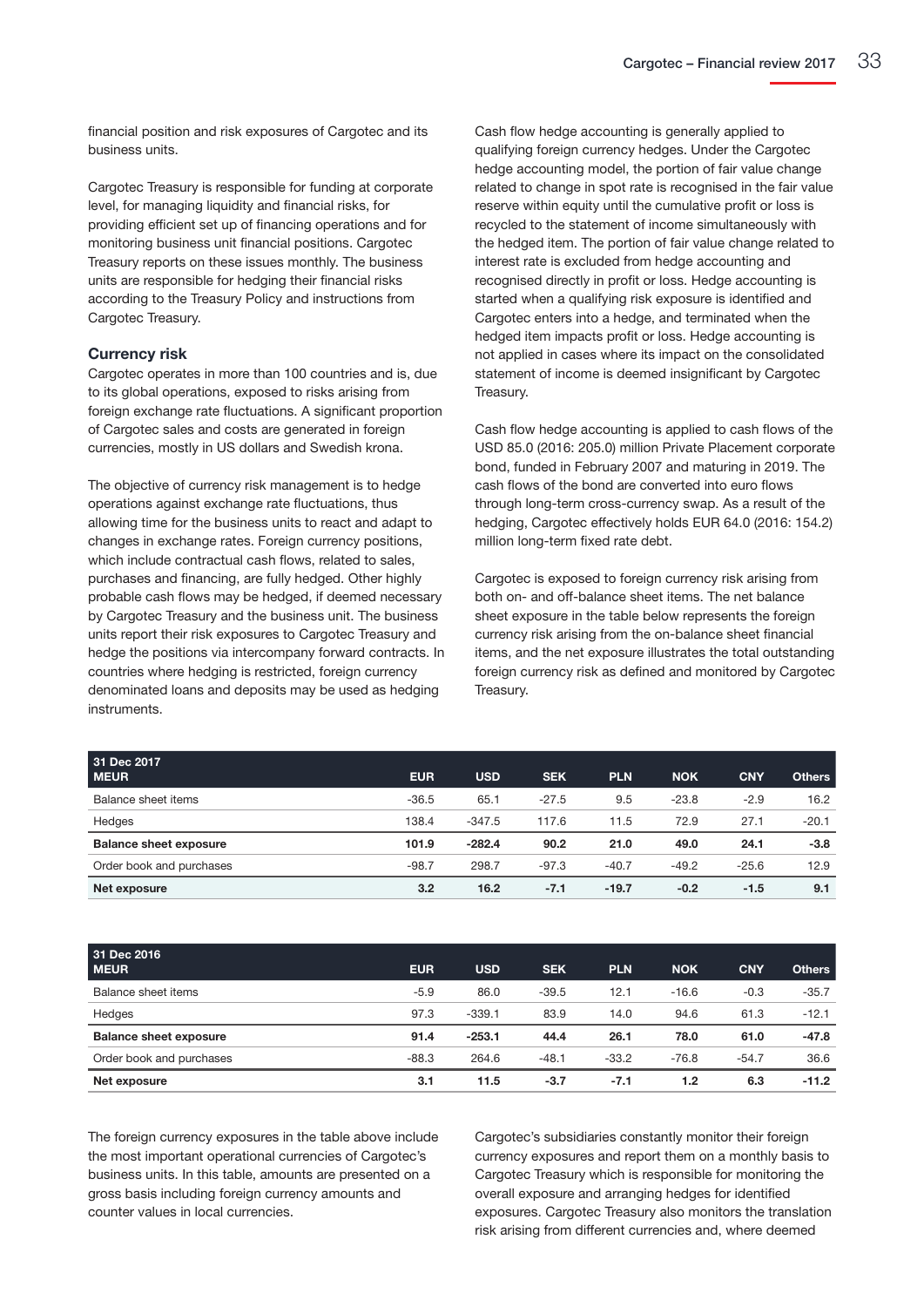financial position and risk exposures of Cargotec and its business units.

Cargotec Treasury is responsible for funding at corporate level, for managing liquidity and financial risks, for providing efficient set up of financing operations and for monitoring business unit financial positions. Cargotec Treasury reports on these issues monthly. The business units are responsible for hedging their financial risks according to the Treasury Policy and instructions from Cargotec Treasury.

### Currency risk

Cargotec operates in more than 100 countries and is, due to its global operations, exposed to risks arising from foreign exchange rate fluctuations. A significant proportion of Cargotec sales and costs are generated in foreign currencies, mostly in US dollars and Swedish krona.

The objective of currency risk management is to hedge operations against exchange rate fluctuations, thus allowing time for the business units to react and adapt to changes in exchange rates. Foreign currency positions, which include contractual cash flows, related to sales, purchases and financing, are fully hedged. Other highly probable cash flows may be hedged, if deemed necessary by Cargotec Treasury and the business unit. The business units report their risk exposures to Cargotec Treasury and hedge the positions via intercompany forward contracts. In countries where hedging is restricted, foreign currency denominated loans and deposits may be used as hedging instruments.

Cash flow hedge accounting is generally applied to qualifying foreign currency hedges. Under the Cargotec hedge accounting model, the portion of fair value change related to change in spot rate is recognised in the fair value reserve within equity until the cumulative profit or loss is recycled to the statement of income simultaneously with the hedged item. The portion of fair value change related to interest rate is excluded from hedge accounting and recognised directly in profit or loss. Hedge accounting is started when a qualifying risk exposure is identified and Cargotec enters into a hedge, and terminated when the hedged item impacts profit or loss. Hedge accounting is not applied in cases where its impact on the consolidated statement of income is deemed insignificant by Cargotec Treasury.

Cash flow hedge accounting is applied to cash flows of the USD 85.0 (2016: 205.0) million Private Placement corporate bond, funded in February 2007 and maturing in 2019. The cash flows of the bond are converted into euro flows through long-term cross-currency swap. As a result of the hedging, Cargotec effectively holds EUR 64.0 (2016: 154.2) million long-term fixed rate debt.

Cargotec is exposed to foreign currency risk arising from both on- and off-balance sheet items. The net balance sheet exposure in the table below represents the foreign currency risk arising from the on-balance sheet financial items, and the net exposure illustrates the total outstanding foreign currency risk as defined and monitored by Cargotec Treasury.

| 31 Dec 2017<br>MEUR | EUR | USD | SEK | PLN | NOK | CNY | Others |
|---|---|---|---|---|---|---|---|
| Balance sheet items | -36.5 | 65.1 | -27.5 | 9.5 | -23.8 | -2.9 | 16.2 |
| Hedges | 138.4 | -347.5 | 117.6 | 11.5 | 72.9 | 27.1 | -20.1 |
| **Balance sheet exposure** | **101.9** | **-282.4** | **90.2** | **21.0** | **49.0** | **24.1** | **-3.8** |
| Order book and purchases | -98.7 | 298.7 | -97.3 | -40.7 | -49.2 | -25.6 | 12.9 |
| **Net exposure** | **3.2** | **16.2** | **-7.1** | **-19.7** | **-0.2** | **-1.5** | **9.1** |

| 31 Dec 2016<br>MEUR | EUR | USD | SEK | PLN | NOK | CNY | Others |
|---|---|---|---|---|---|---|---|
| Balance sheet items | -5.9 | 86.0 | -39.5 | 12.1 | -16.6 | -0.3 | -35.7 |
| Hedges | 97.3 | -339.1 | 83.9 | 14.0 | 94.6 | 61.3 | -12.1 |
| **Balance sheet exposure** | **91.4** | **-253.1** | **44.4** | **26.1** | **78.0** | **61.0** | **-47.8** |
| Order book and purchases | -88.3 | 264.6 | -48.1 | -33.2 | -76.8 | -54.7 | 36.6 |
| **Net exposure** | **3.1** | **11.5** | **-3.7** | **-7.1** | **1.2** | **6.3** | **-11.2** |

The foreign currency exposures in the table above include the most important operational currencies of Cargotec's business units. In this table, amounts are presented on a gross basis including foreign currency amounts and counter values in local currencies.

Cargotec's subsidiaries constantly monitor their foreign currency exposures and report them on a monthly basis to Cargotec Treasury which is responsible for monitoring the overall exposure and arranging hedges for identified exposures. Cargotec Treasury also monitors the translation risk arising from different currencies and, where deemed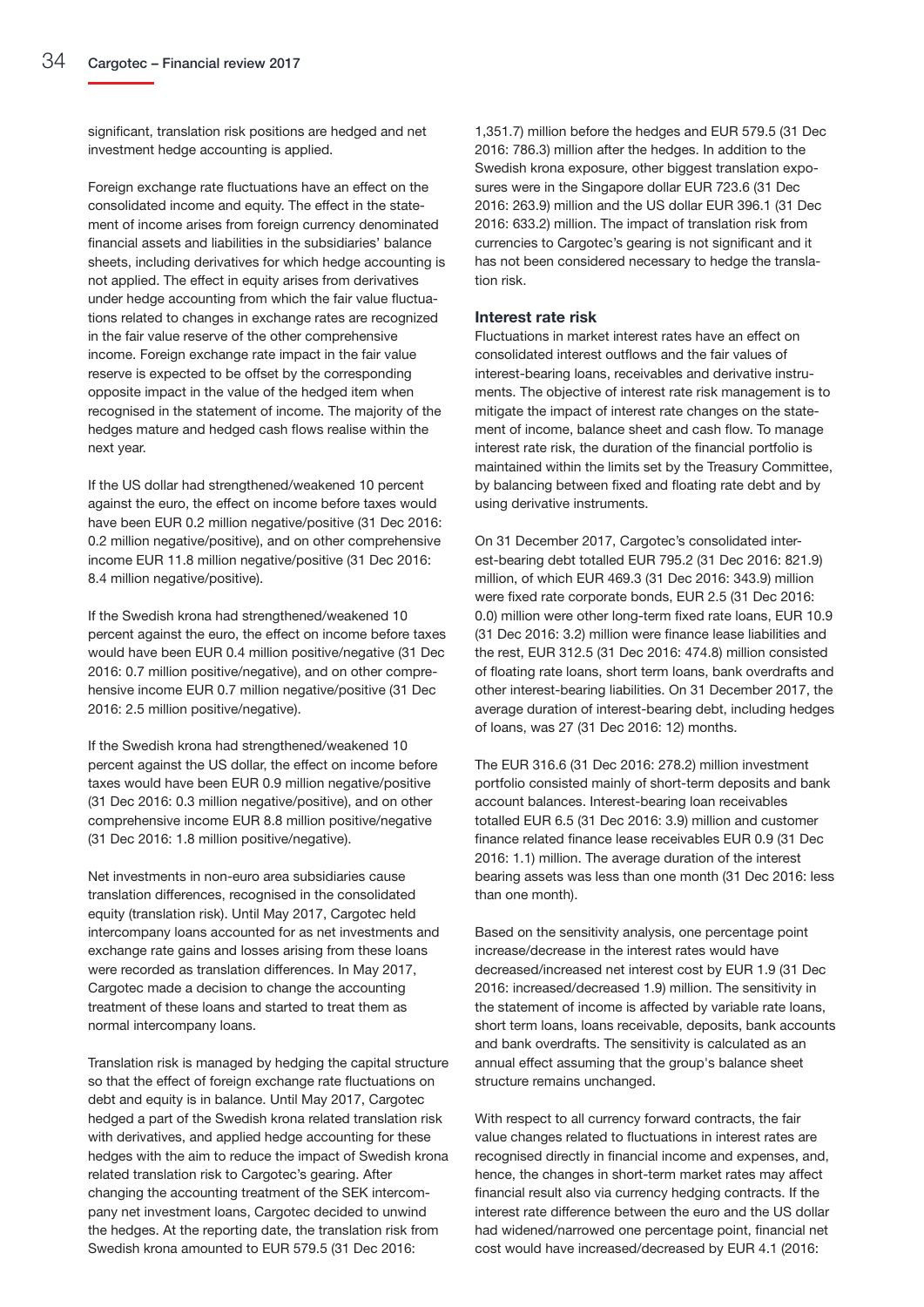significant, translation risk positions are hedged and net investment hedge accounting is applied.

Foreign exchange rate fluctuations have an effect on the consolidated income and equity. The effect in the statement of income arises from foreign currency denominated financial assets and liabilities in the subsidiaries' balance sheets, including derivatives for which hedge accounting is not applied. The effect in equity arises from derivatives under hedge accounting from which the fair value fluctuations related to changes in exchange rates are recognized in the fair value reserve of the other comprehensive income. Foreign exchange rate impact in the fair value reserve is expected to be offset by the corresponding opposite impact in the value of the hedged item when recognised in the statement of income. The majority of the hedges mature and hedged cash flows realise within the next year.

If the US dollar had strengthened/weakened 10 percent against the euro, the effect on income before taxes would have been EUR 0.2 million negative/positive (31 Dec 2016: 0.2 million negative/positive), and on other comprehensive income EUR 11.8 million negative/positive (31 Dec 2016: 8.4 million negative/positive).

If the Swedish krona had strengthened/weakened 10 percent against the euro, the effect on income before taxes would have been EUR 0.4 million positive/negative (31 Dec 2016: 0.7 million positive/negative), and on other comprehensive income EUR 0.7 million negative/positive (31 Dec 2016: 2.5 million positive/negative).

If the Swedish krona had strengthened/weakened 10 percent against the US dollar, the effect on income before taxes would have been EUR 0.9 million negative/positive (31 Dec 2016: 0.3 million negative/positive), and on other comprehensive income EUR 8.8 million positive/negative (31 Dec 2016: 1.8 million positive/negative).

Net investments in non-euro area subsidiaries cause translation differences, recognised in the consolidated equity (translation risk). Until May 2017, Cargotec held intercompany loans accounted for as net investments and exchange rate gains and losses arising from these loans were recorded as translation differences. In May 2017, Cargotec made a decision to change the accounting treatment of these loans and started to treat them as normal intercompany loans.

Translation risk is managed by hedging the capital structure so that the effect of foreign exchange rate fluctuations on debt and equity is in balance. Until May 2017, Cargotec hedged a part of the Swedish krona related translation risk with derivatives, and applied hedge accounting for these hedges with the aim to reduce the impact of Swedish krona related translation risk to Cargotec's gearing. After changing the accounting treatment of the SEK intercompany net investment loans, Cargotec decided to unwind the hedges. At the reporting date, the translation risk from Swedish krona amounted to EUR 579.5 (31 Dec 2016: 1,351.7) million before the hedges and EUR 579.5 (31 Dec 2016: 786.3) million after the hedges. In addition to the Swedish krona exposure, other biggest translation exposures were in the Singapore dollar EUR 723.6 (31 Dec 2016: 263.9) million and the US dollar EUR 396.1 (31 Dec 2016: 633.2) million. The impact of translation risk from currencies to Cargotec's gearing is not significant and it has not been considered necessary to hedge the translation risk.

### Interest rate risk

Fluctuations in market interest rates have an effect on consolidated interest outflows and the fair values of interest-bearing loans, receivables and derivative instruments. The objective of interest rate risk management is to mitigate the impact of interest rate changes on the statement of income, balance sheet and cash flow. To manage interest rate risk, the duration of the financial portfolio is maintained within the limits set by the Treasury Committee, by balancing between fixed and floating rate debt and by using derivative instruments.

On 31 December 2017, Cargotec's consolidated interest-bearing debt totalled EUR 795.2 (31 Dec 2016: 821.9) million, of which EUR 469.3 (31 Dec 2016: 343.9) million were fixed rate corporate bonds, EUR 2.5 (31 Dec 2016: 0.0) million were other long-term fixed rate loans, EUR 10.9 (31 Dec 2016: 3.2) million were finance lease liabilities and the rest, EUR 312.5 (31 Dec 2016: 474.8) million consisted of floating rate loans, short term loans, bank overdrafts and other interest-bearing liabilities. On 31 December 2017, the average duration of interest-bearing debt, including hedges of loans, was 27 (31 Dec 2016: 12) months.

The EUR 316.6 (31 Dec 2016: 278.2) million investment portfolio consisted mainly of short-term deposits and bank account balances. Interest-bearing loan receivables totalled EUR 6.5 (31 Dec 2016: 3.9) million and customer finance related finance lease receivables EUR 0.9 (31 Dec 2016: 1.1) million. The average duration of the interest bearing assets was less than one month (31 Dec 2016: less than one month).

Based on the sensitivity analysis, one percentage point increase/decrease in the interest rates would have decreased/increased net interest cost by EUR 1.9 (31 Dec 2016: increased/decreased 1.9) million. The sensitivity in the statement of income is affected by variable rate loans, short term loans, loans receivable, deposits, bank accounts and bank overdrafts. The sensitivity is calculated as an annual effect assuming that the group's balance sheet structure remains unchanged.

With respect to all currency forward contracts, the fair value changes related to fluctuations in interest rates are recognised directly in financial income and expenses, and, hence, the changes in short-term market rates may affect financial result also via currency hedging contracts. If the interest rate difference between the euro and the US dollar had widened/narrowed one percentage point, financial net cost would have increased/decreased by EUR 4.1 (2016: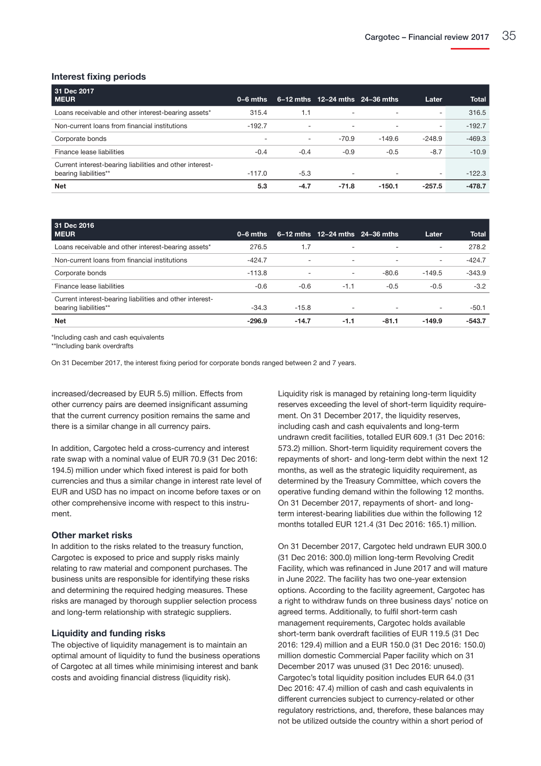### Interest fixing periods

| 31 Dec 2017 MEUR | 0–6 mths | 6–12 mths | 12–24 mths | 24–36 mths | Later | Total |
|---|---|---|---|---|---|---|
| Loans receivable and other interest-bearing assets* | 315.4 | 1.1 | - | - | - | 316.5 |
| Non-current loans from financial institutions | -192.7 | - | - | - | - | -192.7 |
| Corporate bonds | - | - | -70.9 | -149.6 | -248.9 | -469.3 |
| Finance lease liabilities | -0.4 | -0.4 | -0.9 | -0.5 | -8.7 | -10.9 |
| Current interest-bearing liabilities and other interest-bearing liabilities** | -117.0 | -5.3 | - | - | - | -122.3 |
| **Net** | **5.3** | **-4.7** | **-71.8** | **-150.1** | **-257.5** | **-478.7** |

| 31 Dec 2016 MEUR | 0–6 mths | 6–12 mths | 12–24 mths | 24–36 mths | Later | Total |
|---|---|---|---|---|---|---|
| Loans receivable and other interest-bearing assets* | 276.5 | 1.7 | - | - | - | 278.2 |
| Non-current loans from financial institutions | -424.7 | - | - | - | - | -424.7 |
| Corporate bonds | -113.8 | - | - | -80.6 | -149.5 | -343.9 |
| Finance lease liabilities | -0.6 | -0.6 | -1.1 | -0.5 | -0.5 | -3.2 |
| Current interest-bearing liabilities and other interest-bearing liabilities** | -34.3 | -15.8 | - | - | - | -50.1 |
| **Net** | **-296.9** | **-14.7** | **-1.1** | **-81.1** | **-149.9** | **-543.7** |

*Including cash and cash equivalents
**Including bank overdrafts

On 31 December 2017, the interest fixing period for corporate bonds ranged between 2 and 7 years.

increased/decreased by EUR 5.5) million. Effects from other currency pairs are deemed insignificant assuming that the current currency position remains the same and there is a similar change in all currency pairs.

In addition, Cargotec held a cross-currency and interest rate swap with a nominal value of EUR 70.9 (31 Dec 2016: 194.5) million under which fixed interest is paid for both currencies and thus a similar change in interest rate level of EUR and USD has no impact on income before taxes or on other comprehensive income with respect to this instrument.

### Other market risks

In addition to the risks related to the treasury function, Cargotec is exposed to price and supply risks mainly relating to raw material and component purchases. The business units are responsible for identifying these risks and determining the required hedging measures. These risks are managed by thorough supplier selection process and long-term relationship with strategic suppliers.

### Liquidity and funding risks

The objective of liquidity management is to maintain an optimal amount of liquidity to fund the business operations of Cargotec at all times while minimising interest and bank costs and avoiding financial distress (liquidity risk).

Liquidity risk is managed by retaining long-term liquidity reserves exceeding the level of short-term liquidity requirement. On 31 December 2017, the liquidity reserves, including cash and cash equivalents and long-term undrawn credit facilities, totalled EUR 609.1 (31 Dec 2016: 573.2) million. Short-term liquidity requirement covers the repayments of short- and long-term debt within the next 12 months, as well as the strategic liquidity requirement, as determined by the Treasury Committee, which covers the operative funding demand within the following 12 months. On 31 December 2017, repayments of short- and long-term interest-bearing liabilities due within the following 12 months totalled EUR 121.4 (31 Dec 2016: 165.1) million.

On 31 December 2017, Cargotec held undrawn EUR 300.0 (31 Dec 2016: 300.0) million long-term Revolving Credit Facility, which was refinanced in June 2017 and will mature in June 2022. The facility has two one-year extension options. According to the facility agreement, Cargotec has a right to withdraw funds on three business days' notice on agreed terms. Additionally, to fulfil short-term cash management requirements, Cargotec holds available short-term bank overdraft facilities of EUR 119.5 (31 Dec 2016: 129.4) million and a EUR 150.0 (31 Dec 2016: 150.0) million domestic Commercial Paper facility which on 31 December 2017 was unused (31 Dec 2016: unused). Cargotec's total liquidity position includes EUR 64.0 (31 Dec 2016: 47.4) million of cash and cash equivalents in different currencies subject to currency-related or other regulatory restrictions, and, therefore, these balances may not be utilized outside the country within a short period of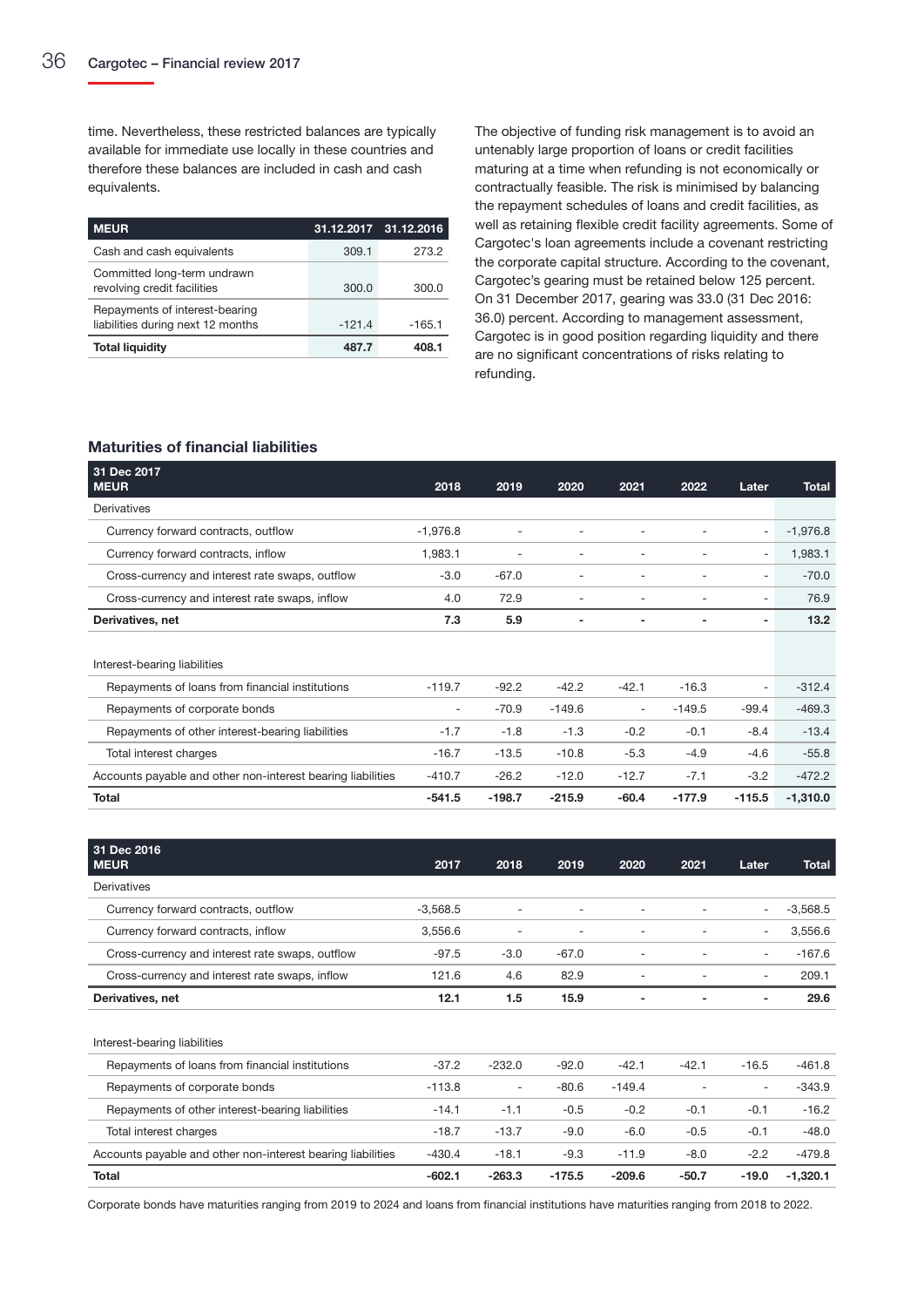time. Nevertheless, these restricted balances are typically available for immediate use locally in these countries and therefore these balances are included in cash and cash equivalents.

| MEUR | 31.12.2017 | 31.12.2016 |
|---|---|---|
| Cash and cash equivalents | 309.1 | 273.2 |
| Committed long-term undrawn revolving credit facilities | 300.0 | 300.0 |
| Repayments of interest-bearing liabilities during next 12 months | -121.4 | -165.1 |
| **Total liquidity** | **487.7** | **408.1** |

The objective of funding risk management is to avoid an untenably large proportion of loans or credit facilities maturing at a time when refunding is not economically or contractually feasible. The risk is minimised by balancing the repayment schedules of loans and credit facilities, as well as retaining flexible credit facility agreements. Some of Cargotec's loan agreements include a covenant restricting the corporate capital structure. According to the covenant, Cargotec's gearing must be retained below 125 percent. On 31 December 2017, gearing was 33.0 (31 Dec 2016: 36.0) percent. According to management assessment, Cargotec is in good position regarding liquidity and there are no significant concentrations of risks relating to refunding.

### Maturities of financial liabilities

| 31 Dec 2017<br>MEUR | 2018 | 2019 | 2020 | 2021 | 2022 | Later | Total |
|---|---|---|---|---|---|---|---|
| Derivatives | | | | | | | |
| Currency forward contracts, outflow | -1,976.8 | - | - | - | - | - | -1,976.8 |
| Currency forward contracts, inflow | 1,983.1 | - | - | - | - | - | 1,983.1 |
| Cross-currency and interest rate swaps, outflow | -3.0 | -67.0 | - | - | - | - | -70.0 |
| Cross-currency and interest rate swaps, inflow | 4.0 | 72.9 | - | - | - | - | 76.9 |
| **Derivatives, net** | **7.3** | **5.9** | **-** | **-** | **-** | **-** | **13.2** |
| | | | | | | | |
| Interest-bearing liabilities | | | | | | | |
| Repayments of loans from financial institutions | -119.7 | -92.2 | -42.2 | -42.1 | -16.3 | - | -312.4 |
| Repayments of corporate bonds | - | -70.9 | -149.6 | - | -149.5 | -99.4 | -469.3 |
| Repayments of other interest-bearing liabilities | -1.7 | -1.8 | -1.3 | -0.2 | -0.1 | -8.4 | -13.4 |
| Total interest charges | -16.7 | -13.5 | -10.8 | -5.3 | -4.9 | -4.6 | -55.8 |
| Accounts payable and other non-interest bearing liabilities | -410.7 | -26.2 | -12.0 | -12.7 | -7.1 | -3.2 | -472.2 |
| **Total** | **-541.5** | **-198.7** | **-215.9** | **-60.4** | **-177.9** | **-115.5** | **-1,310.0** |

| 31 Dec 2016<br>MEUR | 2017 | 2018 | 2019 | 2020 | 2021 | Later | Total |
|---|---|---|---|---|---|---|---|
| Derivatives | | | | | | | |
| Currency forward contracts, outflow | -3,568.5 | - | - | - | - | - | -3,568.5 |
| Currency forward contracts, inflow | 3,556.6 | - | - | - | - | - | 3,556.6 |
| Cross-currency and interest rate swaps, outflow | -97.5 | -3.0 | -67.0 | - | - | - | -167.6 |
| Cross-currency and interest rate swaps, inflow | 121.6 | 4.6 | 82.9 | - | - | - | 209.1 |
| **Derivatives, net** | **12.1** | **1.5** | **15.9** | **-** | **-** | **-** | **29.6** |
| | | | | | | | |
| Interest-bearing liabilities | | | | | | | |
| Repayments of loans from financial institutions | -37.2 | -232.0 | -92.0 | -42.1 | -42.1 | -16.5 | -461.8 |
| Repayments of corporate bonds | -113.8 | - | -80.6 | -149.4 | - | - | -343.9 |
| Repayments of other interest-bearing liabilities | -14.1 | -1.1 | -0.5 | -0.2 | -0.1 | -0.1 | -16.2 |
| Total interest charges | -18.7 | -13.7 | -9.0 | -6.0 | -0.5 | -0.1 | -48.0 |
| Accounts payable and other non-interest bearing liabilities | -430.4 | -18.1 | -9.3 | -11.9 | -8.0 | -2.2 | -479.8 |
| **Total** | **-602.1** | **-263.3** | **-175.5** | **-209.6** | **-50.7** | **-19.0** | **-1,320.1** |

Corporate bonds have maturities ranging from 2019 to 2024 and loans from financial institutions have maturities ranging from 2018 to 2022.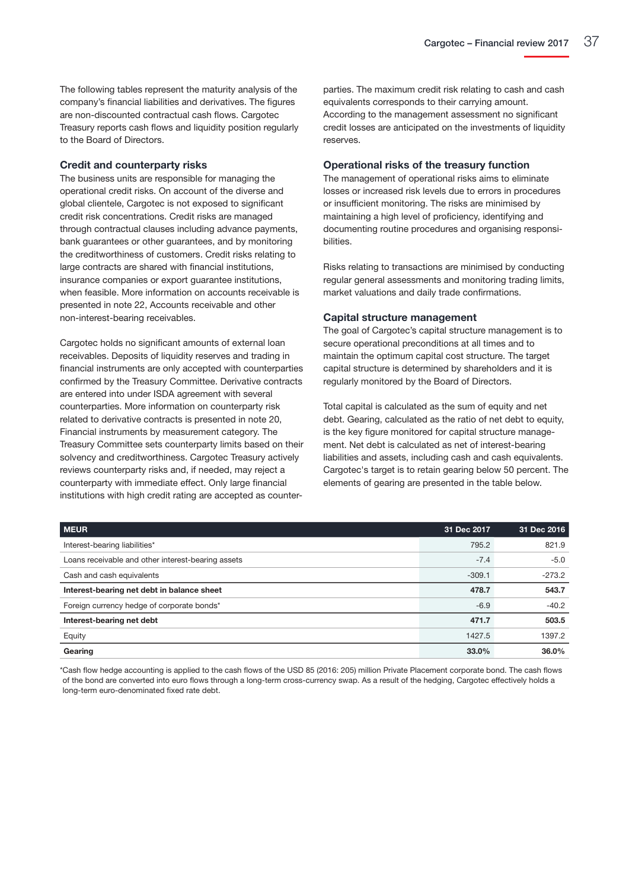The following tables represent the maturity analysis of the company's financial liabilities and derivatives. The figures are non-discounted contractual cash flows. Cargotec Treasury reports cash flows and liquidity position regularly to the Board of Directors.

### Credit and counterparty risks

The business units are responsible for managing the operational credit risks. On account of the diverse and global clientele, Cargotec is not exposed to significant credit risk concentrations. Credit risks are managed through contractual clauses including advance payments, bank guarantees or other guarantees, and by monitoring the creditworthiness of customers. Credit risks relating to large contracts are shared with financial institutions, insurance companies or export guarantee institutions, when feasible. More information on accounts receivable is presented in note 22, Accounts receivable and other non-interest-bearing receivables.

Cargotec holds no significant amounts of external loan receivables. Deposits of liquidity reserves and trading in financial instruments are only accepted with counterparties confirmed by the Treasury Committee. Derivative contracts are entered into under ISDA agreement with several counterparties. More information on counterparty risk related to derivative contracts is presented in note 20, Financial instruments by measurement category. The Treasury Committee sets counterparty limits based on their solvency and creditworthiness. Cargotec Treasury actively reviews counterparty risks and, if needed, may reject a counterparty with immediate effect. Only large financial institutions with high credit rating are accepted as counterparties. The maximum credit risk relating to cash and cash equivalents corresponds to their carrying amount. According to the management assessment no significant credit losses are anticipated on the investments of liquidity reserves.

### Operational risks of the treasury function

The management of operational risks aims to eliminate losses or increased risk levels due to errors in procedures or insufficient monitoring. The risks are minimised by maintaining a high level of proficiency, identifying and documenting routine procedures and organising responsibilities.

Risks relating to transactions are minimised by conducting regular general assessments and monitoring trading limits, market valuations and daily trade confirmations.

### Capital structure management

The goal of Cargotec's capital structure management is to secure operational preconditions at all times and to maintain the optimum capital cost structure. The target capital structure is determined by shareholders and it is regularly monitored by the Board of Directors.

Total capital is calculated as the sum of equity and net debt. Gearing, calculated as the ratio of net debt to equity, is the key figure monitored for capital structure management. Net debt is calculated as net of interest-bearing liabilities and assets, including cash and cash equivalents. Cargotec's target is to retain gearing below 50 percent. The elements of gearing are presented in the table below.

| MEUR | 31 Dec 2017 | 31 Dec 2016 |
|---|---|---|
| Interest-bearing liabilities* | 795.2 | 821.9 |
| Loans receivable and other interest-bearing assets | -7.4 | -5.0 |
| Cash and cash equivalents | -309.1 | -273.2 |
| **Interest-bearing net debt in balance sheet** | **478.7** | **543.7** |
| Foreign currency hedge of corporate bonds* | -6.9 | -40.2 |
| **Interest-bearing net debt** | **471.7** | **503.5** |
| Equity | 1427.5 | 1397.2 |
| **Gearing** | **33.0%** | **36.0%** |

*Cash flow hedge accounting is applied to the cash flows of the USD 85 (2016: 205) million Private Placement corporate bond. The cash flows of the bond are converted into euro flows through a long-term cross-currency swap. As a result of the hedging, Cargotec effectively holds a long-term euro-denominated fixed rate debt.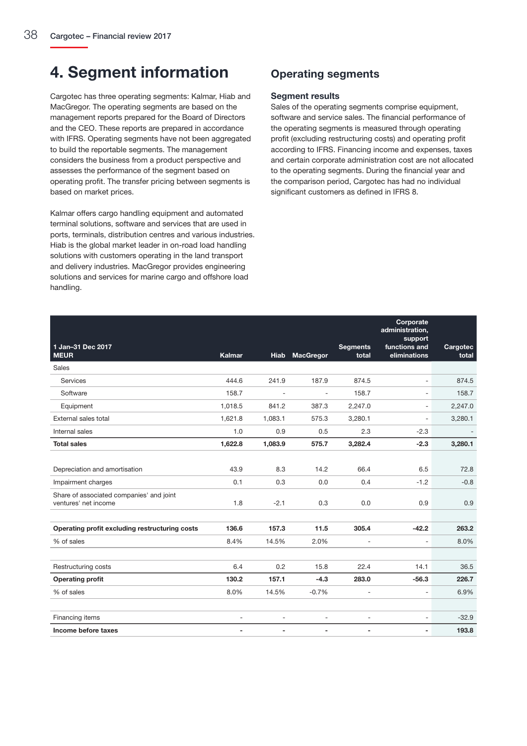# 4. Segment information

Cargotec has three operating segments: Kalmar, Hiab and MacGregor. The operating segments are based on the management reports prepared for the Board of Directors and the CEO. These reports are prepared in accordance with IFRS. Operating segments have not been aggregated to build the reportable segments. The management considers the business from a product perspective and assesses the performance of the segment based on operating profit. The transfer pricing between segments is based on market prices.

Kalmar offers cargo handling equipment and automated terminal solutions, software and services that are used in ports, terminals, distribution centres and various industries. Hiab is the global market leader in on-road load handling solutions with customers operating in the land transport and delivery industries. MacGregor provides engineering solutions and services for marine cargo and offshore load handling.

## Operating segments

### Segment results

Sales of the operating segments comprise equipment, software and service sales. The financial performance of the operating segments is measured through operating profit (excluding restructuring costs) and operating profit according to IFRS. Financing income and expenses, taxes and certain corporate administration cost are not allocated to the operating segments. During the financial year and the comparison period, Cargotec has had no individual significant customers as defined in IFRS 8.

| 1 Jan–31 Dec 2017<br>MEUR | Kalmar | Hiab | MacGregor | Segments total | Corporate administration, support functions and eliminations | Cargotec total |
|---|---|---|---|---|---|---|
| Sales | | | | | | |
| Services | 444.6 | 241.9 | 187.9 | 874.5 | - | 874.5 |
| Software | 158.7 | - | - | 158.7 | - | 158.7 |
| Equipment | 1,018.5 | 841.2 | 387.3 | 2,247.0 | - | 2,247.0 |
| External sales total | 1,621.8 | 1,083.1 | 575.3 | 3,280.1 | - | 3,280.1 |
| Internal sales | 1.0 | 0.9 | 0.5 | 2.3 | -2.3 | - |
| **Total sales** | **1,622.8** | **1,083.9** | **575.7** | **3,282.4** | **-2.3** | **3,280.1** |
| | | | | | | |
| Depreciation and amortisation | 43.9 | 8.3 | 14.2 | 66.4 | 6.5 | 72.8 |
| Impairment charges | 0.1 | 0.3 | 0.0 | 0.4 | -1.2 | -0.8 |
| Share of associated companies' and joint ventures' net income | 1.8 | -2.1 | 0.3 | 0.0 | 0.9 | 0.9 |
| | | | | | | |
| **Operating profit excluding restructuring costs** | **136.6** | **157.3** | **11.5** | **305.4** | **-42.2** | **263.2** |
| % of sales | 8.4% | 14.5% | 2.0% | - | - | 8.0% |
| | | | | | | |
| Restructuring costs | 6.4 | 0.2 | 15.8 | 22.4 | 14.1 | 36.5 |
| **Operating profit** | **130.2** | **157.1** | **-4.3** | **283.0** | **-56.3** | **226.7** |
| % of sales | 8.0% | 14.5% | -0.7% | - | - | 6.9% |
| | | | | | | |
| Financing items | - | - | - | - | - | -32.9 |
| **Income before taxes** | **-** | **-** | **-** | **-** | **-** | **193.8** |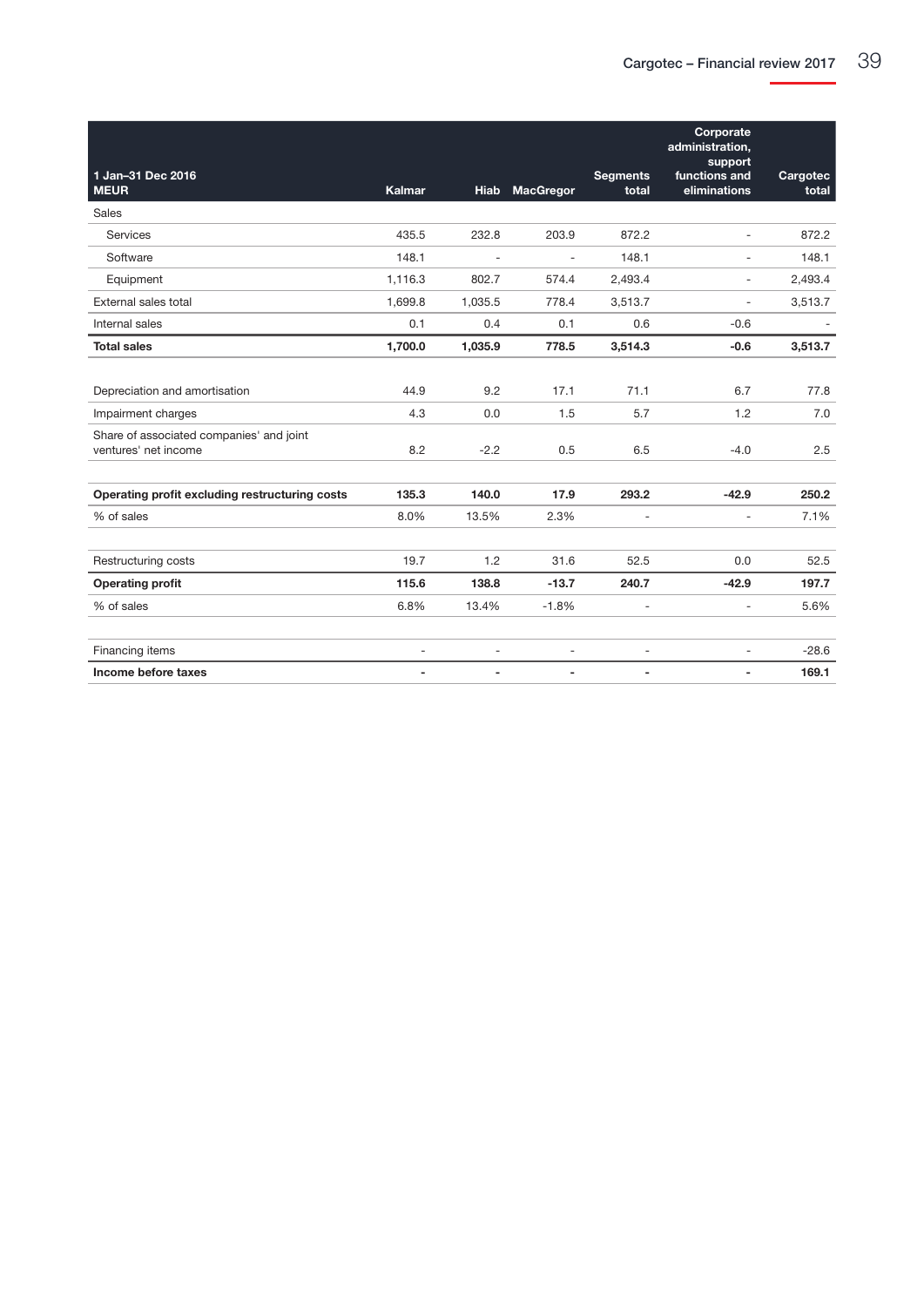| 1 Jan–31 Dec 2016<br>MEUR | Kalmar | Hiab | MacGregor | Segments total | Corporate administration, support functions and eliminations | Cargotec total |
|---|---|---|---|---|---|---|
| Sales | | | | | | |
| Services | 435.5 | 232.8 | 203.9 | 872.2 | - | 872.2 |
| Software | 148.1 | - | - | 148.1 | - | 148.1 |
| Equipment | 1,116.3 | 802.7 | 574.4 | 2,493.4 | - | 2,493.4 |
| External sales total | 1,699.8 | 1,035.5 | 778.4 | 3,513.7 | - | 3,513.7 |
| Internal sales | 0.1 | 0.4 | 0.1 | 0.6 | -0.6 | - |
| **Total sales** | **1,700.0** | **1,035.9** | **778.5** | **3,514.3** | **-0.6** | **3,513.7** |
| | | | | | | |
| Depreciation and amortisation | 44.9 | 9.2 | 17.1 | 71.1 | 6.7 | 77.8 |
| Impairment charges | 4.3 | 0.0 | 1.5 | 5.7 | 1.2 | 7.0 |
| Share of associated companies' and joint ventures' net income | 8.2 | -2.2 | 0.5 | 6.5 | -4.0 | 2.5 |
| | | | | | | |
| **Operating profit excluding restructuring costs** | **135.3** | **140.0** | **17.9** | **293.2** | **-42.9** | **250.2** |
| % of sales | 8.0% | 13.5% | 2.3% | - | - | 7.1% |
| | | | | | | |
| Restructuring costs | 19.7 | 1.2 | 31.6 | 52.5 | 0.0 | 52.5 |
| **Operating profit** | **115.6** | **138.8** | **-13.7** | **240.7** | **-42.9** | **197.7** |
| % of sales | 6.8% | 13.4% | -1.8% | - | - | 5.6% |
| | | | | | | |
| Financing items | - | - | - | - | - | -28.6 |
| **Income before taxes** | **-** | **-** | **-** | **-** | **-** | **169.1** |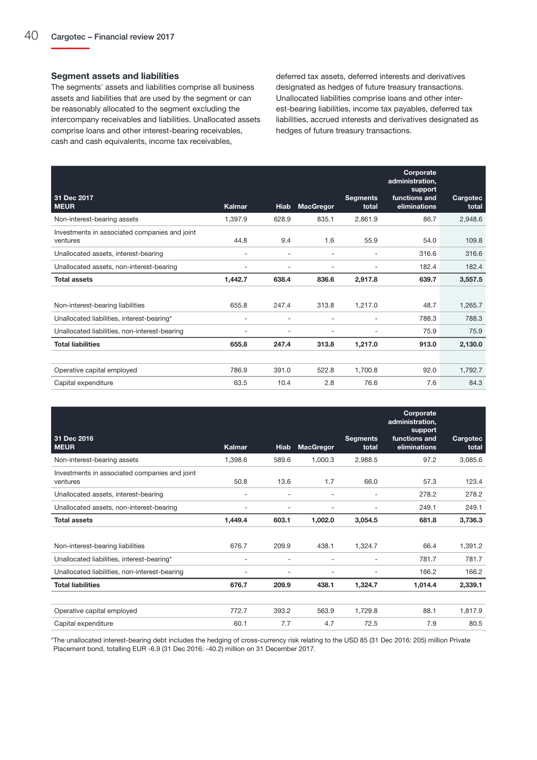## Segment assets and liabilities

The segments' assets and liabilities comprise all business assets and liabilities that are used by the segment or can be reasonably allocated to the segment excluding the intercompany receivables and liabilities. Unallocated assets comprise loans and other interest-bearing receivables, cash and cash equivalents, income tax receivables, deferred tax assets, deferred interests and derivatives designated as hedges of future treasury transactions. Unallocated liabilities comprise loans and other interest-bearing liabilities, income tax payables, deferred tax liabilities, accrued interests and derivatives designated as hedges of future treasury transactions.

| 31 Dec 2017 MEUR | Kalmar | Hiab | MacGregor | Segments total | Corporate administration, support functions and eliminations | Cargotec total |
|---|---|---|---|---|---|---|
| Non-interest-bearing assets | 1,397.9 | 628.9 | 835.1 | 2,861.9 | 86.7 | 2,948.6 |
| Investments in associated companies and joint ventures | 44.8 | 9.4 | 1.6 | 55.9 | 54.0 | 109.8 |
| Unallocated assets, interest-bearing | - | - | - | - | 316.6 | 316.6 |
| Unallocated assets, non-interest-bearing | - | - | - | - | 182.4 | 182.4 |
| **Total assets** | **1,442.7** | **638.4** | **836.6** | **2,917.8** | **639.7** | **3,557.5** |
| | | | | | | |
| Non-interest-bearing liabilities | 655.8 | 247.4 | 313.8 | 1,217.0 | 48.7 | 1,265.7 |
| Unallocated liabilities, interest-bearing* | - | - | - | - | 788.3 | 788.3 |
| Unallocated liabilities, non-interest-bearing | - | - | - | - | 75.9 | 75.9 |
| **Total liabilities** | **655.8** | **247.4** | **313.8** | **1,217.0** | **913.0** | **2,130.0** |
| | | | | | | |
| Operative capital employed | 786.9 | 391.0 | 522.8 | 1,700.8 | 92.0 | 1,792.7 |
| Capital expenditure | 63.5 | 10.4 | 2.8 | 76.6 | 7.6 | 84.3 |

| 31 Dec 2016 MEUR | Kalmar | Hiab | MacGregor | Segments total | Corporate administration, support functions and eliminations | Cargotec total |
|---|---|---|---|---|---|---|
| Non-interest-bearing assets | 1,398.6 | 589.6 | 1,000.3 | 2,988.5 | 97.2 | 3,085.6 |
| Investments in associated companies and joint ventures | 50.8 | 13.6 | 1.7 | 66.0 | 57.3 | 123.4 |
| Unallocated assets, interest-bearing | - | - | - | - | 278.2 | 278.2 |
| Unallocated assets, non-interest-bearing | - | - | - | - | 249.1 | 249.1 |
| **Total assets** | **1,449.4** | **603.1** | **1,002.0** | **3,054.5** | **681.8** | **3,736.3** |
| | | | | | | |
| Non-interest-bearing liabilities | 676.7 | 209.9 | 438.1 | 1,324.7 | 66.4 | 1,391.2 |
| Unallocated liabilities, interest-bearing* | - | - | - | - | 781.7 | 781.7 |
| Unallocated liabilities, non-interest-bearing | - | - | - | - | 166.2 | 166.2 |
| **Total liabilities** | **676.7** | **209.9** | **438.1** | **1,324.7** | **1,014.4** | **2,339.1** |
| | | | | | | |
| Operative capital employed | 772.7 | 393.2 | 563.9 | 1,729.8 | 88.1 | 1,817.9 |
| Capital expenditure | 60.1 | 7.7 | 4.7 | 72.5 | 7.9 | 80.5 |

*The unallocated interest-bearing debt includes the hedging of cross-currency risk relating to the USD 85 (31 Dec 2016: 205) million Private Placement bond, totalling EUR -6.9 (31 Dec 2016: -40.2) million on 31 December 2017.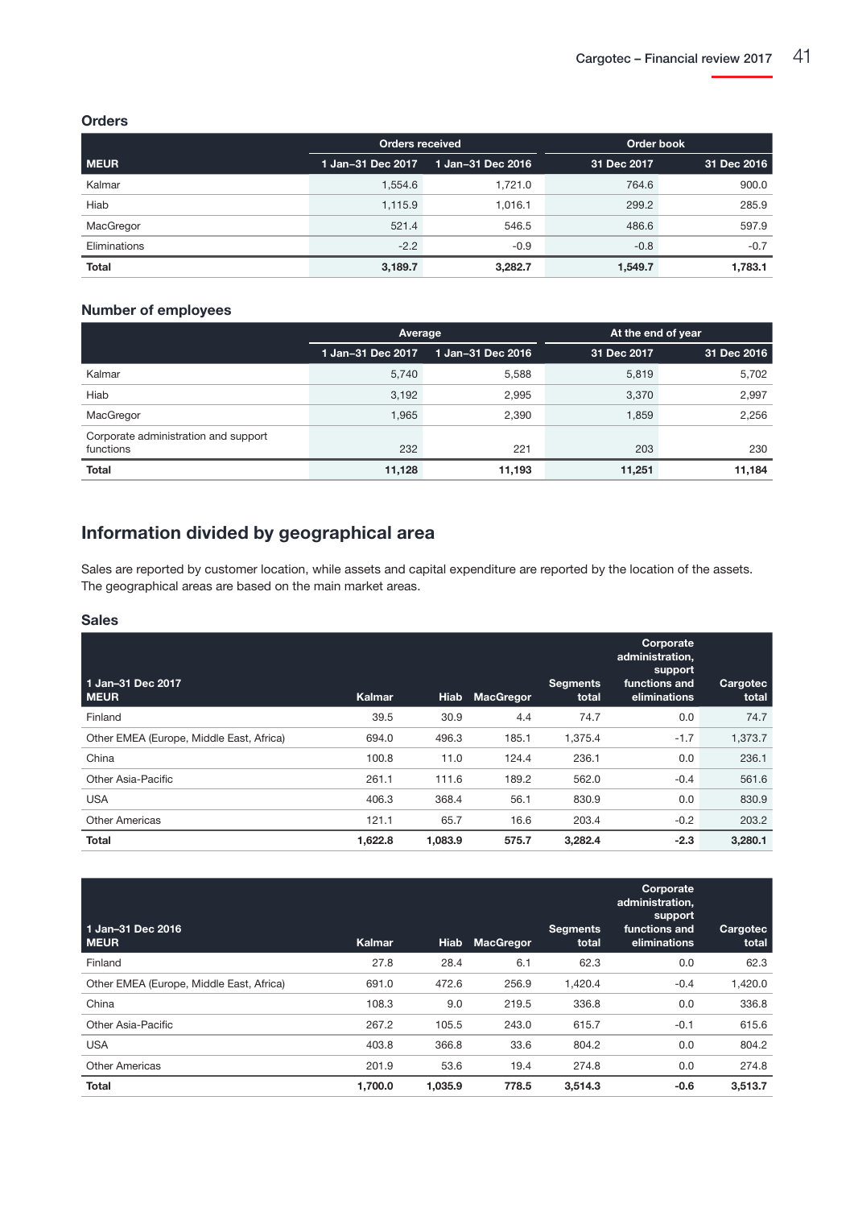### Orders

| | Orders received | | Order book | |
|---|---|---|---|---|
| **MEUR** | **1 Jan–31 Dec 2017** | **1 Jan–31 Dec 2016** | **31 Dec 2017** | **31 Dec 2016** |
| Kalmar | 1,554.6 | 1,721.0 | 764.6 | 900.0 |
| Hiab | 1,115.9 | 1,016.1 | 299.2 | 285.9 |
| MacGregor | 521.4 | 546.5 | 486.6 | 597.9 |
| Eliminations | -2.2 | -0.9 | -0.8 | -0.7 |
| **Total** | **3,189.7** | **3,282.7** | **1,549.7** | **1,783.1** |

### Number of employees

| | Average | | At the end of year | |
|---|---|---|---|---|
| | **1 Jan–31 Dec 2017** | **1 Jan–31 Dec 2016** | **31 Dec 2017** | **31 Dec 2016** |
| Kalmar | 5,740 | 5,588 | 5,819 | 5,702 |
| Hiab | 3,192 | 2,995 | 3,370 | 2,997 |
| MacGregor | 1,965 | 2,390 | 1,859 | 2,256 |
| Corporate administration and support functions | 232 | 221 | 203 | 230 |
| **Total** | **11,128** | **11,193** | **11,251** | **11,184** |

## Information divided by geographical area

Sales are reported by customer location, while assets and capital expenditure are reported by the location of the assets. The geographical areas are based on the main market areas.

### Sales

| 1 Jan–31 Dec 2017 MEUR | Kalmar | Hiab | MacGregor | Segments total | Corporate administration, support functions and eliminations | Cargotec total |
|---|---|---|---|---|---|---|
| Finland | 39.5 | 30.9 | 4.4 | 74.7 | 0.0 | 74.7 |
| Other EMEA (Europe, Middle East, Africa) | 694.0 | 496.3 | 185.1 | 1,375.4 | -1.7 | 1,373.7 |
| China | 100.8 | 11.0 | 124.4 | 236.1 | 0.0 | 236.1 |
| Other Asia-Pacific | 261.1 | 111.6 | 189.2 | 562.0 | -0.4 | 561.6 |
| USA | 406.3 | 368.4 | 56.1 | 830.9 | 0.0 | 830.9 |
| Other Americas | 121.1 | 65.7 | 16.6 | 203.4 | -0.2 | 203.2 |
| **Total** | **1,622.8** | **1,083.9** | **575.7** | **3,282.4** | **-2.3** | **3,280.1** |

| 1 Jan–31 Dec 2016 MEUR | Kalmar | Hiab | MacGregor | Segments total | Corporate administration, support functions and eliminations | Cargotec total |
|---|---|---|---|---|---|---|
| Finland | 27.8 | 28.4 | 6.1 | 62.3 | 0.0 | 62.3 |
| Other EMEA (Europe, Middle East, Africa) | 691.0 | 472.6 | 256.9 | 1,420.4 | -0.4 | 1,420.0 |
| China | 108.3 | 9.0 | 219.5 | 336.8 | 0.0 | 336.8 |
| Other Asia-Pacific | 267.2 | 105.5 | 243.0 | 615.7 | -0.1 | 615.6 |
| USA | 403.8 | 366.8 | 33.6 | 804.2 | 0.0 | 804.2 |
| Other Americas | 201.9 | 53.6 | 19.4 | 274.8 | 0.0 | 274.8 |
| **Total** | **1,700.0** | **1,035.9** | **778.5** | **3,514.3** | **-0.6** | **3,513.7** |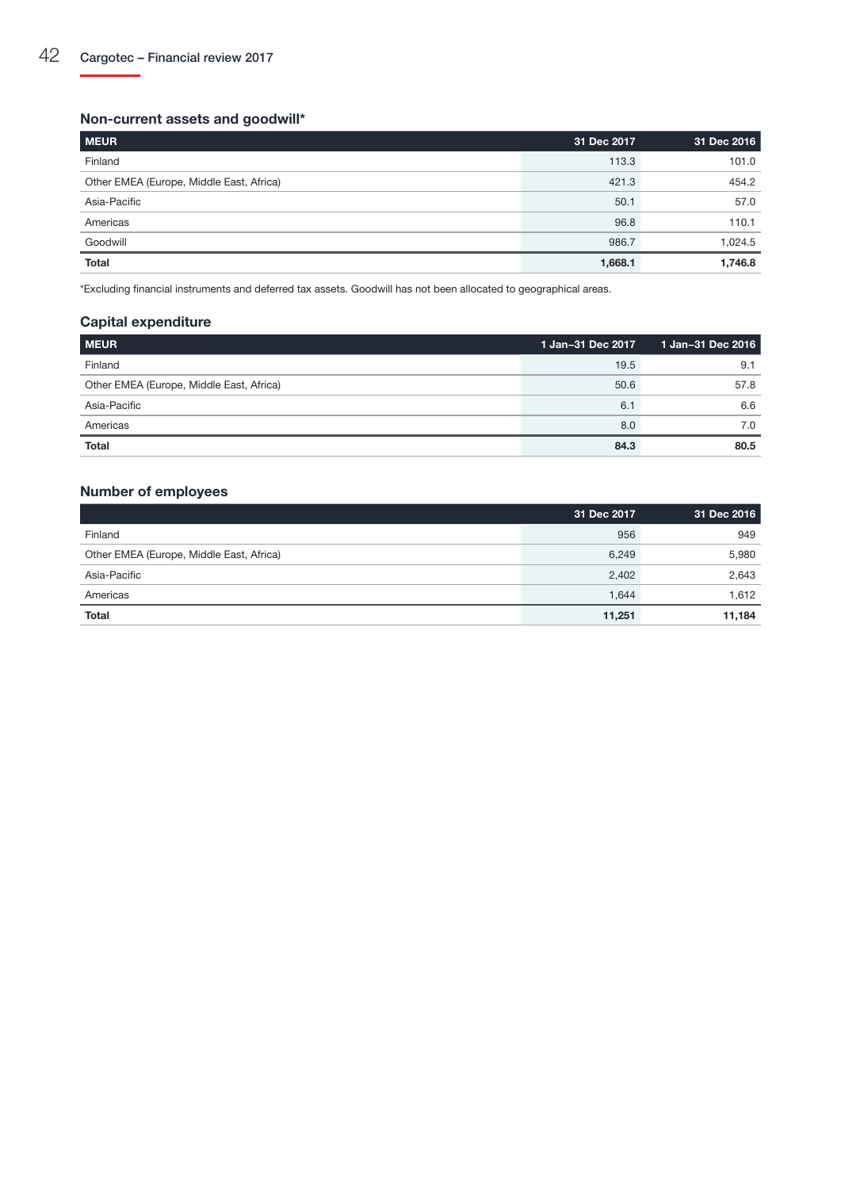### Non-current assets and goodwill*

| MEUR | 31 Dec 2017 | 31 Dec 2016 |
| --- | --- | --- |
| Finland | 113.3 | 101.0 |
| Other EMEA (Europe, Middle East, Africa) | 421.3 | 454.2 |
| Asia-Pacific | 50.1 | 57.0 |
| Americas | 96.8 | 110.1 |
| Goodwill | 986.7 | 1,024.5 |
| **Total** | **1,668.1** | **1,746.8** |

*Excluding financial instruments and deferred tax assets. Goodwill has not been allocated to geographical areas.

### Capital expenditure

| MEUR | 1 Jan–31 Dec 2017 | 1 Jan–31 Dec 2016 |
| --- | --- | --- |
| Finland | 19.5 | 9.1 |
| Other EMEA (Europe, Middle East, Africa) | 50.6 | 57.8 |
| Asia-Pacific | 6.1 | 6.6 |
| Americas | 8.0 | 7.0 |
| **Total** | **84.3** | **80.5** |

### Number of employees

| | 31 Dec 2017 | 31 Dec 2016 |
| --- | --- | --- |
| Finland | 956 | 949 |
| Other EMEA (Europe, Middle East, Africa) | 6,249 | 5,980 |
| Asia-Pacific | 2,402 | 2,643 |
| Americas | 1,644 | 1,612 |
| **Total** | **11,251** | **11,184** |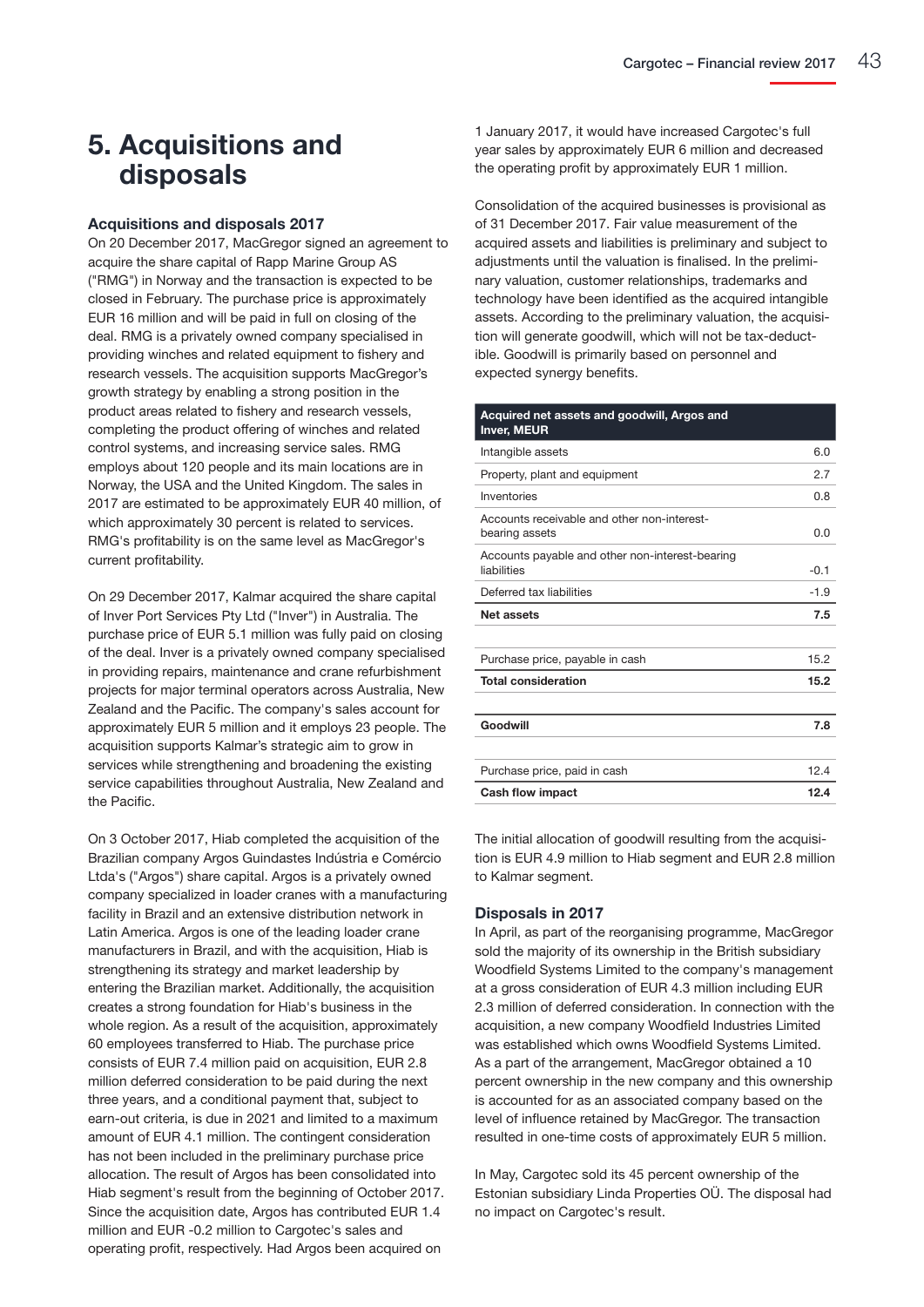# 5. Acquisitions and disposals

### Acquisitions and disposals 2017

On 20 December 2017, MacGregor signed an agreement to acquire the share capital of Rapp Marine Group AS ("RMG") in Norway and the transaction is expected to be closed in February. The purchase price is approximately EUR 16 million and will be paid in full on closing of the deal. RMG is a privately owned company specialised in providing winches and related equipment to fishery and research vessels. The acquisition supports MacGregor's growth strategy by enabling a strong position in the product areas related to fishery and research vessels, completing the product offering of winches and related control systems, and increasing service sales. RMG employs about 120 people and its main locations are in Norway, the USA and the United Kingdom. The sales in 2017 are estimated to be approximately EUR 40 million, of which approximately 30 percent is related to services. RMG's profitability is on the same level as MacGregor's current profitability.

On 29 December 2017, Kalmar acquired the share capital of Inver Port Services Pty Ltd ("Inver") in Australia. The purchase price of EUR 5.1 million was fully paid on closing of the deal. Inver is a privately owned company specialised in providing repairs, maintenance and crane refurbishment projects for major terminal operators across Australia, New Zealand and the Pacific. The company's sales account for approximately EUR 5 million and it employs 23 people. The acquisition supports Kalmar's strategic aim to grow in services while strengthening and broadening the existing service capabilities throughout Australia, New Zealand and the Pacific.

On 3 October 2017, Hiab completed the acquisition of the Brazilian company Argos Guindastes Indústria e Comércio Ltda's ("Argos") share capital. Argos is a privately owned company specialized in loader cranes with a manufacturing facility in Brazil and an extensive distribution network in Latin America. Argos is one of the leading loader crane manufacturers in Brazil, and with the acquisition, Hiab is strengthening its strategy and market leadership by entering the Brazilian market. Additionally, the acquisition creates a strong foundation for Hiab's business in the whole region. As a result of the acquisition, approximately 60 employees transferred to Hiab. The purchase price consists of EUR 7.4 million paid on acquisition, EUR 2.8 million deferred consideration to be paid during the next three years, and a conditional payment that, subject to earn-out criteria, is due in 2021 and limited to a maximum amount of EUR 4.1 million. The contingent consideration has not been included in the preliminary purchase price allocation. The result of Argos has been consolidated into Hiab segment's result from the beginning of October 2017. Since the acquisition date, Argos has contributed EUR 1.4 million and EUR -0.2 million to Cargotec's sales and operating profit, respectively. Had Argos been acquired on 1 January 2017, it would have increased Cargotec's full year sales by approximately EUR 6 million and decreased the operating profit by approximately EUR 1 million.

Consolidation of the acquired businesses is provisional as of 31 December 2017. Fair value measurement of the acquired assets and liabilities is preliminary and subject to adjustments until the valuation is finalised. In the preliminary valuation, customer relationships, trademarks and technology have been identified as the acquired intangible assets. According to the preliminary valuation, the acquisition will generate goodwill, which will not be tax-deductible. Goodwill is primarily based on personnel and expected synergy benefits.

| Acquired net assets and goodwill, Argos and Inver, MEUR | |
|---|---|
| Intangible assets | 6.0 |
| Property, plant and equipment | 2.7 |
| Inventories | 0.8 |
| Accounts receivable and other non-interest-bearing assets | 0.0 |
| Accounts payable and other non-interest-bearing liabilities | -0.1 |
| Deferred tax liabilities | -1.9 |
| **Net assets** | **7.5** |
| | |
| Purchase price, payable in cash | 15.2 |
| **Total consideration** | **15.2** |
| | |
| **Goodwill** | **7.8** |
| | |
| Purchase price, paid in cash | 12.4 |
| **Cash flow impact** | **12.4** |

The initial allocation of goodwill resulting from the acquisition is EUR 4.9 million to Hiab segment and EUR 2.8 million to Kalmar segment.

### Disposals in 2017

In April, as part of the reorganising programme, MacGregor sold the majority of its ownership in the British subsidiary Woodfield Systems Limited to the company's management at a gross consideration of EUR 4.3 million including EUR 2.3 million of deferred consideration. In connection with the acquisition, a new company Woodfield Industries Limited was established which owns Woodfield Systems Limited. As a part of the arrangement, MacGregor obtained a 10 percent ownership in the new company and this ownership is accounted for as an associated company based on the level of influence retained by MacGregor. The transaction resulted in one-time costs of approximately EUR 5 million.

In May, Cargotec sold its 45 percent ownership of the Estonian subsidiary Linda Properties OÜ. The disposal had no impact on Cargotec's result.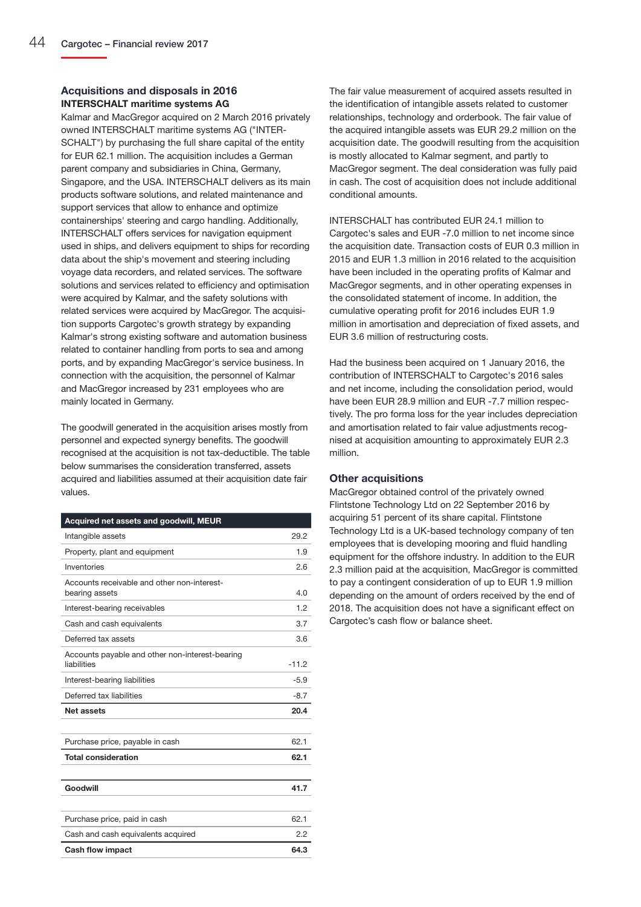## Acquisitions and disposals in 2016

### INTERSCHALT maritime systems AG

Kalmar and MacGregor acquired on 2 March 2016 privately owned INTERSCHALT maritime systems AG ("INTERSCHALT") by purchasing the full share capital of the entity for EUR 62.1 million. The acquisition includes a German parent company and subsidiaries in China, Germany, Singapore, and the USA. INTERSCHALT delivers as its main products software solutions, and related maintenance and support services that allow to enhance and optimize containerships' steering and cargo handling. Additionally, INTERSCHALT offers services for navigation equipment used in ships, and delivers equipment to ships for recording data about the ship's movement and steering including voyage data recorders, and related services. The software solutions and services related to efficiency and optimisation were acquired by Kalmar, and the safety solutions with related services were acquired by MacGregor. The acquisition supports Cargotec's growth strategy by expanding Kalmar's strong existing software and automation business related to container handling from ports to sea and among ports, and by expanding MacGregor's service business. In connection with the acquisition, the personnel of Kalmar and MacGregor increased by 231 employees who are mainly located in Germany.

The goodwill generated in the acquisition arises mostly from personnel and expected synergy benefits. The goodwill recognised at the acquisition is not tax-deductible. The table below summarises the consideration transferred, assets acquired and liabilities assumed at their acquisition date fair values.

| Acquired net assets and goodwill, MEUR | |
|---|---|
| Intangible assets | 29.2 |
| Property, plant and equipment | 1.9 |
| Inventories | 2.6 |
| Accounts receivable and other non-interest-bearing assets | 4.0 |
| Interest-bearing receivables | 1.2 |
| Cash and cash equivalents | 3.7 |
| Deferred tax assets | 3.6 |
| Accounts payable and other non-interest-bearing liabilities | -11.2 |
| Interest-bearing liabilities | -5.9 |
| Deferred tax liabilities | -8.7 |
| **Net assets** | **20.4** |
| | |
| Purchase price, payable in cash | 62.1 |
| **Total consideration** | **62.1** |
| | |
| **Goodwill** | **41.7** |
| | |
| Purchase price, paid in cash | 62.1 |
| Cash and cash equivalents acquired | 2.2 |
| **Cash flow impact** | **64.3** |

The fair value measurement of acquired assets resulted in the identification of intangible assets related to customer relationships, technology and orderbook. The fair value of the acquired intangible assets was EUR 29.2 million on the acquisition date. The goodwill resulting from the acquisition is mostly allocated to Kalmar segment, and partly to MacGregor segment. The deal consideration was fully paid in cash. The cost of acquisition does not include additional conditional amounts.

INTERSCHALT has contributed EUR 24.1 million to Cargotec's sales and EUR -7.0 million to net income since the acquisition date. Transaction costs of EUR 0.3 million in 2015 and EUR 1.3 million in 2016 related to the acquisition have been included in the operating profits of Kalmar and MacGregor segments, and in other operating expenses in the consolidated statement of income. In addition, the cumulative operating profit for 2016 includes EUR 1.9 million in amortisation and depreciation of fixed assets, and EUR 3.6 million of restructuring costs.

Had the business been acquired on 1 January 2016, the contribution of INTERSCHALT to Cargotec's 2016 sales and net income, including the consolidation period, would have been EUR 28.9 million and EUR -7.7 million respectively. The pro forma loss for the year includes depreciation and amortisation related to fair value adjustments recognised at acquisition amounting to approximately EUR 2.3 million.

### Other acquisitions

MacGregor obtained control of the privately owned Flintstone Technology Ltd on 22 September 2016 by acquiring 51 percent of its share capital. Flintstone Technology Ltd is a UK-based technology company of ten employees that is developing mooring and fluid handling equipment for the offshore industry. In addition to the EUR 2.3 million paid at the acquisition, MacGregor is committed to pay a contingent consideration of up to EUR 1.9 million depending on the amount of orders received by the end of 2018. The acquisition does not have a significant effect on Cargotec's cash flow or balance sheet.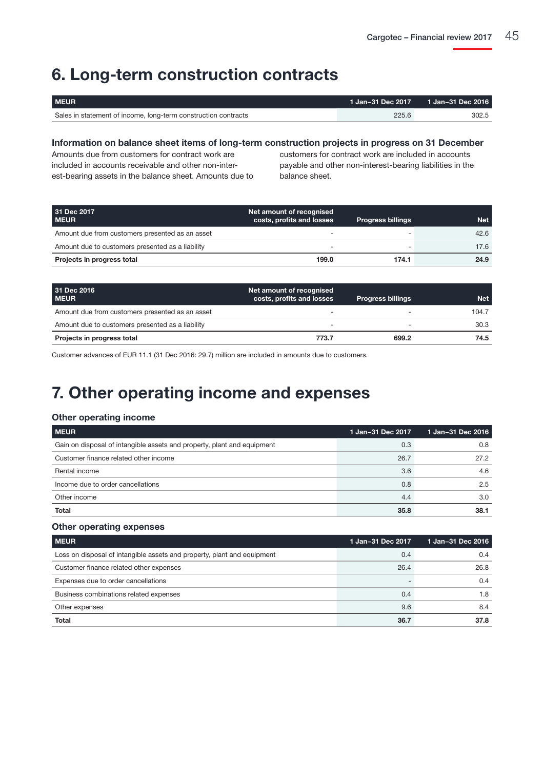# 6. Long-term construction contracts

| MEUR | 1 Jan–31 Dec 2017 | 1 Jan–31 Dec 2016 |
|---|---|---|
| Sales in statement of income, long-term construction contracts | 225.6 | 302.5 |

### Information on balance sheet items of long-term construction projects in progress on 31 December

Amounts due from customers for contract work are included in accounts receivable and other non-interest-bearing assets in the balance sheet. Amounts due to customers for contract work are included in accounts payable and other non-interest-bearing liabilities in the balance sheet.

| 31 Dec 2017<br>MEUR | Net amount of recognised costs, profits and losses | Progress billings | Net |
|---|---|---|---|
| Amount due from customers presented as an asset | - | - | 42.6 |
| Amount due to customers presented as a liability | - | - | 17.6 |
| **Projects in progress total** | **199.0** | **174.1** | **24.9** |

| 31 Dec 2016<br>MEUR | Net amount of recognised costs, profits and losses | Progress billings | Net |
|---|---|---|---|
| Amount due from customers presented as an asset | - | - | 104.7 |
| Amount due to customers presented as a liability | - | - | 30.3 |
| **Projects in progress total** | **773.7** | **699.2** | **74.5** |

Customer advances of EUR 11.1 (31 Dec 2016: 29.7) million are included in amounts due to customers.

# 7. Other operating income and expenses

### Other operating income

| MEUR | 1 Jan–31 Dec 2017 | 1 Jan–31 Dec 2016 |
|---|---|---|
| Gain on disposal of intangible assets and property, plant and equipment | 0.3 | 0.8 |
| Customer finance related other income | 26.7 | 27.2 |
| Rental income | 3.6 | 4.6 |
| Income due to order cancellations | 0.8 | 2.5 |
| Other income | 4.4 | 3.0 |
| **Total** | **35.8** | **38.1** |

### Other operating expenses

| MEUR | 1 Jan–31 Dec 2017 | 1 Jan–31 Dec 2016 |
|---|---|---|
| Loss on disposal of intangible assets and property, plant and equipment | 0.4 | 0.4 |
| Customer finance related other expenses | 26.4 | 26.8 |
| Expenses due to order cancellations | - | 0.4 |
| Business combinations related expenses | 0.4 | 1.8 |
| Other expenses | 9.6 | 8.4 |
| **Total** | **36.7** | **37.8** |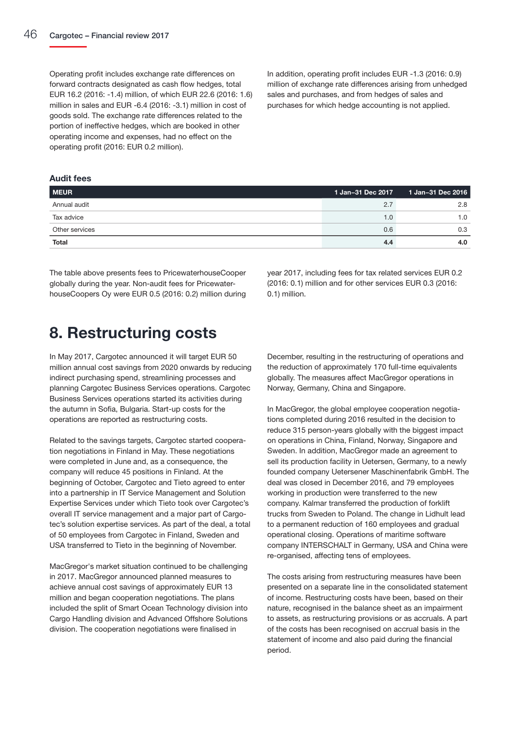Operating profit includes exchange rate differences on forward contracts designated as cash flow hedges, total EUR 16.2 (2016: -1.4) million, of which EUR 22.6 (2016: 1.6) million in sales and EUR -6.4 (2016: -3.1) million in cost of goods sold. The exchange rate differences related to the portion of ineffective hedges, which are booked in other operating income and expenses, had no effect on the operating profit (2016: EUR 0.2 million).

In addition, operating profit includes EUR -1.3 (2016: 0.9) million of exchange rate differences arising from unhedged sales and purchases, and from hedges of sales and purchases for which hedge accounting is not applied.

### Audit fees

| MEUR | 1 Jan–31 Dec 2017 | 1 Jan–31 Dec 2016 |
|---|---|---|
| Annual audit | 2.7 | 2.8 |
| Tax advice | 1.0 | 1.0 |
| Other services | 0.6 | 0.3 |
| **Total** | **4.4** | **4.0** |

The table above presents fees to PricewaterhouseCooper globally during the year. Non-audit fees for PricewaterhouseCoopers Oy were EUR 0.5 (2016: 0.2) million during year 2017, including fees for tax related services EUR 0.2 (2016: 0.1) million and for other services EUR 0.3 (2016: 0.1) million.

# 8. Restructuring costs

In May 2017, Cargotec announced it will target EUR 50 million annual cost savings from 2020 onwards by reducing indirect purchasing spend, streamlining processes and planning Cargotec Business Services operations. Cargotec Business Services operations started its activities during the autumn in Sofia, Bulgaria. Start-up costs for the operations are reported as restructuring costs.

Related to the savings targets, Cargotec started cooperation negotiations in Finland in May. These negotiations were completed in June and, as a consequence, the company will reduce 45 positions in Finland. At the beginning of October, Cargotec and Tieto agreed to enter into a partnership in IT Service Management and Solution Expertise Services under which Tieto took over Cargotec's overall IT service management and a major part of Cargotec's solution expertise services. As part of the deal, a total of 50 employees from Cargotec in Finland, Sweden and USA transferred to Tieto in the beginning of November.

MacGregor's market situation continued to be challenging in 2017. MacGregor announced planned measures to achieve annual cost savings of approximately EUR 13 million and began cooperation negotiations. The plans included the split of Smart Ocean Technology division into Cargo Handling division and Advanced Offshore Solutions division. The cooperation negotiations were finalised in December, resulting in the restructuring of operations and the reduction of approximately 170 full-time equivalents globally. The measures affect MacGregor operations in Norway, Germany, China and Singapore.

In MacGregor, the global employee cooperation negotiations completed during 2016 resulted in the decision to reduce 315 person-years globally with the biggest impact on operations in China, Finland, Norway, Singapore and Sweden. In addition, MacGregor made an agreement to sell its production facility in Uetersen, Germany, to a newly founded company Uetersener Maschinenfabrik GmbH. The deal was closed in December 2016, and 79 employees working in production were transferred to the new company. Kalmar transferred the production of forklift trucks from Sweden to Poland. The change in Lidhult lead to a permanent reduction of 160 employees and gradual operational closing. Operations of maritime software company INTERSCHALT in Germany, USA and China were re-organised, affecting tens of employees.

The costs arising from restructuring measures have been presented on a separate line in the consolidated statement of income. Restructuring costs have been, based on their nature, recognised in the balance sheet as an impairment to assets, as restructuring provisions or as accruals. A part of the costs has been recognised on accrual basis in the statement of income and also paid during the financial period.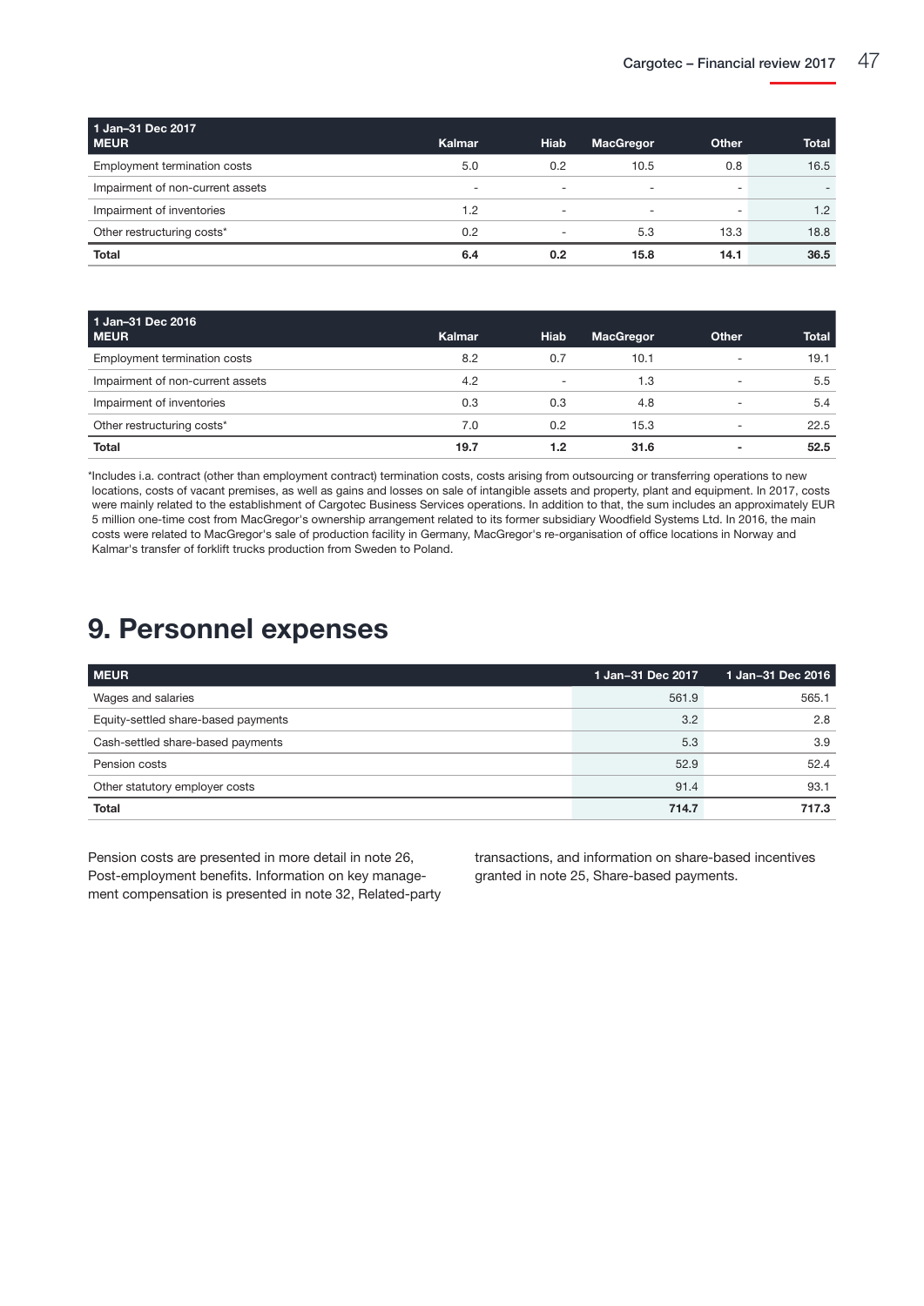| 1 Jan–31 Dec 2017<br>MEUR | Kalmar | Hiab | MacGregor | Other | Total |
|---|---|---|---|---|---|
| Employment termination costs | 5.0 | 0.2 | 10.5 | 0.8 | 16.5 |
| Impairment of non-current assets | - | - | - | - | - |
| Impairment of inventories | 1.2 | - | - | - | 1.2 |
| Other restructuring costs* | 0.2 | - | 5.3 | 13.3 | 18.8 |
| **Total** | **6.4** | **0.2** | **15.8** | **14.1** | **36.5** |

| 1 Jan–31 Dec 2016<br>MEUR | Kalmar | Hiab | MacGregor | Other | Total |
|---|---|---|---|---|---|
| Employment termination costs | 8.2 | 0.7 | 10.1 | - | 19.1 |
| Impairment of non-current assets | 4.2 | - | 1.3 | - | 5.5 |
| Impairment of inventories | 0.3 | 0.3 | 4.8 | - | 5.4 |
| Other restructuring costs* | 7.0 | 0.2 | 15.3 | - | 22.5 |
| **Total** | **19.7** | **1.2** | **31.6** | **-** | **52.5** |

*Includes i.a. contract (other than employment contract) termination costs, costs arising from outsourcing or transferring operations to new locations, costs of vacant premises, as well as gains and losses on sale of intangible assets and property, plant and equipment. In 2017, costs were mainly related to the establishment of Cargotec Business Services operations. In addition to that, the sum includes an approximately EUR 5 million one-time cost from MacGregor's ownership arrangement related to its former subsidiary Woodfield Systems Ltd. In 2016, the main costs were related to MacGregor's sale of production facility in Germany, MacGregor's re-organisation of office locations in Norway and Kalmar's transfer of forklift trucks production from Sweden to Poland.

# 9. Personnel expenses

| MEUR | 1 Jan–31 Dec 2017 | 1 Jan–31 Dec 2016 |
|---|---|---|
| Wages and salaries | 561.9 | 565.1 |
| Equity-settled share-based payments | 3.2 | 2.8 |
| Cash-settled share-based payments | 5.3 | 3.9 |
| Pension costs | 52.9 | 52.4 |
| Other statutory employer costs | 91.4 | 93.1 |
| **Total** | **714.7** | **717.3** |

Pension costs are presented in more detail in note 26, Post-employment benefits. Information on key management compensation is presented in note 32, Related-party transactions, and information on share-based incentives granted in note 25, Share-based payments.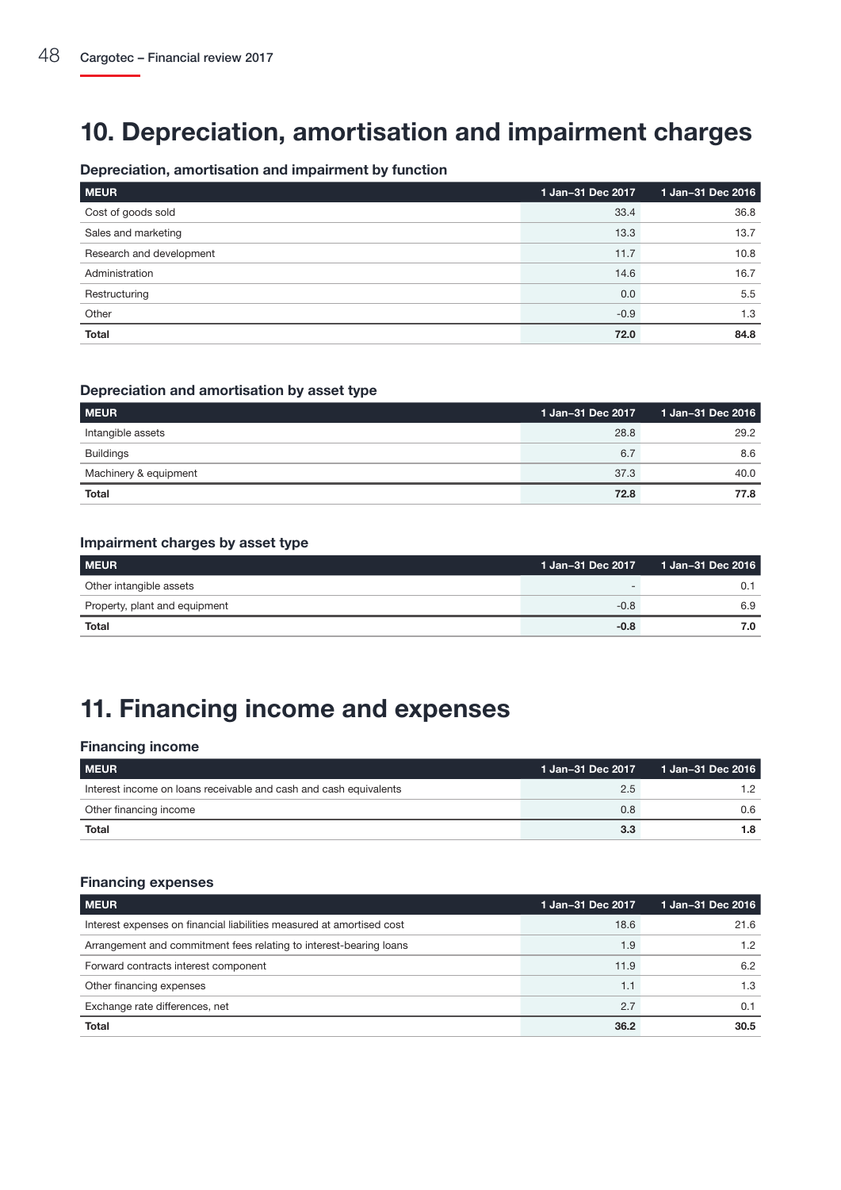# 10. Depreciation, amortisation and impairment charges

### Depreciation, amortisation and impairment by function

| MEUR | 1 Jan–31 Dec 2017 | 1 Jan–31 Dec 2016 |
|---|---|---|
| Cost of goods sold | 33.4 | 36.8 |
| Sales and marketing | 13.3 | 13.7 |
| Research and development | 11.7 | 10.8 |
| Administration | 14.6 | 16.7 |
| Restructuring | 0.0 | 5.5 |
| Other | -0.9 | 1.3 |
| **Total** | **72.0** | **84.8** |

### Depreciation and amortisation by asset type

| MEUR | 1 Jan–31 Dec 2017 | 1 Jan–31 Dec 2016 |
|---|---|---|
| Intangible assets | 28.8 | 29.2 |
| Buildings | 6.7 | 8.6 |
| Machinery & equipment | 37.3 | 40.0 |
| **Total** | **72.8** | **77.8** |

### Impairment charges by asset type

| MEUR | 1 Jan–31 Dec 2017 | 1 Jan–31 Dec 2016 |
|---|---|---|
| Other intangible assets | - | 0.1 |
| Property, plant and equipment | -0.8 | 6.9 |
| **Total** | **-0.8** | **7.0** |

# 11. Financing income and expenses

### Financing income

| MEUR | 1 Jan–31 Dec 2017 | 1 Jan–31 Dec 2016 |
|---|---|---|
| Interest income on loans receivable and cash and cash equivalents | 2.5 | 1.2 |
| Other financing income | 0.8 | 0.6 |
| **Total** | **3.3** | **1.8** |

### Financing expenses

| MEUR | 1 Jan–31 Dec 2017 | 1 Jan–31 Dec 2016 |
|---|---|---|
| Interest expenses on financial liabilities measured at amortised cost | 18.6 | 21.6 |
| Arrangement and commitment fees relating to interest-bearing loans | 1.9 | 1.2 |
| Forward contracts interest component | 11.9 | 6.2 |
| Other financing expenses | 1.1 | 1.3 |
| Exchange rate differences, net | 2.7 | 0.1 |
| **Total** | **36.2** | **30.5** |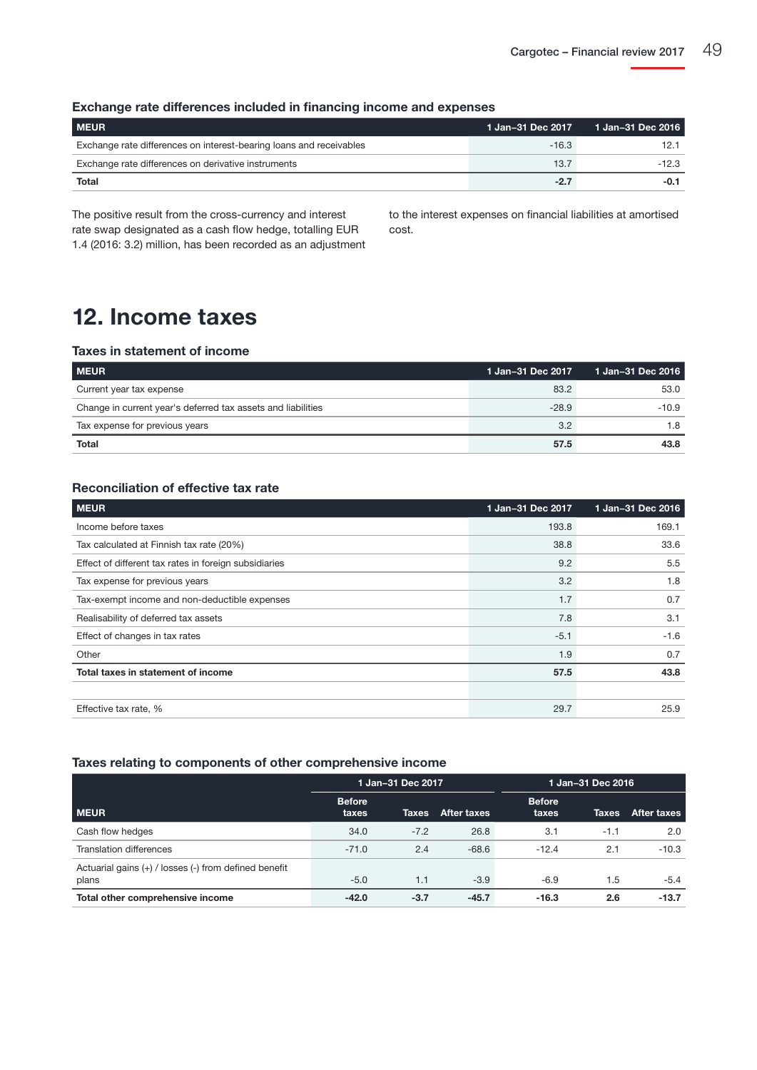### Exchange rate differences included in financing income and expenses

| MEUR | 1 Jan–31 Dec 2017 | 1 Jan–31 Dec 2016 |
|---|---|---|
| Exchange rate differences on interest-bearing loans and receivables | -16.3 | 12.1 |
| Exchange rate differences on derivative instruments | 13.7 | -12.3 |
| **Total** | **-2.7** | **-0.1** |

The positive result from the cross-currency and interest rate swap designated as a cash flow hedge, totalling EUR 1.4 (2016: 3.2) million, has been recorded as an adjustment to the interest expenses on financial liabilities at amortised cost.

# 12. Income taxes

### Taxes in statement of income

| MEUR | 1 Jan–31 Dec 2017 | 1 Jan–31 Dec 2016 |
|---|---|---|
| Current year tax expense | 83.2 | 53.0 |
| Change in current year's deferred tax assets and liabilities | -28.9 | -10.9 |
| Tax expense for previous years | 3.2 | 1.8 |
| **Total** | **57.5** | **43.8** |

### Reconciliation of effective tax rate

| MEUR | 1 Jan–31 Dec 2017 | 1 Jan–31 Dec 2016 |
|---|---|---|
| Income before taxes | 193.8 | 169.1 |
| Tax calculated at Finnish tax rate (20%) | 38.8 | 33.6 |
| Effect of different tax rates in foreign subsidiaries | 9.2 | 5.5 |
| Tax expense for previous years | 3.2 | 1.8 |
| Tax-exempt income and non-deductible expenses | 1.7 | 0.7 |
| Realisability of deferred tax assets | 7.8 | 3.1 |
| Effect of changes in tax rates | -5.1 | -1.6 |
| Other | 1.9 | 0.7 |
| **Total taxes in statement of income** | **57.5** | **43.8** |
| | | |
| Effective tax rate, % | 29.7 | 25.9 |

### Taxes relating to components of other comprehensive income

| | 1 Jan–31 Dec 2017 | | | 1 Jan–31 Dec 2016 | | |
|---|---|---|---|---|---|---|
| MEUR | Before taxes | Taxes | After taxes | Before taxes | Taxes | After taxes |
| Cash flow hedges | 34.0 | -7.2 | 26.8 | 3.1 | -1.1 | 2.0 |
| Translation differences | -71.0 | 2.4 | -68.6 | -12.4 | 2.1 | -10.3 |
| Actuarial gains (+) / losses (-) from defined benefit plans | -5.0 | 1.1 | -3.9 | -6.9 | 1.5 | -5.4 |
| **Total other comprehensive income** | **-42.0** | **-3.7** | **-45.7** | **-16.3** | **2.6** | **-13.7** |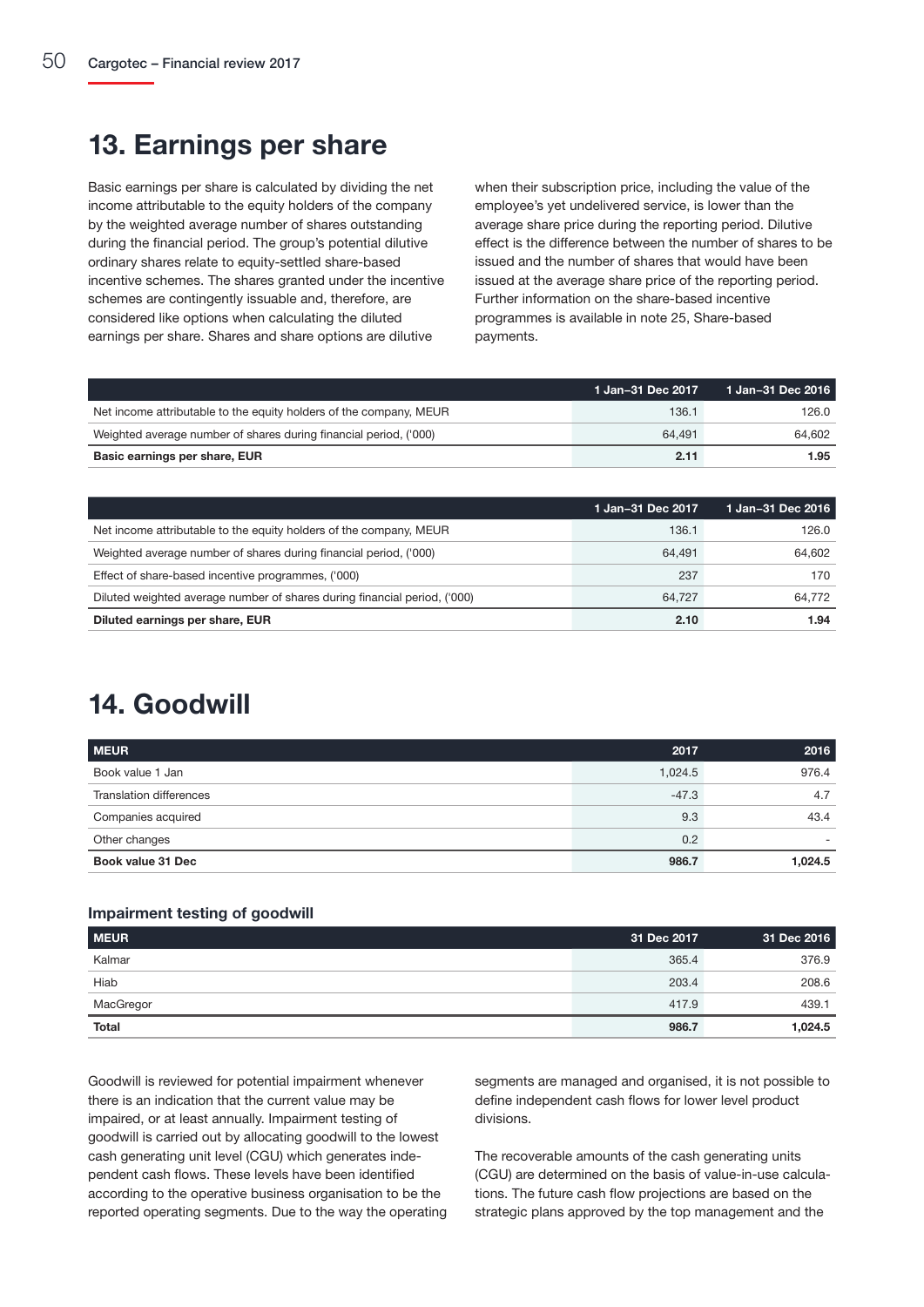# 13. Earnings per share

Basic earnings per share is calculated by dividing the net income attributable to the equity holders of the company by the weighted average number of shares outstanding during the financial period. The group's potential dilutive ordinary shares relate to equity-settled share-based incentive schemes. The shares granted under the incentive schemes are contingently issuable and, therefore, are considered like options when calculating the diluted earnings per share. Shares and share options are dilutive when their subscription price, including the value of the employee's yet undelivered service, is lower than the average share price during the reporting period. Dilutive effect is the difference between the number of shares to be issued and the number of shares that would have been issued at the average share price of the reporting period. Further information on the share-based incentive programmes is available in note 25, Share-based payments.

| | 1 Jan–31 Dec 2017 | 1 Jan–31 Dec 2016 |
|---|---|---|
| Net income attributable to the equity holders of the company, MEUR | 136.1 | 126.0 |
| Weighted average number of shares during financial period, ('000) | 64,491 | 64,602 |
| **Basic earnings per share, EUR** | **2.11** | **1.95** |

| | 1 Jan–31 Dec 2017 | 1 Jan–31 Dec 2016 |
|---|---|---|
| Net income attributable to the equity holders of the company, MEUR | 136.1 | 126.0 |
| Weighted average number of shares during financial period, ('000) | 64,491 | 64,602 |
| Effect of share-based incentive programmes, ('000) | 237 | 170 |
| Diluted weighted average number of shares during financial period, ('000) | 64,727 | 64,772 |
| **Diluted earnings per share, EUR** | **2.10** | **1.94** |

# 14. Goodwill

| MEUR | 2017 | 2016 |
|---|---|---|
| Book value 1 Jan | 1,024.5 | 976.4 |
| Translation differences | -47.3 | 4.7 |
| Companies acquired | 9.3 | 43.4 |
| Other changes | 0.2 | - |
| **Book value 31 Dec** | **986.7** | **1,024.5** |

### Impairment testing of goodwill

| MEUR | 31 Dec 2017 | 31 Dec 2016 |
|---|---|---|
| Kalmar | 365.4 | 376.9 |
| Hiab | 203.4 | 208.6 |
| MacGregor | 417.9 | 439.1 |
| **Total** | **986.7** | **1,024.5** |

Goodwill is reviewed for potential impairment whenever there is an indication that the current value may be impaired, or at least annually. Impairment testing of goodwill is carried out by allocating goodwill to the lowest cash generating unit level (CGU) which generates independent cash flows. These levels have been identified according to the operative business organisation to be the reported operating segments. Due to the way the operating segments are managed and organised, it is not possible to define independent cash flows for lower level product divisions.

The recoverable amounts of the cash generating units (CGU) are determined on the basis of value-in-use calculations. The future cash flow projections are based on the strategic plans approved by the top management and the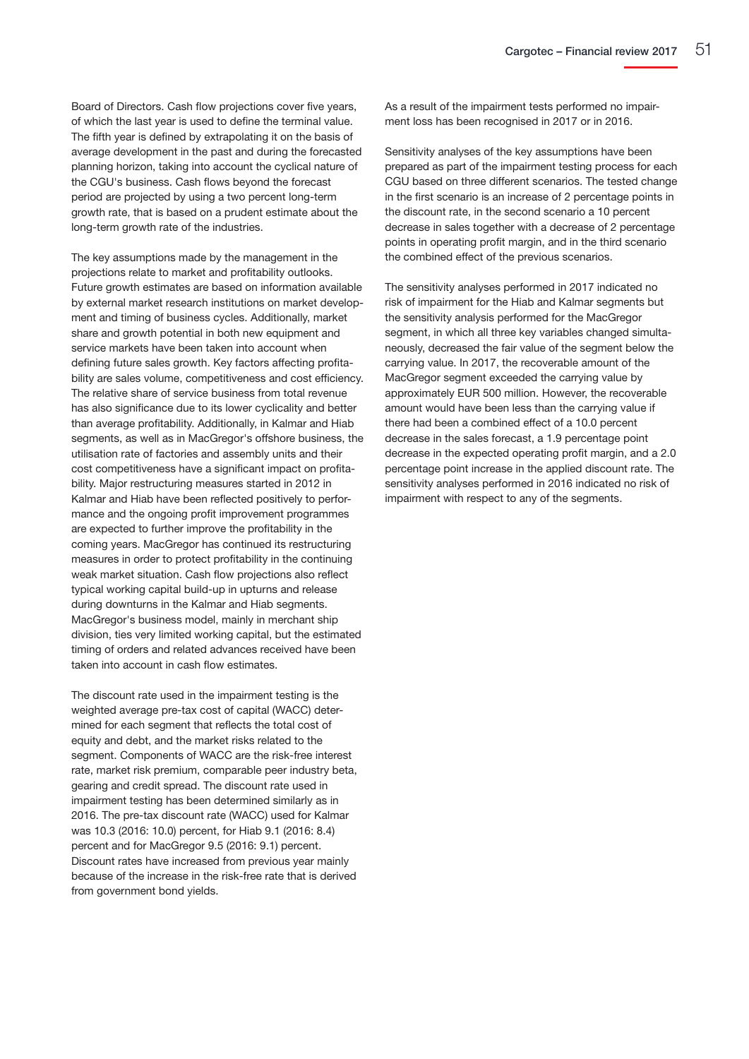Board of Directors. Cash flow projections cover five years, of which the last year is used to define the terminal value. The fifth year is defined by extrapolating it on the basis of average development in the past and during the forecasted planning horizon, taking into account the cyclical nature of the CGU's business. Cash flows beyond the forecast period are projected by using a two percent long-term growth rate, that is based on a prudent estimate about the long-term growth rate of the industries.

The key assumptions made by the management in the projections relate to market and profitability outlooks. Future growth estimates are based on information available by external market research institutions on market development and timing of business cycles. Additionally, market share and growth potential in both new equipment and service markets have been taken into account when defining future sales growth. Key factors affecting profitability are sales volume, competitiveness and cost efficiency. The relative share of service business from total revenue has also significance due to its lower cyclicality and better than average profitability. Additionally, in Kalmar and Hiab segments, as well as in MacGregor's offshore business, the utilisation rate of factories and assembly units and their cost competitiveness have a significant impact on profitability. Major restructuring measures started in 2012 in Kalmar and Hiab have been reflected positively to performance and the ongoing profit improvement programmes are expected to further improve the profitability in the coming years. MacGregor has continued its restructuring measures in order to protect profitability in the continuing weak market situation. Cash flow projections also reflect typical working capital build-up in upturns and release during downturns in the Kalmar and Hiab segments. MacGregor's business model, mainly in merchant ship division, ties very limited working capital, but the estimated timing of orders and related advances received have been taken into account in cash flow estimates.

The discount rate used in the impairment testing is the weighted average pre-tax cost of capital (WACC) determined for each segment that reflects the total cost of equity and debt, and the market risks related to the segment. Components of WACC are the risk-free interest rate, market risk premium, comparable peer industry beta, gearing and credit spread. The discount rate used in impairment testing has been determined similarly as in 2016. The pre-tax discount rate (WACC) used for Kalmar was 10.3 (2016: 10.0) percent, for Hiab 9.1 (2016: 8.4) percent and for MacGregor 9.5 (2016: 9.1) percent. Discount rates have increased from previous year mainly because of the increase in the risk-free rate that is derived from government bond yields.

As a result of the impairment tests performed no impairment loss has been recognised in 2017 or in 2016.

Sensitivity analyses of the key assumptions have been prepared as part of the impairment testing process for each CGU based on three different scenarios. The tested change in the first scenario is an increase of 2 percentage points in the discount rate, in the second scenario a 10 percent decrease in sales together with a decrease of 2 percentage points in operating profit margin, and in the third scenario the combined effect of the previous scenarios.

The sensitivity analyses performed in 2017 indicated no risk of impairment for the Hiab and Kalmar segments but the sensitivity analysis performed for the MacGregor segment, in which all three key variables changed simultaneously, decreased the fair value of the segment below the carrying value. In 2017, the recoverable amount of the MacGregor segment exceeded the carrying value by approximately EUR 500 million. However, the recoverable amount would have been less than the carrying value if there had been a combined effect of a 10.0 percent decrease in the sales forecast, a 1.9 percentage point decrease in the expected operating profit margin, and a 2.0 percentage point increase in the applied discount rate. The sensitivity analyses performed in 2016 indicated no risk of impairment with respect to any of the segments.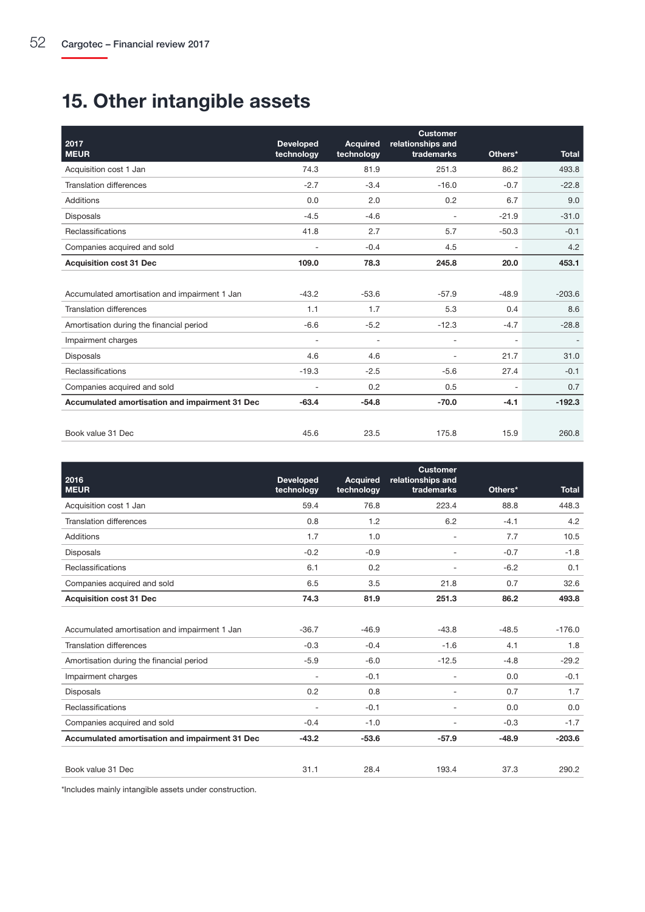# 15. Other intangible assets

| 2017<br>MEUR | Developed technology | Acquired technology | Customer relationships and trademarks | Others* | Total |
|---|---|---|---|---|---|
| Acquisition cost 1 Jan | 74.3 | 81.9 | 251.3 | 86.2 | 493.8 |
| Translation differences | -2.7 | -3.4 | -16.0 | -0.7 | -22.8 |
| Additions | 0.0 | 2.0 | 0.2 | 6.7 | 9.0 |
| Disposals | -4.5 | -4.6 | - | -21.9 | -31.0 |
| Reclassifications | 41.8 | 2.7 | 5.7 | -50.3 | -0.1 |
| Companies acquired and sold | - | -0.4 | 4.5 | - | 4.2 |
| **Acquisition cost 31 Dec** | **109.0** | **78.3** | **245.8** | **20.0** | **453.1** |
| | | | | | |
| Accumulated amortisation and impairment 1 Jan | -43.2 | -53.6 | -57.9 | -48.9 | -203.6 |
| Translation differences | 1.1 | 1.7 | 5.3 | 0.4 | 8.6 |
| Amortisation during the financial period | -6.6 | -5.2 | -12.3 | -4.7 | -28.8 |
| Impairment charges | - | - | - | - | - |
| Disposals | 4.6 | 4.6 | - | 21.7 | 31.0 |
| Reclassifications | -19.3 | -2.5 | -5.6 | 27.4 | -0.1 |
| Companies acquired and sold | - | 0.2 | 0.5 | - | 0.7 |
| **Accumulated amortisation and impairment 31 Dec** | **-63.4** | **-54.8** | **-70.0** | **-4.1** | **-192.3** |
| | | | | | |
| Book value 31 Dec | 45.6 | 23.5 | 175.8 | 15.9 | 260.8 |

| 2016<br>MEUR | Developed technology | Acquired technology | Customer relationships and trademarks | Others* | Total |
|---|---|---|---|---|---|
| Acquisition cost 1 Jan | 59.4 | 76.8 | 223.4 | 88.8 | 448.3 |
| Translation differences | 0.8 | 1.2 | 6.2 | -4.1 | 4.2 |
| Additions | 1.7 | 1.0 | - | 7.7 | 10.5 |
| Disposals | -0.2 | -0.9 | - | -0.7 | -1.8 |
| Reclassifications | 6.1 | 0.2 | - | -6.2 | 0.1 |
| Companies acquired and sold | 6.5 | 3.5 | 21.8 | 0.7 | 32.6 |
| **Acquisition cost 31 Dec** | **74.3** | **81.9** | **251.3** | **86.2** | **493.8** |
| | | | | | |
| Accumulated amortisation and impairment 1 Jan | -36.7 | -46.9 | -43.8 | -48.5 | -176.0 |
| Translation differences | -0.3 | -0.4 | -1.6 | 4.1 | 1.8 |
| Amortisation during the financial period | -5.9 | -6.0 | -12.5 | -4.8 | -29.2 |
| Impairment charges | - | -0.1 | - | 0.0 | -0.1 |
| Disposals | 0.2 | 0.8 | - | 0.7 | 1.7 |
| Reclassifications | - | -0.1 | - | 0.0 | 0.0 |
| Companies acquired and sold | -0.4 | -1.0 | - | -0.3 | -1.7 |
| **Accumulated amortisation and impairment 31 Dec** | **-43.2** | **-53.6** | **-57.9** | **-48.9** | **-203.6** |
| | | | | | |
| Book value 31 Dec | 31.1 | 28.4 | 193.4 | 37.3 | 290.2 |

*Includes mainly intangible assets under construction.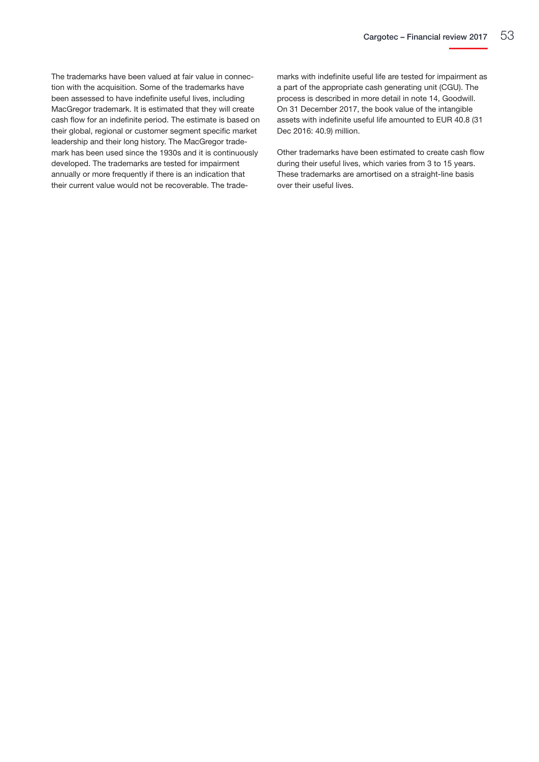The trademarks have been valued at fair value in connection with the acquisition. Some of the trademarks have been assessed to have indefinite useful lives, including MacGregor trademark. It is estimated that they will create cash flow for an indefinite period. The estimate is based on their global, regional or customer segment specific market leadership and their long history. The MacGregor trademark has been used since the 1930s and it is continuously developed. The trademarks are tested for impairment annually or more frequently if there is an indication that their current value would not be recoverable. The trademarks with indefinite useful life are tested for impairment as a part of the appropriate cash generating unit (CGU). The process is described in more detail in note 14, Goodwill. On 31 December 2017, the book value of the intangible assets with indefinite useful life amounted to EUR 40.8 (31 Dec 2016: 40.9) million.

Other trademarks have been estimated to create cash flow during their useful lives, which varies from 3 to 15 years. These trademarks are amortised on a straight-line basis over their useful lives.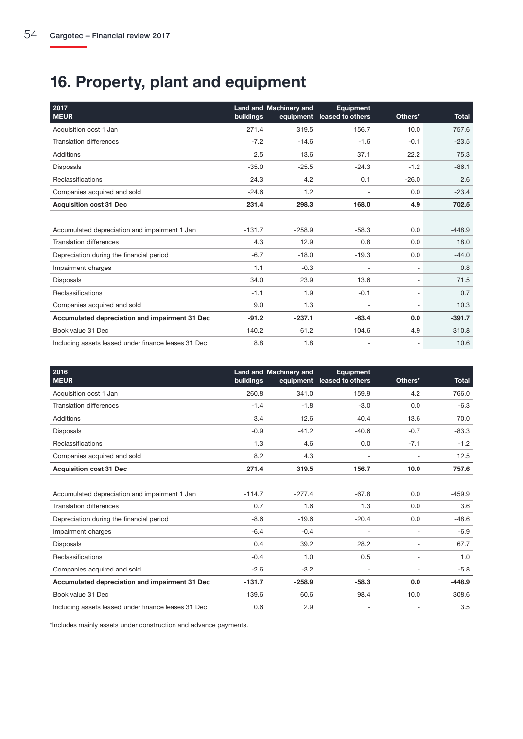# 16. Property, plant and equipment

| 2017<br>MEUR | Land and buildings | Machinery and equipment | Equipment leased to others | Others* | Total |
|---|---|---|---|---|---|
| Acquisition cost 1 Jan | 271.4 | 319.5 | 156.7 | 10.0 | 757.6 |
| Translation differences | -7.2 | -14.6 | -1.6 | -0.1 | -23.5 |
| Additions | 2.5 | 13.6 | 37.1 | 22.2 | 75.3 |
| Disposals | -35.0 | -25.5 | -24.3 | -1.2 | -86.1 |
| Reclassifications | 24.3 | 4.2 | 0.1 | -26.0 | 2.6 |
| Companies acquired and sold | -24.6 | 1.2 | - | 0.0 | -23.4 |
| **Acquisition cost 31 Dec** | **231.4** | **298.3** | **168.0** | **4.9** | **702.5** |
| | | | | | |
| Accumulated depreciation and impairment 1 Jan | -131.7 | -258.9 | -58.3 | 0.0 | -448.9 |
| Translation differences | 4.3 | 12.9 | 0.8 | 0.0 | 18.0 |
| Depreciation during the financial period | -6.7 | -18.0 | -19.3 | 0.0 | -44.0 |
| Impairment charges | 1.1 | -0.3 | - | - | 0.8 |
| Disposals | 34.0 | 23.9 | 13.6 | - | 71.5 |
| Reclassifications | -1.1 | 1.9 | -0.1 | - | 0.7 |
| Companies acquired and sold | 9.0 | 1.3 | - | - | 10.3 |
| **Accumulated depreciation and impairment 31 Dec** | **-91.2** | **-237.1** | **-63.4** | **0.0** | **-391.7** |
| Book value 31 Dec | 140.2 | 61.2 | 104.6 | 4.9 | 310.8 |
| Including assets leased under finance leases 31 Dec | 8.8 | 1.8 | - | - | 10.6 |

| 2016<br>MEUR | Land and buildings | Machinery and equipment | Equipment leased to others | Others* | Total |
|---|---|---|---|---|---|
| Acquisition cost 1 Jan | 260.8 | 341.0 | 159.9 | 4.2 | 766.0 |
| Translation differences | -1.4 | -1.8 | -3.0 | 0.0 | -6.3 |
| Additions | 3.4 | 12.6 | 40.4 | 13.6 | 70.0 |
| Disposals | -0.9 | -41.2 | -40.6 | -0.7 | -83.3 |
| Reclassifications | 1.3 | 4.6 | 0.0 | -7.1 | -1.2 |
| Companies acquired and sold | 8.2 | 4.3 | - | - | 12.5 |
| **Acquisition cost 31 Dec** | **271.4** | **319.5** | **156.7** | **10.0** | **757.6** |
| | | | | | |
| Accumulated depreciation and impairment 1 Jan | -114.7 | -277.4 | -67.8 | 0.0 | -459.9 |
| Translation differences | 0.7 | 1.6 | 1.3 | 0.0 | 3.6 |
| Depreciation during the financial period | -8.6 | -19.6 | -20.4 | 0.0 | -48.6 |
| Impairment charges | -6.4 | -0.4 | - | - | -6.9 |
| Disposals | 0.4 | 39.2 | 28.2 | - | 67.7 |
| Reclassifications | -0.4 | 1.0 | 0.5 | - | 1.0 |
| Companies acquired and sold | -2.6 | -3.2 | - | - | -5.8 |
| **Accumulated depreciation and impairment 31 Dec** | **-131.7** | **-258.9** | **-58.3** | **0.0** | **-448.9** |
| Book value 31 Dec | 139.6 | 60.6 | 98.4 | 10.0 | 308.6 |
| Including assets leased under finance leases 31 Dec | 0.6 | 2.9 | - | - | 3.5 |

*Includes mainly assets under construction and advance payments.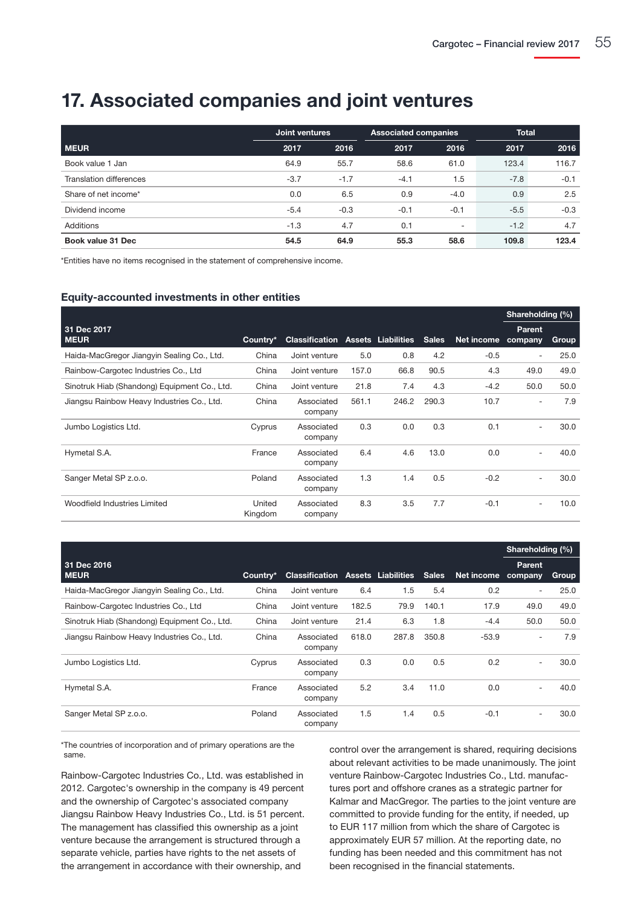# 17. Associated companies and joint ventures

| | Joint ventures | | Associated companies | | Total | |
|---|---|---|---|---|---|---|
| **MEUR** | **2017** | **2016** | **2017** | **2016** | **2017** | **2016** |
| Book value 1 Jan | 64.9 | 55.7 | 58.6 | 61.0 | 123.4 | 116.7 |
| Translation differences | -3.7 | -1.7 | -4.1 | 1.5 | -7.8 | -0.1 |
| Share of net income* | 0.0 | 6.5 | 0.9 | -4.0 | 0.9 | 2.5 |
| Dividend income | -5.4 | -0.3 | -0.1 | -0.1 | -5.5 | -0.3 |
| Additions | -1.3 | 4.7 | 0.1 | - | -1.2 | 4.7 |
| **Book value 31 Dec** | **54.5** | **64.9** | **55.3** | **58.6** | **109.8** | **123.4** |

*Entities have no items recognised in the statement of comprehensive income.

### Equity-accounted investments in other entities

| | | | | | | | Shareholding (%) | |
|---|---|---|---|---|---|---|---|---|
| **31 Dec 2017 MEUR** | **Country*** | **Classification** | **Assets** | **Liabilities** | **Sales** | **Net income** | **Parent company** | **Group** |
| Haida-MacGregor Jiangyin Sealing Co., Ltd. | China | Joint venture | 5.0 | 0.8 | 4.2 | -0.5 | - | 25.0 |
| Rainbow-Cargotec Industries Co., Ltd | China | Joint venture | 157.0 | 66.8 | 90.5 | 4.3 | 49.0 | 49.0 |
| Sinotruk Hiab (Shandong) Equipment Co., Ltd. | China | Joint venture | 21.8 | 7.4 | 4.3 | -4.2 | 50.0 | 50.0 |
| Jiangsu Rainbow Heavy Industries Co., Ltd. | China | Associated company | 561.1 | 246.2 | 290.3 | 10.7 | - | 7.9 |
| Jumbo Logistics Ltd. | Cyprus | Associated company | 0.3 | 0.0 | 0.3 | 0.1 | - | 30.0 |
| Hymetal S.A. | France | Associated company | 6.4 | 4.6 | 13.0 | 0.0 | - | 40.0 |
| Sanger Metal SP z.o.o. | Poland | Associated company | 1.3 | 1.4 | 0.5 | -0.2 | - | 30.0 |
| Woodfield Industries Limited | United Kingdom | Associated company | 8.3 | 3.5 | 7.7 | -0.1 | - | 10.0 |

| | | | | | | | Shareholding (%) | |
|---|---|---|---|---|---|---|---|---|
| **31 Dec 2016 MEUR** | **Country*** | **Classification** | **Assets** | **Liabilities** | **Sales** | **Net income** | **Parent company** | **Group** |
| Haida-MacGregor Jiangyin Sealing Co., Ltd. | China | Joint venture | 6.4 | 1.5 | 5.4 | 0.2 | - | 25.0 |
| Rainbow-Cargotec Industries Co., Ltd | China | Joint venture | 182.5 | 79.9 | 140.1 | 17.9 | 49.0 | 49.0 |
| Sinotruk Hiab (Shandong) Equipment Co., Ltd. | China | Joint venture | 21.4 | 6.3 | 1.8 | -4.4 | 50.0 | 50.0 |
| Jiangsu Rainbow Heavy Industries Co., Ltd. | China | Associated company | 618.0 | 287.8 | 350.8 | -53.9 | - | 7.9 |
| Jumbo Logistics Ltd. | Cyprus | Associated company | 0.3 | 0.0 | 0.5 | 0.2 | - | 30.0 |
| Hymetal S.A. | France | Associated company | 5.2 | 3.4 | 11.0 | 0.0 | - | 40.0 |
| Sanger Metal SP z.o.o. | Poland | Associated company | 1.5 | 1.4 | 0.5 | -0.1 | - | 30.0 |

*The countries of incorporation and of primary operations are the same.

Rainbow-Cargotec Industries Co., Ltd. was established in 2012. Cargotec's ownership in the company is 49 percent and the ownership of Cargotec's associated company Jiangsu Rainbow Heavy Industries Co., Ltd. is 51 percent. The management has classified this ownership as a joint venture because the arrangement is structured through a separate vehicle, parties have rights to the net assets of the arrangement in accordance with their ownership, and control over the arrangement is shared, requiring decisions about relevant activities to be made unanimously. The joint venture Rainbow-Cargotec Industries Co., Ltd. manufactures port and offshore cranes as a strategic partner for Kalmar and MacGregor. The parties to the joint venture are committed to provide funding for the entity, if needed, up to EUR 117 million from which the share of Cargotec is approximately EUR 57 million. At the reporting date, no funding has been needed and this commitment has not been recognised in the financial statements.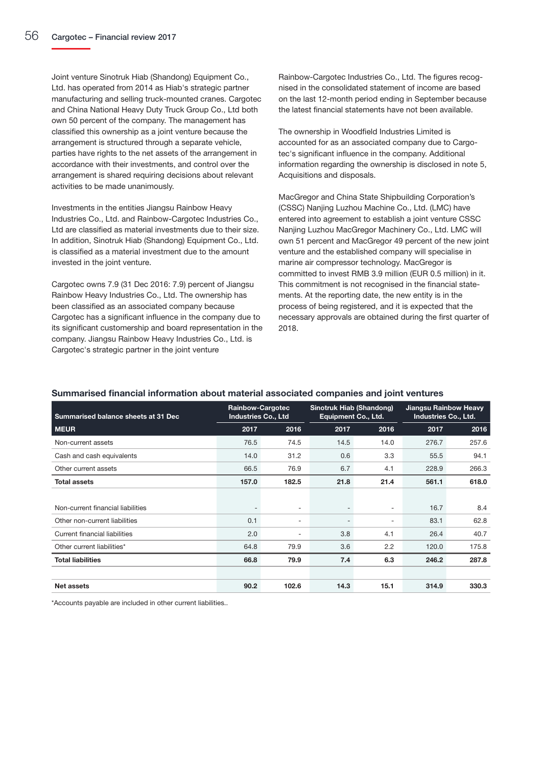Joint venture Sinotruk Hiab (Shandong) Equipment Co., Ltd. has operated from 2014 as Hiab's strategic partner manufacturing and selling truck-mounted cranes. Cargotec and China National Heavy Duty Truck Group Co., Ltd both own 50 percent of the company. The management has classified this ownership as a joint venture because the arrangement is structured through a separate vehicle, parties have rights to the net assets of the arrangement in accordance with their investments, and control over the arrangement is shared requiring decisions about relevant activities to be made unanimously.

Investments in the entities Jiangsu Rainbow Heavy Industries Co., Ltd. and Rainbow-Cargotec Industries Co., Ltd are classified as material investments due to their size. In addition, Sinotruk Hiab (Shandong) Equipment Co., Ltd. is classified as a material investment due to the amount invested in the joint venture.

Cargotec owns 7.9 (31 Dec 2016: 7.9) percent of Jiangsu Rainbow Heavy Industries Co., Ltd. The ownership has been classified as an associated company because Cargotec has a significant influence in the company due to its significant customership and board representation in the company. Jiangsu Rainbow Heavy Industries Co., Ltd. is Cargotec's strategic partner in the joint venture Rainbow-Cargotec Industries Co., Ltd. The figures recognised in the consolidated statement of income are based on the last 12-month period ending in September because the latest financial statements have not been available.

The ownership in Woodfield Industries Limited is accounted for as an associated company due to Cargotec's significant influence in the company. Additional information regarding the ownership is disclosed in note 5, Acquisitions and disposals.

MacGregor and China State Shipbuilding Corporation's (CSSC) Nanjing Luzhou Machine Co., Ltd. (LMC) have entered into agreement to establish a joint venture CSSC Nanjing Luzhou MacGregor Machinery Co., Ltd. LMC will own 51 percent and MacGregor 49 percent of the new joint venture and the established company will specialise in marine air compressor technology. MacGregor is committed to invest RMB 3.9 million (EUR 0.5 million) in it. This commitment is not recognised in the financial statements. At the reporting date, the new entity is in the process of being registered, and it is expected that the necessary approvals are obtained during the first quarter of 2018.

## Summarised financial information about material associated companies and joint ventures

| Summarised balance sheets at 31 Dec | Rainbow-Cargotec Industries Co., Ltd | | Sinotruk Hiab (Shandong) Equipment Co., Ltd. | | Jiangsu Rainbow Heavy Industries Co., Ltd. | |
|---|---|---|---|---|---|---|
| **MEUR** | **2017** | **2016** | **2017** | **2016** | **2017** | **2016** |
| Non-current assets | 76.5 | 74.5 | 14.5 | 14.0 | 276.7 | 257.6 |
| Cash and cash equivalents | 14.0 | 31.2 | 0.6 | 3.3 | 55.5 | 94.1 |
| Other current assets | 66.5 | 76.9 | 6.7 | 4.1 | 228.9 | 266.3 |
| **Total assets** | **157.0** | **182.5** | **21.8** | **21.4** | **561.1** | **618.0** |
| | | | | | | |
| Non-current financial liabilities | - | - | - | - | 16.7 | 8.4 |
| Other non-current liabilities | 0.1 | - | - | - | 83.1 | 62.8 |
| Current financial liabilities | 2.0 | - | 3.8 | 4.1 | 26.4 | 40.7 |
| Other current liabilities* | 64.8 | 79.9 | 3.6 | 2.2 | 120.0 | 175.8 |
| **Total liabilities** | **66.8** | **79.9** | **7.4** | **6.3** | **246.2** | **287.8** |
| | | | | | | |
| **Net assets** | **90.2** | **102.6** | **14.3** | **15.1** | **314.9** | **330.3** |

*Accounts payable are included in other current liabilities..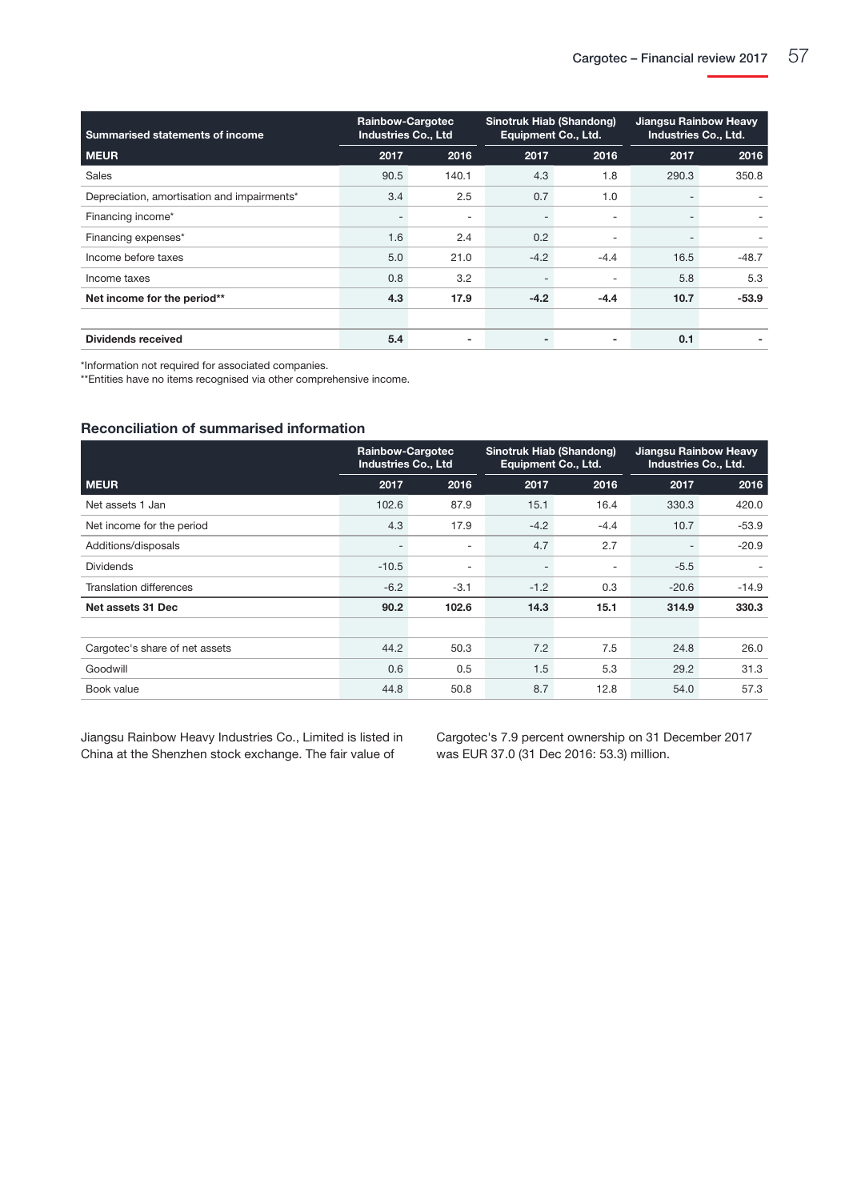| Summarised statements of income | Rainbow-Cargotec Industries Co., Ltd | | Sinotruk Hiab (Shandong) Equipment Co., Ltd. | | Jiangsu Rainbow Heavy Industries Co., Ltd. | |
|---|---|---|---|---|---|---|
| **MEUR** | **2017** | **2016** | **2017** | **2016** | **2017** | **2016** |
| Sales | 90.5 | 140.1 | 4.3 | 1.8 | 290.3 | 350.8 |
| Depreciation, amortisation and impairments* | 3.4 | 2.5 | 0.7 | 1.0 | - | - |
| Financing income* | - | - | - | - | - | - |
| Financing expenses* | 1.6 | 2.4 | 0.2 | - | - | - |
| Income before taxes | 5.0 | 21.0 | -4.2 | -4.4 | 16.5 | -48.7 |
| Income taxes | 0.8 | 3.2 | - | - | 5.8 | 5.3 |
| **Net income for the period**** | **4.3** | **17.9** | **-4.2** | **-4.4** | **10.7** | **-53.9** |
| | | | | | | |
| **Dividends received** | **5.4** | **-** | **-** | **-** | **0.1** | **-** |

*Information not required for associated companies.
**Entities have no items recognised via other comprehensive income.

### Reconciliation of summarised information

| | Rainbow-Cargotec Industries Co., Ltd | | Sinotruk Hiab (Shandong) Equipment Co., Ltd. | | Jiangsu Rainbow Heavy Industries Co., Ltd. | |
|---|---|---|---|---|---|---|
| **MEUR** | **2017** | **2016** | **2017** | **2016** | **2017** | **2016** |
| Net assets 1 Jan | 102.6 | 87.9 | 15.1 | 16.4 | 330.3 | 420.0 |
| Net income for the period | 4.3 | 17.9 | -4.2 | -4.4 | 10.7 | -53.9 |
| Additions/disposals | - | - | 4.7 | 2.7 | - | -20.9 |
| Dividends | -10.5 | - | - | - | -5.5 | - |
| Translation differences | -6.2 | -3.1 | -1.2 | 0.3 | -20.6 | -14.9 |
| **Net assets 31 Dec** | **90.2** | **102.6** | **14.3** | **15.1** | **314.9** | **330.3** |
| | | | | | | |
| Cargotec's share of net assets | 44.2 | 50.3 | 7.2 | 7.5 | 24.8 | 26.0 |
| Goodwill | 0.6 | 0.5 | 1.5 | 5.3 | 29.2 | 31.3 |
| Book value | 44.8 | 50.8 | 8.7 | 12.8 | 54.0 | 57.3 |

Jiangsu Rainbow Heavy Industries Co., Limited is listed in China at the Shenzhen stock exchange. The fair value of Cargotec's 7.9 percent ownership on 31 December 2017 was EUR 37.0 (31 Dec 2016: 53.3) million.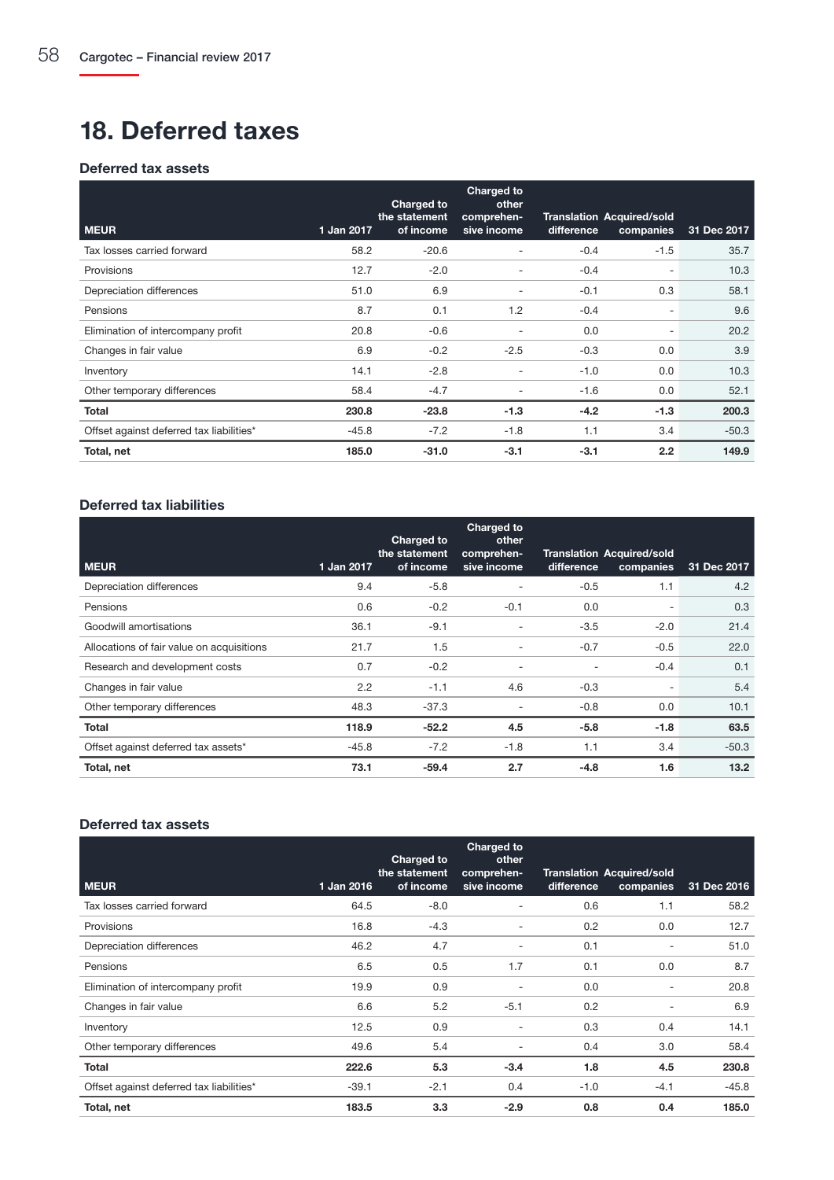# 18. Deferred taxes

## Deferred tax assets

| MEUR | 1 Jan 2017 | Charged to the statement of income | Charged to other comprehen-sive income | Translation difference | Acquired/sold companies | 31 Dec 2017 |
|---|---|---|---|---|---|---|
| Tax losses carried forward | 58.2 | -20.6 | - | -0.4 | -1.5 | 35.7 |
| Provisions | 12.7 | -2.0 | - | -0.4 | - | 10.3 |
| Depreciation differences | 51.0 | 6.9 | - | -0.1 | 0.3 | 58.1 |
| Pensions | 8.7 | 0.1 | 1.2 | -0.4 | - | 9.6 |
| Elimination of intercompany profit | 20.8 | -0.6 | - | 0.0 | - | 20.2 |
| Changes in fair value | 6.9 | -0.2 | -2.5 | -0.3 | 0.0 | 3.9 |
| Inventory | 14.1 | -2.8 | - | -1.0 | 0.0 | 10.3 |
| Other temporary differences | 58.4 | -4.7 | - | -1.6 | 0.0 | 52.1 |
| **Total** | **230.8** | **-23.8** | **-1.3** | **-4.2** | **-1.3** | **200.3** |
| Offset against deferred tax liabilities* | -45.8 | -7.2 | -1.8 | 1.1 | 3.4 | -50.3 |
| **Total, net** | **185.0** | **-31.0** | **-3.1** | **-3.1** | **2.2** | **149.9** |

## Deferred tax liabilities

| MEUR | 1 Jan 2017 | Charged to the statement of income | Charged to other comprehen-sive income | Translation difference | Acquired/sold companies | 31 Dec 2017 |
|---|---|---|---|---|---|---|
| Depreciation differences | 9.4 | -5.8 | - | -0.5 | 1.1 | 4.2 |
| Pensions | 0.6 | -0.2 | -0.1 | 0.0 | - | 0.3 |
| Goodwill amortisations | 36.1 | -9.1 | - | -3.5 | -2.0 | 21.4 |
| Allocations of fair value on acquisitions | 21.7 | 1.5 | - | -0.7 | -0.5 | 22.0 |
| Research and development costs | 0.7 | -0.2 | - | - | -0.4 | 0.1 |
| Changes in fair value | 2.2 | -1.1 | 4.6 | -0.3 | - | 5.4 |
| Other temporary differences | 48.3 | -37.3 | - | -0.8 | 0.0 | 10.1 |
| **Total** | **118.9** | **-52.2** | **4.5** | **-5.8** | **-1.8** | **63.5** |
| Offset against deferred tax assets* | -45.8 | -7.2 | -1.8 | 1.1 | 3.4 | -50.3 |
| **Total, net** | **73.1** | **-59.4** | **2.7** | **-4.8** | **1.6** | **13.2** |

## Deferred tax assets

| MEUR | 1 Jan 2016 | Charged to the statement of income | Charged to other comprehen-sive income | Translation difference | Acquired/sold companies | 31 Dec 2016 |
|---|---|---|---|---|---|---|
| Tax losses carried forward | 64.5 | -8.0 | - | 0.6 | 1.1 | 58.2 |
| Provisions | 16.8 | -4.3 | - | 0.2 | 0.0 | 12.7 |
| Depreciation differences | 46.2 | 4.7 | - | 0.1 | - | 51.0 |
| Pensions | 6.5 | 0.5 | 1.7 | 0.1 | 0.0 | 8.7 |
| Elimination of intercompany profit | 19.9 | 0.9 | - | 0.0 | - | 20.8 |
| Changes in fair value | 6.6 | 5.2 | -5.1 | 0.2 | - | 6.9 |
| Inventory | 12.5 | 0.9 | - | 0.3 | 0.4 | 14.1 |
| Other temporary differences | 49.6 | 5.4 | - | 0.4 | 3.0 | 58.4 |
| **Total** | **222.6** | **5.3** | **-3.4** | **1.8** | **4.5** | **230.8** |
| Offset against deferred tax liabilities* | -39.1 | -2.1 | 0.4 | -1.0 | -4.1 | -45.8 |
| **Total, net** | **183.5** | **3.3** | **-2.9** | **0.8** | **0.4** | **185.0** |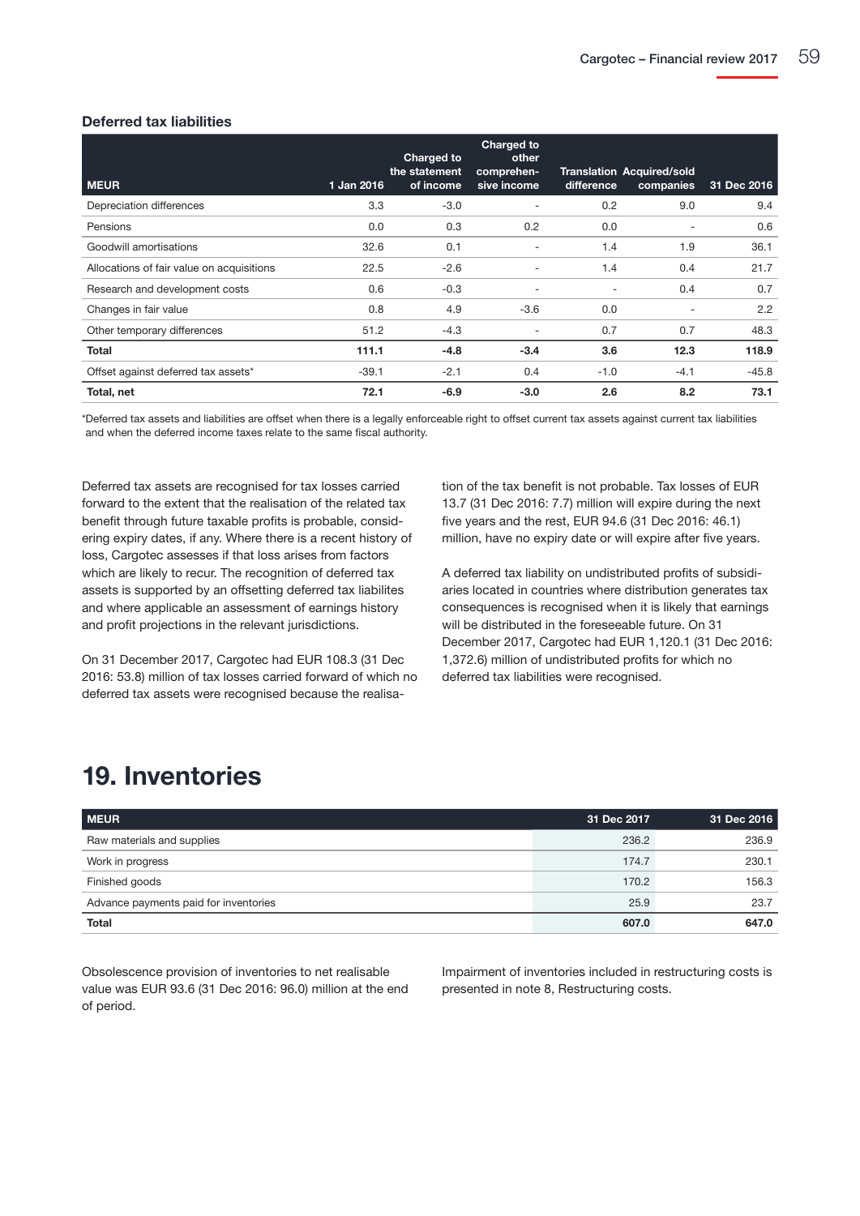### Deferred tax liabilities

| MEUR | 1 Jan 2016 | Charged to the statement of income | Charged to other comprehen-sive income | Translation difference | Acquired/sold companies | 31 Dec 2016 |
|---|---|---|---|---|---|---|
| Depreciation differences | 3.3 | -3.0 | - | 0.2 | 9.0 | 9.4 |
| Pensions | 0.0 | 0.3 | 0.2 | 0.0 | - | 0.6 |
| Goodwill amortisations | 32.6 | 0.1 | - | 1.4 | 1.9 | 36.1 |
| Allocations of fair value on acquisitions | 22.5 | -2.6 | - | 1.4 | 0.4 | 21.7 |
| Research and development costs | 0.6 | -0.3 | - | - | 0.4 | 0.7 |
| Changes in fair value | 0.8 | 4.9 | -3.6 | 0.0 | - | 2.2 |
| Other temporary differences | 51.2 | -4.3 | - | 0.7 | 0.7 | 48.3 |
| **Total** | **111.1** | **-4.8** | **-3.4** | **3.6** | **12.3** | **118.9** |
| Offset against deferred tax assets* | -39.1 | -2.1 | 0.4 | -1.0 | -4.1 | -45.8 |
| **Total, net** | **72.1** | **-6.9** | **-3.0** | **2.6** | **8.2** | **73.1** |

*Deferred tax assets and liabilities are offset when there is a legally enforceable right to offset current tax assets against current tax liabilities and when the deferred income taxes relate to the same fiscal authority.

Deferred tax assets are recognised for tax losses carried forward to the extent that the realisation of the related tax benefit through future taxable profits is probable, considering expiry dates, if any. Where there is a recent history of loss, Cargotec assesses if that loss arises from factors which are likely to recur. The recognition of deferred tax assets is supported by an offsetting deferred tax liabilites and where applicable an assessment of earnings history and profit projections in the relevant jurisdictions.

On 31 December 2017, Cargotec had EUR 108.3 (31 Dec 2016: 53.8) million of tax losses carried forward of which no deferred tax assets were recognised because the realisation of the tax benefit is not probable. Tax losses of EUR 13.7 (31 Dec 2016: 7.7) million will expire during the next five years and the rest, EUR 94.6 (31 Dec 2016: 46.1) million, have no expiry date or will expire after five years.

A deferred tax liability on undistributed profits of subsidiaries located in countries where distribution generates tax consequences is recognised when it is likely that earnings will be distributed in the foreseeable future. On 31 December 2017, Cargotec had EUR 1,120.1 (31 Dec 2016: 1,372.6) million of undistributed profits for which no deferred tax liabilities were recognised.

# 19. Inventories

| MEUR | 31 Dec 2017 | 31 Dec 2016 |
|---|---|---|
| Raw materials and supplies | 236.2 | 236.9 |
| Work in progress | 174.7 | 230.1 |
| Finished goods | 170.2 | 156.3 |
| Advance payments paid for inventories | 25.9 | 23.7 |
| **Total** | **607.0** | **647.0** |

Obsolescence provision of inventories to net realisable value was EUR 93.6 (31 Dec 2016: 96.0) million at the end of period.

Impairment of inventories included in restructuring costs is presented in note 8, Restructuring costs.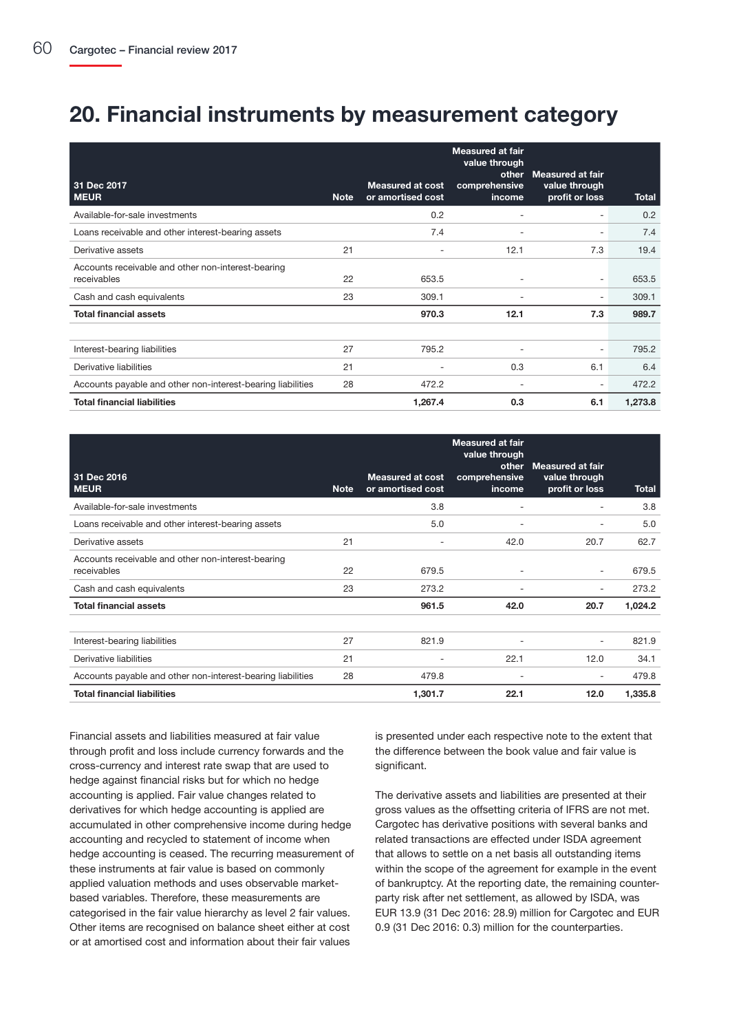# 20. Financial instruments by measurement category

| 31 Dec 2017<br>MEUR | Note | Measured at cost or amortised cost | Measured at fair value through other comprehensive income | Measured at fair value through profit or loss | Total |
|---|---|---|---|---|---|
| Available-for-sale investments | | 0.2 | - | - | 0.2 |
| Loans receivable and other interest-bearing assets | | 7.4 | - | - | 7.4 |
| Derivative assets | 21 | - | 12.1 | 7.3 | 19.4 |
| Accounts receivable and other non-interest-bearing receivables | 22 | 653.5 | - | - | 653.5 |
| Cash and cash equivalents | 23 | 309.1 | - | - | 309.1 |
| **Total financial assets** | | **970.3** | **12.1** | **7.3** | **989.7** |
| | | | | | |
| Interest-bearing liabilities | 27 | 795.2 | - | - | 795.2 |
| Derivative liabilities | 21 | - | 0.3 | 6.1 | 6.4 |
| Accounts payable and other non-interest-bearing liabilities | 28 | 472.2 | - | - | 472.2 |
| **Total financial liabilities** | | **1,267.4** | **0.3** | **6.1** | **1,273.8** |

| 31 Dec 2016<br>MEUR | Note | Measured at cost or amortised cost | Measured at fair value through other comprehensive income | Measured at fair value through profit or loss | Total |
|---|---|---|---|---|---|
| Available-for-sale investments | | 3.8 | - | - | 3.8 |
| Loans receivable and other interest-bearing assets | | 5.0 | - | - | 5.0 |
| Derivative assets | 21 | - | 42.0 | 20.7 | 62.7 |
| Accounts receivable and other non-interest-bearing receivables | 22 | 679.5 | - | - | 679.5 |
| Cash and cash equivalents | 23 | 273.2 | - | - | 273.2 |
| **Total financial assets** | | **961.5** | **42.0** | **20.7** | **1,024.2** |
| | | | | | |
| Interest-bearing liabilities | 27 | 821.9 | - | - | 821.9 |
| Derivative liabilities | 21 | - | 22.1 | 12.0 | 34.1 |
| Accounts payable and other non-interest-bearing liabilities | 28 | 479.8 | - | - | 479.8 |
| **Total financial liabilities** | | **1,301.7** | **22.1** | **12.0** | **1,335.8** |

Financial assets and liabilities measured at fair value through profit and loss include currency forwards and the cross-currency and interest rate swap that are used to hedge against financial risks but for which no hedge accounting is applied. Fair value changes related to derivatives for which hedge accounting is applied are accumulated in other comprehensive income during hedge accounting and recycled to statement of income when hedge accounting is ceased. The recurring measurement of these instruments at fair value is based on commonly applied valuation methods and uses observable market-based variables. Therefore, these measurements are categorised in the fair value hierarchy as level 2 fair values. Other items are recognised on balance sheet either at cost or at amortised cost and information about their fair values is presented under each respective note to the extent that the difference between the book value and fair value is significant.

The derivative assets and liabilities are presented at their gross values as the offsetting criteria of IFRS are not met. Cargotec has derivative positions with several banks and related transactions are effected under ISDA agreement that allows to settle on a net basis all outstanding items within the scope of the agreement for example in the event of bankruptcy. At the reporting date, the remaining counterparty risk after net settlement, as allowed by ISDA, was EUR 13.9 (31 Dec 2016: 28.9) million for Cargotec and EUR 0.9 (31 Dec 2016: 0.3) million for the counterparties.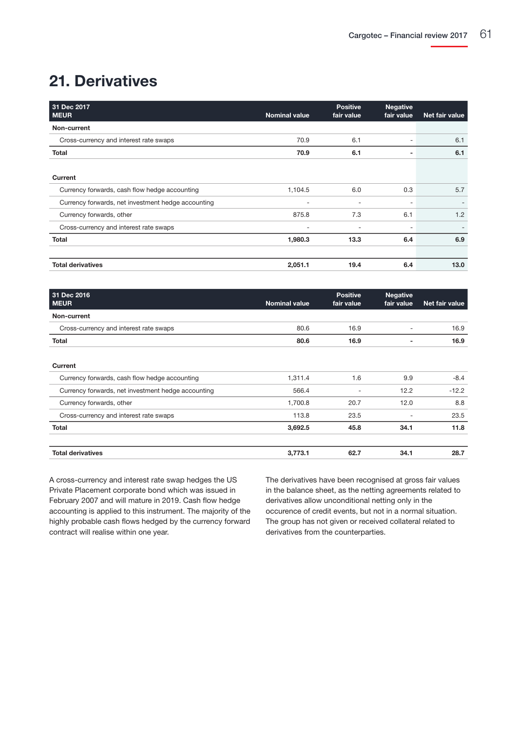# 21. Derivatives

| 31 Dec 2017 MEUR | Nominal value | Positive fair value | Negative fair value | Net fair value |
|---|---|---|---|---|
| **Non-current** | | | | |
| Cross-currency and interest rate swaps | 70.9 | 6.1 | - | 6.1 |
| **Total** | **70.9** | **6.1** | **-** | **6.1** |
| | | | | |
| **Current** | | | | |
| Currency forwards, cash flow hedge accounting | 1,104.5 | 6.0 | 0.3 | 5.7 |
| Currency forwards, net investment hedge accounting | - | - | - | - |
| Currency forwards, other | 875.8 | 7.3 | 6.1 | 1.2 |
| Cross-currency and interest rate swaps | - | - | - | - |
| **Total** | **1,980.3** | **13.3** | **6.4** | **6.9** |
| | | | | |
| **Total derivatives** | **2,051.1** | **19.4** | **6.4** | **13.0** |

| 31 Dec 2016 MEUR | Nominal value | Positive fair value | Negative fair value | Net fair value |
|---|---|---|---|---|
| **Non-current** | | | | |
| Cross-currency and interest rate swaps | 80.6 | 16.9 | - | 16.9 |
| **Total** | **80.6** | **16.9** | **-** | **16.9** |
| | | | | |
| **Current** | | | | |
| Currency forwards, cash flow hedge accounting | 1,311.4 | 1.6 | 9.9 | -8.4 |
| Currency forwards, net investment hedge accounting | 566.4 | - | 12.2 | -12.2 |
| Currency forwards, other | 1,700.8 | 20.7 | 12.0 | 8.8 |
| Cross-currency and interest rate swaps | 113.8 | 23.5 | - | 23.5 |
| **Total** | **3,692.5** | **45.8** | **34.1** | **11.8** |
| | | | | |
| **Total derivatives** | **3,773.1** | **62.7** | **34.1** | **28.7** |

A cross-currency and interest rate swap hedges the US Private Placement corporate bond which was issued in February 2007 and will mature in 2019. Cash flow hedge accounting is applied to this instrument. The majority of the highly probable cash flows hedged by the currency forward contract will realise within one year.

The derivatives have been recognised at gross fair values in the balance sheet, as the netting agreements related to derivatives allow unconditional netting only in the occurence of credit events, but not in a normal situation. The group has not given or received collateral related to derivatives from the counterparties.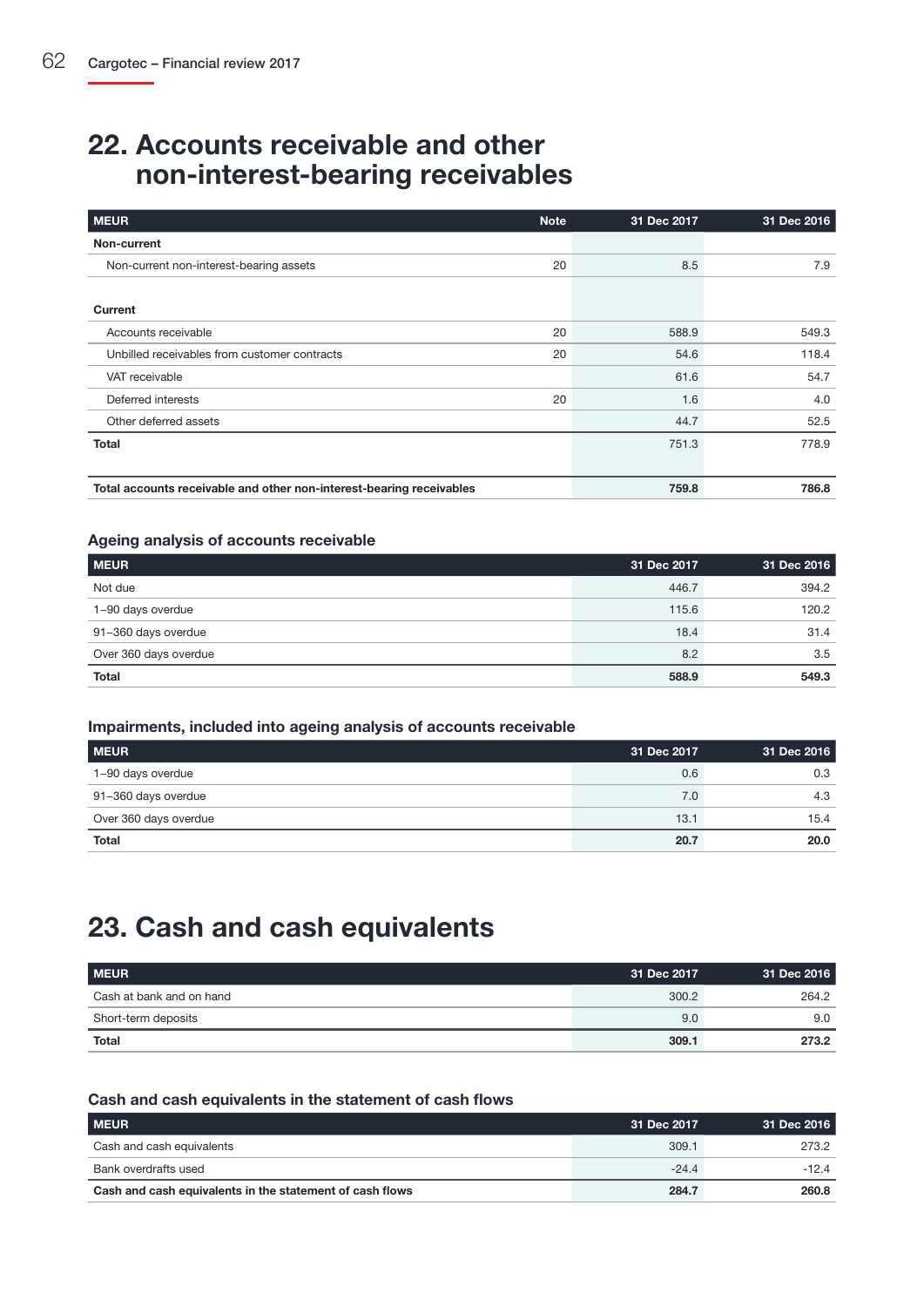# 22. Accounts receivable and other non-interest-bearing receivables

| MEUR | Note | 31 Dec 2017 | 31 Dec 2016 |
|---|---|---|---|
| **Non-current** | | | |
| Non-current non-interest-bearing assets | 20 | 8.5 | 7.9 |
| | | | |
| **Current** | | | |
| Accounts receivable | 20 | 588.9 | 549.3 |
| Unbilled receivables from customer contracts | 20 | 54.6 | 118.4 |
| VAT receivable | | 61.6 | 54.7 |
| Deferred interests | 20 | 1.6 | 4.0 |
| Other deferred assets | | 44.7 | 52.5 |
| **Total** | | 751.3 | 778.9 |
| | | | |
| **Total accounts receivable and other non-interest-bearing receivables** | | **759.8** | **786.8** |

### Ageing analysis of accounts receivable

| MEUR | 31 Dec 2017 | 31 Dec 2016 |
|---|---|---|
| Not due | 446.7 | 394.2 |
| 1–90 days overdue | 115.6 | 120.2 |
| 91–360 days overdue | 18.4 | 31.4 |
| Over 360 days overdue | 8.2 | 3.5 |
| **Total** | **588.9** | **549.3** |

### Impairments, included into ageing analysis of accounts receivable

| MEUR | 31 Dec 2017 | 31 Dec 2016 |
|---|---|---|
| 1–90 days overdue | 0.6 | 0.3 |
| 91–360 days overdue | 7.0 | 4.3 |
| Over 360 days overdue | 13.1 | 15.4 |
| **Total** | **20.7** | **20.0** |

# 23. Cash and cash equivalents

| MEUR | 31 Dec 2017 | 31 Dec 2016 |
|---|---|---|
| Cash at bank and on hand | 300.2 | 264.2 |
| Short-term deposits | 9.0 | 9.0 |
| **Total** | **309.1** | **273.2** |

### Cash and cash equivalents in the statement of cash flows

| MEUR | 31 Dec 2017 | 31 Dec 2016 |
|---|---|---|
| Cash and cash equivalents | 309.1 | 273.2 |
| Bank overdrafts used | -24.4 | -12.4 |
| **Cash and cash equivalents in the statement of cash flows** | **284.7** | **260.8** |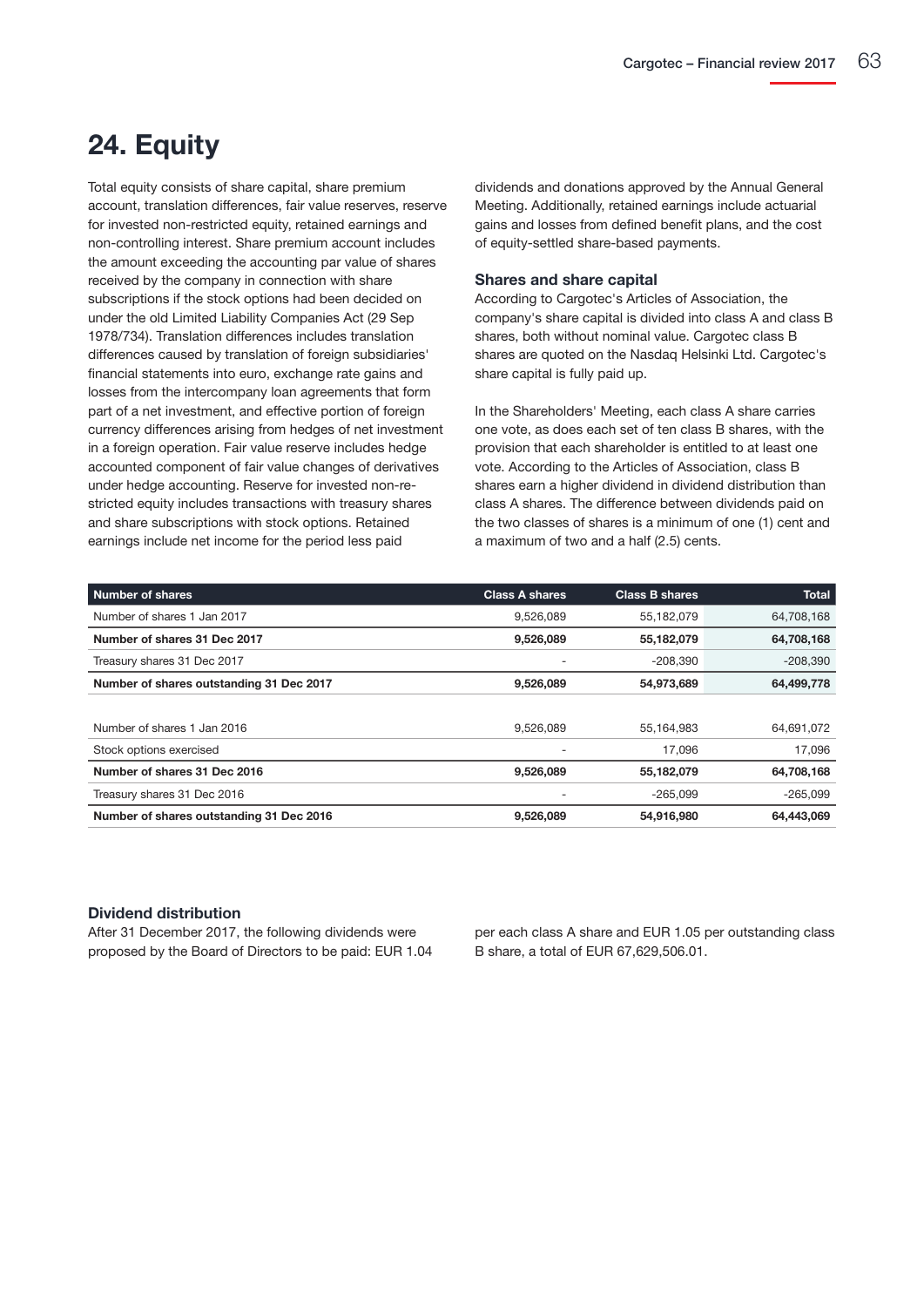# 24. Equity

Total equity consists of share capital, share premium account, translation differences, fair value reserves, reserve for invested non-restricted equity, retained earnings and non-controlling interest. Share premium account includes the amount exceeding the accounting par value of shares received by the company in connection with share subscriptions if the stock options had been decided on under the old Limited Liability Companies Act (29 Sep 1978/734). Translation differences includes translation differences caused by translation of foreign subsidiaries' financial statements into euro, exchange rate gains and losses from the intercompany loan agreements that form part of a net investment, and effective portion of foreign currency differences arising from hedges of net investment in a foreign operation. Fair value reserve includes hedge accounted component of fair value changes of derivatives under hedge accounting. Reserve for invested non-restricted equity includes transactions with treasury shares and share subscriptions with stock options. Retained earnings include net income for the period less paid dividends and donations approved by the Annual General Meeting. Additionally, retained earnings include actuarial gains and losses from defined benefit plans, and the cost of equity-settled share-based payments.

### Shares and share capital

According to Cargotec's Articles of Association, the company's share capital is divided into class A and class B shares, both without nominal value. Cargotec class B shares are quoted on the Nasdaq Helsinki Ltd. Cargotec's share capital is fully paid up.

In the Shareholders' Meeting, each class A share carries one vote, as does each set of ten class B shares, with the provision that each shareholder is entitled to at least one vote. According to the Articles of Association, class B shares earn a higher dividend in dividend distribution than class A shares. The difference between dividends paid on the two classes of shares is a minimum of one (1) cent and a maximum of two and a half (2.5) cents.

| Number of shares | Class A shares | Class B shares | Total |
|---|---|---|---|
| Number of shares 1 Jan 2017 | 9,526,089 | 55,182,079 | 64,708,168 |
| **Number of shares 31 Dec 2017** | **9,526,089** | **55,182,079** | **64,708,168** |
| Treasury shares 31 Dec 2017 | - | -208,390 | -208,390 |
| **Number of shares outstanding 31 Dec 2017** | **9,526,089** | **54,973,689** | **64,499,778** |
| | | | |
| Number of shares 1 Jan 2016 | 9,526,089 | 55,164,983 | 64,691,072 |
| Stock options exercised | - | 17,096 | 17,096 |
| **Number of shares 31 Dec 2016** | **9,526,089** | **55,182,079** | **64,708,168** |
| Treasury shares 31 Dec 2016 | - | -265,099 | -265,099 |
| **Number of shares outstanding 31 Dec 2016** | **9,526,089** | **54,916,980** | **64,443,069** |

### Dividend distribution

After 31 December 2017, the following dividends were proposed by the Board of Directors to be paid: EUR 1.04 per each class A share and EUR 1.05 per outstanding class B share, a total of EUR 67,629,506.01.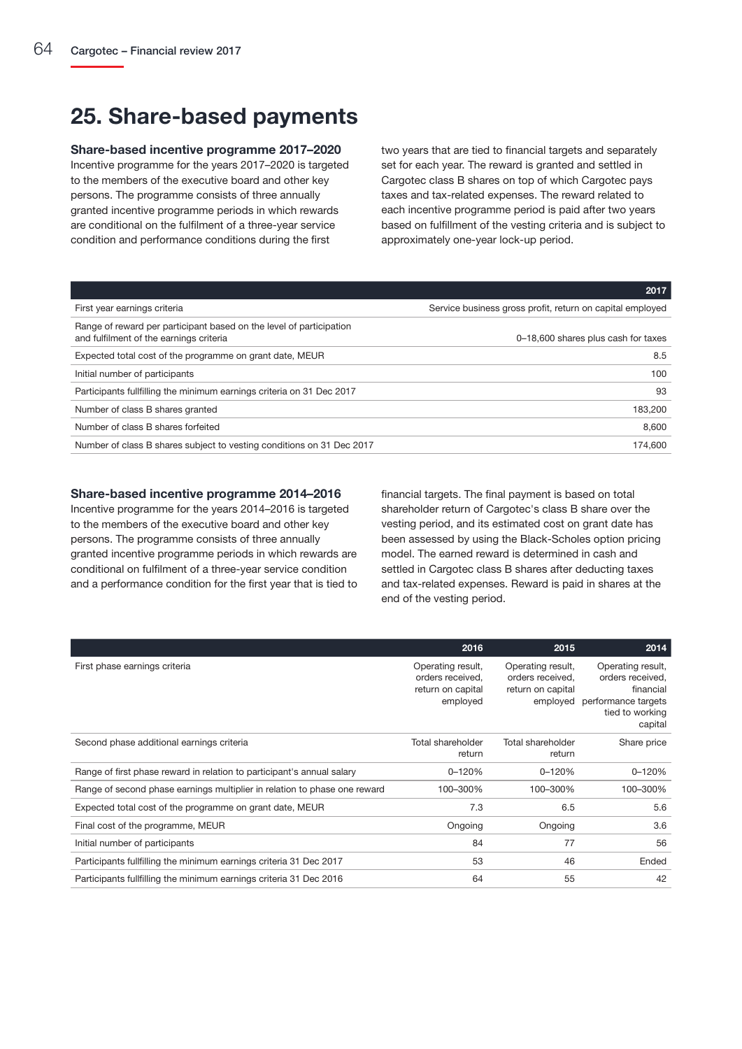# 25. Share-based payments

### Share-based incentive programme 2017–2020

Incentive programme for the years 2017–2020 is targeted to the members of the executive board and other key persons. The programme consists of three annually granted incentive programme periods in which rewards are conditional on the fulfilment of a three-year service condition and performance conditions during the first two years that are tied to financial targets and separately set for each year. The reward is granted and settled in Cargotec class B shares on top of which Cargotec pays taxes and tax-related expenses. The reward related to each incentive programme period is paid after two years based on fulfillment of the vesting criteria and is subject to approximately one-year lock-up period.

| | 2017 |
|---|---|
| First year earnings criteria | Service business gross profit, return on capital employed |
| Range of reward per participant based on the level of participation and fulfilment of the earnings criteria | 0–18,600 shares plus cash for taxes |
| Expected total cost of the programme on grant date, MEUR | 8.5 |
| Initial number of participants | 100 |
| Participants fullfilling the minimum earnings criteria on 31 Dec 2017 | 93 |
| Number of class B shares granted | 183,200 |
| Number of class B shares forfeited | 8,600 |
| Number of class B shares subject to vesting conditions on 31 Dec 2017 | 174,600 |

### Share-based incentive programme 2014–2016

Incentive programme for the years 2014–2016 is targeted to the members of the executive board and other key persons. The programme consists of three annually granted incentive programme periods in which rewards are conditional on fulfilment of a three-year service condition and a performance condition for the first year that is tied to financial targets. The final payment is based on total shareholder return of Cargotec's class B share over the vesting period, and its estimated cost on grant date has been assessed by using the Black-Scholes option pricing model. The earned reward is determined in cash and settled in Cargotec class B shares after deducting taxes and tax-related expenses. Reward is paid in shares at the end of the vesting period.

| | 2016 | 2015 | 2014 |
|---|---|---|---|
| First phase earnings criteria | Operating result, orders received, return on capital employed | Operating result, orders received, return on capital employed | Operating result, orders received, financial performance targets tied to working capital |
| Second phase additional earnings criteria | Total shareholder return | Total shareholder return | Share price |
| Range of first phase reward in relation to participant's annual salary | 0–120% | 0–120% | 0–120% |
| Range of second phase earnings multiplier in relation to phase one reward | 100–300% | 100–300% | 100–300% |
| Expected total cost of the programme on grant date, MEUR | 7.3 | 6.5 | 5.6 |
| Final cost of the programme, MEUR | Ongoing | Ongoing | 3.6 |
| Initial number of participants | 84 | 77 | 56 |
| Participants fullfilling the minimum earnings criteria 31 Dec 2017 | 53 | 46 | Ended |
| Participants fullfilling the minimum earnings criteria 31 Dec 2016 | 64 | 55 | 42 |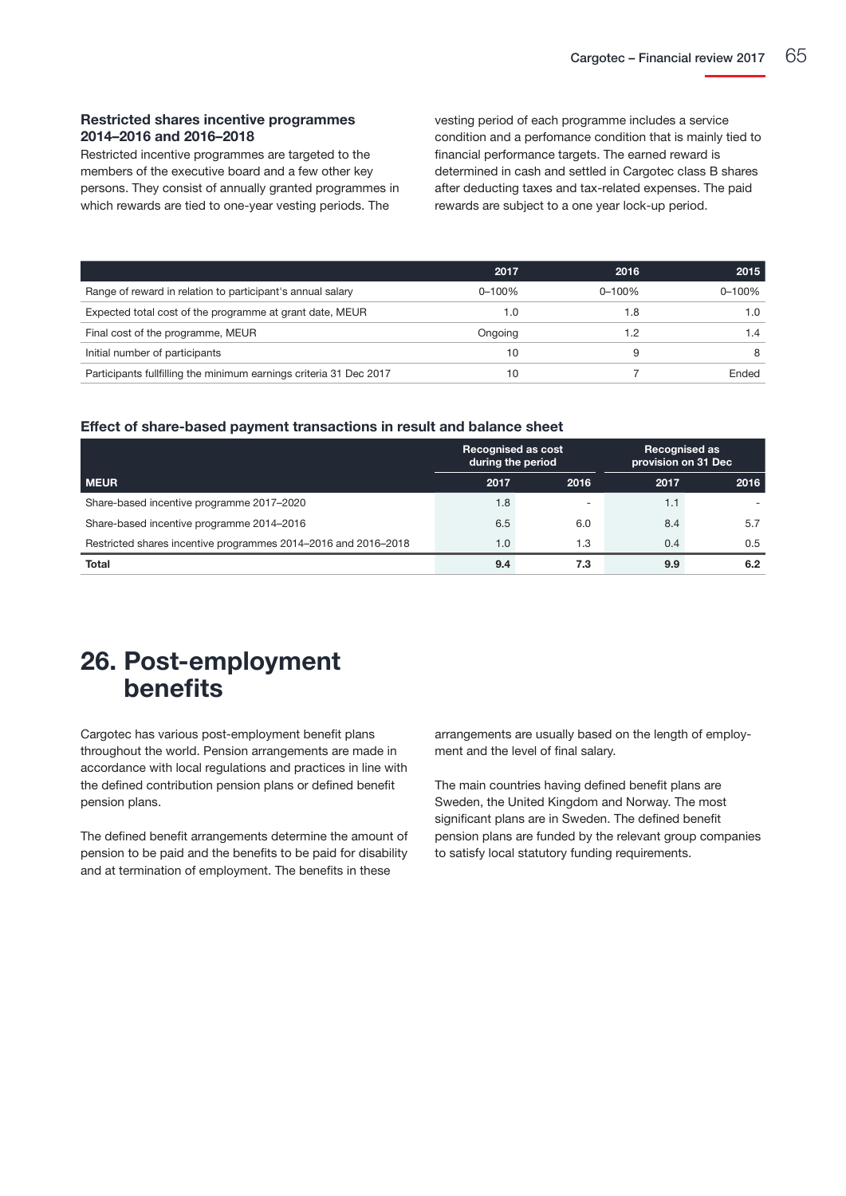### Restricted shares incentive programmes 2014–2016 and 2016–2018

Restricted incentive programmes are targeted to the members of the executive board and a few other key persons. They consist of annually granted programmes in which rewards are tied to one-year vesting periods. The vesting period of each programme includes a service condition and a perfomance condition that is mainly tied to financial performance targets. The earned reward is determined in cash and settled in Cargotec class B shares after deducting taxes and tax-related expenses. The paid rewards are subject to a one year lock-up period.

| | 2017 | 2016 | 2015 |
|---|---|---|---|
| Range of reward in relation to participant's annual salary | 0–100% | 0–100% | 0–100% |
| Expected total cost of the programme at grant date, MEUR | 1.0 | 1.8 | 1.0 |
| Final cost of the programme, MEUR | Ongoing | 1.2 | 1.4 |
| Initial number of participants | 10 | 9 | 8 |
| Participants fullfilling the minimum earnings criteria 31 Dec 2017 | 10 | 7 | Ended |

### Effect of share-based payment transactions in result and balance sheet

| | Recognised as cost during the period | | Recognised as provision on 31 Dec | |
|---|---|---|---|---|
| **MEUR** | **2017** | **2016** | **2017** | **2016** |
| Share-based incentive programme 2017–2020 | 1.8 | - | 1.1 | - |
| Share-based incentive programme 2014–2016 | 6.5 | 6.0 | 8.4 | 5.7 |
| Restricted shares incentive programmes 2014–2016 and 2016–2018 | 1.0 | 1.3 | 0.4 | 0.5 |
| **Total** | **9.4** | **7.3** | **9.9** | **6.2** |

# 26. Post-employment benefits

Cargotec has various post-employment benefit plans throughout the world. Pension arrangements are made in accordance with local regulations and practices in line with the defined contribution pension plans or defined benefit pension plans.

The defined benefit arrangements determine the amount of pension to be paid and the benefits to be paid for disability and at termination of employment. The benefits in these arrangements are usually based on the length of employment and the level of final salary.

The main countries having defined benefit plans are Sweden, the United Kingdom and Norway. The most significant plans are in Sweden. The defined benefit pension plans are funded by the relevant group companies to satisfy local statutory funding requirements.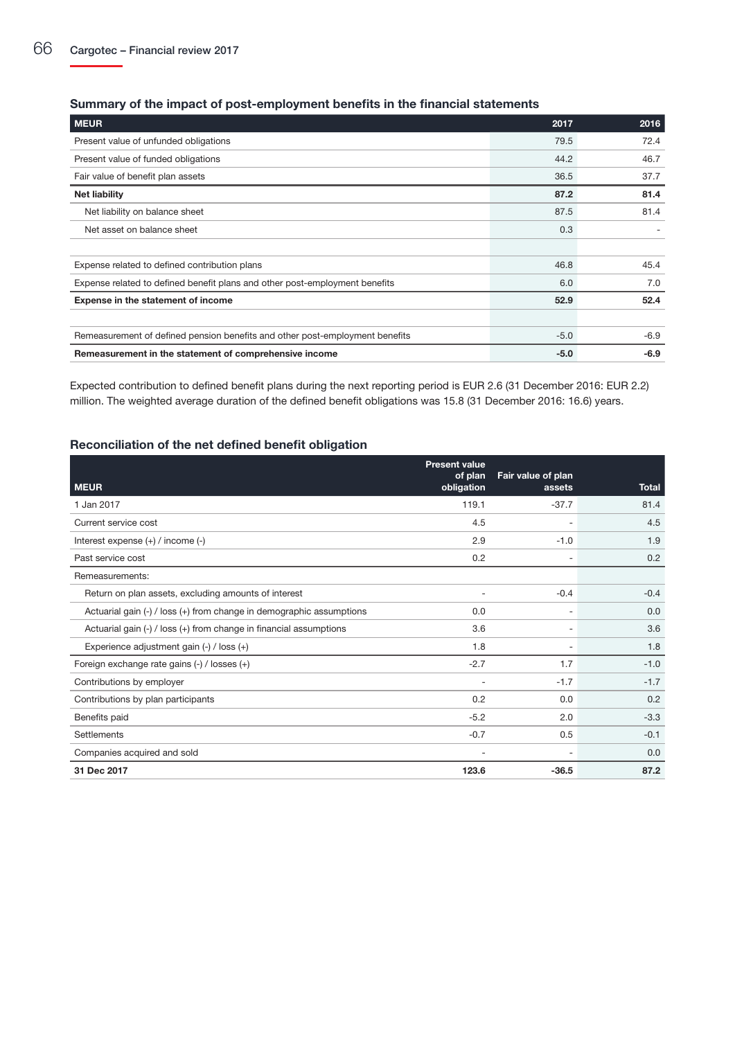### Summary of the impact of post-employment benefits in the financial statements

| MEUR | 2017 | 2016 |
|---|---|---|
| Present value of unfunded obligations | 79.5 | 72.4 |
| Present value of funded obligations | 44.2 | 46.7 |
| Fair value of benefit plan assets | 36.5 | 37.7 |
| **Net liability** | **87.2** | **81.4** |
| Net liability on balance sheet | 87.5 | 81.4 |
| Net asset on balance sheet | 0.3 | - |
| | | |
| Expense related to defined contribution plans | 46.8 | 45.4 |
| Expense related to defined benefit plans and other post-employment benefits | 6.0 | 7.0 |
| **Expense in the statement of income** | **52.9** | **52.4** |
| | | |
| Remeasurement of defined pension benefits and other post-employment benefits | -5.0 | -6.9 |
| **Remeasurement in the statement of comprehensive income** | **-5.0** | **-6.9** |

Expected contribution to defined benefit plans during the next reporting period is EUR 2.6 (31 December 2016: EUR 2.2) million. The weighted average duration of the defined benefit obligations was 15.8 (31 December 2016: 16.6) years.

### Reconciliation of the net defined benefit obligation

| MEUR | Present value of plan obligation | Fair value of plan assets | Total |
|---|---|---|---|
| 1 Jan 2017 | 119.1 | -37.7 | 81.4 |
| Current service cost | 4.5 | - | 4.5 |
| Interest expense (+) / income (-) | 2.9 | -1.0 | 1.9 |
| Past service cost | 0.2 | - | 0.2 |
| Remeasurements: | | | |
| Return on plan assets, excluding amounts of interest | - | -0.4 | -0.4 |
| Actuarial gain (-) / loss (+) from change in demographic assumptions | 0.0 | - | 0.0 |
| Actuarial gain (-) / loss (+) from change in financial assumptions | 3.6 | - | 3.6 |
| Experience adjustment gain (-) / loss (+) | 1.8 | - | 1.8 |
| Foreign exchange rate gains (-) / losses (+) | -2.7 | 1.7 | -1.0 |
| Contributions by employer | - | -1.7 | -1.7 |
| Contributions by plan participants | 0.2 | 0.0 | 0.2 |
| Benefits paid | -5.2 | 2.0 | -3.3 |
| Settlements | -0.7 | 0.5 | -0.1 |
| Companies acquired and sold | - | - | 0.0 |
| **31 Dec 2017** | **123.6** | **-36.5** | **87.2** |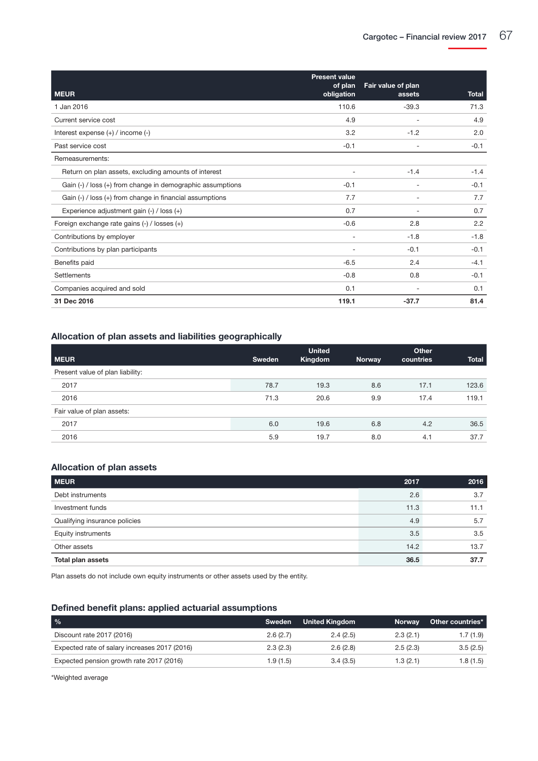| MEUR | Present value of plan obligation | Fair value of plan assets | Total |
|---|---|---|---|
| 1 Jan 2016 | 110.6 | -39.3 | 71.3 |
| Current service cost | 4.9 | - | 4.9 |
| Interest expense (+) / income (-) | 3.2 | -1.2 | 2.0 |
| Past service cost | -0.1 | - | -0.1 |
| Remeasurements: | | | |
| Return on plan assets, excluding amounts of interest | - | -1.4 | -1.4 |
| Gain (-) / loss (+) from change in demographic assumptions | -0.1 | - | -0.1 |
| Gain (-) / loss (+) from change in financial assumptions | 7.7 | - | 7.7 |
| Experience adjustment gain (-) / loss (+) | 0.7 | - | 0.7 |
| Foreign exchange rate gains (-) / losses (+) | -0.6 | 2.8 | 2.2 |
| Contributions by employer | - | -1.8 | -1.8 |
| Contributions by plan participants | - | -0.1 | -0.1 |
| Benefits paid | -6.5 | 2.4 | -4.1 |
| Settlements | -0.8 | 0.8 | -0.1 |
| Companies acquired and sold | 0.1 | - | 0.1 |
| **31 Dec 2016** | **119.1** | **-37.7** | **81.4** |

### Allocation of plan assets and liabilities geographically

| MEUR | Sweden | United Kingdom | Norway | Other countries | Total |
|---|---|---|---|---|---|
| Present value of plan liability: | | | | | |
| 2017 | 78.7 | 19.3 | 8.6 | 17.1 | 123.6 |
| 2016 | 71.3 | 20.6 | 9.9 | 17.4 | 119.1 |
| Fair value of plan assets: | | | | | |
| 2017 | 6.0 | 19.6 | 6.8 | 4.2 | 36.5 |
| 2016 | 5.9 | 19.7 | 8.0 | 4.1 | 37.7 |

### Allocation of plan assets

| MEUR | 2017 | 2016 |
|---|---|---|
| Debt instruments | 2.6 | 3.7 |
| Investment funds | 11.3 | 11.1 |
| Qualifying insurance policies | 4.9 | 5.7 |
| Equity instruments | 3.5 | 3.5 |
| Other assets | 14.2 | 13.7 |
| **Total plan assets** | **36.5** | **37.7** |

Plan assets do not include own equity instruments or other assets used by the entity.

### Defined benefit plans: applied actuarial assumptions

| % | Sweden | United Kingdom | Norway | Other countries* |
|---|---|---|---|---|
| Discount rate 2017 (2016) | 2.6 (2.7) | 2.4 (2.5) | 2.3 (2.1) | 1.7 (1.9) |
| Expected rate of salary increases 2017 (2016) | 2.3 (2.3) | 2.6 (2.8) | 2.5 (2.3) | 3.5 (2.5) |
| Expected pension growth rate 2017 (2016) | 1.9 (1.5) | 3.4 (3.5) | 1.3 (2.1) | 1.8 (1.5) |

*Weighted average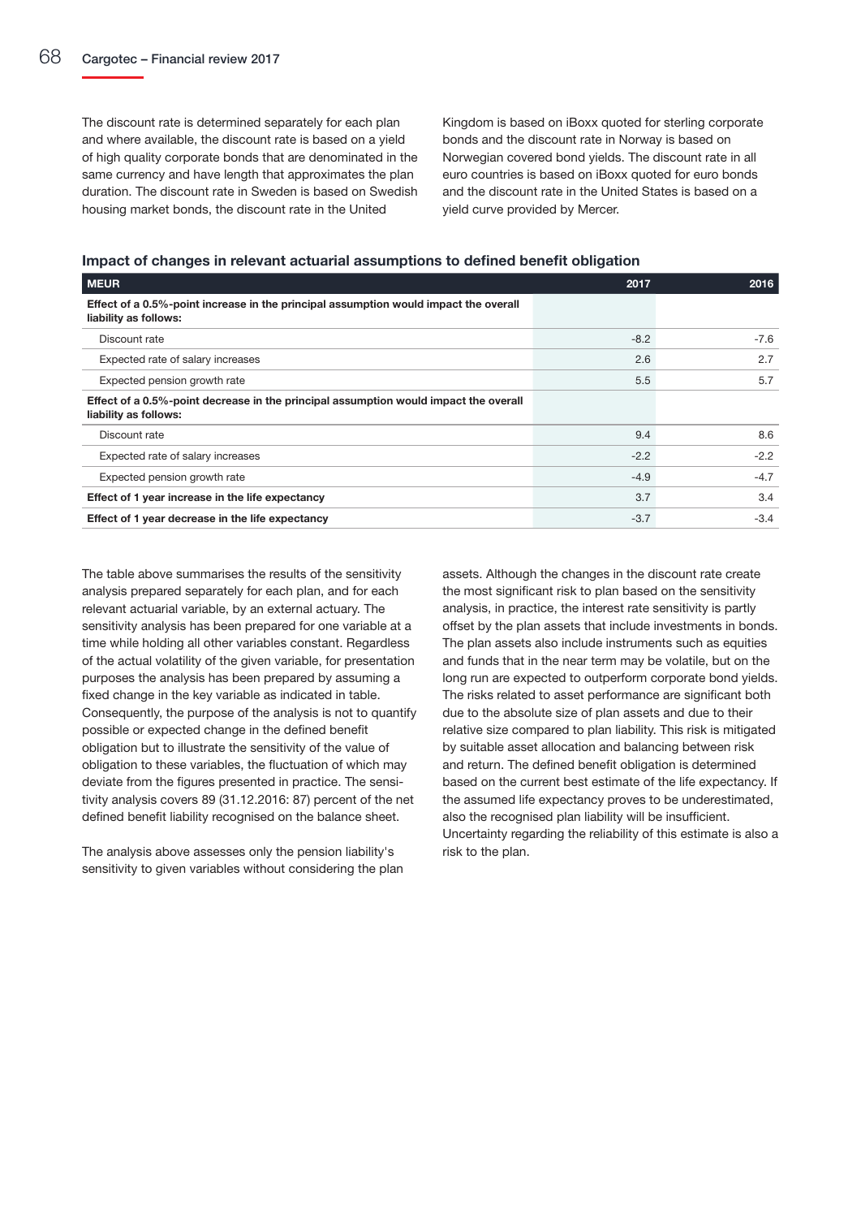The discount rate is determined separately for each plan and where available, the discount rate is based on a yield of high quality corporate bonds that are denominated in the same currency and have length that approximates the plan duration. The discount rate in Sweden is based on Swedish housing market bonds, the discount rate in the United Kingdom is based on iBoxx quoted for sterling corporate bonds and the discount rate in Norway is based on Norwegian covered bond yields. The discount rate in all euro countries is based on iBoxx quoted for euro bonds and the discount rate in the United States is based on a yield curve provided by Mercer.

### Impact of changes in relevant actuarial assumptions to defined benefit obligation

| MEUR | 2017 | 2016 |
|---|---|---|
| **Effect of a 0.5%-point increase in the principal assumption would impact the overall liability as follows:** | | |
| Discount rate | -8.2 | -7.6 |
| Expected rate of salary increases | 2.6 | 2.7 |
| Expected pension growth rate | 5.5 | 5.7 |
| **Effect of a 0.5%-point decrease in the principal assumption would impact the overall liability as follows:** | | |
| Discount rate | 9.4 | 8.6 |
| Expected rate of salary increases | -2.2 | -2.2 |
| Expected pension growth rate | -4.9 | -4.7 |
| **Effect of 1 year increase in the life expectancy** | 3.7 | 3.4 |
| **Effect of 1 year decrease in the life expectancy** | -3.7 | -3.4 |

The table above summarises the results of the sensitivity analysis prepared separately for each plan, and for each relevant actuarial variable, by an external actuary. The sensitivity analysis has been prepared for one variable at a time while holding all other variables constant. Regardless of the actual volatility of the given variable, for presentation purposes the analysis has been prepared by assuming a fixed change in the key variable as indicated in table. Consequently, the purpose of the analysis is not to quantify possible or expected change in the defined benefit obligation but to illustrate the sensitivity of the value of obligation to these variables, the fluctuation of which may deviate from the figures presented in practice. The sensitivity analysis covers 89 (31.12.2016: 87) percent of the net defined benefit liability recognised on the balance sheet.

The analysis above assesses only the pension liability's sensitivity to given variables without considering the plan assets. Although the changes in the discount rate create the most significant risk to plan based on the sensitivity analysis, in practice, the interest rate sensitivity is partly offset by the plan assets that include investments in bonds. The plan assets also include instruments such as equities and funds that in the near term may be volatile, but on the long run are expected to outperform corporate bond yields. The risks related to asset performance are significant both due to the absolute size of plan assets and due to their relative size compared to plan liability. This risk is mitigated by suitable asset allocation and balancing between risk and return. The defined benefit obligation is determined based on the current best estimate of the life expectancy. If the assumed life expectancy proves to be underestimated, also the recognised plan liability will be insufficient. Uncertainty regarding the reliability of this estimate is also a risk to the plan.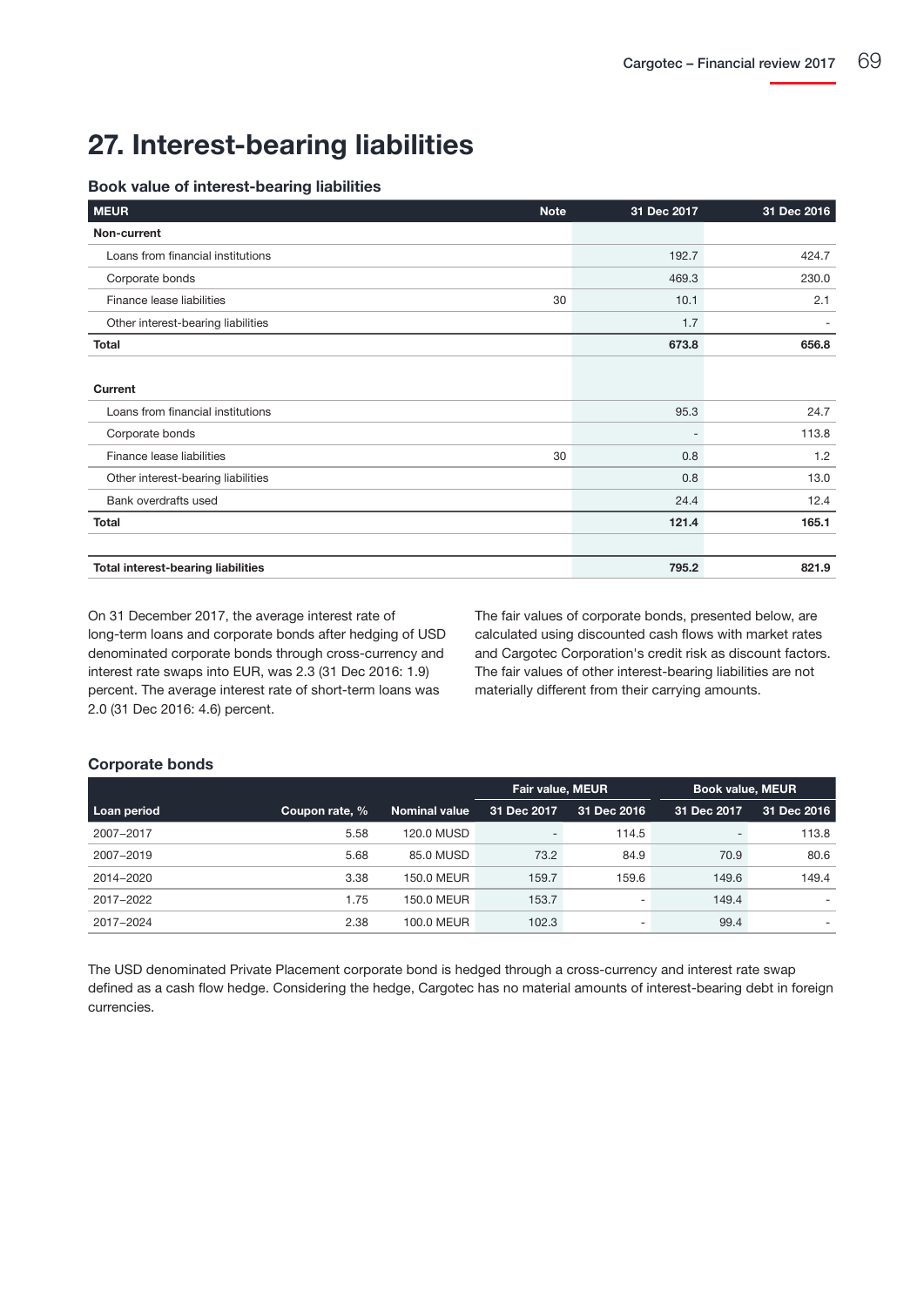# 27. Interest-bearing liabilities

### Book value of interest-bearing liabilities

| MEUR | Note | 31 Dec 2017 | 31 Dec 2016 |
|---|---|---|---|
| **Non-current** | | | |
| Loans from financial institutions | | 192.7 | 424.7 |
| Corporate bonds | | 469.3 | 230.0 |
| Finance lease liabilities | 30 | 10.1 | 2.1 |
| Other interest-bearing liabilities | | 1.7 | - |
| **Total** | | **673.8** | **656.8** |
| | | | |
| **Current** | | | |
| Loans from financial institutions | | 95.3 | 24.7 |
| Corporate bonds | | - | 113.8 |
| Finance lease liabilities | 30 | 0.8 | 1.2 |
| Other interest-bearing liabilities | | 0.8 | 13.0 |
| Bank overdrafts used | | 24.4 | 12.4 |
| **Total** | | **121.4** | **165.1** |
| | | | |
| **Total interest-bearing liabilities** | | **795.2** | **821.9** |

On 31 December 2017, the average interest rate of long-term loans and corporate bonds after hedging of USD denominated corporate bonds through cross-currency and interest rate swaps into EUR, was 2.3 (31 Dec 2016: 1.9) percent. The average interest rate of short-term loans was 2.0 (31 Dec 2016: 4.6) percent.

The fair values of corporate bonds, presented below, are calculated using discounted cash flows with market rates and Cargotec Corporation's credit risk as discount factors. The fair values of other interest-bearing liabilities are not materially different from their carrying amounts.

### Corporate bonds

| | | | Fair value, MEUR | | Book value, MEUR | |
|---|---|---|---|---|---|---|
| **Loan period** | **Coupon rate, %** | **Nominal value** | **31 Dec 2017** | **31 Dec 2016** | **31 Dec 2017** | **31 Dec 2016** |
| 2007–2017 | 5.58 | 120.0 MUSD | - | 114.5 | - | 113.8 |
| 2007–2019 | 5.68 | 85.0 MUSD | 73.2 | 84.9 | 70.9 | 80.6 |
| 2014–2020 | 3.38 | 150.0 MEUR | 159.7 | 159.6 | 149.6 | 149.4 |
| 2017–2022 | 1.75 | 150.0 MEUR | 153.7 | - | 149.4 | - |
| 2017–2024 | 2.38 | 100.0 MEUR | 102.3 | - | 99.4 | - |

The USD denominated Private Placement corporate bond is hedged through a cross-currency and interest rate swap defined as a cash flow hedge. Considering the hedge, Cargotec has no material amounts of interest-bearing debt in foreign currencies.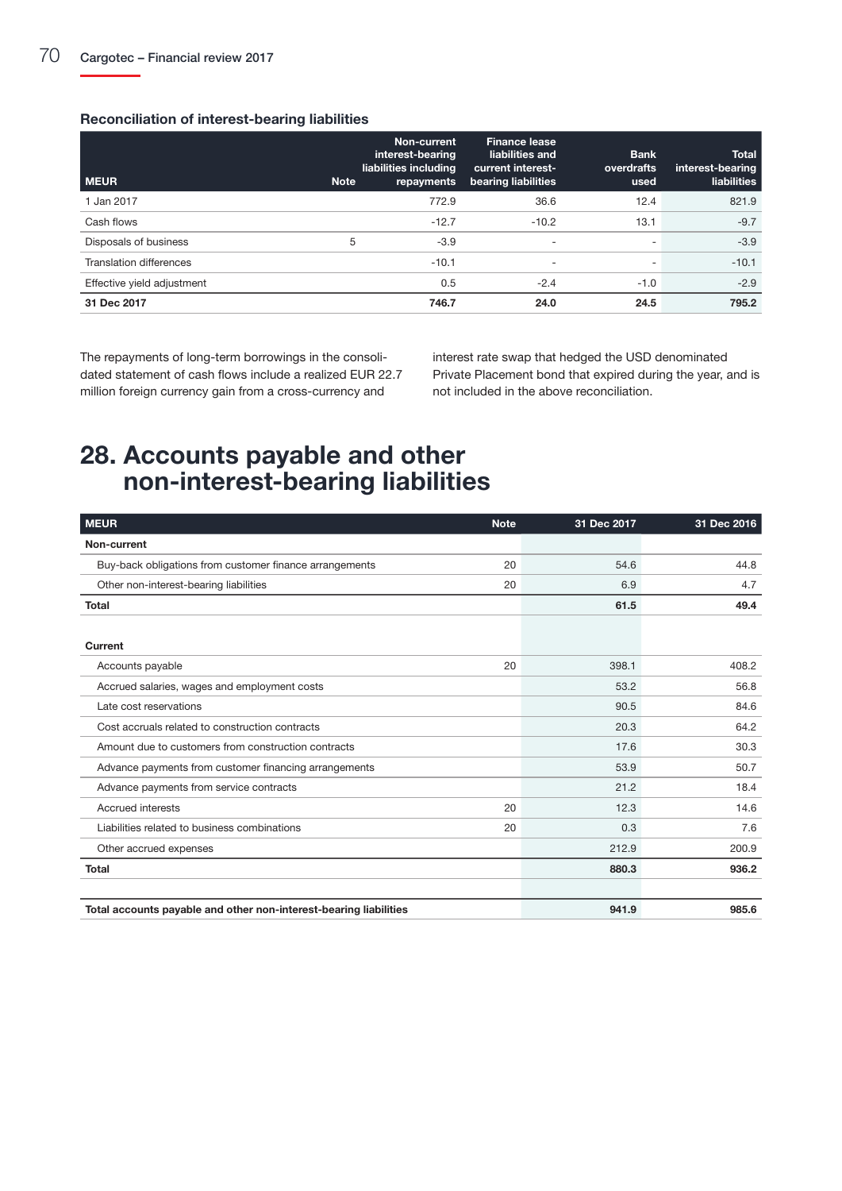### Reconciliation of interest-bearing liabilities

| MEUR | Note | Non-current interest-bearing liabilities including repayments | Finance lease liabilities and current interest-bearing liabilities | Bank overdrafts used | Total interest-bearing liabilities |
|---|---|---|---|---|---|
| 1 Jan 2017 | | 772.9 | 36.6 | 12.4 | 821.9 |
| Cash flows | | -12.7 | -10.2 | 13.1 | -9.7 |
| Disposals of business | 5 | -3.9 | - | - | -3.9 |
| Translation differences | | -10.1 | - | - | -10.1 |
| Effective yield adjustment | | 0.5 | -2.4 | -1.0 | -2.9 |
| **31 Dec 2017** | | **746.7** | **24.0** | **24.5** | **795.2** |

The repayments of long-term borrowings in the consolidated statement of cash flows include a realized EUR 22.7 million foreign currency gain from a cross-currency and interest rate swap that hedged the USD denominated Private Placement bond that expired during the year, and is not included in the above reconciliation.

# 28. Accounts payable and other non-interest-bearing liabilities

| MEUR | Note | 31 Dec 2017 | 31 Dec 2016 |
|---|---|---|---|
| **Non-current** | | | |
| Buy-back obligations from customer finance arrangements | 20 | 54.6 | 44.8 |
| Other non-interest-bearing liabilities | 20 | 6.9 | 4.7 |
| **Total** | | **61.5** | **49.4** |
| | | | |
| **Current** | | | |
| Accounts payable | 20 | 398.1 | 408.2 |
| Accrued salaries, wages and employment costs | | 53.2 | 56.8 |
| Late cost reservations | | 90.5 | 84.6 |
| Cost accruals related to construction contracts | | 20.3 | 64.2 |
| Amount due to customers from construction contracts | | 17.6 | 30.3 |
| Advance payments from customer financing arrangements | | 53.9 | 50.7 |
| Advance payments from service contracts | | 21.2 | 18.4 |
| Accrued interests | 20 | 12.3 | 14.6 |
| Liabilities related to business combinations | 20 | 0.3 | 7.6 |
| Other accrued expenses | | 212.9 | 200.9 |
| **Total** | | **880.3** | **936.2** |
| | | | |
| **Total accounts payable and other non-interest-bearing liabilities** | | **941.9** | **985.6** |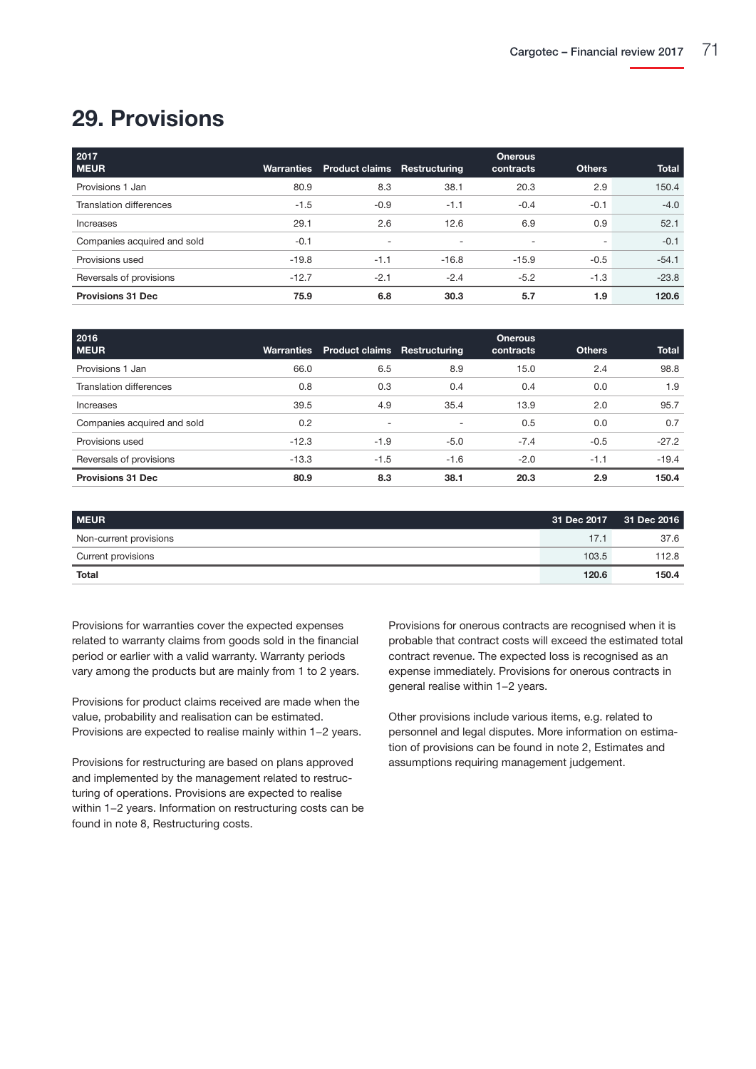# 29. Provisions

| 2017<br>MEUR | Warranties | Product claims | Restructuring | Onerous contracts | Others | Total |
|---|---|---|---|---|---|---|
| Provisions 1 Jan | 80.9 | 8.3 | 38.1 | 20.3 | 2.9 | 150.4 |
| Translation differences | -1.5 | -0.9 | -1.1 | -0.4 | -0.1 | -4.0 |
| Increases | 29.1 | 2.6 | 12.6 | 6.9 | 0.9 | 52.1 |
| Companies acquired and sold | -0.1 | - | - | - | - | -0.1 |
| Provisions used | -19.8 | -1.1 | -16.8 | -15.9 | -0.5 | -54.1 |
| Reversals of provisions | -12.7 | -2.1 | -2.4 | -5.2 | -1.3 | -23.8 |
| **Provisions 31 Dec** | **75.9** | **6.8** | **30.3** | **5.7** | **1.9** | **120.6** |

| 2016<br>MEUR | Warranties | Product claims | Restructuring | Onerous contracts | Others | Total |
|---|---|---|---|---|---|---|
| Provisions 1 Jan | 66.0 | 6.5 | 8.9 | 15.0 | 2.4 | 98.8 |
| Translation differences | 0.8 | 0.3 | 0.4 | 0.4 | 0.0 | 1.9 |
| Increases | 39.5 | 4.9 | 35.4 | 13.9 | 2.0 | 95.7 |
| Companies acquired and sold | 0.2 | - | - | 0.5 | 0.0 | 0.7 |
| Provisions used | -12.3 | -1.9 | -5.0 | -7.4 | -0.5 | -27.2 |
| Reversals of provisions | -13.3 | -1.5 | -1.6 | -2.0 | -1.1 | -19.4 |
| **Provisions 31 Dec** | **80.9** | **8.3** | **38.1** | **20.3** | **2.9** | **150.4** |

| MEUR | 31 Dec 2017 | 31 Dec 2016 |
|---|---|---|
| Non-current provisions | 17.1 | 37.6 |
| Current provisions | 103.5 | 112.8 |
| **Total** | **120.6** | **150.4** |

Provisions for warranties cover the expected expenses related to warranty claims from goods sold in the financial period or earlier with a valid warranty. Warranty periods vary among the products but are mainly from 1 to 2 years.

Provisions for product claims received are made when the value, probability and realisation can be estimated. Provisions are expected to realise mainly within 1–2 years.

Provisions for restructuring are based on plans approved and implemented by the management related to restructuring of operations. Provisions are expected to realise within 1–2 years. Information on restructuring costs can be found in note 8, Restructuring costs.

Provisions for onerous contracts are recognised when it is probable that contract costs will exceed the estimated total contract revenue. The expected loss is recognised as an expense immediately. Provisions for onerous contracts in general realise within 1–2 years.

Other provisions include various items, e.g. related to personnel and legal disputes. More information on estimation of provisions can be found in note 2, Estimates and assumptions requiring management judgement.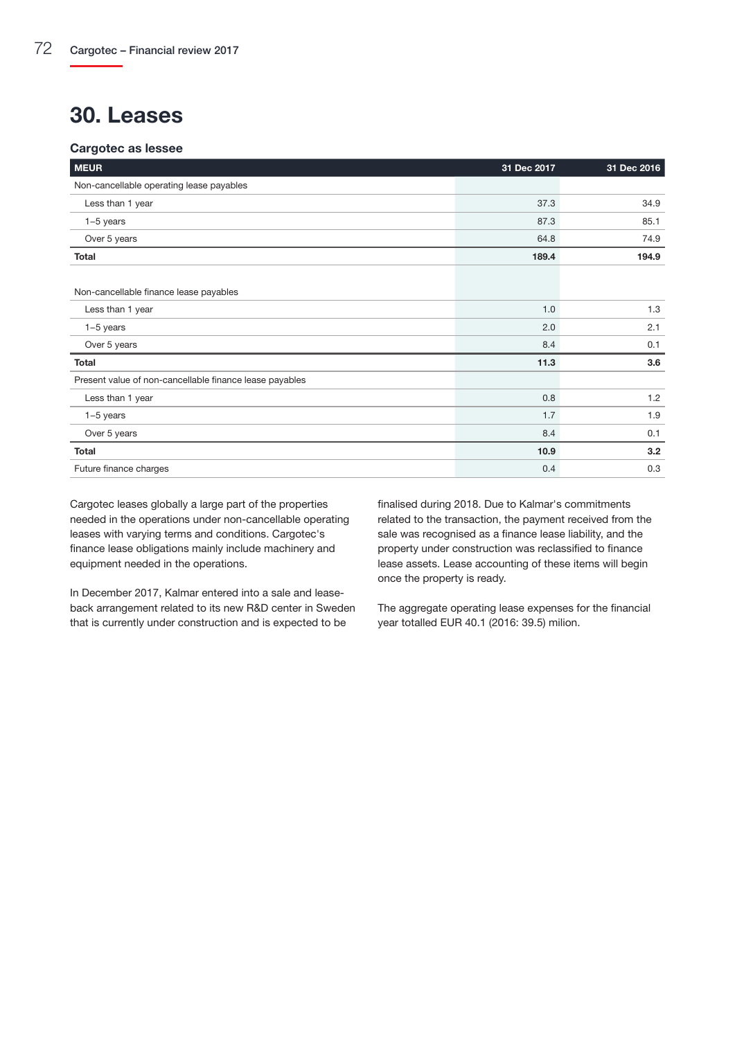# 30. Leases

### Cargotec as lessee

| MEUR | 31 Dec 2017 | 31 Dec 2016 |
|---|---|---|
| Non-cancellable operating lease payables | | |
| Less than 1 year | 37.3 | 34.9 |
| 1–5 years | 87.3 | 85.1 |
| Over 5 years | 64.8 | 74.9 |
| **Total** | **189.4** | **194.9** |
| | | |
| Non-cancellable finance lease payables | | |
| Less than 1 year | 1.0 | 1.3 |
| 1–5 years | 2.0 | 2.1 |
| Over 5 years | 8.4 | 0.1 |
| **Total** | **11.3** | **3.6** |
| Present value of non-cancellable finance lease payables | | |
| Less than 1 year | 0.8 | 1.2 |
| 1–5 years | 1.7 | 1.9 |
| Over 5 years | 8.4 | 0.1 |
| **Total** | **10.9** | **3.2** |
| Future finance charges | 0.4 | 0.3 |

Cargotec leases globally a large part of the properties needed in the operations under non-cancellable operating leases with varying terms and conditions. Cargotec's finance lease obligations mainly include machinery and equipment needed in the operations.

In December 2017, Kalmar entered into a sale and lease-back arrangement related to its new R&D center in Sweden that is currently under construction and is expected to be finalised during 2018. Due to Kalmar's commitments related to the transaction, the payment received from the sale was recognised as a finance lease liability, and the property under construction was reclassified to finance lease assets. Lease accounting of these items will begin once the property is ready.

The aggregate operating lease expenses for the financial year totalled EUR 40.1 (2016: 39.5) milion.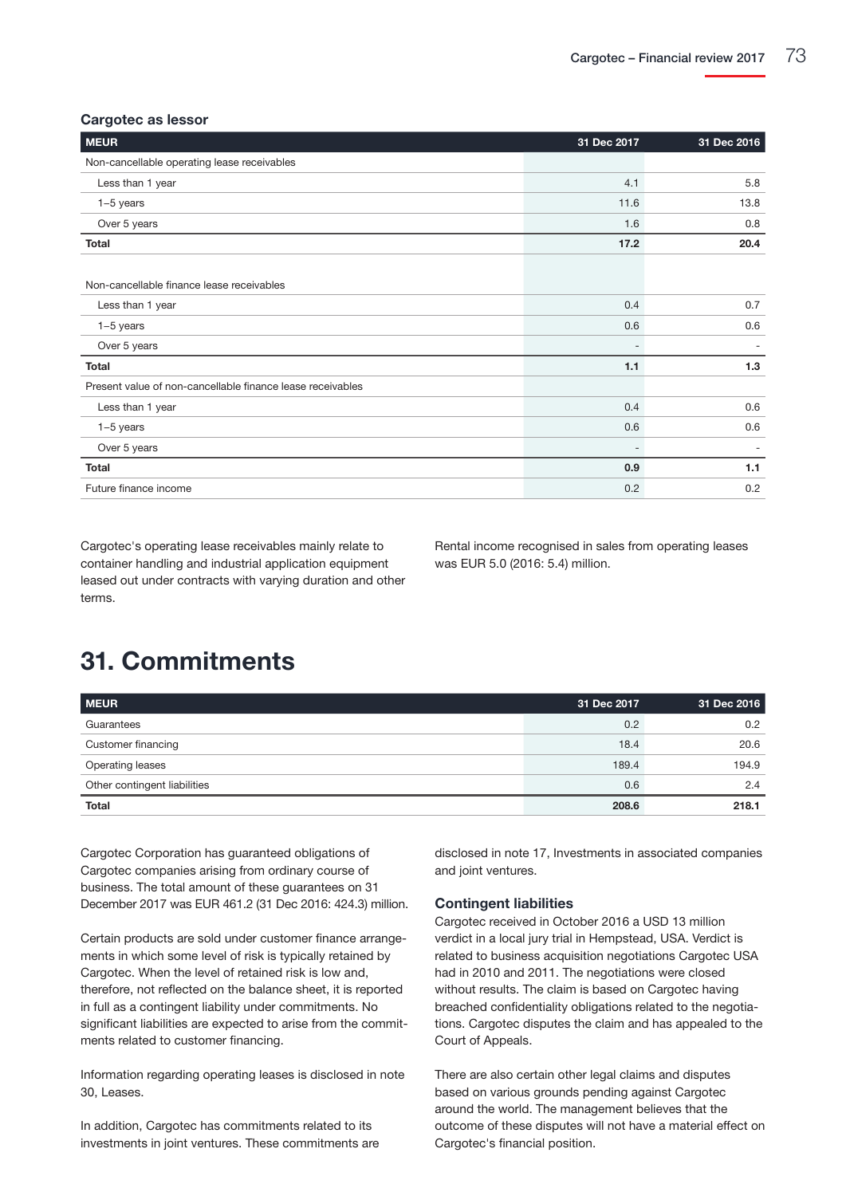### Cargotec as lessor

| MEUR | 31 Dec 2017 | 31 Dec 2016 |
|---|---|---|
| Non-cancellable operating lease receivables | | |
| Less than 1 year | 4.1 | 5.8 |
| 1–5 years | 11.6 | 13.8 |
| Over 5 years | 1.6 | 0.8 |
| **Total** | **17.2** | **20.4** |
| | | |
| Non-cancellable finance lease receivables | | |
| Less than 1 year | 0.4 | 0.7 |
| 1–5 years | 0.6 | 0.6 |
| Over 5 years | - | - |
| **Total** | **1.1** | **1.3** |
| Present value of non-cancellable finance lease receivables | | |
| Less than 1 year | 0.4 | 0.6 |
| 1–5 years | 0.6 | 0.6 |
| Over 5 years | - | - |
| **Total** | **0.9** | **1.1** |
| Future finance income | 0.2 | 0.2 |

Cargotec's operating lease receivables mainly relate to container handling and industrial application equipment leased out under contracts with varying duration and other terms.

Rental income recognised in sales from operating leases was EUR 5.0 (2016: 5.4) million.

# 31. Commitments

| MEUR | 31 Dec 2017 | 31 Dec 2016 |
|---|---|---|
| Guarantees | 0.2 | 0.2 |
| Customer financing | 18.4 | 20.6 |
| Operating leases | 189.4 | 194.9 |
| Other contingent liabilities | 0.6 | 2.4 |
| **Total** | **208.6** | **218.1** |

Cargotec Corporation has guaranteed obligations of Cargotec companies arising from ordinary course of business. The total amount of these guarantees on 31 December 2017 was EUR 461.2 (31 Dec 2016: 424.3) million.

Certain products are sold under customer finance arrangements in which some level of risk is typically retained by Cargotec. When the level of retained risk is low and, therefore, not reflected on the balance sheet, it is reported in full as a contingent liability under commitments. No significant liabilities are expected to arise from the commitments related to customer financing.

Information regarding operating leases is disclosed in note 30, Leases.

In addition, Cargotec has commitments related to its investments in joint ventures. These commitments are disclosed in note 17, Investments in associated companies and joint ventures.

### Contingent liabilities

Cargotec received in October 2016 a USD 13 million verdict in a local jury trial in Hempstead, USA. Verdict is related to business acquisition negotiations Cargotec USA had in 2010 and 2011. The negotiations were closed without results. The claim is based on Cargotec having breached confidentiality obligations related to the negotiations. Cargotec disputes the claim and has appealed to the Court of Appeals.

There are also certain other legal claims and disputes based on various grounds pending against Cargotec around the world. The management believes that the outcome of these disputes will not have a material effect on Cargotec's financial position.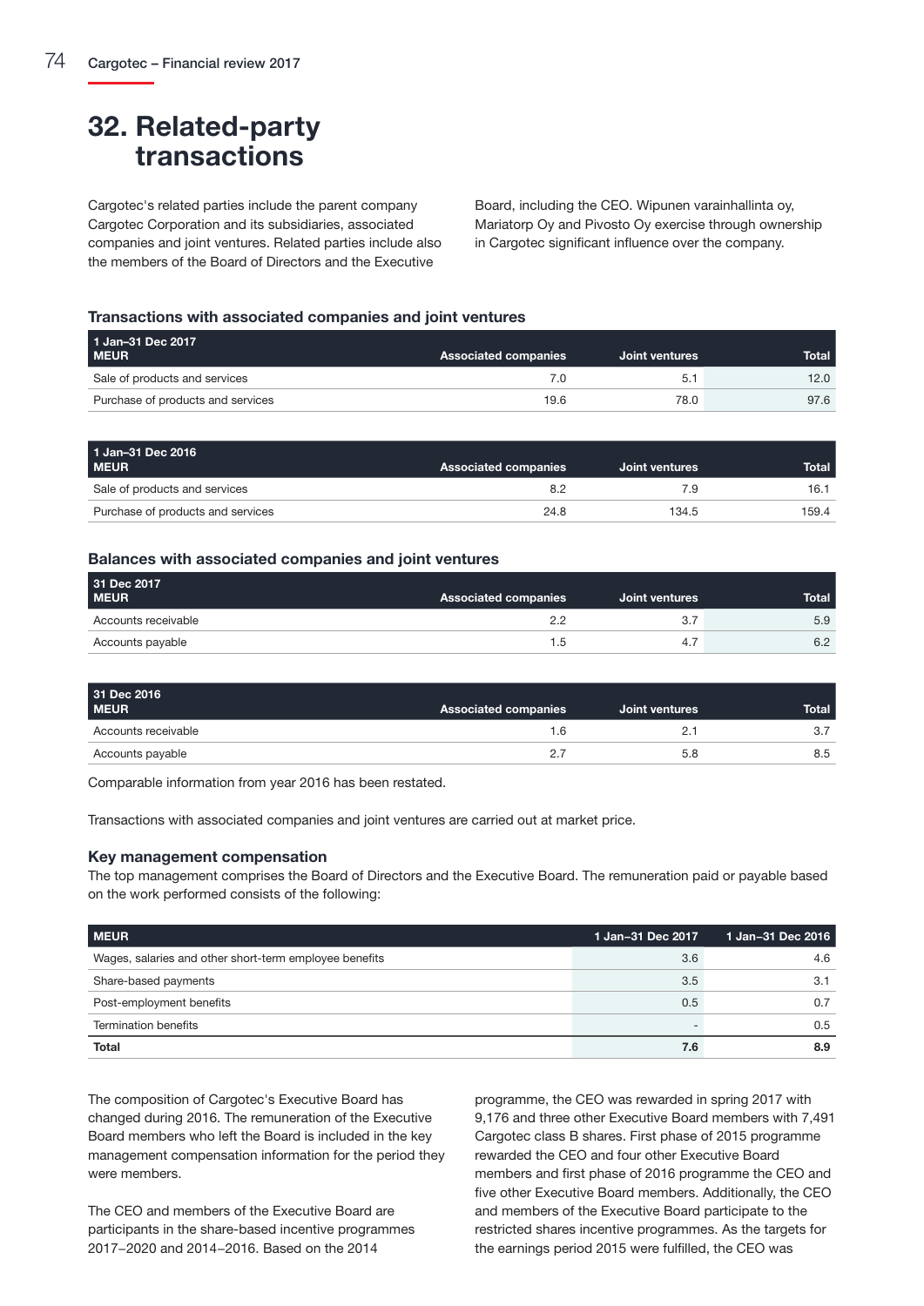# 32. Related-party transactions

Cargotec's related parties include the parent company Cargotec Corporation and its subsidiaries, associated companies and joint ventures. Related parties include also the members of the Board of Directors and the Executive Board, including the CEO. Wipunen varainhallinta oy, Mariatorp Oy and Pivosto Oy exercise through ownership in Cargotec significant influence over the company.

### Transactions with associated companies and joint ventures

| 1 Jan–31 Dec 2017<br>MEUR | Associated companies | Joint ventures | Total |
|---|---|---|---|
| Sale of products and services | 7.0 | 5.1 | 12.0 |
| Purchase of products and services | 19.6 | 78.0 | 97.6 |

| 1 Jan–31 Dec 2016<br>MEUR | Associated companies | Joint ventures | Total |
|---|---|---|---|
| Sale of products and services | 8.2 | 7.9 | 16.1 |
| Purchase of products and services | 24.8 | 134.5 | 159.4 |

### Balances with associated companies and joint ventures

| 31 Dec 2017<br>MEUR | Associated companies | Joint ventures | Total |
|---|---|---|---|
| Accounts receivable | 2.2 | 3.7 | 5.9 |
| Accounts payable | 1.5 | 4.7 | 6.2 |

| 31 Dec 2016<br>MEUR | Associated companies | Joint ventures | Total |
|---|---|---|---|
| Accounts receivable | 1.6 | 2.1 | 3.7 |
| Accounts payable | 2.7 | 5.8 | 8.5 |

Comparable information from year 2016 has been restated.

Transactions with associated companies and joint ventures are carried out at market price.

### Key management compensation

The top management comprises the Board of Directors and the Executive Board. The remuneration paid or payable based on the work performed consists of the following:

| MEUR | 1 Jan–31 Dec 2017 | 1 Jan–31 Dec 2016 |
|---|---|---|
| Wages, salaries and other short-term employee benefits | 3.6 | 4.6 |
| Share-based payments | 3.5 | 3.1 |
| Post-employment benefits | 0.5 | 0.7 |
| Termination benefits | - | 0.5 |
| **Total** | **7.6** | **8.9** |

The composition of Cargotec's Executive Board has changed during 2016. The remuneration of the Executive Board members who left the Board is included in the key management compensation information for the period they were members.

The CEO and members of the Executive Board are participants in the share-based incentive programmes 2017–2020 and 2014–2016. Based on the 2014 programme, the CEO was rewarded in spring 2017 with 9,176 and three other Executive Board members with 7,491 Cargotec class B shares. First phase of 2015 programme rewarded the CEO and four other Executive Board members and first phase of 2016 programme the CEO and five other Executive Board members. Additionally, the CEO and members of the Executive Board participate to the restricted shares incentive programmes. As the targets for the earnings period 2015 were fulfilled, the CEO was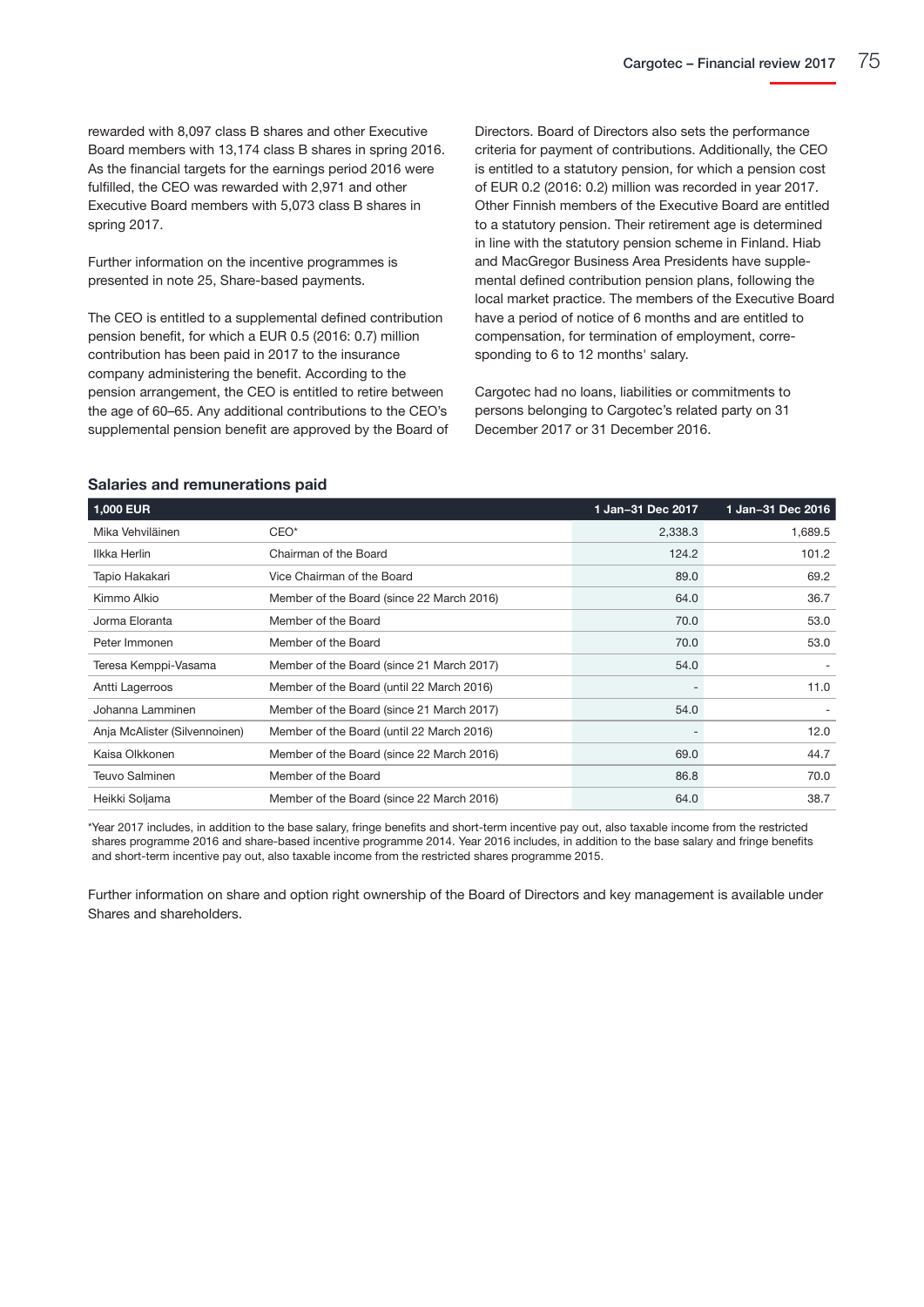rewarded with 8,097 class B shares and other Executive Board members with 13,174 class B shares in spring 2016. As the financial targets for the earnings period 2016 were fulfilled, the CEO was rewarded with 2,971 and other Executive Board members with 5,073 class B shares in spring 2017.

Further information on the incentive programmes is presented in note 25, Share-based payments.

The CEO is entitled to a supplemental defined contribution pension benefit, for which a EUR 0.5 (2016: 0.7) million contribution has been paid in 2017 to the insurance company administering the benefit. According to the pension arrangement, the CEO is entitled to retire between the age of 60–65. Any additional contributions to the CEO's supplemental pension benefit are approved by the Board of Directors. Board of Directors also sets the performance criteria for payment of contributions. Additionally, the CEO is entitled to a statutory pension, for which a pension cost of EUR 0.2 (2016: 0.2) million was recorded in year 2017. Other Finnish members of the Executive Board are entitled to a statutory pension. Their retirement age is determined in line with the statutory pension scheme in Finland. Hiab and MacGregor Business Area Presidents have supplemental defined contribution pension plans, following the local market practice. The members of the Executive Board have a period of notice of 6 months and are entitled to compensation, for termination of employment, corresponding to 6 to 12 months' salary.

Cargotec had no loans, liabilities or commitments to persons belonging to Cargotec's related party on 31 December 2017 or 31 December 2016.

## Salaries and remunerations paid

| 1,000 EUR | | 1 Jan–31 Dec 2017 | 1 Jan–31 Dec 2016 |
|---|---|---|---|
| Mika Vehviläinen | CEO* | 2,338.3 | 1,689.5 |
| Ilkka Herlin | Chairman of the Board | 124.2 | 101.2 |
| Tapio Hakakari | Vice Chairman of the Board | 89.0 | 69.2 |
| Kimmo Alkio | Member of the Board (since 22 March 2016) | 64.0 | 36.7 |
| Jorma Eloranta | Member of the Board | 70.0 | 53.0 |
| Peter Immonen | Member of the Board | 70.0 | 53.0 |
| Teresa Kemppi-Vasama | Member of the Board (since 21 March 2017) | 54.0 | - |
| Antti Lagerroos | Member of the Board (until 22 March 2016) | - | 11.0 |
| Johanna Lamminen | Member of the Board (since 21 March 2017) | 54.0 | - |
| Anja McAlister (Silvennoinen) | Member of the Board (until 22 March 2016) | - | 12.0 |
| Kaisa Olkkonen | Member of the Board (since 22 March 2016) | 69.0 | 44.7 |
| Teuvo Salminen | Member of the Board | 86.8 | 70.0 |
| Heikki Soljama | Member of the Board (since 22 March 2016) | 64.0 | 38.7 |

*Year 2017 includes, in addition to the base salary, fringe benefits and short-term incentive pay out, also taxable income from the restricted shares programme 2016 and share-based incentive programme 2014. Year 2016 includes, in addition to the base salary and fringe benefits and short-term incentive pay out, also taxable income from the restricted shares programme 2015.

Further information on share and option right ownership of the Board of Directors and key management is available under Shares and shareholders.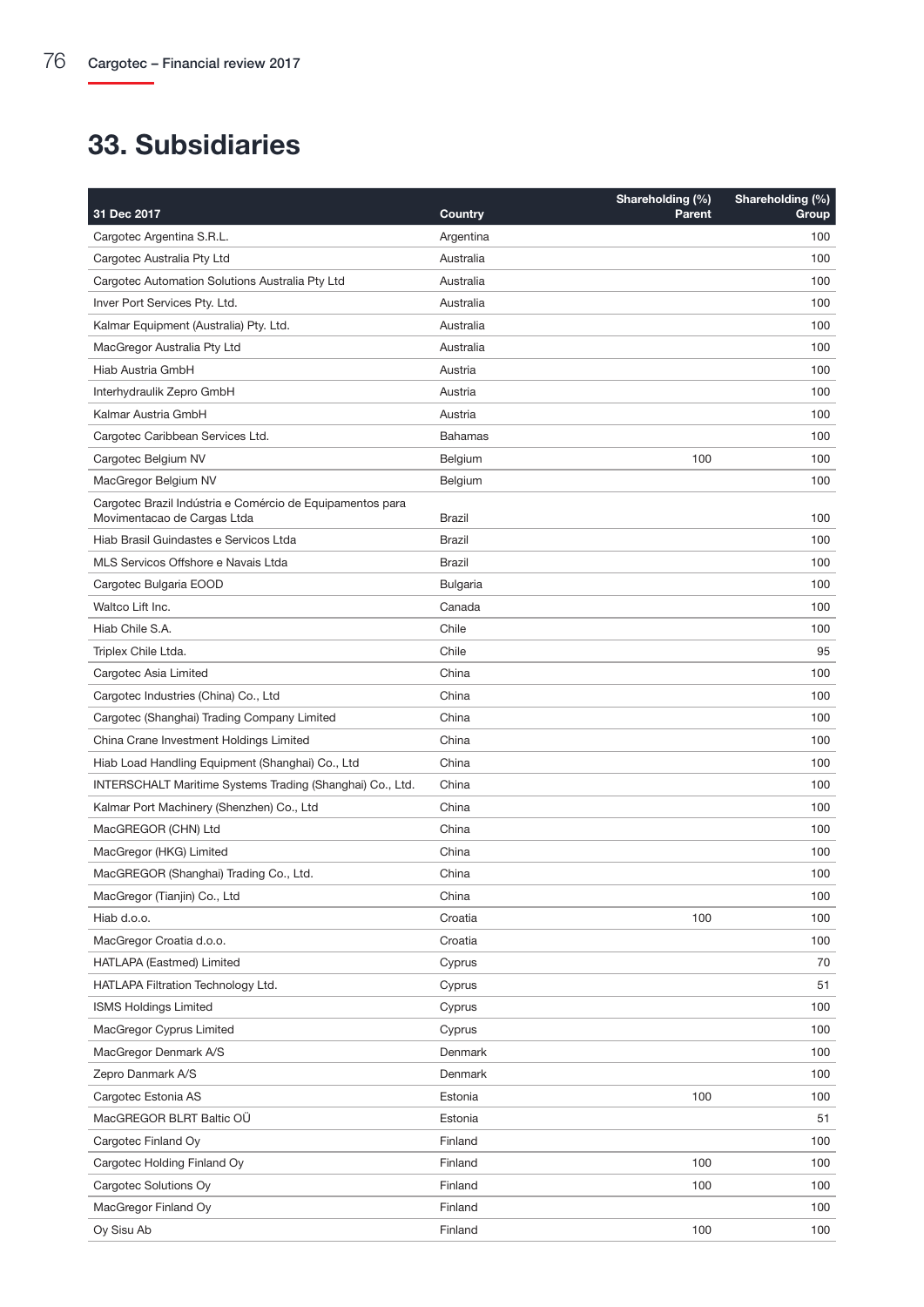# 33. Subsidiaries

| 31 Dec 2017 | Country | Shareholding (%) Parent | Shareholding (%) Group |
|---|---|---|---|
| Cargotec Argentina S.R.L. | Argentina | | 100 |
| Cargotec Australia Pty Ltd | Australia | | 100 |
| Cargotec Automation Solutions Australia Pty Ltd | Australia | | 100 |
| Inver Port Services Pty. Ltd. | Australia | | 100 |
| Kalmar Equipment (Australia) Pty. Ltd. | Australia | | 100 |
| MacGregor Australia Pty Ltd | Australia | | 100 |
| Hiab Austria GmbH | Austria | | 100 |
| Interhydraulik Zepro GmbH | Austria | | 100 |
| Kalmar Austria GmbH | Austria | | 100 |
| Cargotec Caribbean Services Ltd. | Bahamas | | 100 |
| Cargotec Belgium NV | Belgium | 100 | 100 |
| MacGregor Belgium NV | Belgium | | 100 |
| Cargotec Brazil Indústria e Comércio de Equipamentos para Movimentacao de Cargas Ltda | Brazil | | 100 |
| Hiab Brasil Guindastes e Servicos Ltda | Brazil | | 100 |
| MLS Servicos Offshore e Navais Ltda | Brazil | | 100 |
| Cargotec Bulgaria EOOD | Bulgaria | | 100 |
| Waltco Lift Inc. | Canada | | 100 |
| Hiab Chile S.A. | Chile | | 100 |
| Triplex Chile Ltda. | Chile | | 95 |
| Cargotec Asia Limited | China | | 100 |
| Cargotec Industries (China) Co., Ltd | China | | 100 |
| Cargotec (Shanghai) Trading Company Limited | China | | 100 |
| China Crane Investment Holdings Limited | China | | 100 |
| Hiab Load Handling Equipment (Shanghai) Co., Ltd | China | | 100 |
| INTERSCHALT Maritime Systems Trading (Shanghai) Co., Ltd. | China | | 100 |
| Kalmar Port Machinery (Shenzhen) Co., Ltd | China | | 100 |
| MacGREGOR (CHN) Ltd | China | | 100 |
| MacGregor (HKG) Limited | China | | 100 |
| MacGREGOR (Shanghai) Trading Co., Ltd. | China | | 100 |
| MacGregor (Tianjin) Co., Ltd | China | | 100 |
| Hiab d.o.o. | Croatia | 100 | 100 |
| MacGregor Croatia d.o.o. | Croatia | | 100 |
| HATLAPA (Eastmed) Limited | Cyprus | | 70 |
| HATLAPA Filtration Technology Ltd. | Cyprus | | 51 |
| ISMS Holdings Limited | Cyprus | | 100 |
| MacGregor Cyprus Limited | Cyprus | | 100 |
| MacGregor Denmark A/S | Denmark | | 100 |
| Zepro Danmark A/S | Denmark | | 100 |
| Cargotec Estonia AS | Estonia | 100 | 100 |
| MacGREGOR BLRT Baltic OÜ | Estonia | | 51 |
| Cargotec Finland Oy | Finland | | 100 |
| Cargotec Holding Finland Oy | Finland | 100 | 100 |
| Cargotec Solutions Oy | Finland | 100 | 100 |
| MacGregor Finland Oy | Finland | | 100 |
| Oy Sisu Ab | Finland | 100 | 100 |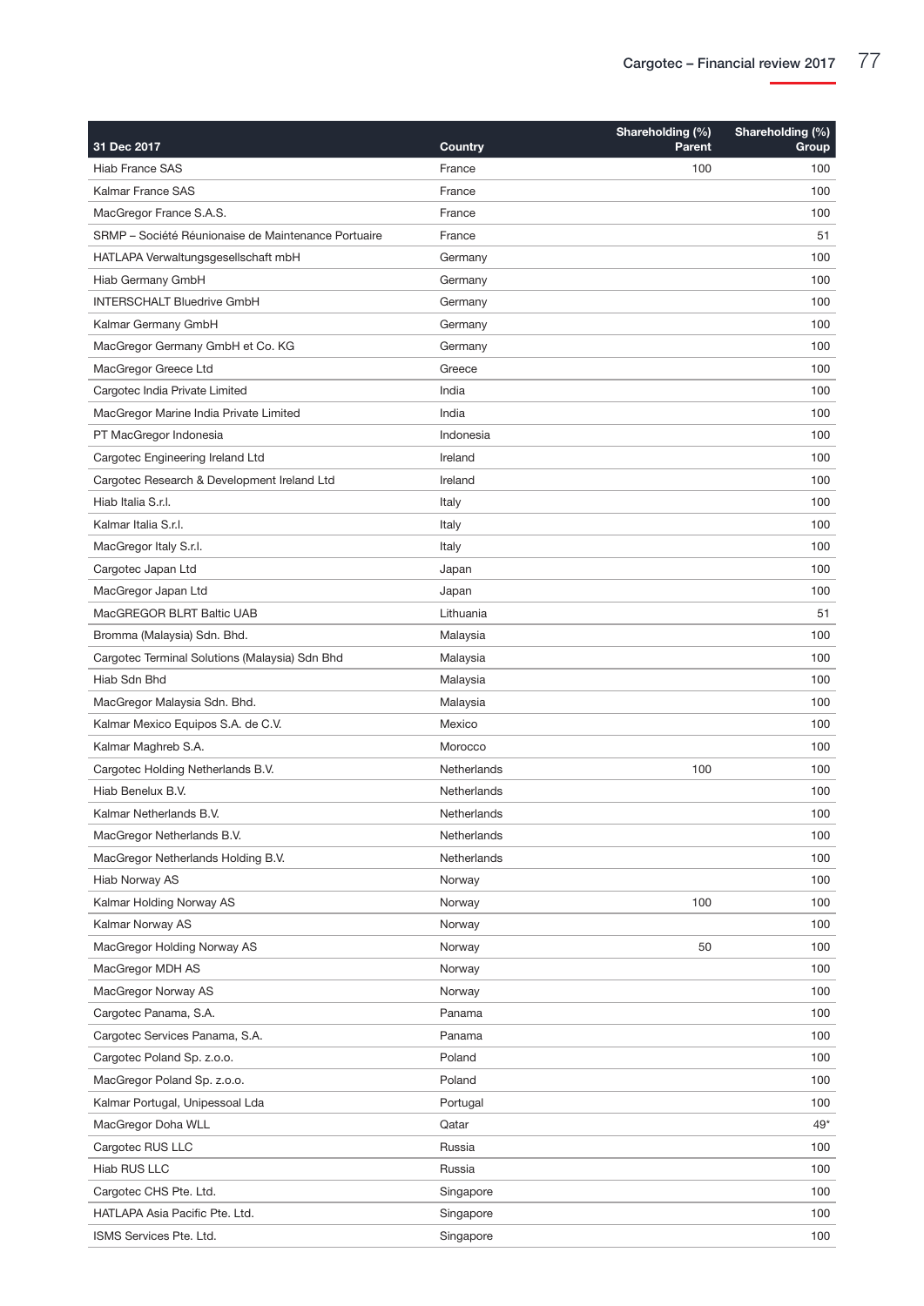| 31 Dec 2017 | Country | Shareholding (%) Parent | Shareholding (%) Group |
|---|---|---|---|
| Hiab France SAS | France | 100 | 100 |
| Kalmar France SAS | France | | 100 |
| MacGregor France S.A.S. | France | | 100 |
| SRMP – Société Réunionaise de Maintenance Portuaire | France | | 51 |
| HATLAPA Verwaltungsgesellschaft mbH | Germany | | 100 |
| Hiab Germany GmbH | Germany | | 100 |
| INTERSCHALT Bluedrive GmbH | Germany | | 100 |
| Kalmar Germany GmbH | Germany | | 100 |
| MacGregor Germany GmbH et Co. KG | Germany | | 100 |
| MacGregor Greece Ltd | Greece | | 100 |
| Cargotec India Private Limited | India | | 100 |
| MacGregor Marine India Private Limited | India | | 100 |
| PT MacGregor Indonesia | Indonesia | | 100 |
| Cargotec Engineering Ireland Ltd | Ireland | | 100 |
| Cargotec Research & Development Ireland Ltd | Ireland | | 100 |
| Hiab Italia S.r.l. | Italy | | 100 |
| Kalmar Italia S.r.l. | Italy | | 100 |
| MacGregor Italy S.r.l. | Italy | | 100 |
| Cargotec Japan Ltd | Japan | | 100 |
| MacGregor Japan Ltd | Japan | | 100 |
| MacGREGOR BLRT Baltic UAB | Lithuania | | 51 |
| Bromma (Malaysia) Sdn. Bhd. | Malaysia | | 100 |
| Cargotec Terminal Solutions (Malaysia) Sdn Bhd | Malaysia | | 100 |
| Hiab Sdn Bhd | Malaysia | | 100 |
| MacGregor Malaysia Sdn. Bhd. | Malaysia | | 100 |
| Kalmar Mexico Equipos S.A. de C.V. | Mexico | | 100 |
| Kalmar Maghreb S.A. | Morocco | | 100 |
| Cargotec Holding Netherlands B.V. | Netherlands | 100 | 100 |
| Hiab Benelux B.V. | Netherlands | | 100 |
| Kalmar Netherlands B.V. | Netherlands | | 100 |
| MacGregor Netherlands B.V. | Netherlands | | 100 |
| MacGregor Netherlands Holding B.V. | Netherlands | | 100 |
| Hiab Norway AS | Norway | | 100 |
| Kalmar Holding Norway AS | Norway | 100 | 100 |
| Kalmar Norway AS | Norway | | 100 |
| MacGregor Holding Norway AS | Norway | 50 | 100 |
| MacGregor MDH AS | Norway | | 100 |
| MacGregor Norway AS | Norway | | 100 |
| Cargotec Panama, S.A. | Panama | | 100 |
| Cargotec Services Panama, S.A. | Panama | | 100 |
| Cargotec Poland Sp. z.o.o. | Poland | | 100 |
| MacGregor Poland Sp. z.o.o. | Poland | | 100 |
| Kalmar Portugal, Unipessoal Lda | Portugal | | 100 |
| MacGregor Doha WLL | Qatar | | 49* |
| Cargotec RUS LLC | Russia | | 100 |
| Hiab RUS LLC | Russia | | 100 |
| Cargotec CHS Pte. Ltd. | Singapore | | 100 |
| HATLAPA Asia Pacific Pte. Ltd. | Singapore | | 100 |
| ISMS Services Pte. Ltd. | Singapore | | 100 |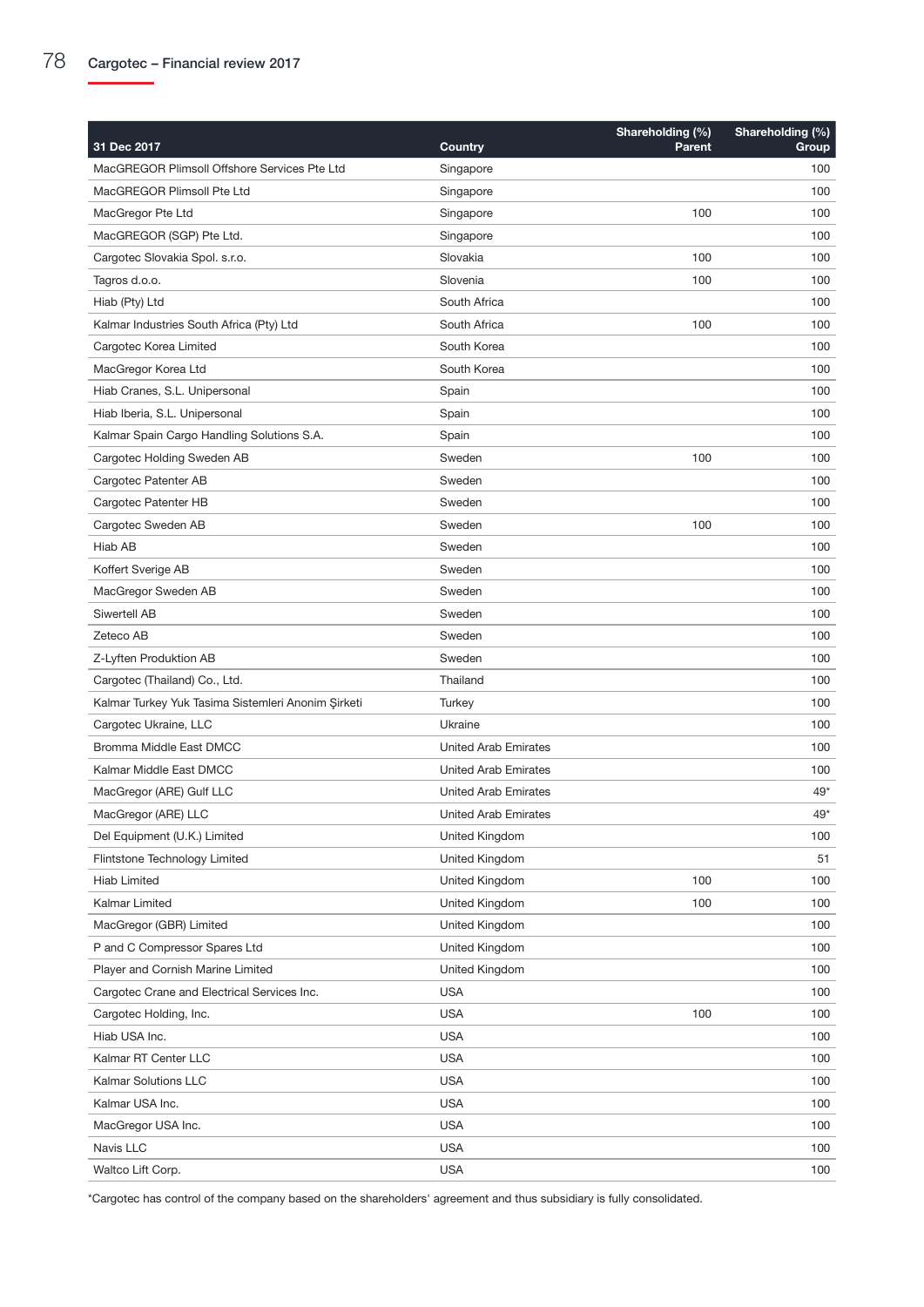| 31 Dec 2017 | Country | Shareholding (%) Parent | Shareholding (%) Group |
|---|---|---|---|
| MacGREGOR Plimsoll Offshore Services Pte Ltd | Singapore | | 100 |
| MacGREGOR Plimsoll Pte Ltd | Singapore | | 100 |
| MacGregor Pte Ltd | Singapore | 100 | 100 |
| MacGREGOR (SGP) Pte Ltd. | Singapore | | 100 |
| Cargotec Slovakia Spol. s.r.o. | Slovakia | 100 | 100 |
| Tagros d.o.o. | Slovenia | 100 | 100 |
| Hiab (Pty) Ltd | South Africa | | 100 |
| Kalmar Industries South Africa (Pty) Ltd | South Africa | 100 | 100 |
| Cargotec Korea Limited | South Korea | | 100 |
| MacGregor Korea Ltd | South Korea | | 100 |
| Hiab Cranes, S.L. Unipersonal | Spain | | 100 |
| Hiab Iberia, S.L. Unipersonal | Spain | | 100 |
| Kalmar Spain Cargo Handling Solutions S.A. | Spain | | 100 |
| Cargotec Holding Sweden AB | Sweden | 100 | 100 |
| Cargotec Patenter AB | Sweden | | 100 |
| Cargotec Patenter HB | Sweden | | 100 |
| Cargotec Sweden AB | Sweden | 100 | 100 |
| Hiab AB | Sweden | | 100 |
| Koffert Sverige AB | Sweden | | 100 |
| MacGregor Sweden AB | Sweden | | 100 |
| Siwertell AB | Sweden | | 100 |
| Zeteco AB | Sweden | | 100 |
| Z-Lyften Produktion AB | Sweden | | 100 |
| Cargotec (Thailand) Co., Ltd. | Thailand | | 100 |
| Kalmar Turkey Yuk Tasima Sistemleri Anonim Şirketi | Turkey | | 100 |
| Cargotec Ukraine, LLC | Ukraine | | 100 |
| Bromma Middle East DMCC | United Arab Emirates | | 100 |
| Kalmar Middle East DMCC | United Arab Emirates | | 100 |
| MacGregor (ARE) Gulf LLC | United Arab Emirates | | 49* |
| MacGregor (ARE) LLC | United Arab Emirates | | 49* |
| Del Equipment (U.K.) Limited | United Kingdom | | 100 |
| Flintstone Technology Limited | United Kingdom | | 51 |
| Hiab Limited | United Kingdom | 100 | 100 |
| Kalmar Limited | United Kingdom | 100 | 100 |
| MacGregor (GBR) Limited | United Kingdom | | 100 |
| P and C Compressor Spares Ltd | United Kingdom | | 100 |
| Player and Cornish Marine Limited | United Kingdom | | 100 |
| Cargotec Crane and Electrical Services Inc. | USA | | 100 |
| Cargotec Holding, Inc. | USA | 100 | 100 |
| Hiab USA Inc. | USA | | 100 |
| Kalmar RT Center LLC | USA | | 100 |
| Kalmar Solutions LLC | USA | | 100 |
| Kalmar USA Inc. | USA | | 100 |
| MacGregor USA Inc. | USA | | 100 |
| Navis LLC | USA | | 100 |
| Waltco Lift Corp. | USA | | 100 |

*Cargotec has control of the company based on the shareholders' agreement and thus subsidiary is fully consolidated.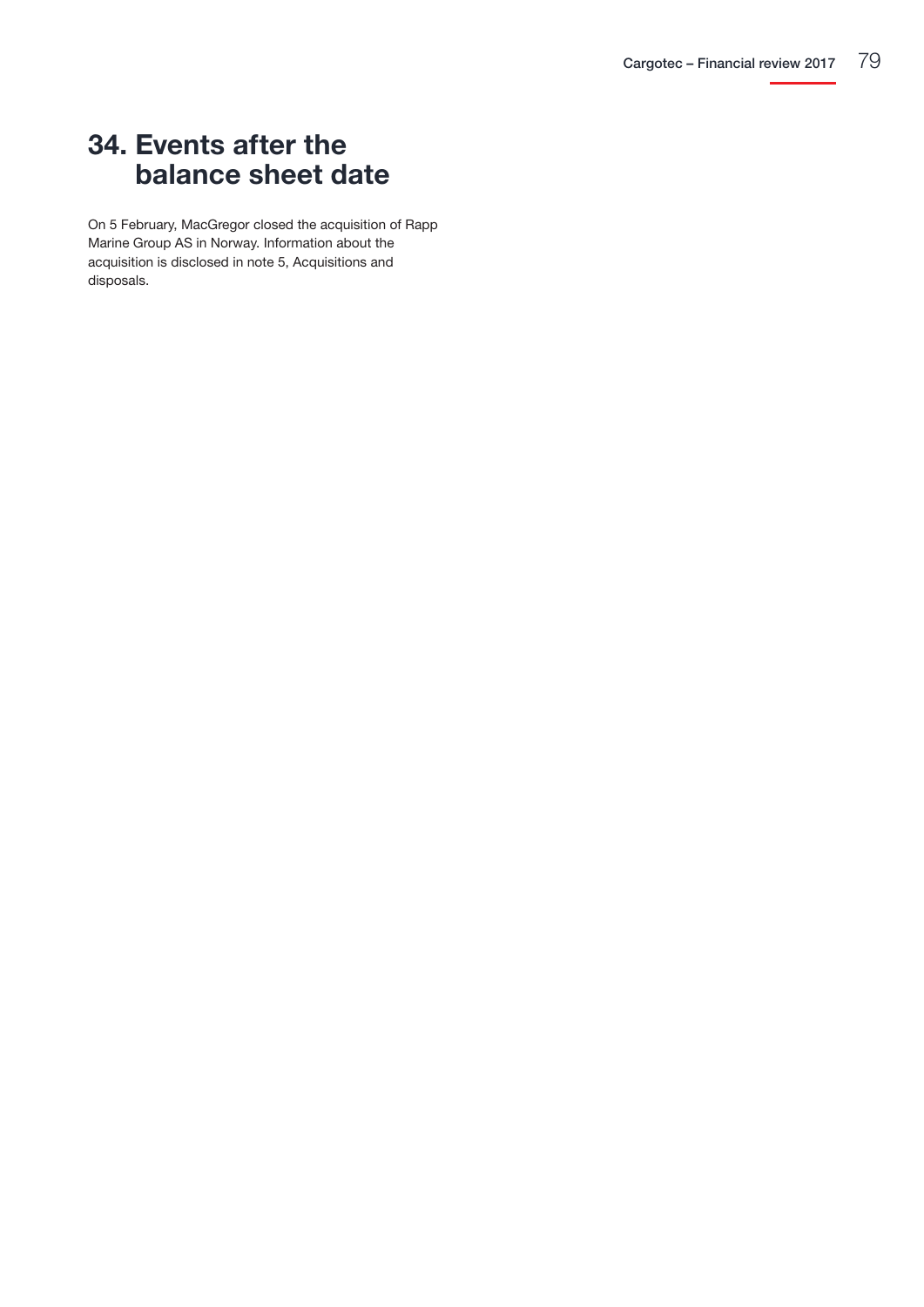## 34. Events after the balance sheet date

On 5 February, MacGregor closed the acquisition of Rapp Marine Group AS in Norway. Information about the acquisition is disclosed in note 5, Acquisitions and disposals.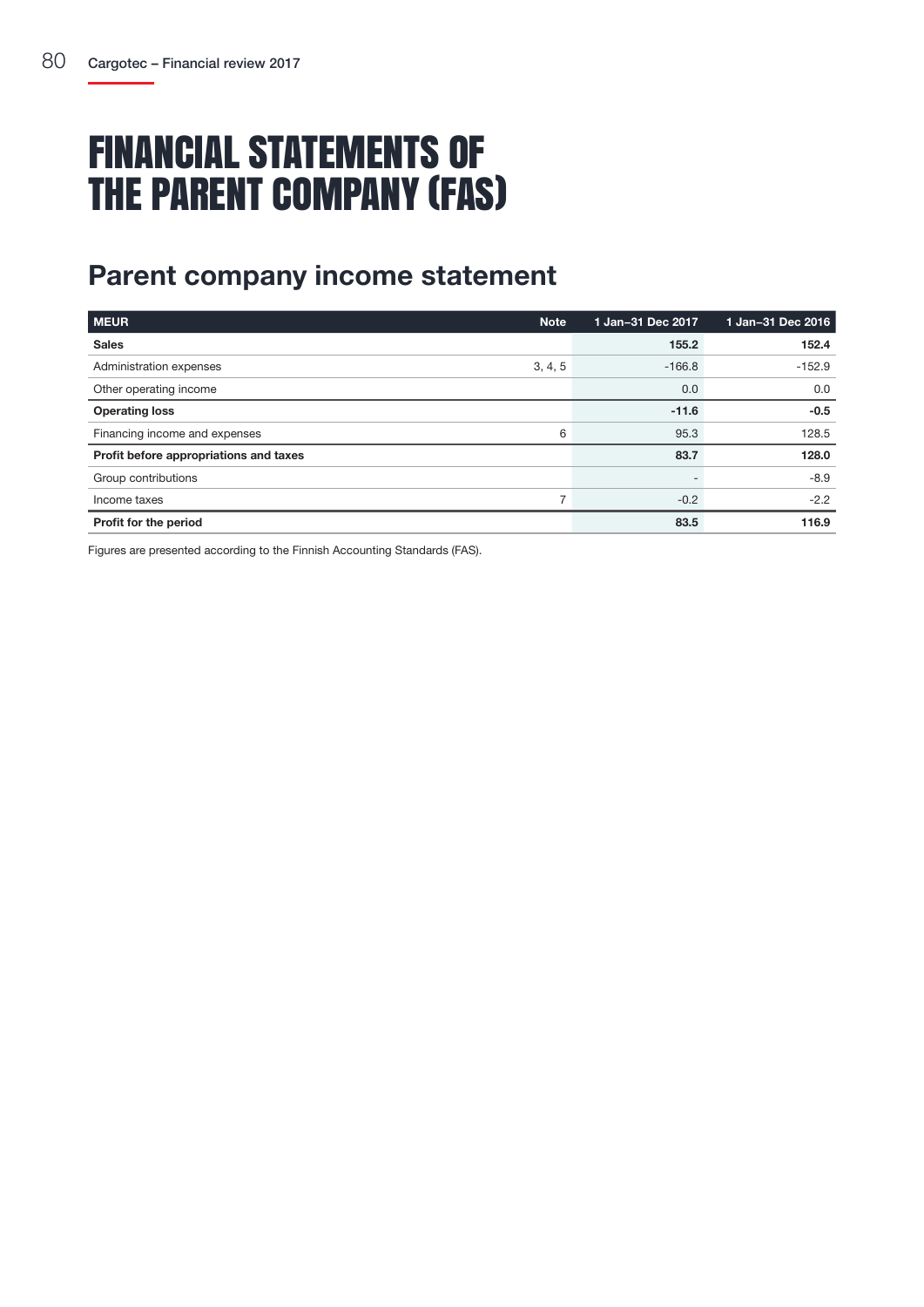# FINANCIAL STATEMENTS OF THE PARENT COMPANY (FAS)

## Parent company income statement

| MEUR | Note | 1 Jan–31 Dec 2017 | 1 Jan–31 Dec 2016 |
|---|---|---|---|
| **Sales** | | **155.2** | **152.4** |
| Administration expenses | 3, 4, 5 | -166.8 | -152.9 |
| Other operating income | | 0.0 | 0.0 |
| **Operating loss** | | **-11.6** | **-0.5** |
| Financing income and expenses | 6 | 95.3 | 128.5 |
| **Profit before appropriations and taxes** | | **83.7** | **128.0** |
| Group contributions | | - | -8.9 |
| Income taxes | 7 | -0.2 | -2.2 |
| **Profit for the period** | | **83.5** | **116.9** |

Figures are presented according to the Finnish Accounting Standards (FAS).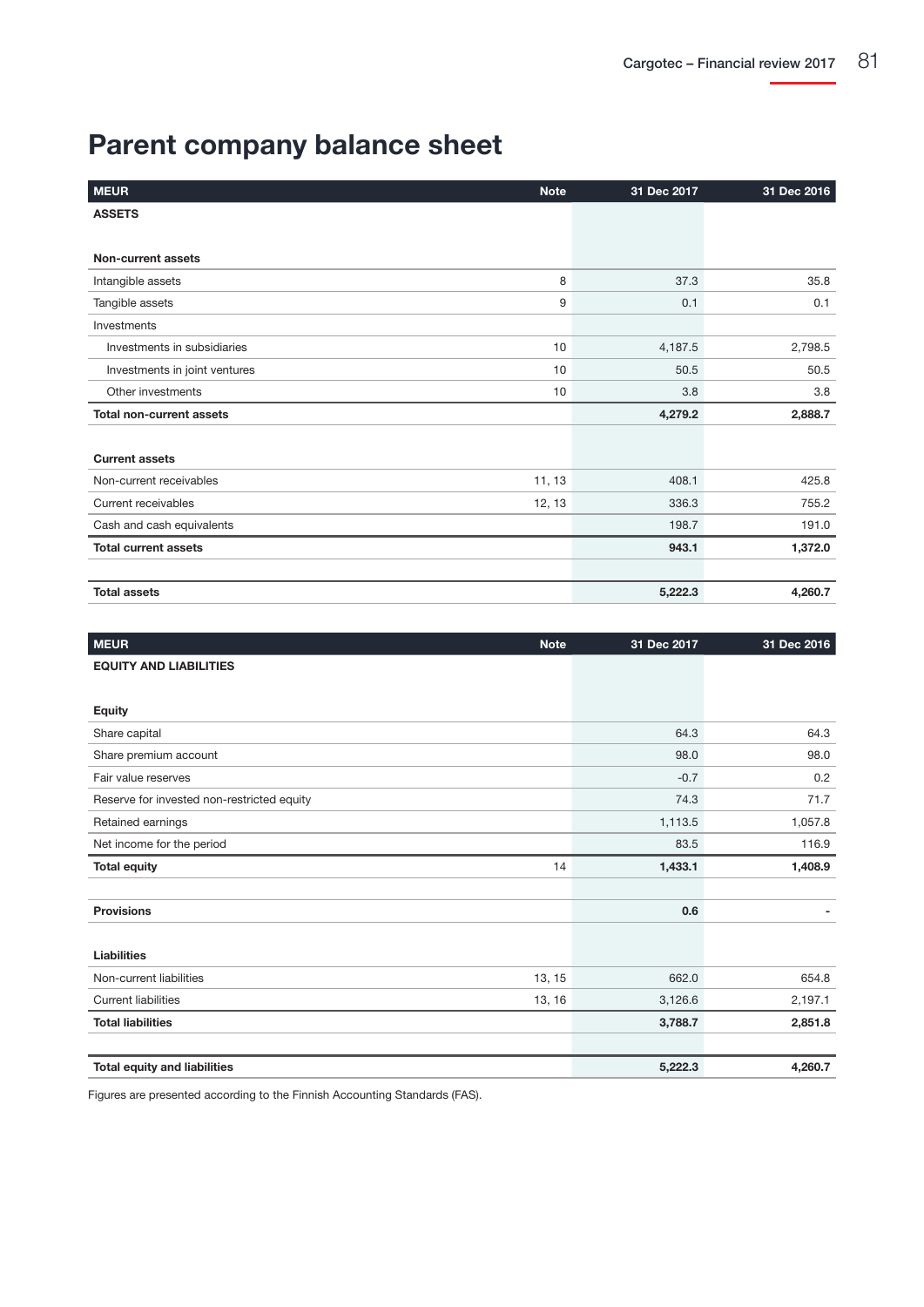# Parent company balance sheet

| MEUR | Note | 31 Dec 2017 | 31 Dec 2016 |
|---|---|---|---|
| **ASSETS** | | | |
| | | | |
| **Non-current assets** | | | |
| Intangible assets | 8 | 37.3 | 35.8 |
| Tangible assets | 9 | 0.1 | 0.1 |
| Investments | | | |
| Investments in subsidiaries | 10 | 4,187.5 | 2,798.5 |
| Investments in joint ventures | 10 | 50.5 | 50.5 |
| Other investments | 10 | 3.8 | 3.8 |
| **Total non-current assets** | | **4,279.2** | **2,888.7** |
| | | | |
| **Current assets** | | | |
| Non-current receivables | 11, 13 | 408.1 | 425.8 |
| Current receivables | 12, 13 | 336.3 | 755.2 |
| Cash and cash equivalents | | 198.7 | 191.0 |
| **Total current assets** | | **943.1** | **1,372.0** |
| | | | |
| **Total assets** | | **5,222.3** | **4,260.7** |

| MEUR | Note | 31 Dec 2017 | 31 Dec 2016 |
|---|---|---|---|
| **EQUITY AND LIABILITIES** | | | |
| | | | |
| **Equity** | | | |
| Share capital | | 64.3 | 64.3 |
| Share premium account | | 98.0 | 98.0 |
| Fair value reserves | | -0.7 | 0.2 |
| Reserve for invested non-restricted equity | | 74.3 | 71.7 |
| Retained earnings | | 1,113.5 | 1,057.8 |
| Net income for the period | | 83.5 | 116.9 |
| **Total equity** | 14 | **1,433.1** | **1,408.9** |
| | | | |
| **Provisions** | | **0.6** | **-** |
| | | | |
| **Liabilities** | | | |
| Non-current liabilities | 13, 15 | 662.0 | 654.8 |
| Current liabilities | 13, 16 | 3,126.6 | 2,197.1 |
| **Total liabilities** | | **3,788.7** | **2,851.8** |
| | | | |
| **Total equity and liabilities** | | **5,222.3** | **4,260.7** |

Figures are presented according to the Finnish Accounting Standards (FAS).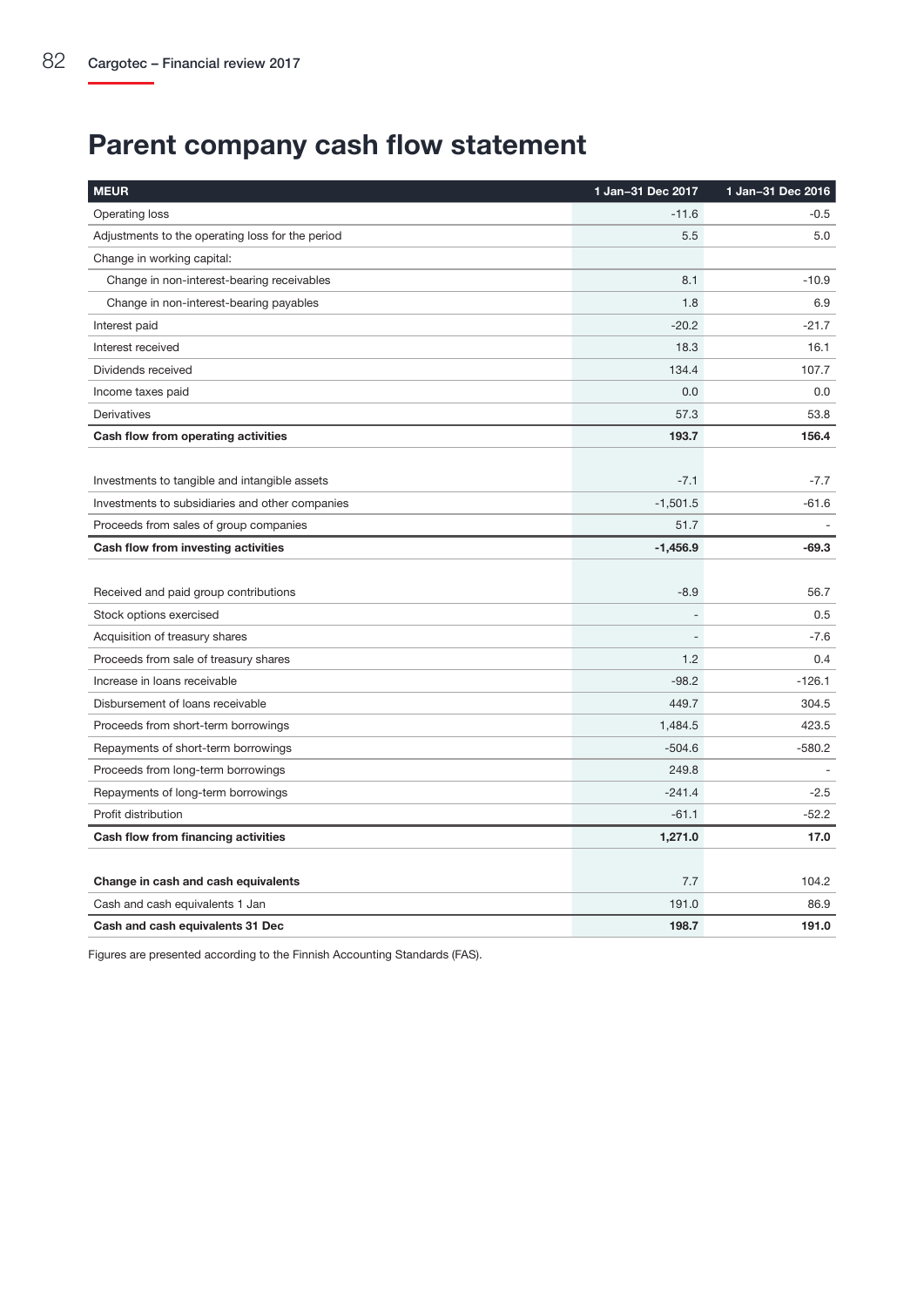# Parent company cash flow statement

| MEUR | 1 Jan–31 Dec 2017 | 1 Jan–31 Dec 2016 |
|---|---|---|
| Operating loss | -11.6 | -0.5 |
| Adjustments to the operating loss for the period | 5.5 | 5.0 |
| Change in working capital: | | |
| Change in non-interest-bearing receivables | 8.1 | -10.9 |
| Change in non-interest-bearing payables | 1.8 | 6.9 |
| Interest paid | -20.2 | -21.7 |
| Interest received | 18.3 | 16.1 |
| Dividends received | 134.4 | 107.7 |
| Income taxes paid | 0.0 | 0.0 |
| Derivatives | 57.3 | 53.8 |
| **Cash flow from operating activities** | **193.7** | **156.4** |
| | | |
| Investments to tangible and intangible assets | -7.1 | -7.7 |
| Investments to subsidiaries and other companies | -1,501.5 | -61.6 |
| Proceeds from sales of group companies | 51.7 | - |
| **Cash flow from investing activities** | **-1,456.9** | **-69.3** |
| | | |
| Received and paid group contributions | -8.9 | 56.7 |
| Stock options exercised | - | 0.5 |
| Acquisition of treasury shares | - | -7.6 |
| Proceeds from sale of treasury shares | 1.2 | 0.4 |
| Increase in loans receivable | -98.2 | -126.1 |
| Disbursement of loans receivable | 449.7 | 304.5 |
| Proceeds from short-term borrowings | 1,484.5 | 423.5 |
| Repayments of short-term borrowings | -504.6 | -580.2 |
| Proceeds from long-term borrowings | 249.8 | - |
| Repayments of long-term borrowings | -241.4 | -2.5 |
| Profit distribution | -61.1 | -52.2 |
| **Cash flow from financing activities** | **1,271.0** | **17.0** |
| | | |
| **Change in cash and cash equivalents** | 7.7 | 104.2 |
| Cash and cash equivalents 1 Jan | 191.0 | 86.9 |
| **Cash and cash equivalents 31 Dec** | **198.7** | **191.0** |

Figures are presented according to the Finnish Accounting Standards (FAS).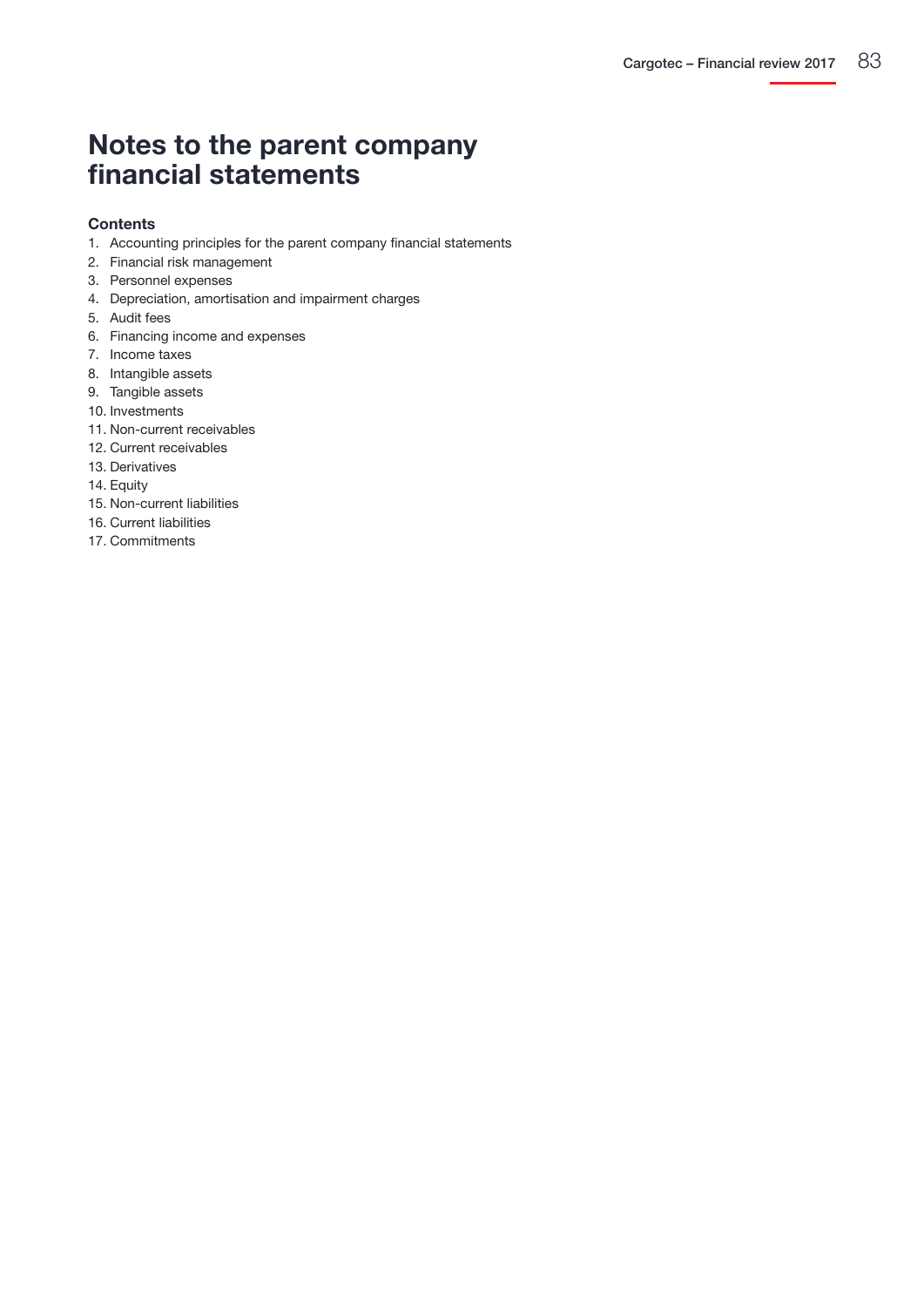# Notes to the parent company financial statements

**Contents**

1. Accounting principles for the parent company financial statements
2. Financial risk management
3. Personnel expenses
4. Depreciation, amortisation and impairment charges
5. Audit fees
6. Financing income and expenses
7. Income taxes
8. Intangible assets
9. Tangible assets
10. Investments
11. Non-current receivables
12. Current receivables
13. Derivatives
14. Equity
15. Non-current liabilities
16. Current liabilities
17. Commitments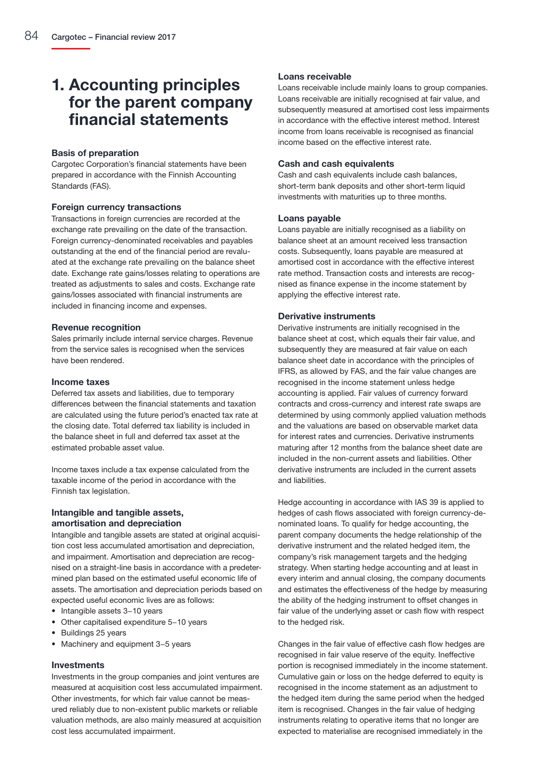# 1. Accounting principles for the parent company financial statements

### Basis of preparation

Cargotec Corporation's financial statements have been prepared in accordance with the Finnish Accounting Standards (FAS).

### Foreign currency transactions

Transactions in foreign currencies are recorded at the exchange rate prevailing on the date of the transaction. Foreign currency-denominated receivables and payables outstanding at the end of the financial period are revaluated at the exchange rate prevailing on the balance sheet date. Exchange rate gains/losses relating to operations are treated as adjustments to sales and costs. Exchange rate gains/losses associated with financial instruments are included in financing income and expenses.

### Revenue recognition

Sales primarily include internal service charges. Revenue from the service sales is recognised when the services have been rendered.

### Income taxes

Deferred tax assets and liabilities, due to temporary differences between the financial statements and taxation are calculated using the future period's enacted tax rate at the closing date. Total deferred tax liability is included in the balance sheet in full and deferred tax asset at the estimated probable asset value.

Income taxes include a tax expense calculated from the taxable income of the period in accordance with the Finnish tax legislation.

### Intangible and tangible assets, amortisation and depreciation

Intangible and tangible assets are stated at original acquisition cost less accumulated amortisation and depreciation, and impairment. Amortisation and depreciation are recognised on a straight-line basis in accordance with a predetermined plan based on the estimated useful economic life of assets. The amortisation and depreciation periods based on expected useful economic lives are as follows:

- Intangible assets 3–10 years
- Other capitalised expenditure 5–10 years
- Buildings 25 years
- Machinery and equipment 3–5 years

### Investments

Investments in the group companies and joint ventures are measured at acquisition cost less accumulated impairment. Other investments, for which fair value cannot be measured reliably due to non-existent public markets or reliable valuation methods, are also mainly measured at acquisition cost less accumulated impairment.

### Loans receivable

Loans receivable include mainly loans to group companies. Loans receivable are initially recognised at fair value, and subsequently measured at amortised cost less impairments in accordance with the effective interest method. Interest income from loans receivable is recognised as financial income based on the effective interest rate.

### Cash and cash equivalents

Cash and cash equivalents include cash balances, short-term bank deposits and other short-term liquid investments with maturities up to three months.

### Loans payable

Loans payable are initially recognised as a liability on balance sheet at an amount received less transaction costs. Subsequently, loans payable are measured at amortised cost in accordance with the effective interest rate method. Transaction costs and interests are recognised as finance expense in the income statement by applying the effective interest rate.

### Derivative instruments

Derivative instruments are initially recognised in the balance sheet at cost, which equals their fair value, and subsequently they are measured at fair value on each balance sheet date in accordance with the principles of IFRS, as allowed by FAS, and the fair value changes are recognised in the income statement unless hedge accounting is applied. Fair values of currency forward contracts and cross-currency and interest rate swaps are determined by using commonly applied valuation methods and the valuations are based on observable market data for interest rates and currencies. Derivative instruments maturing after 12 months from the balance sheet date are included in the non-current assets and liabilities. Other derivative instruments are included in the current assets and liabilities.

Hedge accounting in accordance with IAS 39 is applied to hedges of cash flows associated with foreign currency-denominated loans. To qualify for hedge accounting, the parent company documents the hedge relationship of the derivative instrument and the related hedged item, the company's risk management targets and the hedging strategy. When starting hedge accounting and at least in every interim and annual closing, the company documents and estimates the effectiveness of the hedge by measuring the ability of the hedging instrument to offset changes in fair value of the underlying asset or cash flow with respect to the hedged risk.

Changes in the fair value of effective cash flow hedges are recognised in fair value reserve of the equity. Ineffective portion is recognised immediately in the income statement. Cumulative gain or loss on the hedge deferred to equity is recognised in the income statement as an adjustment to the hedged item during the same period when the hedged item is recognised. Changes in the fair value of hedging instruments relating to operative items that no longer are expected to materialise are recognised immediately in the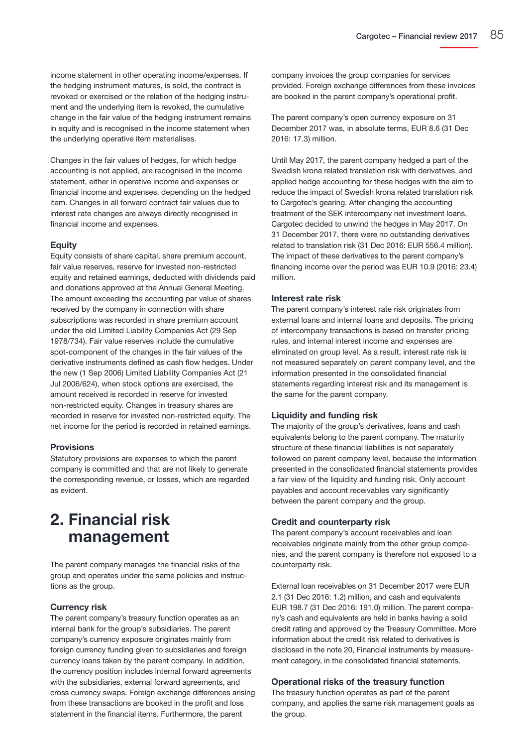income statement in other operating income/expenses. If the hedging instrument matures, is sold, the contract is revoked or exercised or the relation of the hedging instrument and the underlying item is revoked, the cumulative change in the fair value of the hedging instrument remains in equity and is recognised in the income statement when the underlying operative item materialises.

Changes in the fair values of hedges, for which hedge accounting is not applied, are recognised in the income statement, either in operative income and expenses or financial income and expenses, depending on the hedged item. Changes in all forward contract fair values due to interest rate changes are always directly recognised in financial income and expenses.

### Equity

Equity consists of share capital, share premium account, fair value reserves, reserve for invested non-restricted equity and retained earnings, deducted with dividends paid and donations approved at the Annual General Meeting. The amount exceeding the accounting par value of shares received by the company in connection with share subscriptions was recorded in share premium account under the old Limited Liability Companies Act (29 Sep 1978/734). Fair value reserves include the cumulative spot-component of the changes in the fair values of the derivative instruments defined as cash flow hedges. Under the new (1 Sep 2006) Limited Liability Companies Act (21 Jul 2006/624), when stock options are exercised, the amount received is recorded in reserve for invested non-restricted equity. Changes in treasury shares are recorded in reserve for invested non-restricted equity. The net income for the period is recorded in retained earnings.

### Provisions

Statutory provisions are expenses to which the parent company is committed and that are not likely to generate the corresponding revenue, or losses, which are regarded as evident.

## 2. Financial risk management

The parent company manages the financial risks of the group and operates under the same policies and instructions as the group.

### Currency risk

The parent company's treasury function operates as an internal bank for the group's subsidiaries. The parent company's currency exposure originates mainly from foreign currency funding given to subsidiaries and foreign currency loans taken by the parent company. In addition, the currency position includes internal forward agreements with the subsidiaries, external forward agreements, and cross currency swaps. Foreign exchange differences arising from these transactions are booked in the profit and loss statement in the financial items. Furthermore, the parent company invoices the group companies for services provided. Foreign exchange differences from these invoices are booked in the parent company's operational profit.

The parent company's open currency exposure on 31 December 2017 was, in absolute terms, EUR 8.6 (31 Dec 2016: 17.3) million.

Until May 2017, the parent company hedged a part of the Swedish krona related translation risk with derivatives, and applied hedge accounting for these hedges with the aim to reduce the impact of Swedish krona related translation risk to Cargotec's gearing. After changing the accounting treatment of the SEK intercompany net investment loans, Cargotec decided to unwind the hedges in May 2017. On 31 December 2017, there were no outstanding derivatives related to translation risk (31 Dec 2016: EUR 556.4 million). The impact of these derivatives to the parent company's financing income over the period was EUR 10.9 (2016: 23.4) million.

### Interest rate risk

The parent company's interest rate risk originates from external loans and internal loans and deposits. The pricing of intercompany transactions is based on transfer pricing rules, and internal interest income and expenses are eliminated on group level. As a result, interest rate risk is not measured separately on parent company level, and the information presented in the consolidated financial statements regarding interest risk and its management is the same for the parent company.

### Liquidity and funding risk

The majority of the group's derivatives, loans and cash equivalents belong to the parent company. The maturity structure of these financial liabilities is not separately followed on parent company level, because the information presented in the consolidated financial statements provides a fair view of the liquidity and funding risk. Only account payables and account receivables vary significantly between the parent company and the group.

### Credit and counterparty risk

The parent company's account receivables and loan receivables originate mainly from the other group companies, and the parent company is therefore not exposed to a counterparty risk.

External loan receivables on 31 December 2017 were EUR 2.1 (31 Dec 2016: 1.2) million, and cash and equivalents EUR 198.7 (31 Dec 2016: 191.0) million. The parent company's cash and equivalents are held in banks having a solid credit rating and approved by the Treasury Committee. More information about the credit risk related to derivatives is disclosed in the note 20, Financial instruments by measurement category, in the consolidated financial statements.

### Operational risks of the treasury function

The treasury function operates as part of the parent company, and applies the same risk management goals as the group.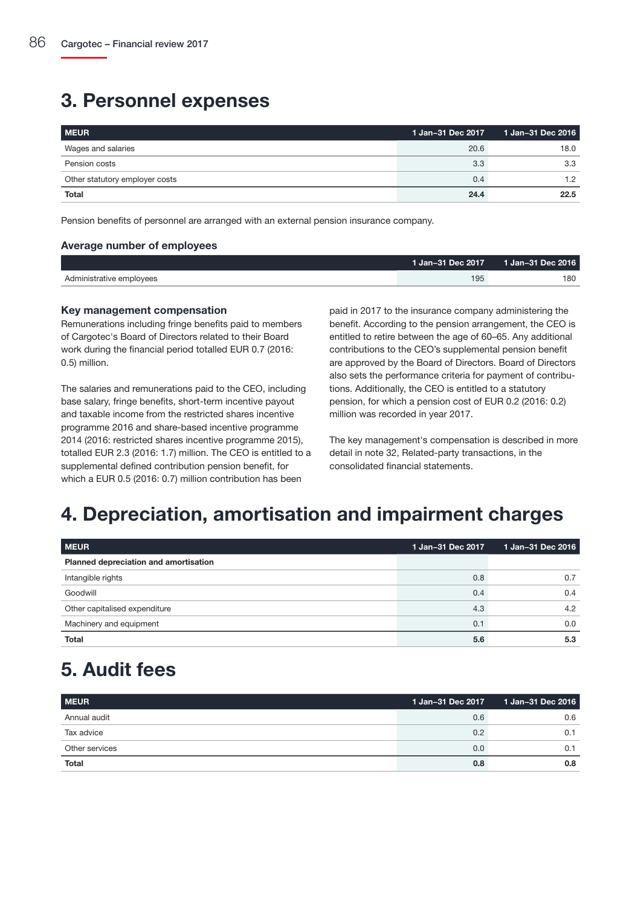# 3. Personnel expenses

| MEUR | 1 Jan–31 Dec 2017 | 1 Jan–31 Dec 2016 |
|---|---|---|
| Wages and salaries | 20.6 | 18.0 |
| Pension costs | 3.3 | 3.3 |
| Other statutory employer costs | 0.4 | 1.2 |
| **Total** | **24.4** | **22.5** |

Pension benefits of personnel are arranged with an external pension insurance company.

### Average number of employees

| | 1 Jan–31 Dec 2017 | 1 Jan–31 Dec 2016 |
|---|---|---|
| Administrative employees | 195 | 180 |

### Key management compensation

Remunerations including fringe benefits paid to members of Cargotec's Board of Directors related to their Board work during the financial period totalled EUR 0.7 (2016: 0.5) million.

The salaries and remunerations paid to the CEO, including base salary, fringe benefits, short-term incentive payout and taxable income from the restricted shares incentive programme 2016 and share-based incentive programme 2014 (2016: restricted shares incentive programme 2015), totalled EUR 2.3 (2016: 1.7) million. The CEO is entitled to a supplemental defined contribution pension benefit, for which a EUR 0.5 (2016: 0.7) million contribution has been paid in 2017 to the insurance company administering the benefit. According to the pension arrangement, the CEO is entitled to retire between the age of 60–65. Any additional contributions to the CEO's supplemental pension benefit are approved by the Board of Directors. Board of Directors also sets the performance criteria for payment of contributions. Additionally, the CEO is entitled to a statutory pension, for which a pension cost of EUR 0.2 (2016: 0.2) million was recorded in year 2017.

The key management's compensation is described in more detail in note 32, Related-party transactions, in the consolidated financial statements.

# 4. Depreciation, amortisation and impairment charges

| MEUR | 1 Jan–31 Dec 2017 | 1 Jan–31 Dec 2016 |
|---|---|---|
| **Planned depreciation and amortisation** | | |
| Intangible rights | 0.8 | 0.7 |
| Goodwill | 0.4 | 0.4 |
| Other capitalised expenditure | 4.3 | 4.2 |
| Machinery and equipment | 0.1 | 0.0 |
| **Total** | **5.6** | **5.3** |

# 5. Audit fees

| MEUR | 1 Jan–31 Dec 2017 | 1 Jan–31 Dec 2016 |
|---|---|---|
| Annual audit | 0.6 | 0.6 |
| Tax advice | 0.2 | 0.1 |
| Other services | 0.0 | 0.1 |
| **Total** | **0.8** | **0.8** |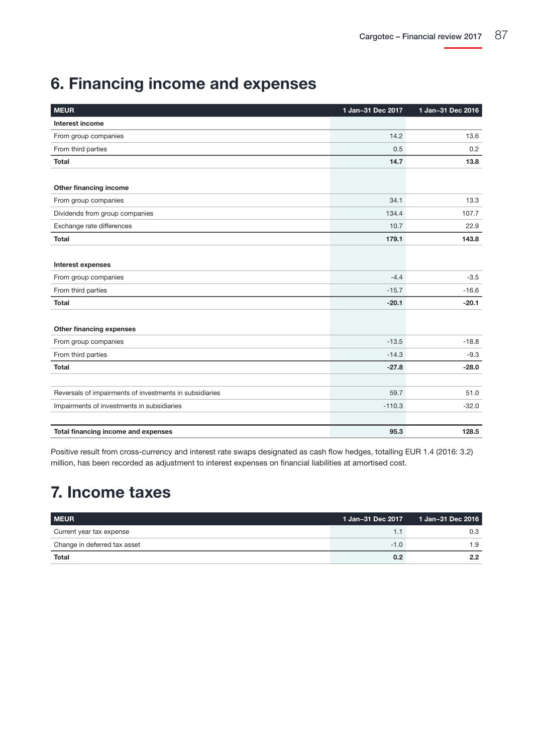# 6. Financing income and expenses

| MEUR | 1 Jan–31 Dec 2017 | 1 Jan–31 Dec 2016 |
|---|---|---|
| **Interest income** | | |
| From group companies | 14.2 | 13.6 |
| From third parties | 0.5 | 0.2 |
| **Total** | **14.7** | **13.8** |
| | | |
| **Other financing income** | | |
| From group companies | 34.1 | 13.3 |
| Dividends from group companies | 134.4 | 107.7 |
| Exchange rate differences | 10.7 | 22.9 |
| **Total** | **179.1** | **143.8** |
| | | |
| **Interest expenses** | | |
| From group companies | -4.4 | -3.5 |
| From third parties | -15.7 | -16.6 |
| **Total** | **-20.1** | **-20.1** |
| | | |
| **Other financing expenses** | | |
| From group companies | -13.5 | -18.8 |
| From third parties | -14.3 | -9.3 |
| **Total** | **-27.8** | **-28.0** |
| | | |
| Reversals of impairments of investments in subsidiaries | 59.7 | 51.0 |
| Impairments of investments in subsidiaries | -110.3 | -32.0 |
| | | |
| **Total financing income and expenses** | **95.3** | **128.5** |

Positive result from cross-currency and interest rate swaps designated as cash flow hedges, totalling EUR 1.4 (2016: 3.2) million, has been recorded as adjustment to interest expenses on financial liabilities at amortised cost.

# 7. Income taxes

| MEUR | 1 Jan–31 Dec 2017 | 1 Jan–31 Dec 2016 |
|---|---|---|
| Current year tax expense | 1.1 | 0.3 |
| Change in deferred tax asset | -1.0 | 1.9 |
| **Total** | **0.2** | **2.2** |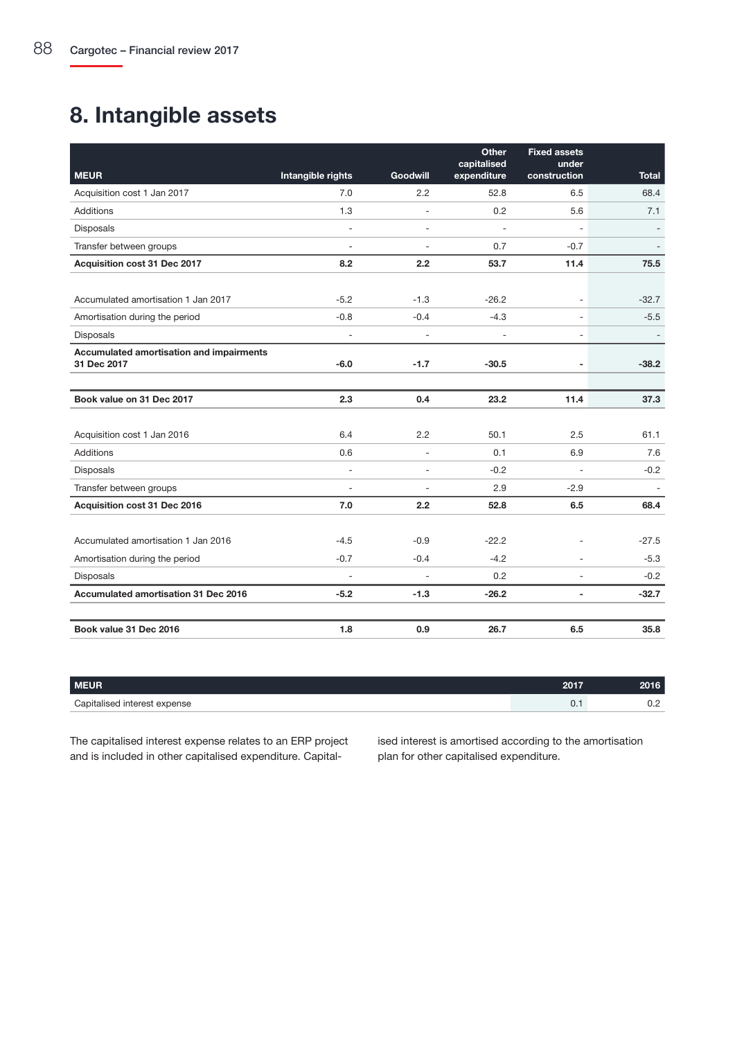# 8. Intangible assets

| MEUR | Intangible rights | Goodwill | Other capitalised expenditure | Fixed assets under construction | Total |
|---|---|---|---|---|---|
| Acquisition cost 1 Jan 2017 | 7.0 | 2.2 | 52.8 | 6.5 | 68.4 |
| Additions | 1.3 | - | 0.2 | 5.6 | 7.1 |
| Disposals | - | - | - | - | - |
| Transfer between groups | - | - | 0.7 | -0.7 | - |
| **Acquisition cost 31 Dec 2017** | **8.2** | **2.2** | **53.7** | **11.4** | **75.5** |
| | | | | | |
| Accumulated amortisation 1 Jan 2017 | -5.2 | -1.3 | -26.2 | - | -32.7 |
| Amortisation during the period | -0.8 | -0.4 | -4.3 | - | -5.5 |
| Disposals | - | - | - | - | - |
| **Accumulated amortisation and impairments 31 Dec 2017** | **-6.0** | **-1.7** | **-30.5** | **-** | **-38.2** |
| | | | | | |
| **Book value on 31 Dec 2017** | **2.3** | **0.4** | **23.2** | **11.4** | **37.3** |
| | | | | | |
| Acquisition cost 1 Jan 2016 | 6.4 | 2.2 | 50.1 | 2.5 | 61.1 |
| Additions | 0.6 | - | 0.1 | 6.9 | 7.6 |
| Disposals | - | - | -0.2 | - | -0.2 |
| Transfer between groups | - | - | 2.9 | -2.9 | - |
| **Acquisition cost 31 Dec 2016** | **7.0** | **2.2** | **52.8** | **6.5** | **68.4** |
| | | | | | |
| Accumulated amortisation 1 Jan 2016 | -4.5 | -0.9 | -22.2 | - | -27.5 |
| Amortisation during the period | -0.7 | -0.4 | -4.2 | - | -5.3 |
| Disposals | - | - | 0.2 | - | -0.2 |
| **Accumulated amortisation 31 Dec 2016** | **-5.2** | **-1.3** | **-26.2** | **-** | **-32.7** |
| | | | | | |
| **Book value 31 Dec 2016** | **1.8** | **0.9** | **26.7** | **6.5** | **35.8** |

| MEUR | 2017 | 2016 |
|---|---|---|
| Capitalised interest expense | 0.1 | 0.2 |

The capitalised interest expense relates to an ERP project and is included in other capitalised expenditure. Capitalised interest is amortised according to the amortisation plan for other capitalised expenditure.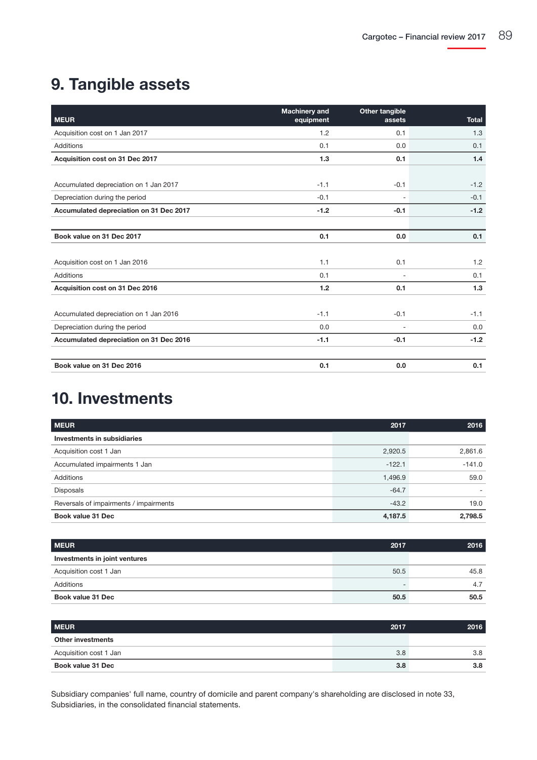# 9. Tangible assets

| MEUR | Machinery and equipment | Other tangible assets | Total |
|---|---|---|---|
| Acquisition cost on 1 Jan 2017 | 1.2 | 0.1 | 1.3 |
| Additions | 0.1 | 0.0 | 0.1 |
| **Acquisition cost on 31 Dec 2017** | **1.3** | **0.1** | **1.4** |
| | | | |
| Accumulated depreciation on 1 Jan 2017 | -1.1 | -0.1 | -1.2 |
| Depreciation during the period | -0.1 | - | -0.1 |
| **Accumulated depreciation on 31 Dec 2017** | **-1.2** | **-0.1** | **-1.2** |
| | | | |
| **Book value on 31 Dec 2017** | **0.1** | **0.0** | **0.1** |
| | | | |
| Acquisition cost on 1 Jan 2016 | 1.1 | 0.1 | 1.2 |
| Additions | 0.1 | - | 0.1 |
| **Acquisition cost on 31 Dec 2016** | **1.2** | **0.1** | **1.3** |
| | | | |
| Accumulated depreciation on 1 Jan 2016 | -1.1 | -0.1 | -1.1 |
| Depreciation during the period | 0.0 | - | 0.0 |
| **Accumulated depreciation on 31 Dec 2016** | **-1.1** | **-0.1** | **-1.2** |
| | | | |
| **Book value on 31 Dec 2016** | **0.1** | **0.0** | **0.1** |

# 10. Investments

| MEUR | 2017 | 2016 |
|---|---|---|
| **Investments in subsidiaries** | | |
| Acquisition cost 1 Jan | 2,920.5 | 2,861.6 |
| Accumulated impairments 1 Jan | -122.1 | -141.0 |
| Additions | 1,496.9 | 59.0 |
| Disposals | -64.7 | - |
| Reversals of impairments / impairments | -43.2 | 19.0 |
| **Book value 31 Dec** | **4,187.5** | **2,798.5** |

| MEUR | 2017 | 2016 |
|---|---|---|
| **Investments in joint ventures** | | |
| Acquisition cost 1 Jan | 50.5 | 45.8 |
| Additions | - | 4.7 |
| **Book value 31 Dec** | **50.5** | **50.5** |

| MEUR | 2017 | 2016 |
|---|---|---|
| **Other investments** | | |
| Acquisition cost 1 Jan | 3.8 | 3.8 |
| **Book value 31 Dec** | **3.8** | **3.8** |

Subsidiary companies' full name, country of domicile and parent company's shareholding are disclosed in note 33, Subsidiaries, in the consolidated financial statements.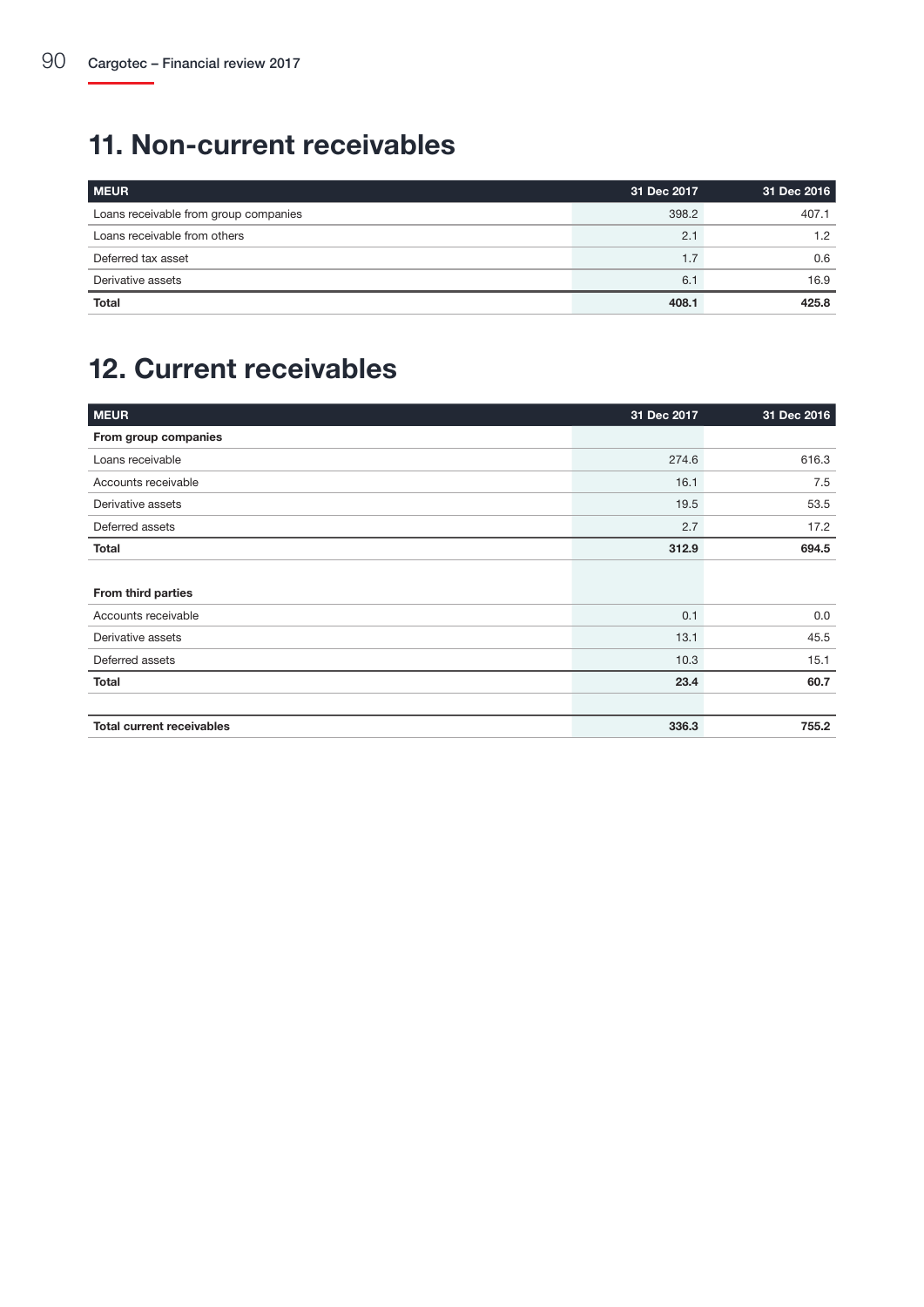## 11. Non-current receivables

| MEUR | 31 Dec 2017 | 31 Dec 2016 |
|---|---|---|
| Loans receivable from group companies | 398.2 | 407.1 |
| Loans receivable from others | 2.1 | 1.2 |
| Deferred tax asset | 1.7 | 0.6 |
| Derivative assets | 6.1 | 16.9 |
| **Total** | **408.1** | **425.8** |

## 12. Current receivables

| MEUR | 31 Dec 2017 | 31 Dec 2016 |
|---|---|---|
| **From group companies** | | |
| Loans receivable | 274.6 | 616.3 |
| Accounts receivable | 16.1 | 7.5 |
| Derivative assets | 19.5 | 53.5 |
| Deferred assets | 2.7 | 17.2 |
| **Total** | **312.9** | **694.5** |
| | | |
| **From third parties** | | |
| Accounts receivable | 0.1 | 0.0 |
| Derivative assets | 13.1 | 45.5 |
| Deferred assets | 10.3 | 15.1 |
| **Total** | **23.4** | **60.7** |
| | | |
| **Total current receivables** | **336.3** | **755.2** |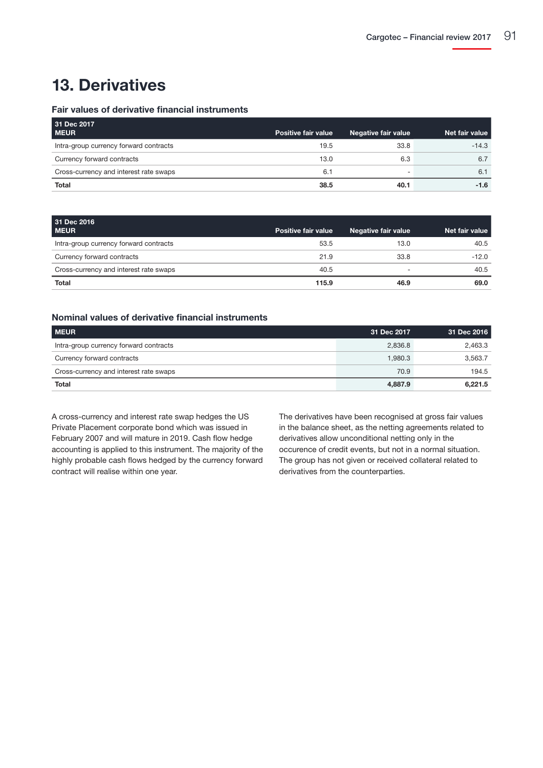# 13. Derivatives

### Fair values of derivative financial instruments

| 31 Dec 2017<br>MEUR | Positive fair value | Negative fair value | Net fair value |
|---|---|---|---|
| Intra-group currency forward contracts | 19.5 | 33.8 | -14.3 |
| Currency forward contracts | 13.0 | 6.3 | 6.7 |
| Cross-currency and interest rate swaps | 6.1 | - | 6.1 |
| **Total** | **38.5** | **40.1** | **-1.6** |

| 31 Dec 2016<br>MEUR | Positive fair value | Negative fair value | Net fair value |
|---|---|---|---|
| Intra-group currency forward contracts | 53.5 | 13.0 | 40.5 |
| Currency forward contracts | 21.9 | 33.8 | -12.0 |
| Cross-currency and interest rate swaps | 40.5 | - | 40.5 |
| **Total** | **115.9** | **46.9** | **69.0** |

### Nominal values of derivative financial instruments

| MEUR | 31 Dec 2017 | 31 Dec 2016 |
|---|---|---|
| Intra-group currency forward contracts | 2,836.8 | 2,463.3 |
| Currency forward contracts | 1,980.3 | 3,563.7 |
| Cross-currency and interest rate swaps | 70.9 | 194.5 |
| **Total** | **4,887.9** | **6,221.5** |

A cross-currency and interest rate swap hedges the US Private Placement corporate bond which was issued in February 2007 and will mature in 2019. Cash flow hedge accounting is applied to this instrument. The majority of the highly probable cash flows hedged by the currency forward contract will realise within one year.

The derivatives have been recognised at gross fair values in the balance sheet, as the netting agreements related to derivatives allow unconditional netting only in the occurence of credit events, but not in a normal situation. The group has not given or received collateral related to derivatives from the counterparties.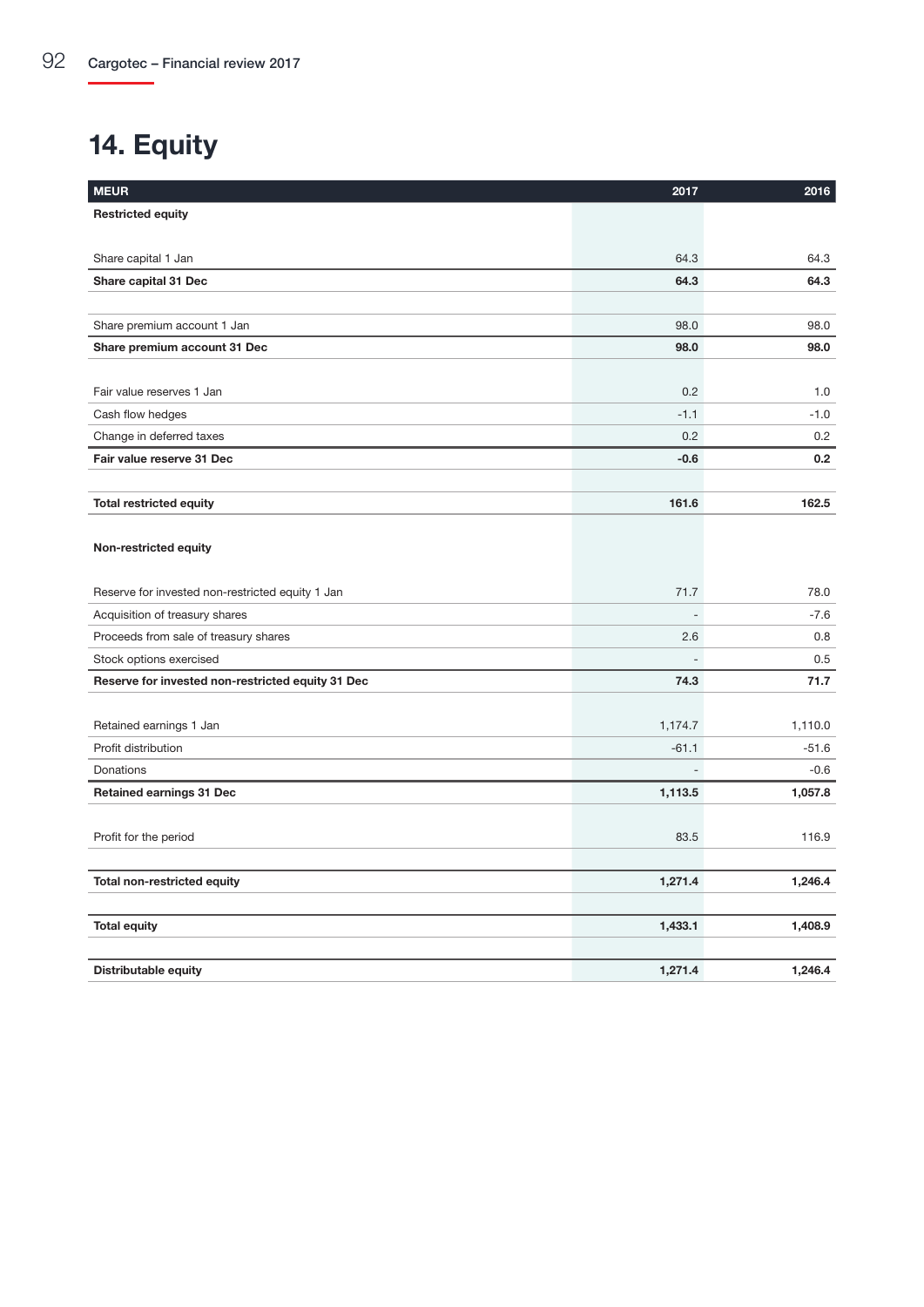# 14. Equity

| MEUR | 2017 | 2016 |
|---|---|---|
| **Restricted equity** | | |
| Share capital 1 Jan | 64.3 | 64.3 |
| **Share capital 31 Dec** | **64.3** | **64.3** |
| Share premium account 1 Jan | 98.0 | 98.0 |
| **Share premium account 31 Dec** | **98.0** | **98.0** |
| Fair value reserves 1 Jan | 0.2 | 1.0 |
| Cash flow hedges | -1.1 | -1.0 |
| Change in deferred taxes | 0.2 | 0.2 |
| **Fair value reserve 31 Dec** | **-0.6** | **0.2** |
| **Total restricted equity** | **161.6** | **162.5** |
| **Non-restricted equity** | | |
| Reserve for invested non-restricted equity 1 Jan | 71.7 | 78.0 |
| Acquisition of treasury shares | - | -7.6 |
| Proceeds from sale of treasury shares | 2.6 | 0.8 |
| Stock options exercised | - | 0.5 |
| **Reserve for invested non-restricted equity 31 Dec** | **74.3** | **71.7** |
| Retained earnings 1 Jan | 1,174.7 | 1,110.0 |
| Profit distribution | -61.1 | -51.6 |
| Donations | - | -0.6 |
| **Retained earnings 31 Dec** | **1,113.5** | **1,057.8** |
| Profit for the period | 83.5 | 116.9 |
| **Total non-restricted equity** | **1,271.4** | **1,246.4** |
| **Total equity** | **1,433.1** | **1,408.9** |
| **Distributable equity** | **1,271.4** | **1,246.4** |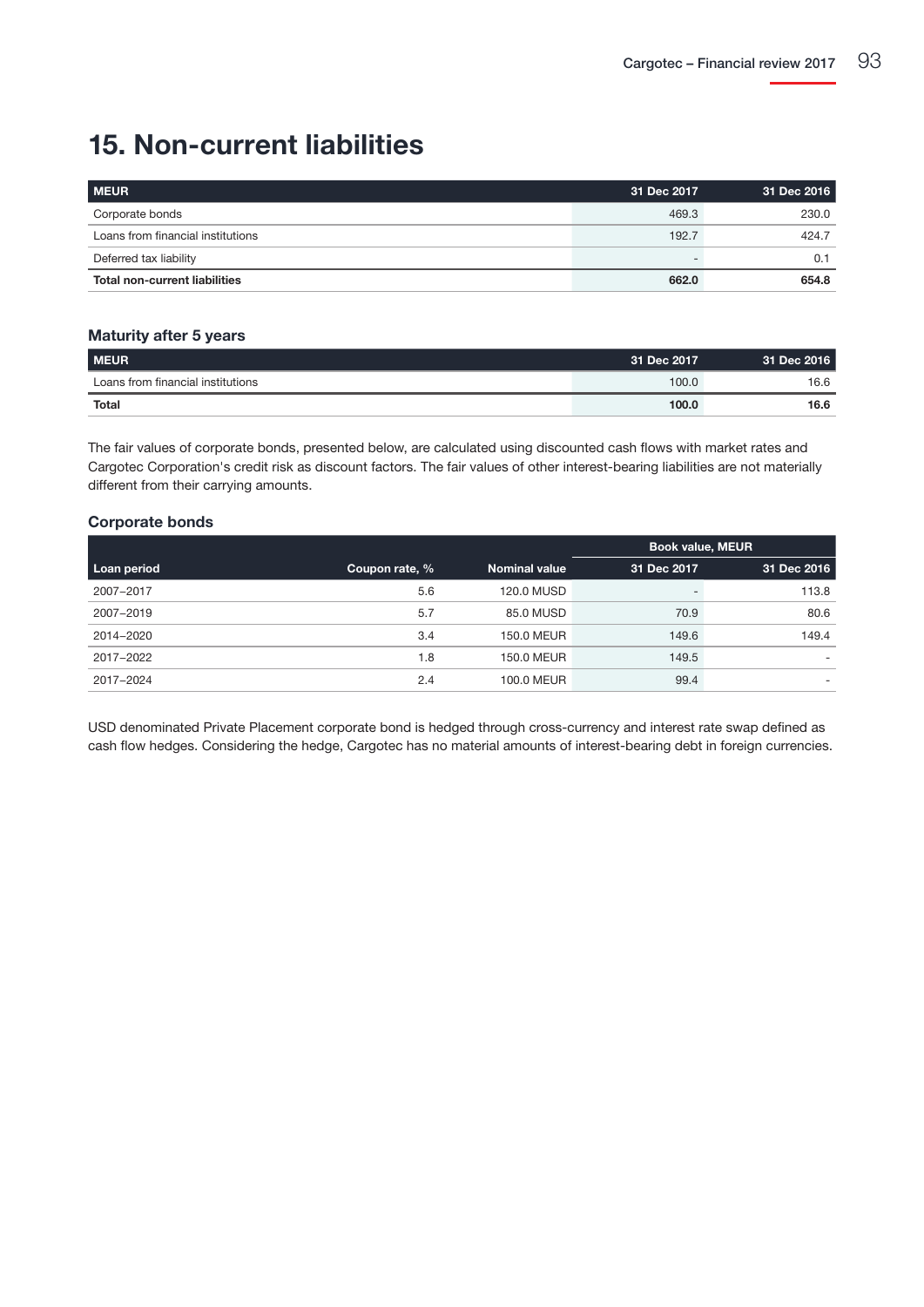# 15. Non-current liabilities

| MEUR | 31 Dec 2017 | 31 Dec 2016 |
| --- | --- | --- |
| Corporate bonds | 469.3 | 230.0 |
| Loans from financial institutions | 192.7 | 424.7 |
| Deferred tax liability | - | 0.1 |
| **Total non-current liabilities** | **662.0** | **654.8** |

### Maturity after 5 years

| MEUR | 31 Dec 2017 | 31 Dec 2016 |
| --- | --- | --- |
| Loans from financial institutions | 100.0 | 16.6 |
| **Total** | **100.0** | **16.6** |

The fair values of corporate bonds, presented below, are calculated using discounted cash flows with market rates and Cargotec Corporation's credit risk as discount factors. The fair values of other interest-bearing liabilities are not materially different from their carrying amounts.

### Corporate bonds

| | | | Book value, MEUR | |
| --- | --- | --- | --- | --- |
| **Loan period** | **Coupon rate, %** | **Nominal value** | **31 Dec 2017** | **31 Dec 2016** |
| 2007–2017 | 5.6 | 120.0 MUSD | - | 113.8 |
| 2007–2019 | 5.7 | 85.0 MUSD | 70.9 | 80.6 |
| 2014–2020 | 3.4 | 150.0 MEUR | 149.6 | 149.4 |
| 2017–2022 | 1.8 | 150.0 MEUR | 149.5 | - |
| 2017–2024 | 2.4 | 100.0 MEUR | 99.4 | - |

USD denominated Private Placement corporate bond is hedged through cross-currency and interest rate swap defined as cash flow hedges. Considering the hedge, Cargotec has no material amounts of interest-bearing debt in foreign currencies.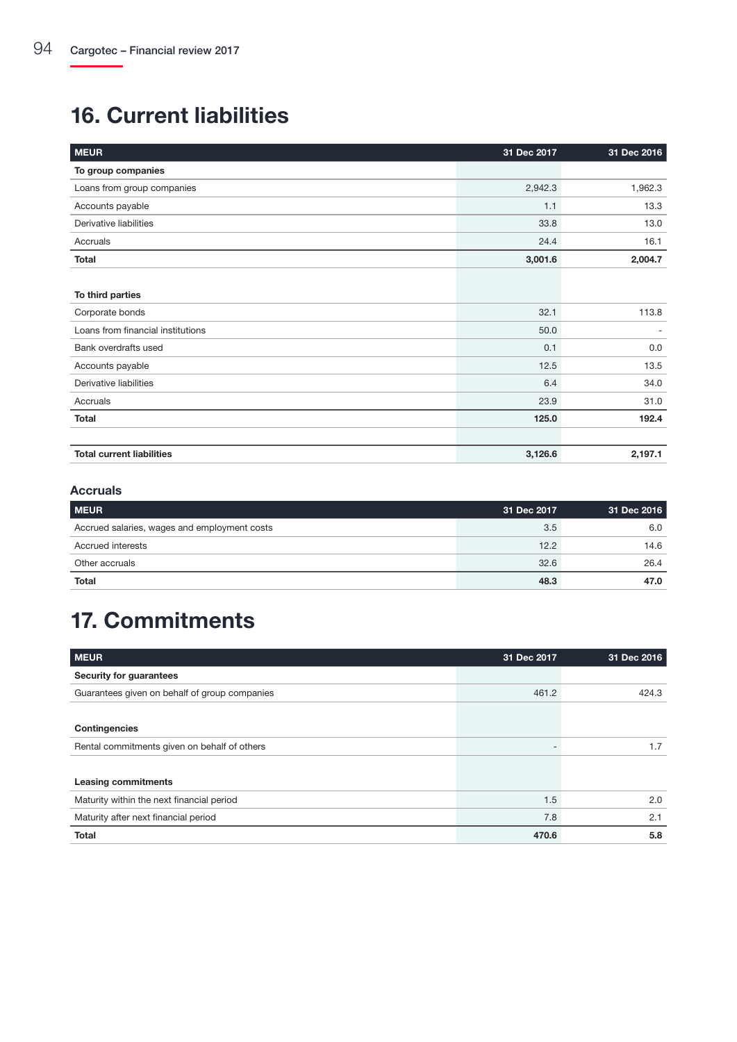# 16. Current liabilities

| MEUR | 31 Dec 2017 | 31 Dec 2016 |
|---|---|---|
| **To group companies** | | |
| Loans from group companies | 2,942.3 | 1,962.3 |
| Accounts payable | 1.1 | 13.3 |
| Derivative liabilities | 33.8 | 13.0 |
| Accruals | 24.4 | 16.1 |
| **Total** | **3,001.6** | **2,004.7** |
| | | |
| **To third parties** | | |
| Corporate bonds | 32.1 | 113.8 |
| Loans from financial institutions | 50.0 | - |
| Bank overdrafts used | 0.1 | 0.0 |
| Accounts payable | 12.5 | 13.5 |
| Derivative liabilities | 6.4 | 34.0 |
| Accruals | 23.9 | 31.0 |
| **Total** | **125.0** | **192.4** |
| | | |
| **Total current liabilities** | **3,126.6** | **2,197.1** |

### Accruals

| MEUR | 31 Dec 2017 | 31 Dec 2016 |
|---|---|---|
| Accrued salaries, wages and employment costs | 3.5 | 6.0 |
| Accrued interests | 12.2 | 14.6 |
| Other accruals | 32.6 | 26.4 |
| **Total** | **48.3** | **47.0** |

# 17. Commitments

| MEUR | 31 Dec 2017 | 31 Dec 2016 |
|---|---|---|
| **Security for guarantees** | | |
| Guarantees given on behalf of group companies | 461.2 | 424.3 |
| | | |
| **Contingencies** | | |
| Rental commitments given on behalf of others | - | 1.7 |
| | | |
| **Leasing commitments** | | |
| Maturity within the next financial period | 1.5 | 2.0 |
| Maturity after next financial period | 7.8 | 2.1 |
| **Total** | **470.6** | **5.8** |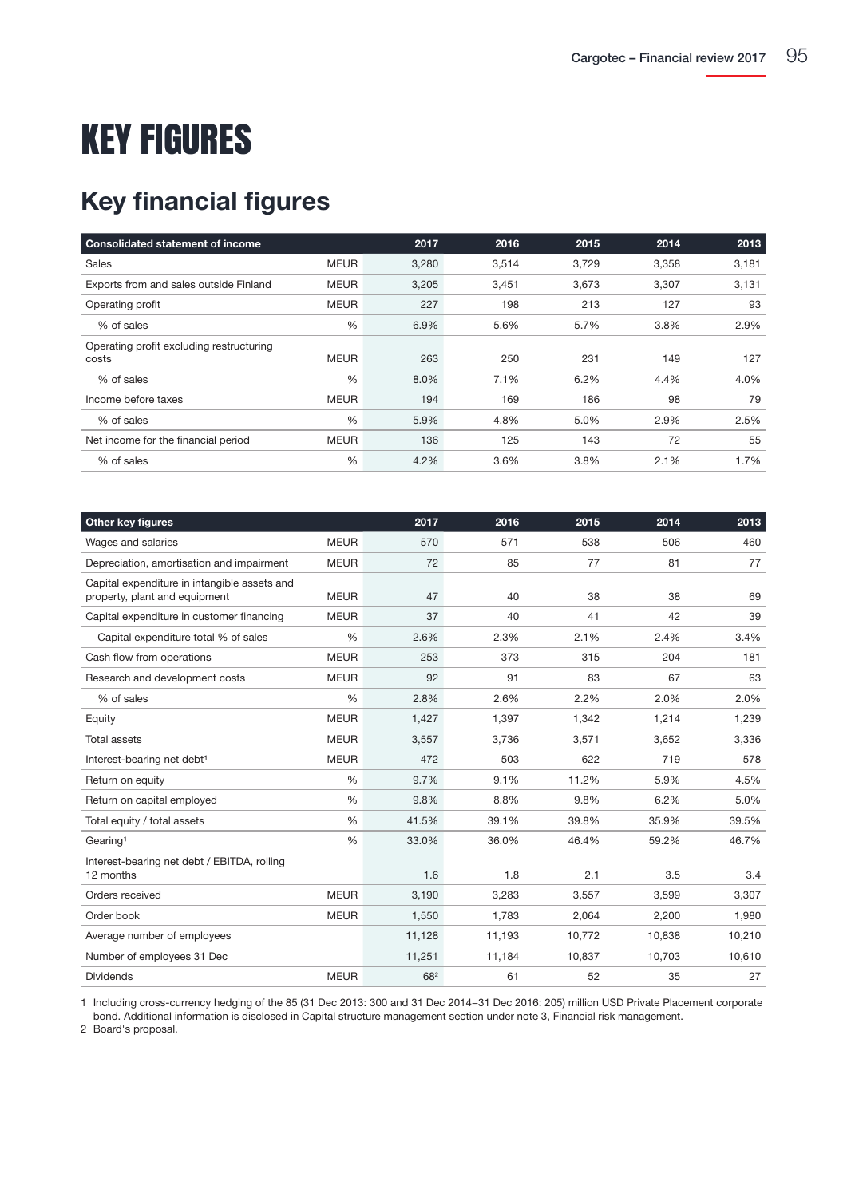# KEY FIGURES

## Key financial figures

| Consolidated statement of income | | 2017 | 2016 | 2015 | 2014 | 2013 |
|---|---|---|---|---|---|---|
| Sales | MEUR | 3,280 | 3,514 | 3,729 | 3,358 | 3,181 |
| Exports from and sales outside Finland | MEUR | 3,205 | 3,451 | 3,673 | 3,307 | 3,131 |
| Operating profit | MEUR | 227 | 198 | 213 | 127 | 93 |
| % of sales | % | 6.9% | 5.6% | 5.7% | 3.8% | 2.9% |
| Operating profit excluding restructuring costs | MEUR | 263 | 250 | 231 | 149 | 127 |
| % of sales | % | 8.0% | 7.1% | 6.2% | 4.4% | 4.0% |
| Income before taxes | MEUR | 194 | 169 | 186 | 98 | 79 |
| % of sales | % | 5.9% | 4.8% | 5.0% | 2.9% | 2.5% |
| Net income for the financial period | MEUR | 136 | 125 | 143 | 72 | 55 |
| % of sales | % | 4.2% | 3.6% | 3.8% | 2.1% | 1.7% |

| Other key figures | | 2017 | 2016 | 2015 | 2014 | 2013 |
|---|---|---|---|---|---|---|
| Wages and salaries | MEUR | 570 | 571 | 538 | 506 | 460 |
| Depreciation, amortisation and impairment | MEUR | 72 | 85 | 77 | 81 | 77 |
| Capital expenditure in intangible assets and property, plant and equipment | MEUR | 47 | 40 | 38 | 38 | 69 |
| Capital expenditure in customer financing | MEUR | 37 | 40 | 41 | 42 | 39 |
| Capital expenditure total % of sales | % | 2.6% | 2.3% | 2.1% | 2.4% | 3.4% |
| Cash flow from operations | MEUR | 253 | 373 | 315 | 204 | 181 |
| Research and development costs | MEUR | 92 | 91 | 83 | 67 | 63 |
| % of sales | % | 2.8% | 2.6% | 2.2% | 2.0% | 2.0% |
| Equity | MEUR | 1,427 | 1,397 | 1,342 | 1,214 | 1,239 |
| Total assets | MEUR | 3,557 | 3,736 | 3,571 | 3,652 | 3,336 |
| Interest-bearing net debt[1] | MEUR | 472 | 503 | 622 | 719 | 578 |
| Return on equity | % | 9.7% | 9.1% | 11.2% | 5.9% | 4.5% |
| Return on capital employed | % | 9.8% | 8.8% | 9.8% | 6.2% | 5.0% |
| Total equity / total assets | % | 41.5% | 39.1% | 39.8% | 35.9% | 39.5% |
| Gearing[1] | % | 33.0% | 36.0% | 46.4% | 59.2% | 46.7% |
| Interest-bearing net debt / EBITDA, rolling 12 months | | 1.6 | 1.8 | 2.1 | 3.5 | 3.4 |
| Orders received | MEUR | 3,190 | 3,283 | 3,557 | 3,599 | 3,307 |
| Order book | MEUR | 1,550 | 1,783 | 2,064 | 2,200 | 1,980 |
| Average number of employees | | 11,128 | 11,193 | 10,772 | 10,838 | 10,210 |
| Number of employees 31 Dec | | 11,251 | 11,184 | 10,837 | 10,703 | 10,610 |
| Dividends | MEUR | 68[2] | 61 | 52 | 35 | 27 |

1 Including cross-currency hedging of the 85 (31 Dec 2013: 300 and 31 Dec 2014–31 Dec 2016: 205) million USD Private Placement corporate bond. Additional information is disclosed in Capital structure management section under note 3, Financial risk management.

2 Board's proposal.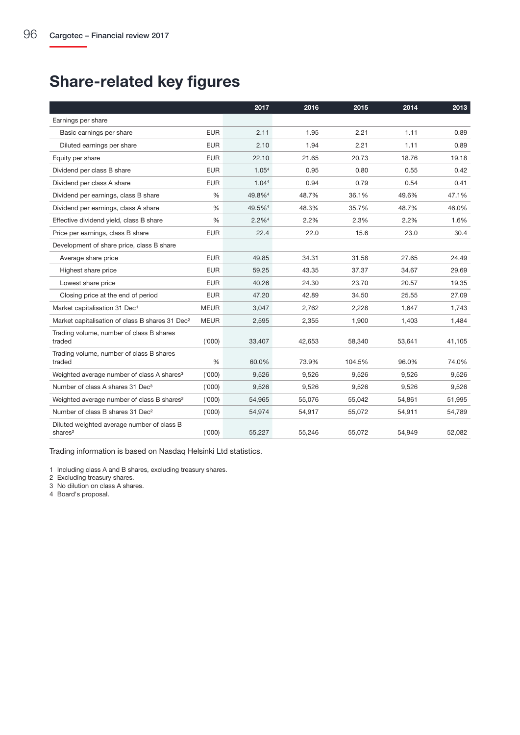# Share-related key figures

| | | 2017 | 2016 | 2015 | 2014 | 2013 |
|---|---|---|---|---|---|---|
| Earnings per share | | | | | | |
| Basic earnings per share | EUR | 2.11 | 1.95 | 2.21 | 1.11 | 0.89 |
| Diluted earnings per share | EUR | 2.10 | 1.94 | 2.21 | 1.11 | 0.89 |
| Equity per share | EUR | 22.10 | 21.65 | 20.73 | 18.76 | 19.18 |
| Dividend per class B share | EUR | 1.05[4] | 0.95 | 0.80 | 0.55 | 0.42 |
| Dividend per class A share | EUR | 1.04[4] | 0.94 | 0.79 | 0.54 | 0.41 |
| Dividend per earnings, class B share | % | 49.8%[4] | 48.7% | 36.1% | 49.6% | 47.1% |
| Dividend per earnings, class A share | % | 49.5%[4] | 48.3% | 35.7% | 48.7% | 46.0% |
| Effective dividend yield, class B share | % | 2.2%[4] | 2.2% | 2.3% | 2.2% | 1.6% |
| Price per earnings, class B share | EUR | 22.4 | 22.0 | 15.6 | 23.0 | 30.4 |
| Development of share price, class B share | | | | | | |
| Average share price | EUR | 49.85 | 34.31 | 31.58 | 27.65 | 24.49 |
| Highest share price | EUR | 59.25 | 43.35 | 37.37 | 34.67 | 29.69 |
| Lowest share price | EUR | 40.26 | 24.30 | 23.70 | 20.57 | 19.35 |
| Closing price at the end of period | EUR | 47.20 | 42.89 | 34.50 | 25.55 | 27.09 |
| Market capitalisation 31 Dec[1] | MEUR | 3,047 | 2,762 | 2,228 | 1,647 | 1,743 |
| Market capitalisation of class B shares 31 Dec[2] | MEUR | 2,595 | 2,355 | 1,900 | 1,403 | 1,484 |
| Trading volume, number of class B shares traded | ('000) | 33,407 | 42,653 | 58,340 | 53,641 | 41,105 |
| Trading volume, number of class B shares traded | % | 60.0% | 73.9% | 104.5% | 96.0% | 74.0% |
| Weighted average number of class A shares[3] | ('000) | 9,526 | 9,526 | 9,526 | 9,526 | 9,526 |
| Number of class A shares 31 Dec[3] | ('000) | 9,526 | 9,526 | 9,526 | 9,526 | 9,526 |
| Weighted average number of class B shares[2] | ('000) | 54,965 | 55,076 | 55,042 | 54,861 | 51,995 |
| Number of class B shares 31 Dec[2] | ('000) | 54,974 | 54,917 | 55,072 | 54,911 | 54,789 |
| Diluted weighted average number of class B shares[2] | ('000) | 55,227 | 55,246 | 55,072 | 54,949 | 52,082 |

Trading information is based on Nasdaq Helsinki Ltd statistics.

1 Including class A and B shares, excluding treasury shares.
2 Excluding treasury shares.
3 No dilution on class A shares.
4 Board's proposal.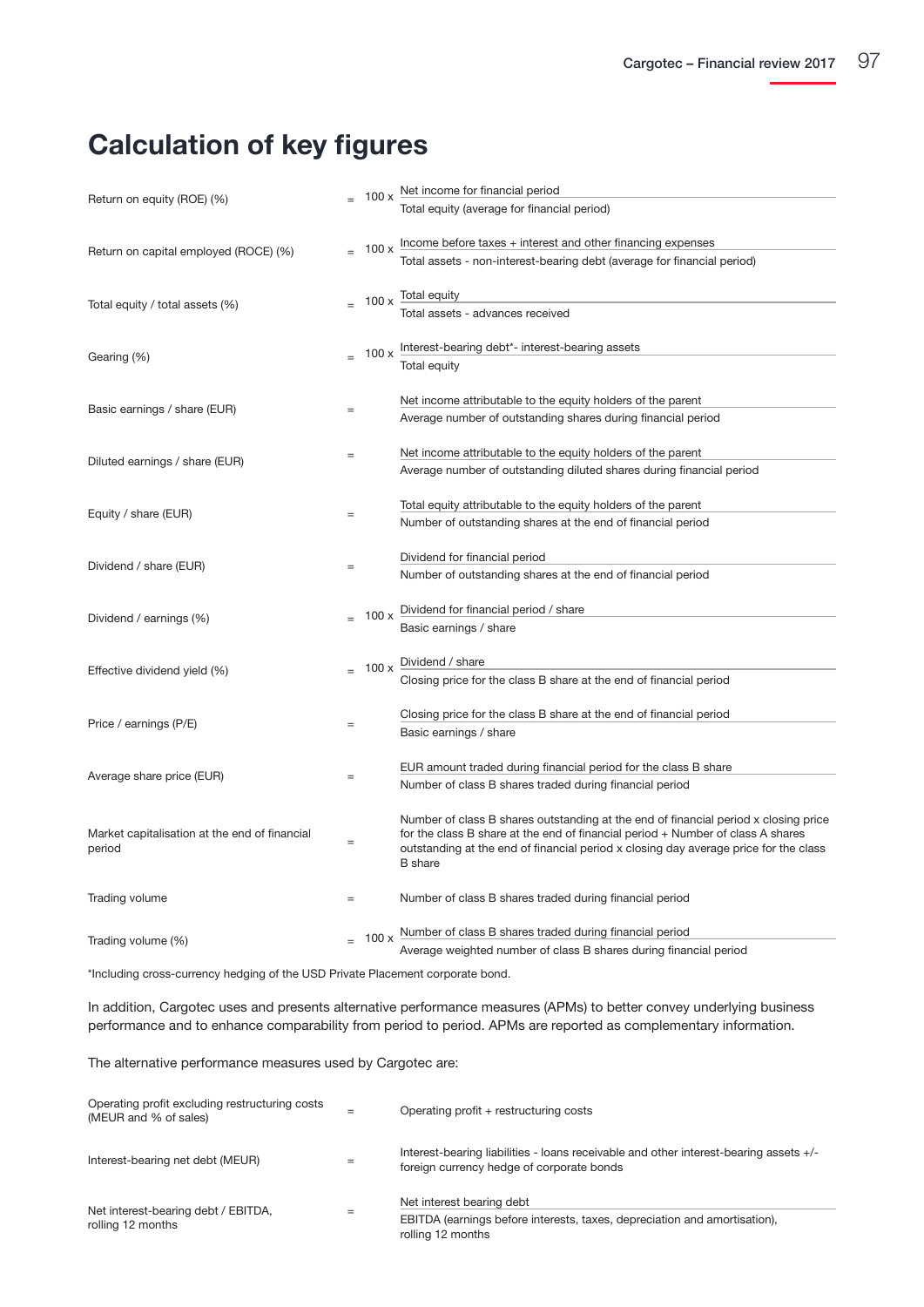# Calculation of key figures

| | | |
|---|---|---|
| Return on equity (ROE) (%) | = | $100 \times \frac{\text{Net income for financial period}}{\text{Total equity (average for financial period)}}$ |
| Return on capital employed (ROCE) (%) | = | $100 \times \frac{\text{Income before taxes + interest and other financing expenses}}{\text{Total assets - non-interest-bearing debt (average for financial period)}}$ |
| Total equity / total assets (%) | = | $100 \times \frac{\text{Total equity}}{\text{Total assets - advances received}}$ |
| Gearing (%) | = | $100 \times \frac{\text{Interest-bearing debt* - interest-bearing assets}}{\text{Total equity}}$ |
| Basic earnings / share (EUR) | = | $\frac{\text{Net income attributable to the equity holders of the parent}}{\text{Average number of outstanding shares during financial period}}$ |
| Diluted earnings / share (EUR) | = | $\frac{\text{Net income attributable to the equity holders of the parent}}{\text{Average number of outstanding diluted shares during financial period}}$ |
| Equity / share (EUR) | = | $\frac{\text{Total equity attributable to the equity holders of the parent}}{\text{Number of outstanding shares at the end of financial period}}$ |
| Dividend / share (EUR) | = | $\frac{\text{Dividend for financial period}}{\text{Number of outstanding shares at the end of financial period}}$ |
| Dividend / earnings (%) | = | $100 \times \frac{\text{Dividend for financial period / share}}{\text{Basic earnings / share}}$ |
| Effective dividend yield (%) | = | $100 \times \frac{\text{Dividend / share}}{\text{Closing price for the class B share at the end of financial period}}$ |
| Price / earnings (P/E) | = | $\frac{\text{Closing price for the class B share at the end of financial period}}{\text{Basic earnings / share}}$ |
| Average share price (EUR) | = | $\frac{\text{EUR amount traded during financial period for the class B share}}{\text{Number of class B shares traded during financial period}}$ |
| Market capitalisation at the end of financial period | = | Number of class B shares outstanding at the end of financial period x closing price for the class B share at the end of financial period + Number of class A shares outstanding at the end of financial period x closing day average price for the class B share |
| Trading volume | = | Number of class B shares traded during financial period |
| Trading volume (%) | = | $100 \times \frac{\text{Number of class B shares traded during financial period}}{\text{Average weighted number of class B shares during financial period}}$ |

*Including cross-currency hedging of the USD Private Placement corporate bond.

In addition, Cargotec uses and presents alternative performance measures (APMs) to better convey underlying business performance and to enhance comparability from period to period. APMs are reported as complementary information.

The alternative performance measures used by Cargotec are:

| | | |
|---|---|---|
| Operating profit excluding restructuring costs (MEUR and % of sales) | = | Operating profit + restructuring costs |
| Interest-bearing net debt (MEUR) | = | Interest-bearing liabilities - loans receivable and other interest-bearing assets +/- foreign currency hedge of corporate bonds |
| Net interest-bearing debt / EBITDA, rolling 12 months | = | $\frac{\text{Net interest bearing debt}}{\text{EBITDA (earnings before interests, taxes, depreciation and amortisation), rolling 12 months}}$ |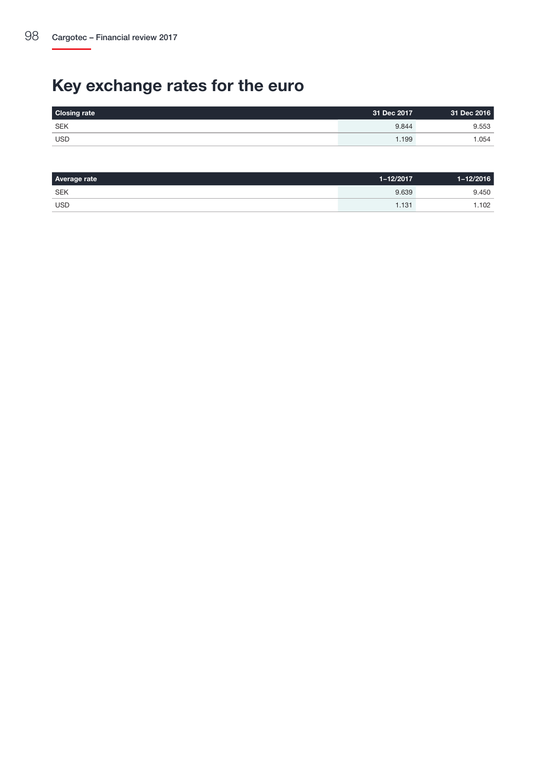# Key exchange rates for the euro

| Closing rate | 31 Dec 2017 | 31 Dec 2016 |
|---|---|---|
| SEK | 9.844 | 9.553 |
| USD | 1.199 | 1.054 |

| Average rate | 1–12/2017 | 1–12/2016 |
|---|---|---|
| SEK | 9.639 | 9.450 |
| USD | 1.131 | 1.102 |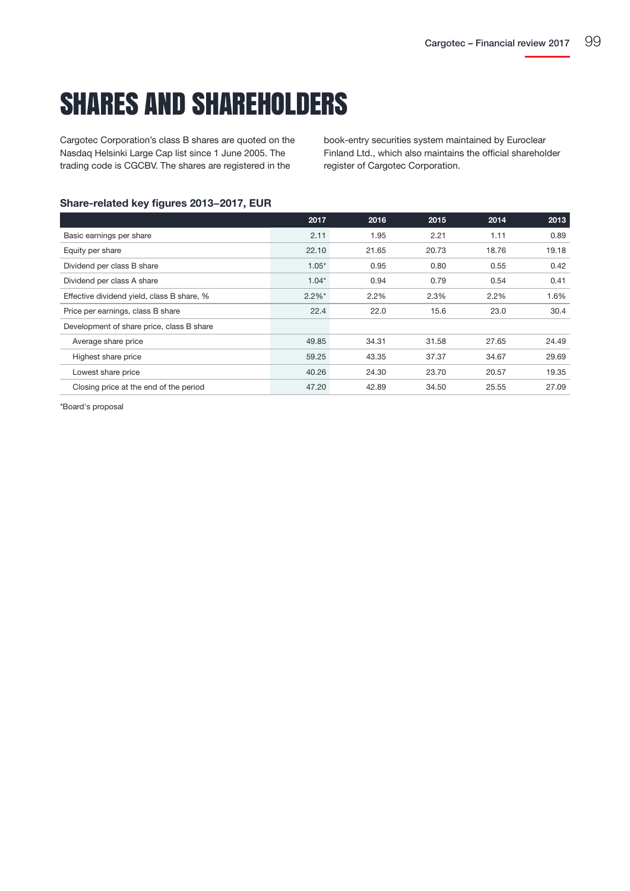# SHARES AND SHAREHOLDERS

Cargotec Corporation's class B shares are quoted on the Nasdaq Helsinki Large Cap list since 1 June 2005. The trading code is CGCBV. The shares are registered in the book-entry securities system maintained by Euroclear Finland Ltd., which also maintains the official shareholder register of Cargotec Corporation.

### Share-related key figures 2013–2017, EUR

| | 2017 | 2016 | 2015 | 2014 | 2013 |
|---|---|---|---|---|---|
| Basic earnings per share | 2.11 | 1.95 | 2.21 | 1.11 | 0.89 |
| Equity per share | 22.10 | 21.65 | 20.73 | 18.76 | 19.18 |
| Dividend per class B share | 1.05* | 0.95 | 0.80 | 0.55 | 0.42 |
| Dividend per class A share | 1.04* | 0.94 | 0.79 | 0.54 | 0.41 |
| Effective dividend yield, class B share, % | 2.2%* | 2.2% | 2.3% | 2.2% | 1.6% |
| Price per earnings, class B share | 22.4 | 22.0 | 15.6 | 23.0 | 30.4 |
| Development of share price, class B share | | | | | |
| Average share price | 49.85 | 34.31 | 31.58 | 27.65 | 24.49 |
| Highest share price | 59.25 | 43.35 | 37.37 | 34.67 | 29.69 |
| Lowest share price | 40.26 | 24.30 | 23.70 | 20.57 | 19.35 |
| Closing price at the end of the period | 47.20 | 42.89 | 34.50 | 25.55 | 27.09 |

*Board's proposal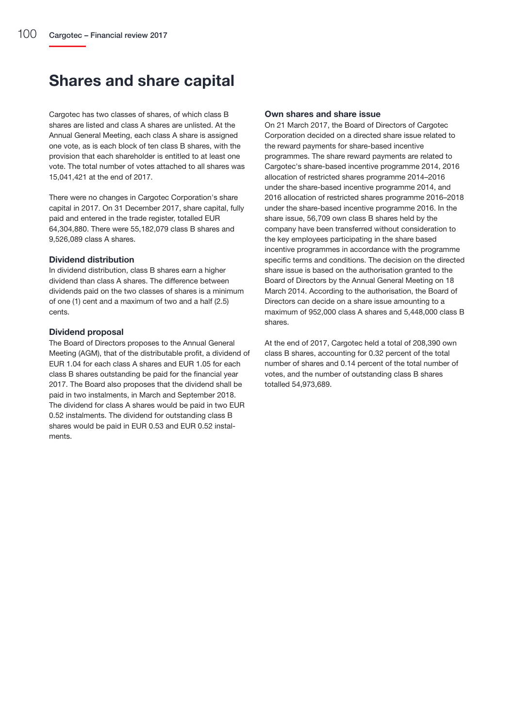# Shares and share capital

Cargotec has two classes of shares, of which class B shares are listed and class A shares are unlisted. At the Annual General Meeting, each class A share is assigned one vote, as is each block of ten class B shares, with the provision that each shareholder is entitled to at least one vote. The total number of votes attached to all shares was 15,041,421 at the end of 2017.

There were no changes in Cargotec Corporation's share capital in 2017. On 31 December 2017, share capital, fully paid and entered in the trade register, totalled EUR 64,304,880. There were 55,182,079 class B shares and 9,526,089 class A shares.

### Dividend distribution

In dividend distribution, class B shares earn a higher dividend than class A shares. The difference between dividends paid on the two classes of shares is a minimum of one (1) cent and a maximum of two and a half (2.5) cents.

### Dividend proposal

The Board of Directors proposes to the Annual General Meeting (AGM), that of the distributable profit, a dividend of EUR 1.04 for each class A shares and EUR 1.05 for each class B shares outstanding be paid for the financial year 2017. The Board also proposes that the dividend shall be paid in two instalments, in March and September 2018. The dividend for class A shares would be paid in two EUR 0.52 instalments. The dividend for outstanding class B shares would be paid in EUR 0.53 and EUR 0.52 instalments.

### Own shares and share issue

On 21 March 2017, the Board of Directors of Cargotec Corporation decided on a directed share issue related to the reward payments for share-based incentive programmes. The share reward payments are related to Cargotec's share-based incentive programme 2014, 2016 allocation of restricted shares programme 2014–2016 under the share-based incentive programme 2014, and 2016 allocation of restricted shares programme 2016–2018 under the share-based incentive programme 2016. In the share issue, 56,709 own class B shares held by the company have been transferred without consideration to the key employees participating in the share based incentive programmes in accordance with the programme specific terms and conditions. The decision on the directed share issue is based on the authorisation granted to the Board of Directors by the Annual General Meeting on 18 March 2014. According to the authorisation, the Board of Directors can decide on a share issue amounting to a maximum of 952,000 class A shares and 5,448,000 class B shares.

At the end of 2017, Cargotec held a total of 208,390 own class B shares, accounting for 0.32 percent of the total number of shares and 0.14 percent of the total number of votes, and the number of outstanding class B shares totalled 54,973,689.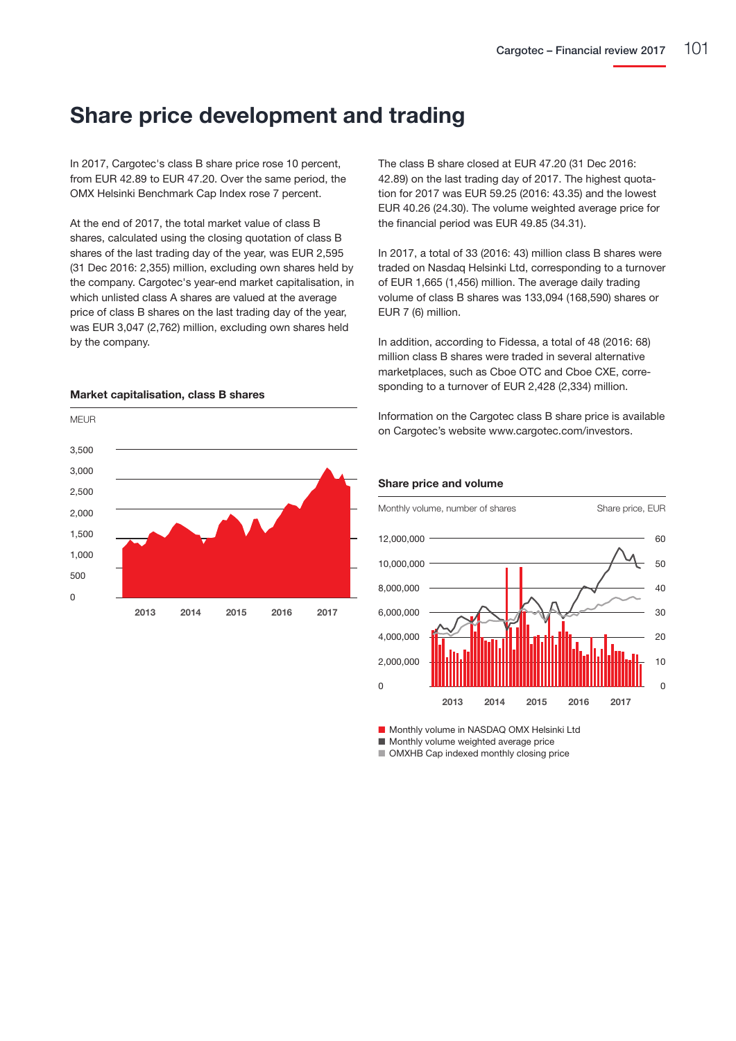# Share price development and trading

In 2017, Cargotec's class B share price rose 10 percent, from EUR 42.89 to EUR 47.20. Over the same period, the OMX Helsinki Benchmark Cap Index rose 7 percent.

At the end of 2017, the total market value of class B shares, calculated using the closing quotation of class B shares of the last trading day of the year, was EUR 2,595 (31 Dec 2016: 2,355) million, excluding own shares held by the company. Cargotec's year-end market capitalisation, in which unlisted class A shares are valued at the average price of class B shares on the last trading day of the year, was EUR 3,047 (2,762) million, excluding own shares held by the company.

The class B share closed at EUR 47.20 (31 Dec 2016: 42.89) on the last trading day of 2017. The highest quotation for 2017 was EUR 59.25 (2016: 43.35) and the lowest EUR 40.26 (24.30). The volume weighted average price for the financial period was EUR 49.85 (34.31).

In 2017, a total of 33 (2016: 43) million class B shares were traded on Nasdaq Helsinki Ltd, corresponding to a turnover of EUR 1,665 (1,456) million. The average daily trading volume of class B shares was 133,094 (168,590) shares or EUR 7 (6) million.

In addition, according to Fidessa, a total of 48 (2016: 68) million class B shares were traded in several alternative marketplaces, such as Cboe OTC and Cboe CXE, corresponding to a turnover of EUR 2,428 (2,334) million.

Information on the Cargotec class B share price is available on Cargotec's website www.cargotec.com/investors.

**Market capitalisation, class B shares**

**Share price and volume**

- Monthly volume in NASDAQ OMX Helsinki Ltd
- Monthly volume weighted average price
- OMXHB Cap indexed monthly closing price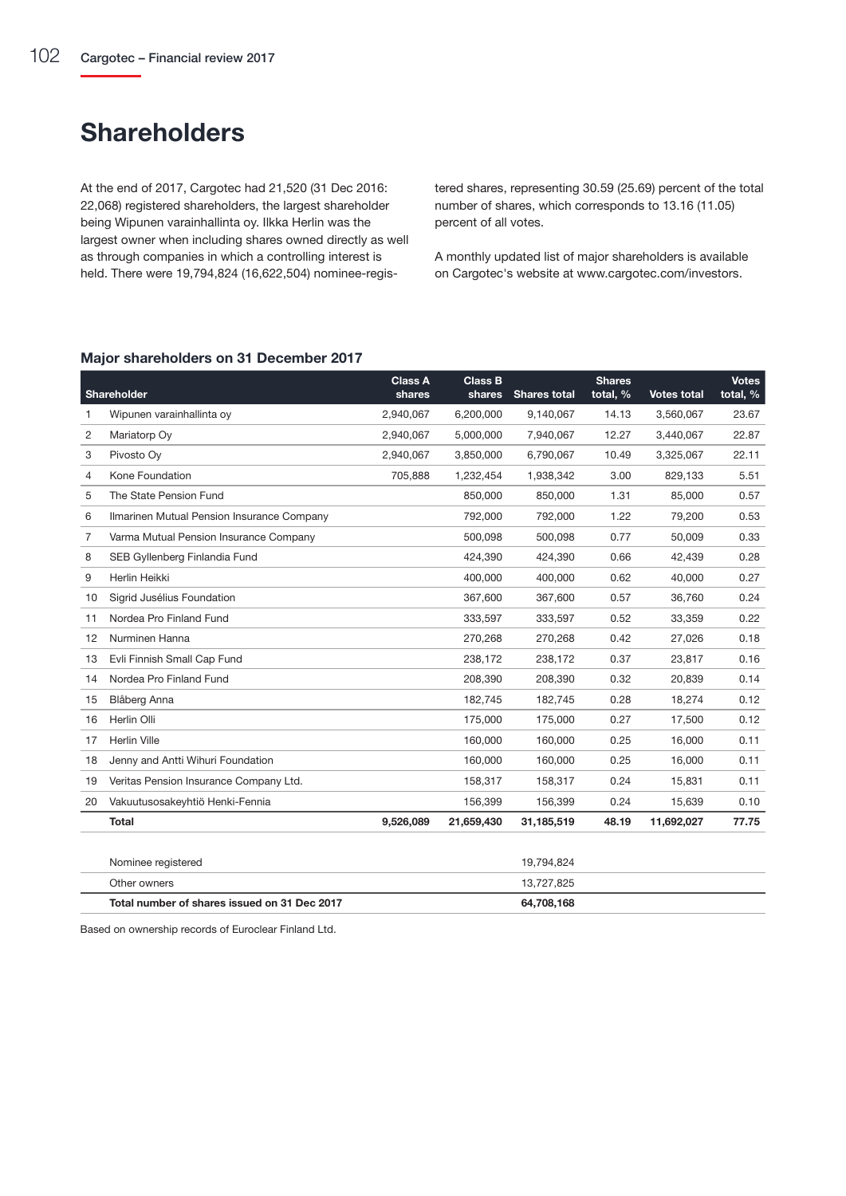# Shareholders

At the end of 2017, Cargotec had 21,520 (31 Dec 2016: 22,068) registered shareholders, the largest shareholder being Wipunen varainhallinta oy. Ilkka Herlin was the largest owner when including shares owned directly as well as through companies in which a controlling interest is held. There were 19,794,824 (16,622,504) nominee-registered shares, representing 30.59 (25.69) percent of the total number of shares, which corresponds to 13.16 (11.05) percent of all votes.

A monthly updated list of major shareholders is available on Cargotec's website at www.cargotec.com/investors.

### Major shareholders on 31 December 2017

| | Shareholder | Class A shares | Class B shares | Shares total | Shares total, % | Votes total | Votes total, % |
|---|---|---|---|---|---|---|---|
| 1 | Wipunen varainhallinta oy | 2,940,067 | 6,200,000 | 9,140,067 | 14.13 | 3,560,067 | 23.67 |
| 2 | Mariatorp Oy | 2,940,067 | 5,000,000 | 7,940,067 | 12.27 | 3,440,067 | 22.87 |
| 3 | Pivosto Oy | 2,940,067 | 3,850,000 | 6,790,067 | 10.49 | 3,325,067 | 22.11 |
| 4 | Kone Foundation | 705,888 | 1,232,454 | 1,938,342 | 3.00 | 829,133 | 5.51 |
| 5 | The State Pension Fund | | 850,000 | 850,000 | 1.31 | 85,000 | 0.57 |
| 6 | Ilmarinen Mutual Pension Insurance Company | | 792,000 | 792,000 | 1.22 | 79,200 | 0.53 |
| 7 | Varma Mutual Pension Insurance Company | | 500,098 | 500,098 | 0.77 | 50,009 | 0.33 |
| 8 | SEB Gyllenberg Finlandia Fund | | 424,390 | 424,390 | 0.66 | 42,439 | 0.28 |
| 9 | Herlin Heikki | | 400,000 | 400,000 | 0.62 | 40,000 | 0.27 |
| 10 | Sigrid Jusélius Foundation | | 367,600 | 367,600 | 0.57 | 36,760 | 0.24 |
| 11 | Nordea Pro Finland Fund | | 333,597 | 333,597 | 0.52 | 33,359 | 0.22 |
| 12 | Nurminen Hanna | | 270,268 | 270,268 | 0.42 | 27,026 | 0.18 |
| 13 | Evli Finnish Small Cap Fund | | 238,172 | 238,172 | 0.37 | 23,817 | 0.16 |
| 14 | Nordea Pro Finland Fund | | 208,390 | 208,390 | 0.32 | 20,839 | 0.14 |
| 15 | Blåberg Anna | | 182,745 | 182,745 | 0.28 | 18,274 | 0.12 |
| 16 | Herlin Olli | | 175,000 | 175,000 | 0.27 | 17,500 | 0.12 |
| 17 | Herlin Ville | | 160,000 | 160,000 | 0.25 | 16,000 | 0.11 |
| 18 | Jenny and Antti Wihuri Foundation | | 160,000 | 160,000 | 0.25 | 16,000 | 0.11 |
| 19 | Veritas Pension Insurance Company Ltd. | | 158,317 | 158,317 | 0.24 | 15,831 | 0.11 |
| 20 | Vakuutusosakeyhtiö Henki-Fennia | | 156,399 | 156,399 | 0.24 | 15,639 | 0.10 |
| | **Total** | **9,526,089** | **21,659,430** | **31,185,519** | **48.19** | **11,692,027** | **77.75** |

| | | | | | | | |
|---|---|---|---|---|---|---|---|
| | Nominee registered | | | 19,794,824 | | | |
| | Other owners | | | 13,727,825 | | | |
| | **Total number of shares issued on 31 Dec 2017** | | | **64,708,168** | | | |

Based on ownership records of Euroclear Finland Ltd.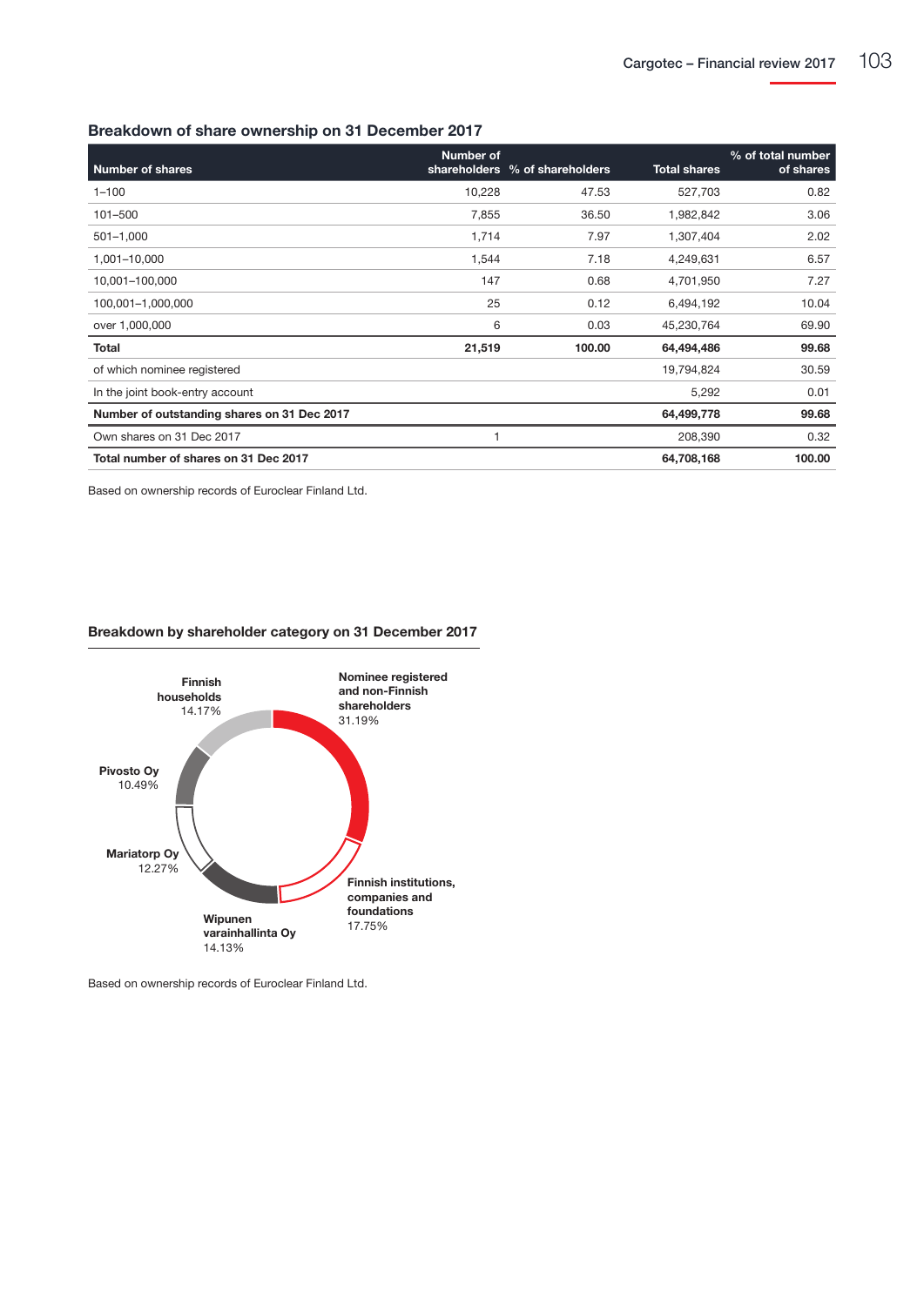## Breakdown of share ownership on 31 December 2017

| Number of shares | Number of shareholders | % of shareholders | Total shares | % of total number of shares |
|---|---|---|---|---|
| 1–100 | 10,228 | 47.53 | 527,703 | 0.82 |
| 101–500 | 7,855 | 36.50 | 1,982,842 | 3.06 |
| 501–1,000 | 1,714 | 7.97 | 1,307,404 | 2.02 |
| 1,001–10,000 | 1,544 | 7.18 | 4,249,631 | 6.57 |
| 10,001–100,000 | 147 | 0.68 | 4,701,950 | 7.27 |
| 100,001–1,000,000 | 25 | 0.12 | 6,494,192 | 10.04 |
| over 1,000,000 | 6 | 0.03 | 45,230,764 | 69.90 |
| **Total** | **21,519** | **100.00** | **64,494,486** | **99.68** |
| of which nominee registered | | | 19,794,824 | 30.59 |
| In the joint book-entry account | | | 5,292 | 0.01 |
| **Number of outstanding shares on 31 Dec 2017** | | | **64,499,778** | **99.68** |
| Own shares on 31 Dec 2017 | 1 | | 208,390 | 0.32 |
| **Total number of shares on 31 Dec 2017** | | | **64,708,168** | **100.00** |

Based on ownership records of Euroclear Finland Ltd.

## Breakdown by shareholder category on 31 December 2017

- Nominee registered and non-Finnish shareholders 31.19%
- Finnish institutions, companies and foundations 17.75%
- Wipunen varainhallinta Oy 14.13%
- Mariatorp Oy 12.27%
- Pivosto Oy 10.49%
- Finnish households 14.17%

Based on ownership records of Euroclear Finland Ltd.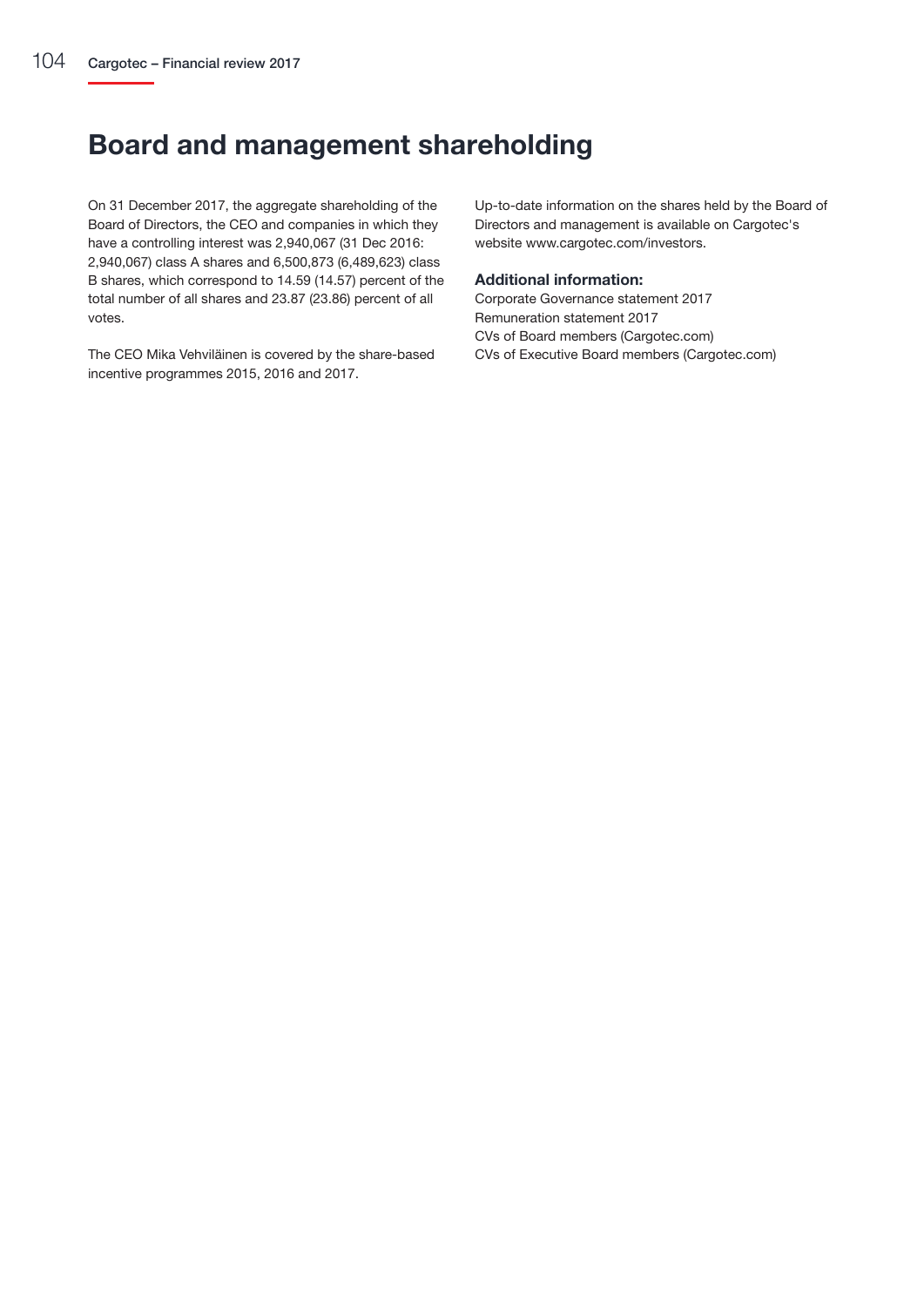# Board and management shareholding

On 31 December 2017, the aggregate shareholding of the Board of Directors, the CEO and companies in which they have a controlling interest was 2,940,067 (31 Dec 2016: 2,940,067) class A shares and 6,500,873 (6,489,623) class B shares, which correspond to 14.59 (14.57) percent of the total number of all shares and 23.87 (23.86) percent of all votes.

The CEO Mika Vehviläinen is covered by the share-based incentive programmes 2015, 2016 and 2017.

Up-to-date information on the shares held by the Board of Directors and management is available on Cargotec's website www.cargotec.com/investors.

### Additional information:

Corporate Governance statement 2017
Remuneration statement 2017
CVs of Board members (Cargotec.com)
CVs of Executive Board members (Cargotec.com)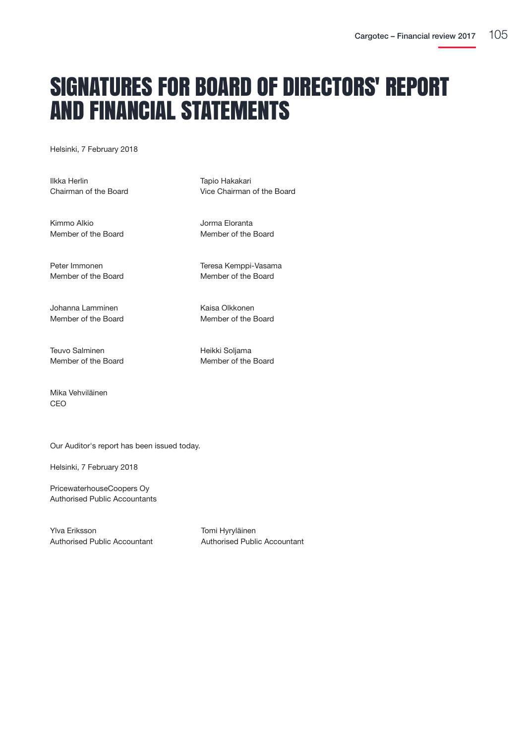# SIGNATURES FOR BOARD OF DIRECTORS' REPORT AND FINANCIAL STATEMENTS

Helsinki, 7 February 2018

Ilkka Herlin
Chairman of the Board

Tapio Hakakari
Vice Chairman of the Board

Kimmo Alkio
Member of the Board

Jorma Eloranta
Member of the Board

Peter Immonen
Member of the Board

Teresa Kemppi-Vasama
Member of the Board

Johanna Lamminen
Member of the Board

Kaisa Olkkonen
Member of the Board

Teuvo Salminen
Member of the Board

Heikki Soljama
Member of the Board

Mika Vehviläinen
CEO

Our Auditor's report has been issued today.

Helsinki, 7 February 2018

PricewaterhouseCoopers Oy
Authorised Public Accountants

Ylva Eriksson
Authorised Public Accountant

Tomi Hyryläinen
Authorised Public Accountant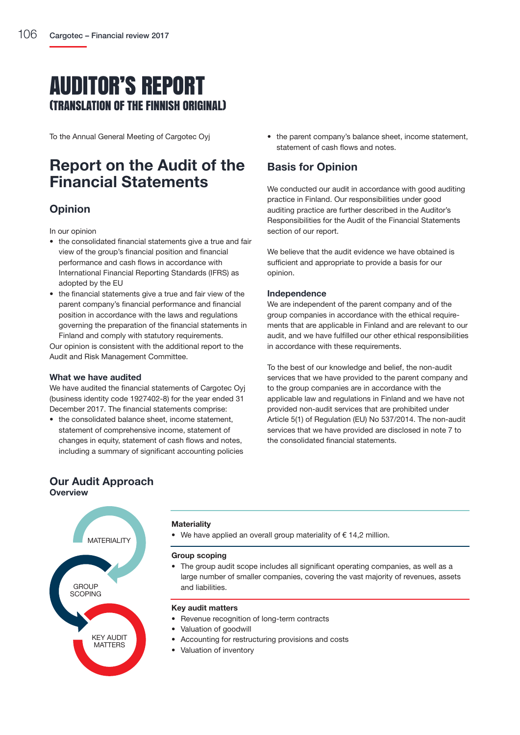# AUDITOR'S REPORT
## (TRANSLATION OF THE FINNISH ORIGINAL)

To the Annual General Meeting of Cargotec Oyj

## Report on the Audit of the Financial Statements

### Opinion

In our opinion

- the consolidated financial statements give a true and fair view of the group's financial position and financial performance and cash flows in accordance with International Financial Reporting Standards (IFRS) as adopted by the EU
- the financial statements give a true and fair view of the parent company's financial performance and financial position in accordance with the laws and regulations governing the preparation of the financial statements in Finland and comply with statutory requirements.

Our opinion is consistent with the additional report to the Audit and Risk Management Committee.

#### What we have audited

We have audited the financial statements of Cargotec Oyj (business identity code 1927402-8) for the year ended 31 December 2017. The financial statements comprise:

- the consolidated balance sheet, income statement, statement of comprehensive income, statement of changes in equity, statement of cash flows and notes, including a summary of significant accounting policies
- the parent company's balance sheet, income statement, statement of cash flows and notes.

### Basis for Opinion

We conducted our audit in accordance with good auditing practice in Finland. Our responsibilities under good auditing practice are further described in the Auditor's Responsibilities for the Audit of the Financial Statements section of our report.

We believe that the audit evidence we have obtained is sufficient and appropriate to provide a basis for our opinion.

#### Independence

We are independent of the parent company and of the group companies in accordance with the ethical requirements that are applicable in Finland and are relevant to our audit, and we have fulfilled our other ethical responsibilities in accordance with these requirements.

To the best of our knowledge and belief, the non-audit services that we have provided to the parent company and to the group companies are in accordance with the applicable law and regulations in Finland and we have not provided non-audit services that are prohibited under Article 5(1) of Regulation (EU) No 537/2014. The non-audit services that we have provided are disclosed in note 7 to the consolidated financial statements.

### Our Audit Approach

**Overview**

MATERIALITY

GROUP SCOPING

KEY AUDIT MATTERS

**Materiality**

- We have applied an overall group materiality of € 14,2 million.

**Group scoping**

- The group audit scope includes all significant operating companies, as well as a large number of smaller companies, covering the vast majority of revenues, assets and liabilities.

**Key audit matters**

- Revenue recognition of long-term contracts
- Valuation of goodwill
- Accounting for restructuring provisions and costs
- Valuation of inventory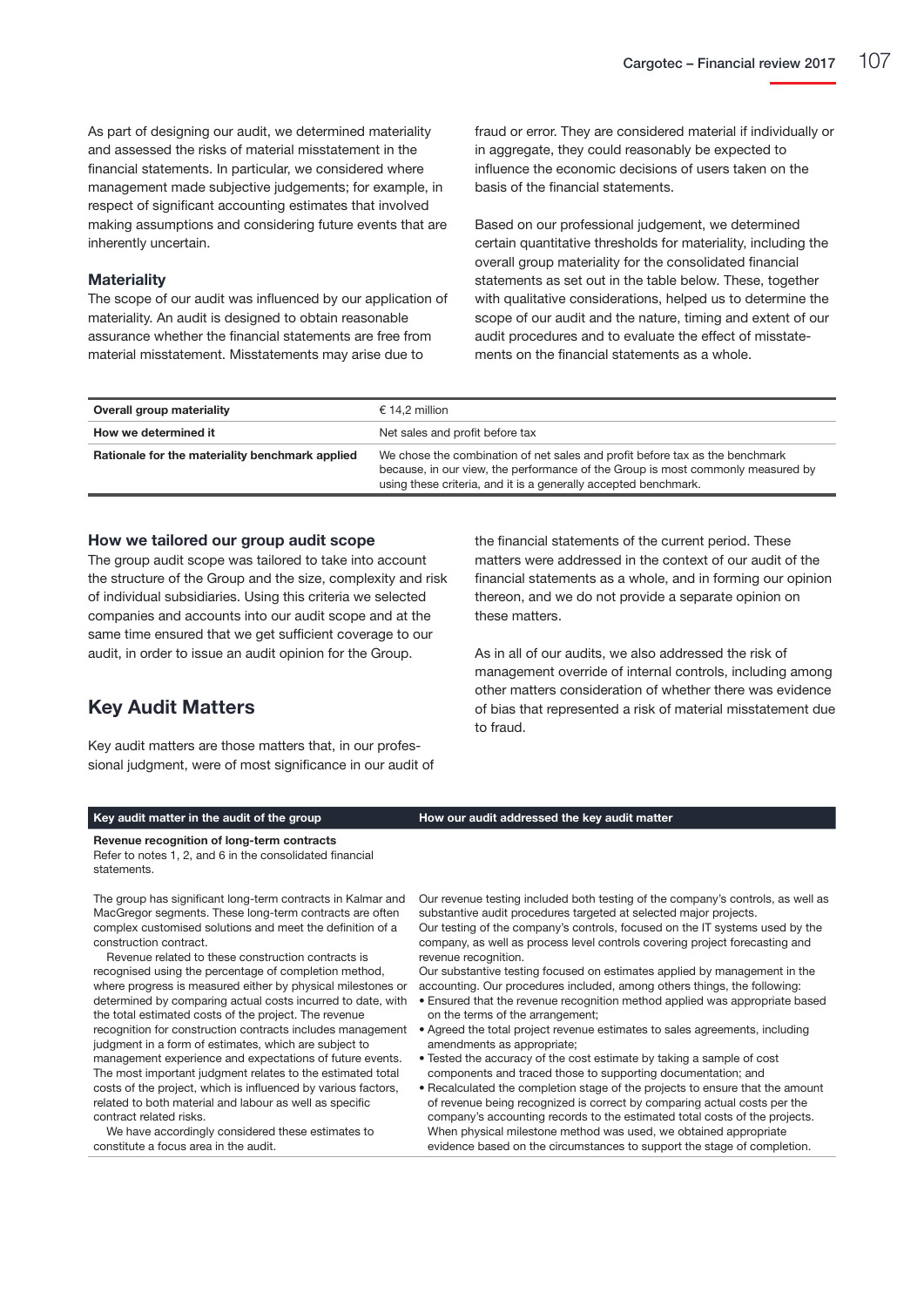As part of designing our audit, we determined materiality and assessed the risks of material misstatement in the financial statements. In particular, we considered where management made subjective judgements; for example, in respect of significant accounting estimates that involved making assumptions and considering future events that are inherently uncertain.

### Materiality

The scope of our audit was influenced by our application of materiality. An audit is designed to obtain reasonable assurance whether the financial statements are free from material misstatement. Misstatements may arise due to fraud or error. They are considered material if individually or in aggregate, they could reasonably be expected to influence the economic decisions of users taken on the basis of the financial statements.

Based on our professional judgement, we determined certain quantitative thresholds for materiality, including the overall group materiality for the consolidated financial statements as set out in the table below. These, together with qualitative considerations, helped us to determine the scope of our audit and the nature, timing and extent of our audit procedures and to evaluate the effect of misstatements on the financial statements as a whole.

| | |
|---|---|
| **Overall group materiality** | € 14,2 million |
| **How we determined it** | Net sales and profit before tax |
| **Rationale for the materiality benchmark applied** | We chose the combination of net sales and profit before tax as the benchmark because, in our view, the performance of the Group is most commonly measured by using these criteria, and it is a generally accepted benchmark. |

### How we tailored our group audit scope

The group audit scope was tailored to take into account the structure of the Group and the size, complexity and risk of individual subsidiaries. Using this criteria we selected companies and accounts into our audit scope and at the same time ensured that we get sufficient coverage to our audit, in order to issue an audit opinion for the Group.

## Key Audit Matters

Key audit matters are those matters that, in our professional judgment, were of most significance in our audit of the financial statements of the current period. These matters were addressed in the context of our audit of the financial statements as a whole, and in forming our opinion thereon, and we do not provide a separate opinion on these matters.

As in all of our audits, we also addressed the risk of management override of internal controls, including among other matters consideration of whether there was evidence of bias that represented a risk of material misstatement due to fraud.

| Key audit matter in the audit of the group | How our audit addressed the key audit matter |
|---|---|
| **Revenue recognition of long-term contracts**<br>Refer to notes 1, 2, and 6 in the consolidated financial statements. | |
| The group has significant long-term contracts in Kalmar and MacGregor segments. These long-term contracts are often complex customised solutions and meet the definition of a construction contract.<br>Revenue related to these construction contracts is recognised using the percentage of completion method, where progress is measured either by physical milestones or determined by comparing actual costs incurred to date, with the total estimated costs of the project. The revenue recognition for construction contracts includes management judgment in a form of estimates, which are subject to management experience and expectations of future events. The most important judgment relates to the estimated total costs of the project, which is influenced by various factors, related to both material and labour as well as specific contract related risks.<br>We have accordingly considered these estimates to constitute a focus area in the audit. | Our revenue testing included both testing of the company's controls, as well as substantive audit procedures targeted at selected major projects.<br>Our testing of the company's controls, focused on the IT systems used by the company, as well as process level controls covering project forecasting and revenue recognition.<br>Our substantive testing focused on estimates applied by management in the accounting. Our procedures included, among others things, the following:<br>• Ensured that the revenue recognition method applied was appropriate based on the terms of the arrangement;<br>• Agreed the total project revenue estimates to sales agreements, including amendments as appropriate;<br>• Tested the accuracy of the cost estimate by taking a sample of cost components and traced those to supporting documentation; and<br>• Recalculated the completion stage of the projects to ensure that the amount of revenue being recognized is correct by comparing actual costs per the company's accounting records to the estimated total costs of the projects. When physical milestone method was used, we obtained appropriate evidence based on the circumstances to support the stage of completion. |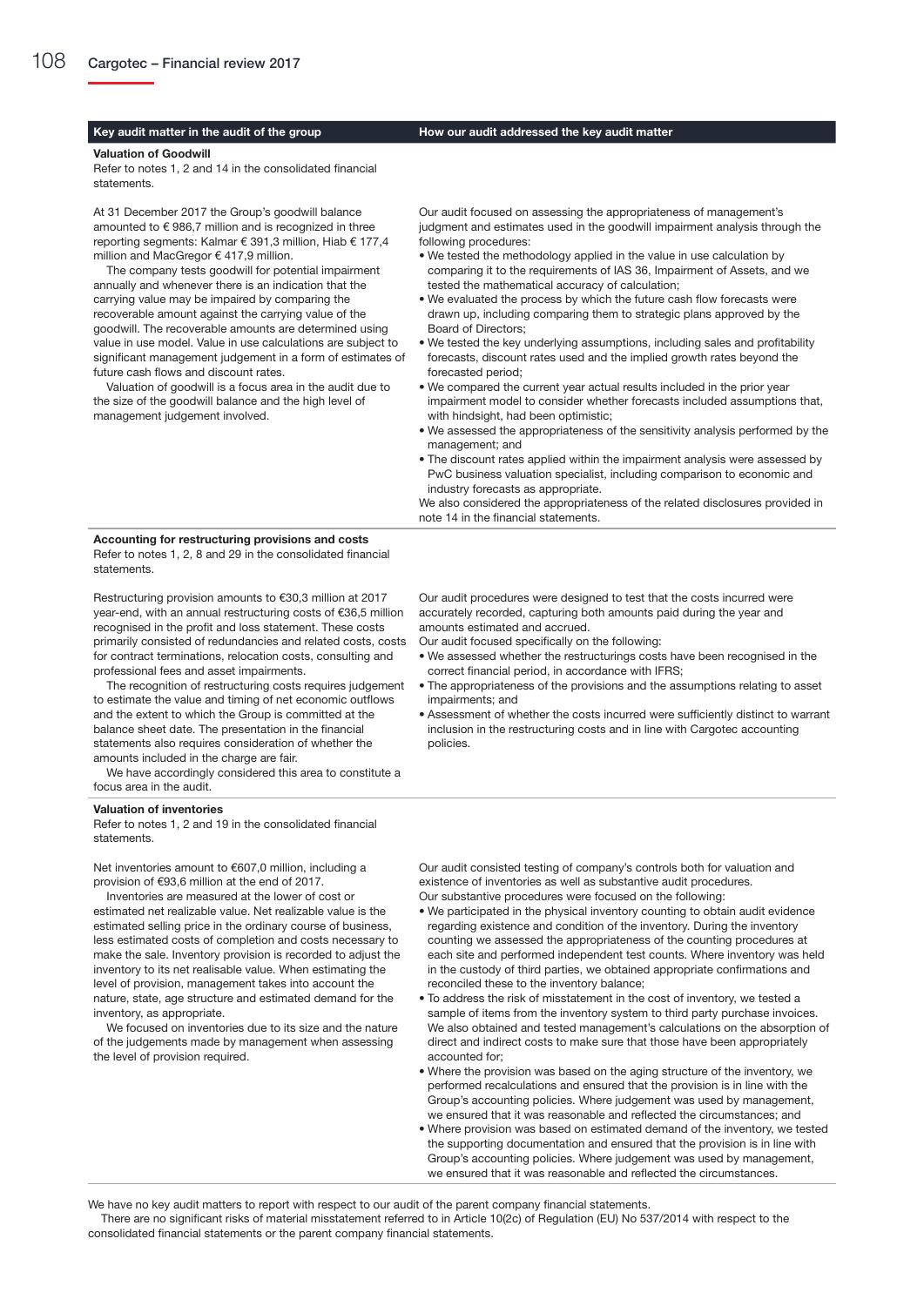| Key audit matter in the audit of the group | How our audit addressed the key audit matter |
|---|---|
| **Valuation of Goodwill**<br>Refer to notes 1, 2 and 14 in the consolidated financial statements.<br><br>At 31 December 2017 the Group's goodwill balance amounted to € 986,7 million and is recognized in three reporting segments: Kalmar € 391,3 million, Hiab € 177,4 million and MacGregor € 417,9 million.<br>The company tests goodwill for potential impairment annually and whenever there is an indication that the carrying value may be impaired by comparing the recoverable amount against the carrying value of the goodwill. The recoverable amounts are determined using value in use model. Value in use calculations are subject to significant management judgement in a form of estimates of future cash flows and discount rates.<br>Valuation of goodwill is a focus area in the audit due to the size of the goodwill balance and the high level of management judgement involved. | Our audit focused on assessing the appropriateness of management's judgment and estimates used in the goodwill impairment analysis through the following procedures:<br>• We tested the methodology applied in the value in use calculation by comparing it to the requirements of IAS 36, Impairment of Assets, and we tested the mathematical accuracy of calculation;<br>• We evaluated the process by which the future cash flow forecasts were drawn up, including comparing them to strategic plans approved by the Board of Directors;<br>• We tested the key underlying assumptions, including sales and profitability forecasts, discount rates used and the implied growth rates beyond the forecasted period;<br>• We compared the current year actual results included in the prior year impairment model to consider whether forecasts included assumptions that, with hindsight, had been optimistic;<br>• We assessed the appropriateness of the sensitivity analysis performed by the management; and<br>• The discount rates applied within the impairment analysis were assessed by PwC business valuation specialist, including comparison to economic and industry forecasts as appropriate.<br>We also considered the appropriateness of the related disclosures provided in note 14 in the financial statements. |
| **Accounting for restructuring provisions and costs**<br>Refer to notes 1, 2, 8 and 29 in the consolidated financial statements.<br><br>Restructuring provision amounts to €30,3 million at 2017 year-end, with an annual restructuring costs of €36,5 million recognised in the profit and loss statement. These costs primarily consisted of redundancies and related costs, costs for contract terminations, relocation costs, consulting and professional fees and asset impairments.<br>The recognition of restructuring costs requires judgement to estimate the value and timing of net economic outflows and the extent to which the Group is committed at the balance sheet date. The presentation in the financial statements also requires consideration of whether the amounts included in the charge are fair.<br>We have accordingly considered this area to constitute a focus area in the audit. | Our audit procedures were designed to test that the costs incurred were accurately recorded, capturing both amounts paid during the year and amounts estimated and accrued.<br>Our audit focused specifically on the following:<br>• We assessed whether the restructurings costs have been recognised in the correct financial period, in accordance with IFRS;<br>• The appropriateness of the provisions and the assumptions relating to asset impairments; and<br>• Assessment of whether the costs incurred were sufficiently distinct to warrant inclusion in the restructuring costs and in line with Cargotec accounting policies. |
| **Valuation of inventories**<br>Refer to notes 1, 2 and 19 in the consolidated financial statements.<br><br>Net inventories amount to €607,0 million, including a provision of €93,6 million at the end of 2017.<br>Inventories are measured at the lower of cost or estimated net realizable value. Net realizable value is the estimated selling price in the ordinary course of business, less estimated costs of completion and costs necessary to make the sale. Inventory provision is recorded to adjust the inventory to its net realisable value. When estimating the level of provision, management takes into account the nature, state, age structure and estimated demand for the inventory, as appropriate.<br>We focused on inventories due to its size and the nature of the judgements made by management when assessing the level of provision required. | Our audit consisted testing of company's controls both for valuation and existence of inventories as well as substantive audit procedures.<br>Our substantive procedures were focused on the following:<br>• We participated in the physical inventory counting to obtain audit evidence regarding existence and condition of the inventory. During the inventory counting we assessed the appropriateness of the counting procedures at each site and performed independent test counts. Where inventory was held in the custody of third parties, we obtained appropriate confirmations and reconciled these to the inventory balance;<br>• To address the risk of misstatement in the cost of inventory, we tested a sample of items from the inventory system to third party purchase invoices. We also obtained and tested management's calculations on the absorption of direct and indirect costs to make sure that those have been appropriately accounted for;<br>• Where the provision was based on the aging structure of the inventory, we performed recalculations and ensured that the provision is in line with the Group's accounting policies. Where judgement was used by management, we ensured that it was reasonable and reflected the circumstances; and<br>• Where provision was based on estimated demand of the inventory, we tested the supporting documentation and ensured that the provision is in line with Group's accounting policies. Where judgement was used by management, we ensured that it was reasonable and reflected the circumstances. |

We have no key audit matters to report with respect to our audit of the parent company financial statements.

There are no significant risks of material misstatement referred to in Article 10(2c) of Regulation (EU) No 537/2014 with respect to the consolidated financial statements or the parent company financial statements.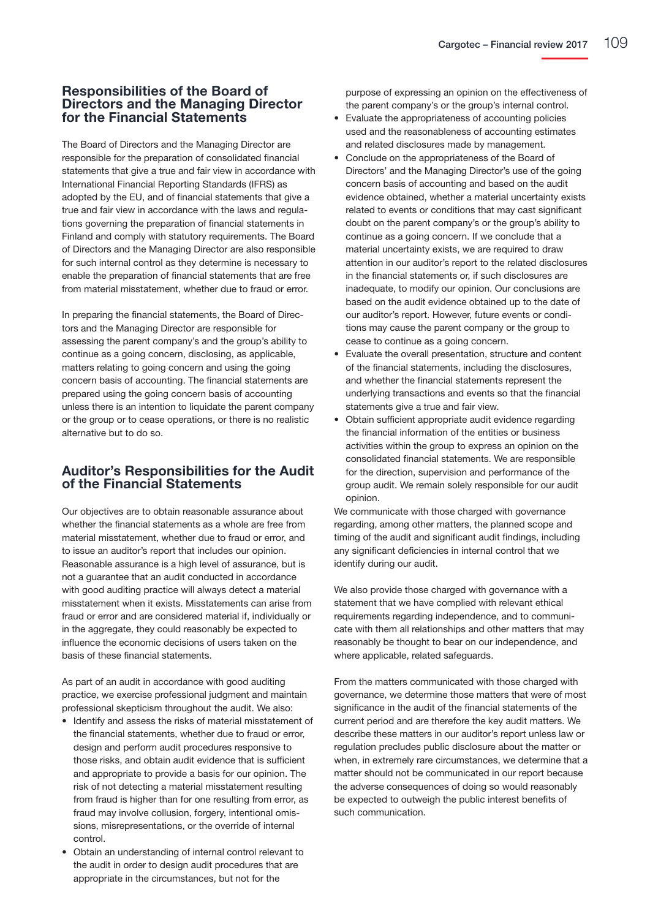## Responsibilities of the Board of Directors and the Managing Director for the Financial Statements

The Board of Directors and the Managing Director are responsible for the preparation of consolidated financial statements that give a true and fair view in accordance with International Financial Reporting Standards (IFRS) as adopted by the EU, and of financial statements that give a true and fair view in accordance with the laws and regulations governing the preparation of financial statements in Finland and comply with statutory requirements. The Board of Directors and the Managing Director are also responsible for such internal control as they determine is necessary to enable the preparation of financial statements that are free from material misstatement, whether due to fraud or error.

In preparing the financial statements, the Board of Directors and the Managing Director are responsible for assessing the parent company's and the group's ability to continue as a going concern, disclosing, as applicable, matters relating to going concern and using the going concern basis of accounting. The financial statements are prepared using the going concern basis of accounting unless there is an intention to liquidate the parent company or the group or to cease operations, or there is no realistic alternative but to do so.

## Auditor's Responsibilities for the Audit of the Financial Statements

Our objectives are to obtain reasonable assurance about whether the financial statements as a whole are free from material misstatement, whether due to fraud or error, and to issue an auditor's report that includes our opinion. Reasonable assurance is a high level of assurance, but is not a guarantee that an audit conducted in accordance with good auditing practice will always detect a material misstatement when it exists. Misstatements can arise from fraud or error and are considered material if, individually or in the aggregate, they could reasonably be expected to influence the economic decisions of users taken on the basis of these financial statements.

As part of an audit in accordance with good auditing practice, we exercise professional judgment and maintain professional skepticism throughout the audit. We also:

- Identify and assess the risks of material misstatement of the financial statements, whether due to fraud or error, design and perform audit procedures responsive to those risks, and obtain audit evidence that is sufficient and appropriate to provide a basis for our opinion. The risk of not detecting a material misstatement resulting from fraud is higher than for one resulting from error, as fraud may involve collusion, forgery, intentional omissions, misrepresentations, or the override of internal control.
- Obtain an understanding of internal control relevant to the audit in order to design audit procedures that are appropriate in the circumstances, but not for the purpose of expressing an opinion on the effectiveness of the parent company's or the group's internal control.
- Evaluate the appropriateness of accounting policies used and the reasonableness of accounting estimates and related disclosures made by management.
- Conclude on the appropriateness of the Board of Directors' and the Managing Director's use of the going concern basis of accounting and based on the audit evidence obtained, whether a material uncertainty exists related to events or conditions that may cast significant doubt on the parent company's or the group's ability to continue as a going concern. If we conclude that a material uncertainty exists, we are required to draw attention in our auditor's report to the related disclosures in the financial statements or, if such disclosures are inadequate, to modify our opinion. Our conclusions are based on the audit evidence obtained up to the date of our auditor's report. However, future events or conditions may cause the parent company or the group to cease to continue as a going concern.
- Evaluate the overall presentation, structure and content of the financial statements, including the disclosures, and whether the financial statements represent the underlying transactions and events so that the financial statements give a true and fair view.
- Obtain sufficient appropriate audit evidence regarding the financial information of the entities or business activities within the group to express an opinion on the consolidated financial statements. We are responsible for the direction, supervision and performance of the group audit. We remain solely responsible for our audit opinion.

We communicate with those charged with governance regarding, among other matters, the planned scope and timing of the audit and significant audit findings, including any significant deficiencies in internal control that we identify during our audit.

We also provide those charged with governance with a statement that we have complied with relevant ethical requirements regarding independence, and to communicate with them all relationships and other matters that may reasonably be thought to bear on our independence, and where applicable, related safeguards.

From the matters communicated with those charged with governance, we determine those matters that were of most significance in the audit of the financial statements of the current period and are therefore the key audit matters. We describe these matters in our auditor's report unless law or regulation precludes public disclosure about the matter or when, in extremely rare circumstances, we determine that a matter should not be communicated in our report because the adverse consequences of doing so would reasonably be expected to outweigh the public interest benefits of such communication.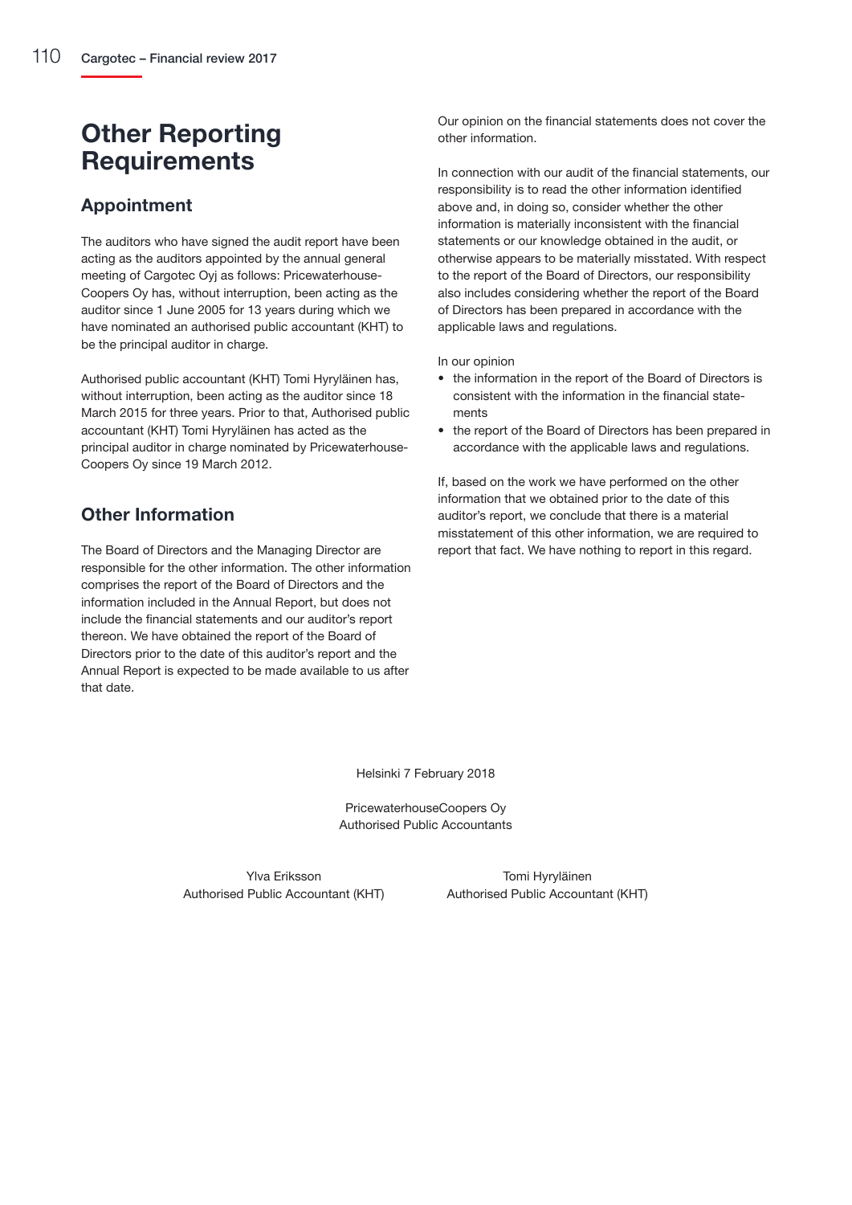# Other Reporting Requirements

## Appointment

The auditors who have signed the audit report have been acting as the auditors appointed by the annual general meeting of Cargotec Oyj as follows: PricewaterhouseCoopers Oy has, without interruption, been acting as the auditor since 1 June 2005 for 13 years during which we have nominated an authorised public accountant (KHT) to be the principal auditor in charge.

Authorised public accountant (KHT) Tomi Hyryläinen has, without interruption, been acting as the auditor since 18 March 2015 for three years. Prior to that, Authorised public accountant (KHT) Tomi Hyryläinen has acted as the principal auditor in charge nominated by PricewaterhouseCoopers Oy since 19 March 2012.

## Other Information

The Board of Directors and the Managing Director are responsible for the other information. The other information comprises the report of the Board of Directors and the information included in the Annual Report, but does not include the financial statements and our auditor's report thereon. We have obtained the report of the Board of Directors prior to the date of this auditor's report and the Annual Report is expected to be made available to us after that date.

Our opinion on the financial statements does not cover the other information.

In connection with our audit of the financial statements, our responsibility is to read the other information identified above and, in doing so, consider whether the other information is materially inconsistent with the financial statements or our knowledge obtained in the audit, or otherwise appears to be materially misstated. With respect to the report of the Board of Directors, our responsibility also includes considering whether the report of the Board of Directors has been prepared in accordance with the applicable laws and regulations.

In our opinion

- the information in the report of the Board of Directors is consistent with the information in the financial statements
- the report of the Board of Directors has been prepared in accordance with the applicable laws and regulations.

If, based on the work we have performed on the other information that we obtained prior to the date of this auditor's report, we conclude that there is a material misstatement of this other information, we are required to report that fact. We have nothing to report in this regard.

Helsinki 7 February 2018

PricewaterhouseCoopers Oy
Authorised Public Accountants

Ylva Eriksson
Authorised Public Accountant (KHT)

Tomi Hyryläinen
Authorised Public Accountant (KHT)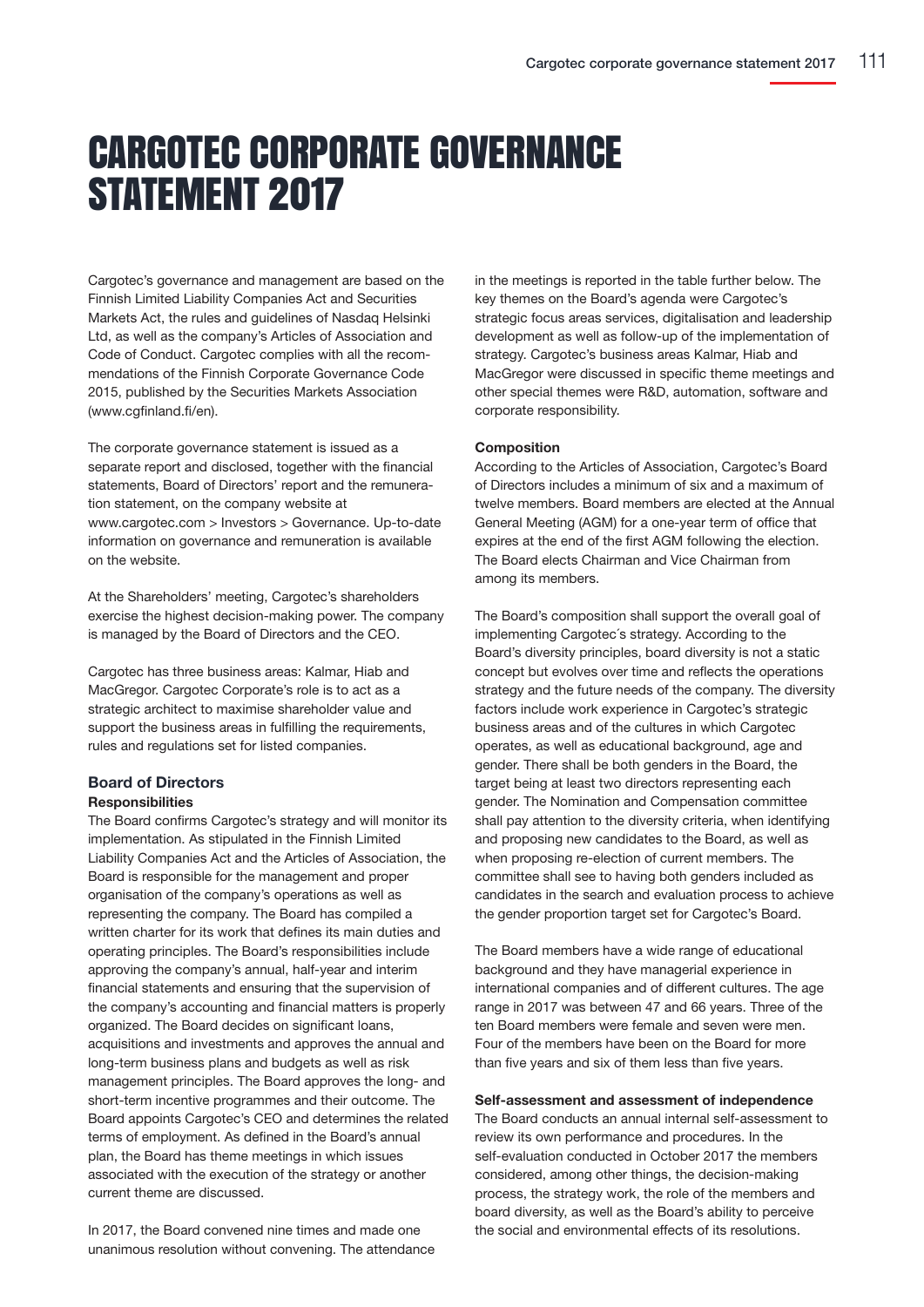# CARGOTEC CORPORATE GOVERNANCE STATEMENT 2017

Cargotec's governance and management are based on the Finnish Limited Liability Companies Act and Securities Markets Act, the rules and guidelines of Nasdaq Helsinki Ltd, as well as the company's Articles of Association and Code of Conduct. Cargotec complies with all the recommendations of the Finnish Corporate Governance Code 2015, published by the Securities Markets Association (www.cgfinland.fi/en).

The corporate governance statement is issued as a separate report and disclosed, together with the financial statements, Board of Directors' report and the remuneration statement, on the company website at www.cargotec.com > Investors > Governance. Up-to-date information on governance and remuneration is available on the website.

At the Shareholders' meeting, Cargotec's shareholders exercise the highest decision-making power. The company is managed by the Board of Directors and the CEO.

Cargotec has three business areas: Kalmar, Hiab and MacGregor. Cargotec Corporate's role is to act as a strategic architect to maximise shareholder value and support the business areas in fulfilling the requirements, rules and regulations set for listed companies.

## Board of Directors

### Responsibilities

The Board confirms Cargotec's strategy and will monitor its implementation. As stipulated in the Finnish Limited Liability Companies Act and the Articles of Association, the Board is responsible for the management and proper organisation of the company's operations as well as representing the company. The Board has compiled a written charter for its work that defines its main duties and operating principles. The Board's responsibilities include approving the company's annual, half-year and interim financial statements and ensuring that the supervision of the company's accounting and financial matters is properly organized. The Board decides on significant loans, acquisitions and investments and approves the annual and long-term business plans and budgets as well as risk management principles. The Board approves the long- and short-term incentive programmes and their outcome. The Board appoints Cargotec's CEO and determines the related terms of employment. As defined in the Board's annual plan, the Board has theme meetings in which issues associated with the execution of the strategy or another current theme are discussed.

In 2017, the Board convened nine times and made one unanimous resolution without convening. The attendance in the meetings is reported in the table further below. The key themes on the Board's agenda were Cargotec's strategic focus areas services, digitalisation and leadership development as well as follow-up of the implementation of strategy. Cargotec's business areas Kalmar, Hiab and MacGregor were discussed in specific theme meetings and other special themes were R&D, automation, software and corporate responsibility.

### Composition

According to the Articles of Association, Cargotec's Board of Directors includes a minimum of six and a maximum of twelve members. Board members are elected at the Annual General Meeting (AGM) for a one-year term of office that expires at the end of the first AGM following the election. The Board elects Chairman and Vice Chairman from among its members.

The Board's composition shall support the overall goal of implementing Cargotec´s strategy. According to the Board's diversity principles, board diversity is not a static concept but evolves over time and reflects the operations strategy and the future needs of the company. The diversity factors include work experience in Cargotec's strategic business areas and of the cultures in which Cargotec operates, as well as educational background, age and gender. There shall be both genders in the Board, the target being at least two directors representing each gender. The Nomination and Compensation committee shall pay attention to the diversity criteria, when identifying and proposing new candidates to the Board, as well as when proposing re-election of current members. The committee shall see to having both genders included as candidates in the search and evaluation process to achieve the gender proportion target set for Cargotec's Board.

The Board members have a wide range of educational background and they have managerial experience in international companies and of different cultures. The age range in 2017 was between 47 and 66 years. Three of the ten Board members were female and seven were men. Four of the members have been on the Board for more than five years and six of them less than five years.

### Self-assessment and assessment of independence

The Board conducts an annual internal self-assessment to review its own performance and procedures. In the self-evaluation conducted in October 2017 the members considered, among other things, the decision-making process, the strategy work, the role of the members and board diversity, as well as the Board's ability to perceive the social and environmental effects of its resolutions.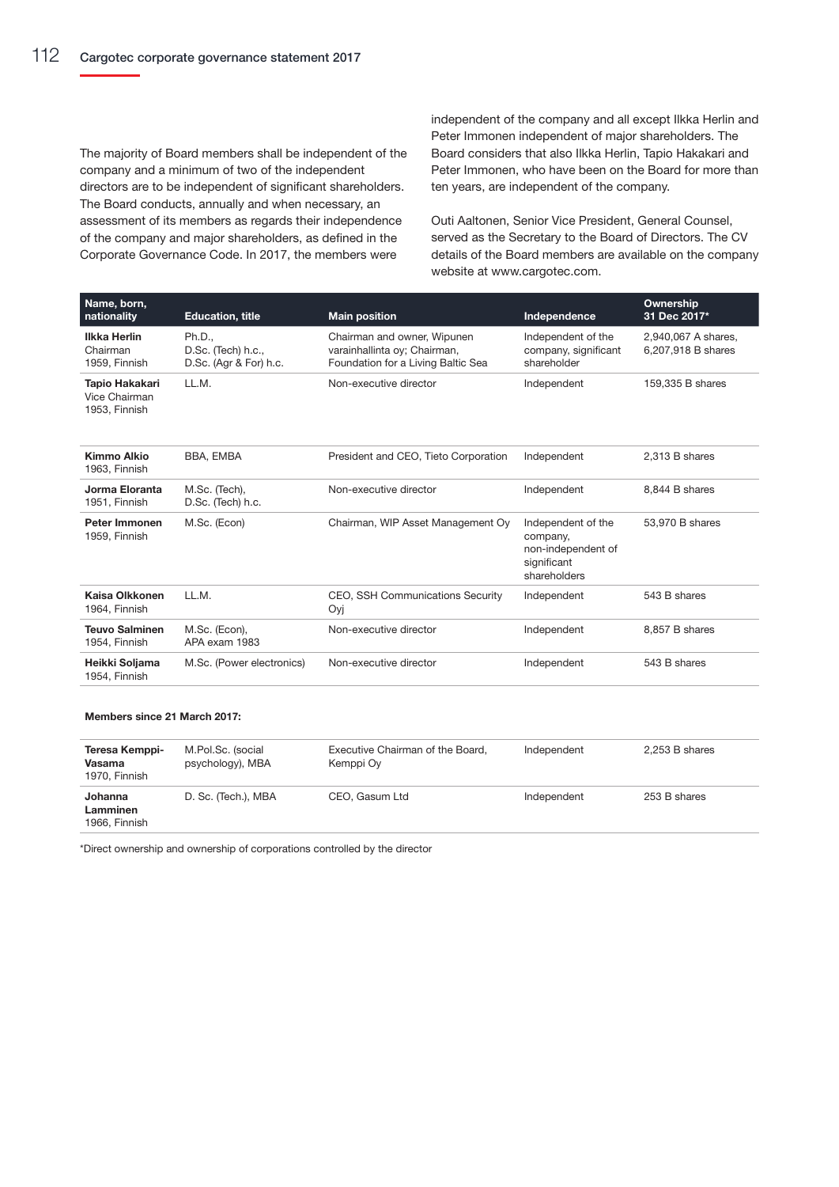The majority of Board members shall be independent of the company and a minimum of two of the independent directors are to be independent of significant shareholders. The Board conducts, annually and when necessary, an assessment of its members as regards their independence of the company and major shareholders, as defined in the Corporate Governance Code. In 2017, the members were independent of the company and all except Ilkka Herlin and Peter Immonen independent of major shareholders. The Board considers that also Ilkka Herlin, Tapio Hakakari and Peter Immonen, who have been on the Board for more than ten years, are independent of the company.

Outi Aaltonen, Senior Vice President, General Counsel, served as the Secretary to the Board of Directors. The CV details of the Board members are available on the company website at www.cargotec.com.

| Name, born, nationality | Education, title | Main position | Independence | Ownership 31 Dec 2017* |
|---|---|---|---|---|
| **Ilkka Herlin** Chairman 1959, Finnish | Ph.D., D.Sc. (Tech) h.c., D.Sc. (Agr & For) h.c. | Chairman and owner, Wipunen varainhallinta oy; Chairman, Foundation for a Living Baltic Sea | Independent of the company, significant shareholder | 2,940,067 A shares, 6,207,918 B shares |
| **Tapio Hakakari** Vice Chairman 1953, Finnish | LL.M. | Non-executive director | Independent | 159,335 B shares |
| **Kimmo Alkio** 1963, Finnish | BBA, EMBA | President and CEO, Tieto Corporation | Independent | 2,313 B shares |
| **Jorma Eloranta** 1951, Finnish | M.Sc. (Tech), D.Sc. (Tech) h.c. | Non-executive director | Independent | 8,844 B shares |
| **Peter Immonen** 1959, Finnish | M.Sc. (Econ) | Chairman, WIP Asset Management Oy | Independent of the company, non-independent of significant shareholders | 53,970 B shares |
| **Kaisa Olkkonen** 1964, Finnish | LL.M. | CEO, SSH Communications Security Oyj | Independent | 543 B shares |
| **Teuvo Salminen** 1954, Finnish | M.Sc. (Econ), APA exam 1983 | Non-executive director | Independent | 8,857 B shares |
| **Heikki Soljama** 1954, Finnish | M.Sc. (Power electronics) | Non-executive director | Independent | 543 B shares |
| **Members since 21 March 2017:** | | | | |
| **Teresa Kemppi-Vasama** 1970, Finnish | M.Pol.Sc. (social psychology), MBA | Executive Chairman of the Board, Kemppi Oy | Independent | 2,253 B shares |
| **Johanna Lamminen** 1966, Finnish | D. Sc. (Tech.), MBA | CEO, Gasum Ltd | Independent | 253 B shares |

*Direct ownership and ownership of corporations controlled by the director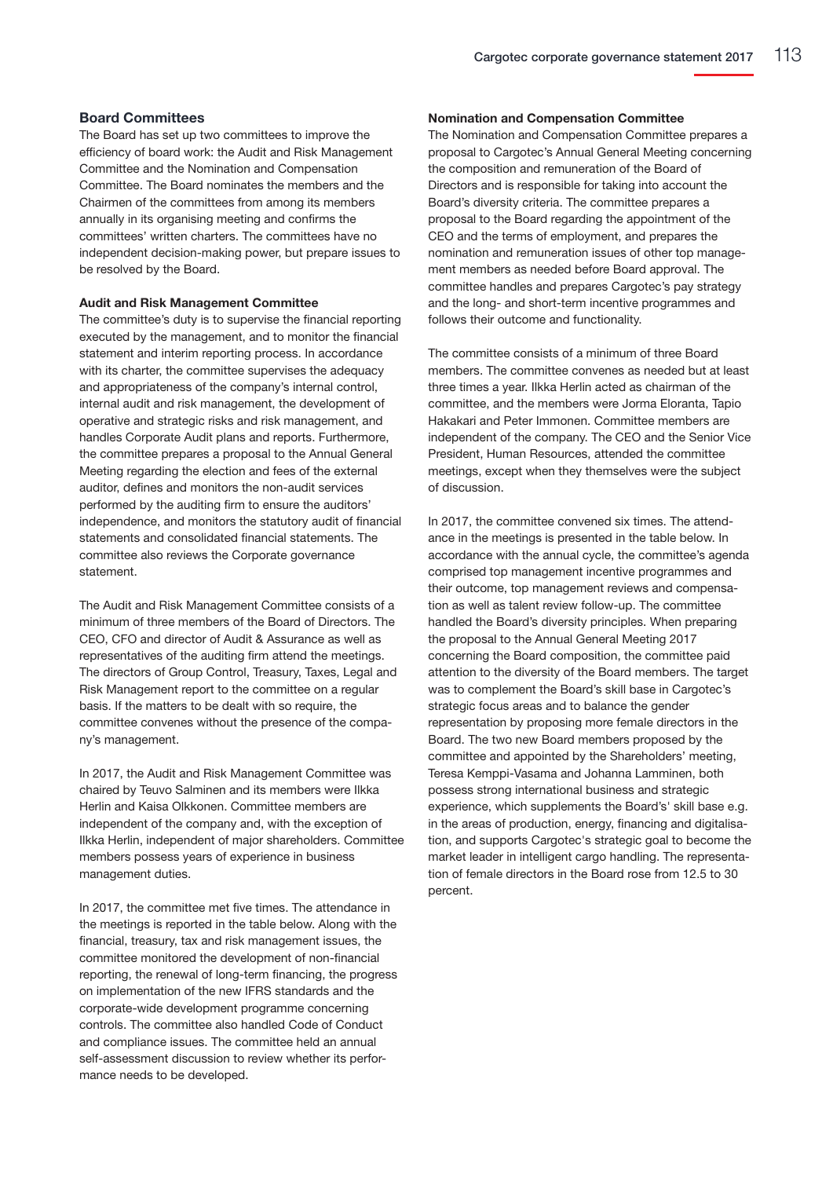## Board Committees

The Board has set up two committees to improve the efficiency of board work: the Audit and Risk Management Committee and the Nomination and Compensation Committee. The Board nominates the members and the Chairmen of the committees from among its members annually in its organising meeting and confirms the committees' written charters. The committees have no independent decision-making power, but prepare issues to be resolved by the Board.

### Audit and Risk Management Committee

The committee's duty is to supervise the financial reporting executed by the management, and to monitor the financial statement and interim reporting process. In accordance with its charter, the committee supervises the adequacy and appropriateness of the company's internal control, internal audit and risk management, the development of operative and strategic risks and risk management, and handles Corporate Audit plans and reports. Furthermore, the committee prepares a proposal to the Annual General Meeting regarding the election and fees of the external auditor, defines and monitors the non-audit services performed by the auditing firm to ensure the auditors' independence, and monitors the statutory audit of financial statements and consolidated financial statements. The committee also reviews the Corporate governance statement.

The Audit and Risk Management Committee consists of a minimum of three members of the Board of Directors. The CEO, CFO and director of Audit & Assurance as well as representatives of the auditing firm attend the meetings. The directors of Group Control, Treasury, Taxes, Legal and Risk Management report to the committee on a regular basis. If the matters to be dealt with so require, the committee convenes without the presence of the company's management.

In 2017, the Audit and Risk Management Committee was chaired by Teuvo Salminen and its members were Ilkka Herlin and Kaisa Olkkonen. Committee members are independent of the company and, with the exception of Ilkka Herlin, independent of major shareholders. Committee members possess years of experience in business management duties.

In 2017, the committee met five times. The attendance in the meetings is reported in the table below. Along with the financial, treasury, tax and risk management issues, the committee monitored the development of non-financial reporting, the renewal of long-term financing, the progress on implementation of the new IFRS standards and the corporate-wide development programme concerning controls. The committee also handled Code of Conduct and compliance issues. The committee held an annual self-assessment discussion to review whether its performance needs to be developed.

### Nomination and Compensation Committee

The Nomination and Compensation Committee prepares a proposal to Cargotec's Annual General Meeting concerning the composition and remuneration of the Board of Directors and is responsible for taking into account the Board's diversity criteria. The committee prepares a proposal to the Board regarding the appointment of the CEO and the terms of employment, and prepares the nomination and remuneration issues of other top management members as needed before Board approval. The committee handles and prepares Cargotec's pay strategy and the long- and short-term incentive programmes and follows their outcome and functionality.

The committee consists of a minimum of three Board members. The committee convenes as needed but at least three times a year. Ilkka Herlin acted as chairman of the committee, and the members were Jorma Eloranta, Tapio Hakakari and Peter Immonen. Committee members are independent of the company. The CEO and the Senior Vice President, Human Resources, attended the committee meetings, except when they themselves were the subject of discussion.

In 2017, the committee convened six times. The attendance in the meetings is presented in the table below. In accordance with the annual cycle, the committee's agenda comprised top management incentive programmes and their outcome, top management reviews and compensation as well as talent review follow-up. The committee handled the Board's diversity principles. When preparing the proposal to the Annual General Meeting 2017 concerning the Board composition, the committee paid attention to the diversity of the Board members. The target was to complement the Board's skill base in Cargotec's strategic focus areas and to balance the gender representation by proposing more female directors in the Board. The two new Board members proposed by the committee and appointed by the Shareholders' meeting, Teresa Kemppi-Vasama and Johanna Lamminen, both possess strong international business and strategic experience, which supplements the Board's' skill base e.g. in the areas of production, energy, financing and digitalisation, and supports Cargotec's strategic goal to become the market leader in intelligent cargo handling. The representation of female directors in the Board rose from 12.5 to 30 percent.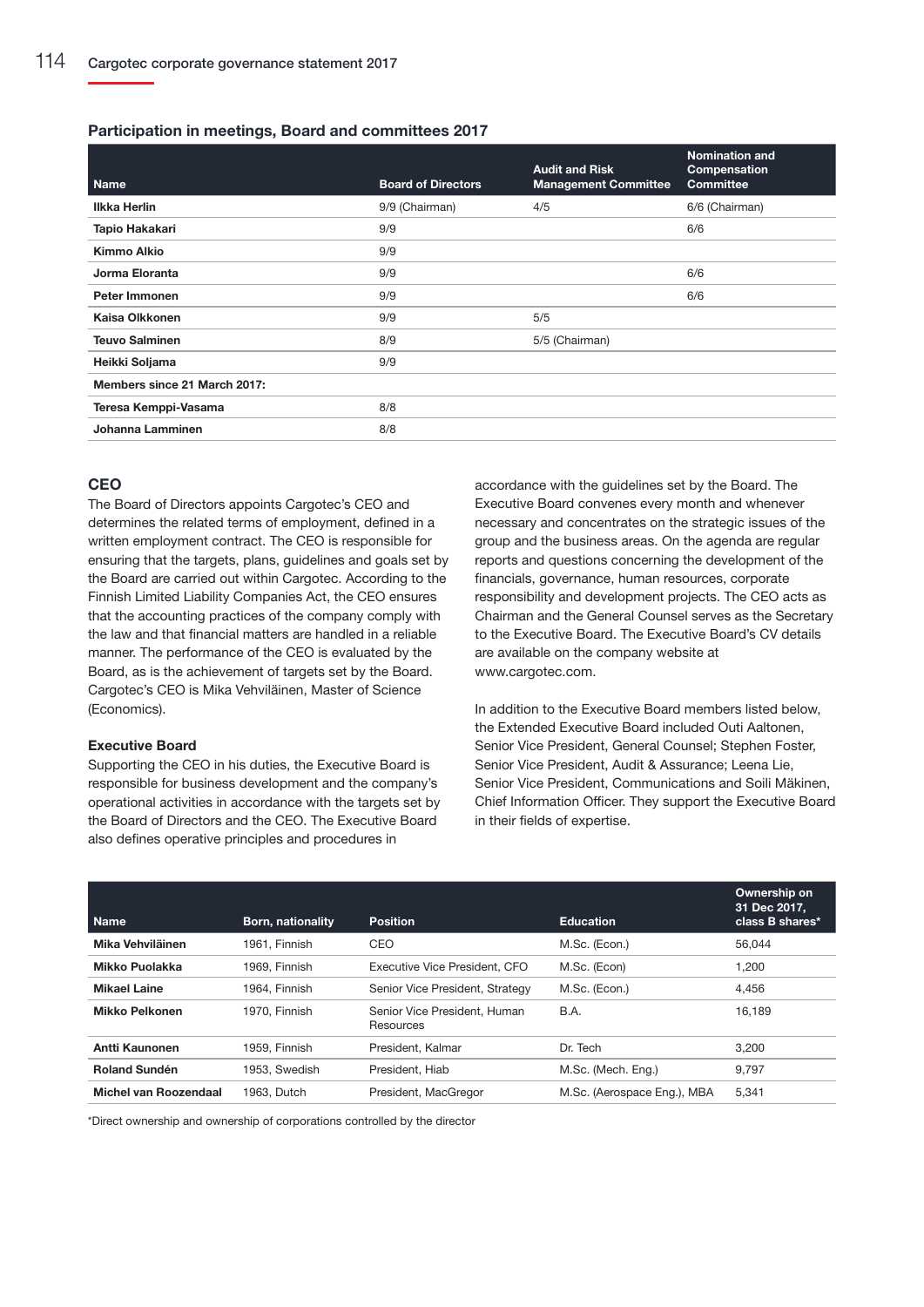## Participation in meetings, Board and committees 2017

| Name | Board of Directors | Audit and Risk Management Committee | Nomination and Compensation Committee |
|---|---|---|---|
| **Ilkka Herlin** | 9/9 (Chairman) | 4/5 | 6/6 (Chairman) |
| **Tapio Hakakari** | 9/9 | | 6/6 |
| **Kimmo Alkio** | 9/9 | | |
| **Jorma Eloranta** | 9/9 | | 6/6 |
| **Peter Immonen** | 9/9 | | 6/6 |
| **Kaisa Olkkonen** | 9/9 | 5/5 | |
| **Teuvo Salminen** | 8/9 | 5/5 (Chairman) | |
| **Heikki Soljama** | 9/9 | | |
| **Members since 21 March 2017:** | | | |
| **Teresa Kemppi-Vasama** | 8/8 | | |
| **Johanna Lamminen** | 8/8 | | |

### CEO

The Board of Directors appoints Cargotec's CEO and determines the related terms of employment, defined in a written employment contract. The CEO is responsible for ensuring that the targets, plans, guidelines and goals set by the Board are carried out within Cargotec. According to the Finnish Limited Liability Companies Act, the CEO ensures that the accounting practices of the company comply with the law and that financial matters are handled in a reliable manner. The performance of the CEO is evaluated by the Board, as is the achievement of targets set by the Board. Cargotec's CEO is Mika Vehviläinen, Master of Science (Economics).

#### Executive Board

Supporting the CEO in his duties, the Executive Board is responsible for business development and the company's operational activities in accordance with the targets set by the Board of Directors and the CEO. The Executive Board also defines operative principles and procedures in accordance with the guidelines set by the Board. The Executive Board convenes every month and whenever necessary and concentrates on the strategic issues of the group and the business areas. On the agenda are regular reports and questions concerning the development of the financials, governance, human resources, corporate responsibility and development projects. The CEO acts as Chairman and the General Counsel serves as the Secretary to the Executive Board. The Executive Board's CV details are available on the company website at www.cargotec.com.

In addition to the Executive Board members listed below, the Extended Executive Board included Outi Aaltonen, Senior Vice President, General Counsel; Stephen Foster, Senior Vice President, Audit & Assurance; Leena Lie, Senior Vice President, Communications and Soili Mäkinen, Chief Information Officer. They support the Executive Board in their fields of expertise.

| Name | Born, nationality | Position | Education | Ownership on 31 Dec 2017, class B shares* |
|---|---|---|---|---|
| **Mika Vehviläinen** | 1961, Finnish | CEO | M.Sc. (Econ.) | 56,044 |
| **Mikko Puolakka** | 1969, Finnish | Executive Vice President, CFO | M.Sc. (Econ) | 1,200 |
| **Mikael Laine** | 1964, Finnish | Senior Vice President, Strategy | M.Sc. (Econ.) | 4,456 |
| **Mikko Pelkonen** | 1970, Finnish | Senior Vice President, Human Resources | B.A. | 16,189 |
| **Antti Kaunonen** | 1959, Finnish | President, Kalmar | Dr. Tech | 3,200 |
| **Roland Sundén** | 1953, Swedish | President, Hiab | M.Sc. (Mech. Eng.) | 9,797 |
| **Michel van Roozendaal** | 1963, Dutch | President, MacGregor | M.Sc. (Aerospace Eng.), MBA | 5,341 |

*Direct ownership and ownership of corporations controlled by the director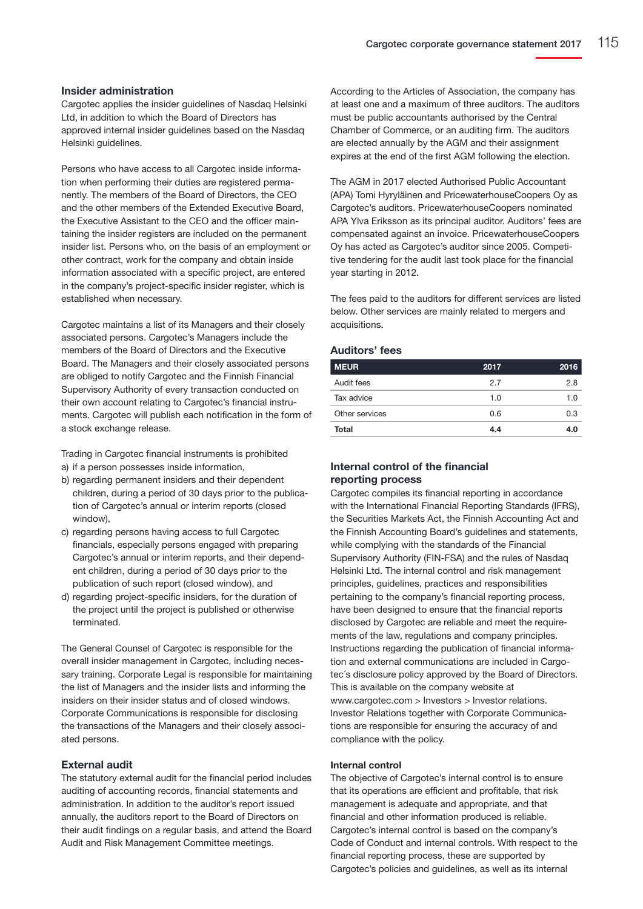## Insider administration

Cargotec applies the insider guidelines of Nasdaq Helsinki Ltd, in addition to which the Board of Directors has approved internal insider guidelines based on the Nasdaq Helsinki guidelines.

Persons who have access to all Cargotec inside information when performing their duties are registered permanently. The members of the Board of Directors, the CEO and the other members of the Extended Executive Board, the Executive Assistant to the CEO and the officer maintaining the insider registers are included on the permanent insider list. Persons who, on the basis of an employment or other contract, work for the company and obtain inside information associated with a specific project, are entered in the company's project-specific insider register, which is established when necessary.

Cargotec maintains a list of its Managers and their closely associated persons. Cargotec's Managers include the members of the Board of Directors and the Executive Board. The Managers and their closely associated persons are obliged to notify Cargotec and the Finnish Financial Supervisory Authority of every transaction conducted on their own account relating to Cargotec's financial instruments. Cargotec will publish each notification in the form of a stock exchange release.

Trading in Cargotec financial instruments is prohibited

a) if a person possesses inside information,
b) regarding permanent insiders and their dependent children, during a period of 30 days prior to the publication of Cargotec's annual or interim reports (closed window),
c) regarding persons having access to full Cargotec financials, especially persons engaged with preparing Cargotec's annual or interim reports, and their dependent children, during a period of 30 days prior to the publication of such report (closed window), and
d) regarding project-specific insiders, for the duration of the project until the project is published or otherwise terminated.

The General Counsel of Cargotec is responsible for the overall insider management in Cargotec, including necessary training. Corporate Legal is responsible for maintaining the list of Managers and the insider lists and informing the insiders on their insider status and of closed windows. Corporate Communications is responsible for disclosing the transactions of the Managers and their closely associated persons.

## External audit

The statutory external audit for the financial period includes auditing of accounting records, financial statements and administration. In addition to the auditor's report issued annually, the auditors report to the Board of Directors on their audit findings on a regular basis, and attend the Board Audit and Risk Management Committee meetings.

According to the Articles of Association, the company has at least one and a maximum of three auditors. The auditors must be public accountants authorised by the Central Chamber of Commerce, or an auditing firm. The auditors are elected annually by the AGM and their assignment expires at the end of the first AGM following the election.

The AGM in 2017 elected Authorised Public Accountant (APA) Tomi Hyryläinen and PricewaterhouseCoopers Oy as Cargotec's auditors. PricewaterhouseCoopers nominated APA Ylva Eriksson as its principal auditor. Auditors' fees are compensated against an invoice. PricewaterhouseCoopers Oy has acted as Cargotec's auditor since 2005. Competitive tendering for the audit last took place for the financial year starting in 2012.

The fees paid to the auditors for different services are listed below. Other services are mainly related to mergers and acquisitions.

### Auditors' fees

| MEUR | 2017 | 2016 |
|---|---|---|
| Audit fees | 2.7 | 2.8 |
| Tax advice | 1.0 | 1.0 |
| Other services | 0.6 | 0.3 |
| **Total** | **4.4** | **4.0** |

## Internal control of the financial reporting process

Cargotec compiles its financial reporting in accordance with the International Financial Reporting Standards (IFRS), the Securities Markets Act, the Finnish Accounting Act and the Finnish Accounting Board's guidelines and statements, while complying with the standards of the Financial Supervisory Authority (FIN-FSA) and the rules of Nasdaq Helsinki Ltd. The internal control and risk management principles, guidelines, practices and responsibilities pertaining to the company's financial reporting process, have been designed to ensure that the financial reports disclosed by Cargotec are reliable and meet the requirements of the law, regulations and company principles. Instructions regarding the publication of financial information and external communications are included in Cargotec´s disclosure policy approved by the Board of Directors. This is available on the company website at www.cargotec.com > Investors > Investor relations. Investor Relations together with Corporate Communications are responsible for ensuring the accuracy of and compliance with the policy.

### Internal control

The objective of Cargotec's internal control is to ensure that its operations are efficient and profitable, that risk management is adequate and appropriate, and that financial and other information produced is reliable. Cargotec's internal control is based on the company's Code of Conduct and internal controls. With respect to the financial reporting process, these are supported by Cargotec's policies and guidelines, as well as its internal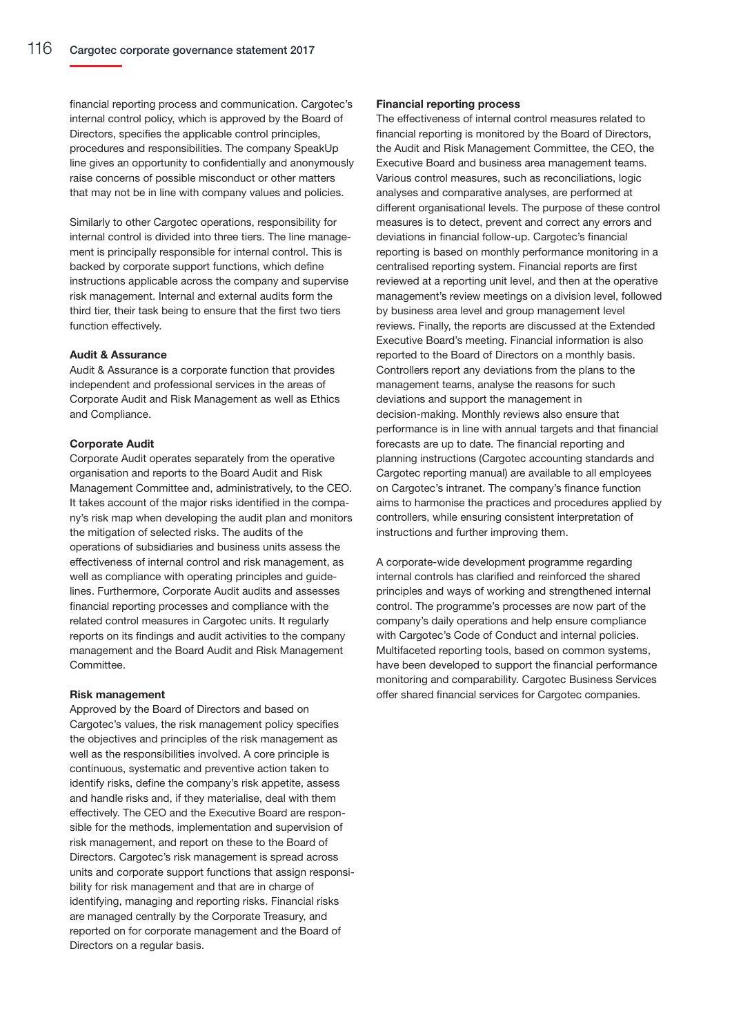financial reporting process and communication. Cargotec's internal control policy, which is approved by the Board of Directors, specifies the applicable control principles, procedures and responsibilities. The company SpeakUp line gives an opportunity to confidentially and anonymously raise concerns of possible misconduct or other matters that may not be in line with company values and policies.

Similarly to other Cargotec operations, responsibility for internal control is divided into three tiers. The line management is principally responsible for internal control. This is backed by corporate support functions, which define instructions applicable across the company and supervise risk management. Internal and external audits form the third tier, their task being to ensure that the first two tiers function effectively.

**Audit & Assurance**

Audit & Assurance is a corporate function that provides independent and professional services in the areas of Corporate Audit and Risk Management as well as Ethics and Compliance.

**Corporate Audit**

Corporate Audit operates separately from the operative organisation and reports to the Board Audit and Risk Management Committee and, administratively, to the CEO. It takes account of the major risks identified in the company's risk map when developing the audit plan and monitors the mitigation of selected risks. The audits of the operations of subsidiaries and business units assess the effectiveness of internal control and risk management, as well as compliance with operating principles and guidelines. Furthermore, Corporate Audit audits and assesses financial reporting processes and compliance with the related control measures in Cargotec units. It regularly reports on its findings and audit activities to the company management and the Board Audit and Risk Management Committee.

**Risk management**

Approved by the Board of Directors and based on Cargotec's values, the risk management policy specifies the objectives and principles of the risk management as well as the responsibilities involved. A core principle is continuous, systematic and preventive action taken to identify risks, define the company's risk appetite, assess and handle risks and, if they materialise, deal with them effectively. The CEO and the Executive Board are responsible for the methods, implementation and supervision of risk management, and report on these to the Board of Directors. Cargotec's risk management is spread across units and corporate support functions that assign responsibility for risk management and that are in charge of identifying, managing and reporting risks. Financial risks are managed centrally by the Corporate Treasury, and reported on for corporate management and the Board of Directors on a regular basis.

**Financial reporting process**

The effectiveness of internal control measures related to financial reporting is monitored by the Board of Directors, the Audit and Risk Management Committee, the CEO, the Executive Board and business area management teams. Various control measures, such as reconciliations, logic analyses and comparative analyses, are performed at different organisational levels. The purpose of these control measures is to detect, prevent and correct any errors and deviations in financial follow-up. Cargotec's financial reporting is based on monthly performance monitoring in a centralised reporting system. Financial reports are first reviewed at a reporting unit level, and then at the operative management's review meetings on a division level, followed by business area level and group management level reviews. Finally, the reports are discussed at the Extended Executive Board's meeting. Financial information is also reported to the Board of Directors on a monthly basis. Controllers report any deviations from the plans to the management teams, analyse the reasons for such deviations and support the management in decision-making. Monthly reviews also ensure that performance is in line with annual targets and that financial forecasts are up to date. The financial reporting and planning instructions (Cargotec accounting standards and Cargotec reporting manual) are available to all employees on Cargotec's intranet. The company's finance function aims to harmonise the practices and procedures applied by controllers, while ensuring consistent interpretation of instructions and further improving them.

A corporate-wide development programme regarding internal controls has clarified and reinforced the shared principles and ways of working and strengthened internal control. The programme's processes are now part of the company's daily operations and help ensure compliance with Cargotec's Code of Conduct and internal policies. Multifaceted reporting tools, based on common systems, have been developed to support the financial performance monitoring and comparability. Cargotec Business Services offer shared financial services for Cargotec companies.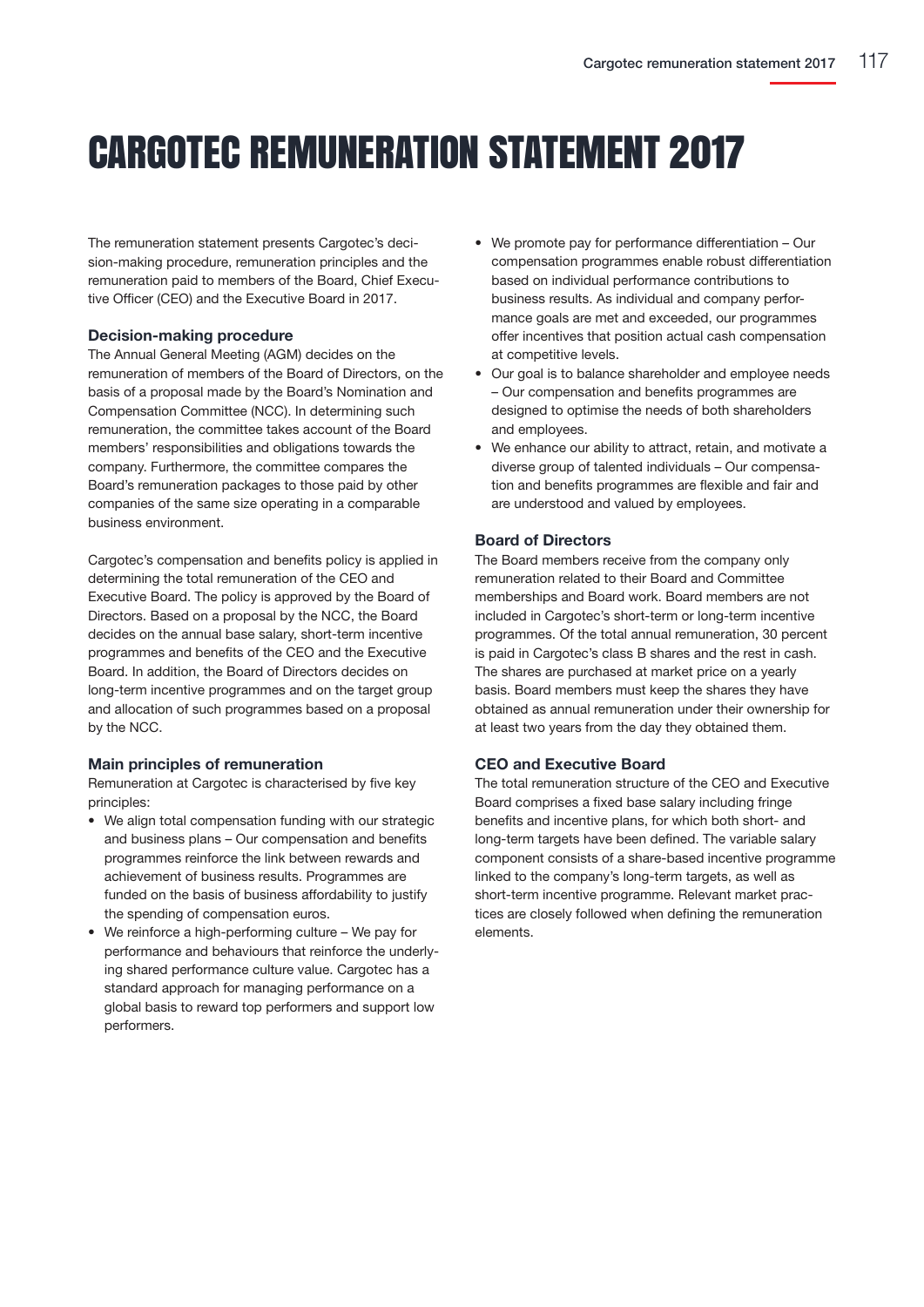# CARGOTEC REMUNERATION STATEMENT 2017

The remuneration statement presents Cargotec's decision-making procedure, remuneration principles and the remuneration paid to members of the Board, Chief Executive Officer (CEO) and the Executive Board in 2017.

### Decision-making procedure

The Annual General Meeting (AGM) decides on the remuneration of members of the Board of Directors, on the basis of a proposal made by the Board's Nomination and Compensation Committee (NCC). In determining such remuneration, the committee takes account of the Board members' responsibilities and obligations towards the company. Furthermore, the committee compares the Board's remuneration packages to those paid by other companies of the same size operating in a comparable business environment.

Cargotec's compensation and benefits policy is applied in determining the total remuneration of the CEO and Executive Board. The policy is approved by the Board of Directors. Based on a proposal by the NCC, the Board decides on the annual base salary, short-term incentive programmes and benefits of the CEO and the Executive Board. In addition, the Board of Directors decides on long-term incentive programmes and on the target group and allocation of such programmes based on a proposal by the NCC.

### Main principles of remuneration

Remuneration at Cargotec is characterised by five key principles:

- We align total compensation funding with our strategic and business plans – Our compensation and benefits programmes reinforce the link between rewards and achievement of business results. Programmes are funded on the basis of business affordability to justify the spending of compensation euros.
- We reinforce a high-performing culture – We pay for performance and behaviours that reinforce the underlying shared performance culture value. Cargotec has a standard approach for managing performance on a global basis to reward top performers and support low performers.
- We promote pay for performance differentiation – Our compensation programmes enable robust differentiation based on individual performance contributions to business results. As individual and company performance goals are met and exceeded, our programmes offer incentives that position actual cash compensation at competitive levels.
- Our goal is to balance shareholder and employee needs – Our compensation and benefits programmes are designed to optimise the needs of both shareholders and employees.
- We enhance our ability to attract, retain, and motivate a diverse group of talented individuals – Our compensation and benefits programmes are flexible and fair and are understood and valued by employees.

### Board of Directors

The Board members receive from the company only remuneration related to their Board and Committee memberships and Board work. Board members are not included in Cargotec's short-term or long-term incentive programmes. Of the total annual remuneration, 30 percent is paid in Cargotec's class B shares and the rest in cash. The shares are purchased at market price on a yearly basis. Board members must keep the shares they have obtained as annual remuneration under their ownership for at least two years from the day they obtained them.

### CEO and Executive Board

The total remuneration structure of the CEO and Executive Board comprises a fixed base salary including fringe benefits and incentive plans, for which both short- and long-term targets have been defined. The variable salary component consists of a share-based incentive programme linked to the company's long-term targets, as well as short-term incentive programme. Relevant market practices are closely followed when defining the remuneration elements.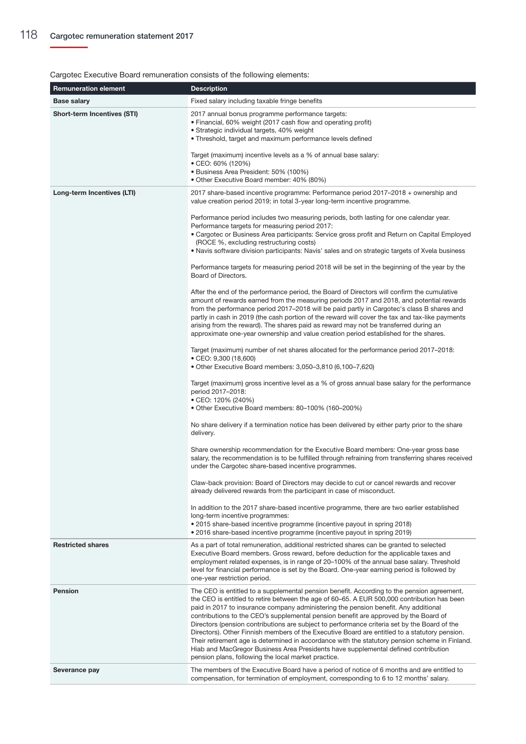Cargotec Executive Board remuneration consists of the following elements:

| Remuneration element | Description |
|---|---|
| **Base salary** | Fixed salary including taxable fringe benefits |
| **Short-term Incentives (STI)** | 2017 annual bonus programme performance targets:<br>• Financial, 60% weight (2017 cash flow and operating profit)<br>• Strategic individual targets, 40% weight<br>• Threshold, target and maximum performance levels defined<br><br>Target (maximum) incentive levels as a % of annual base salary:<br>• CEO: 60% (120%)<br>• Business Area President: 50% (100%)<br>• Other Executive Board member: 40% (80%) |
| **Long-term Incentives (LTI)** | 2017 share-based incentive programme: Performance period 2017–2018 + ownership and value creation period 2019; in total 3-year long-term incentive programme.<br><br>Performance period includes two measuring periods, both lasting for one calendar year. Performance targets for measuring period 2017:<br>• Cargotec or Business Area participants: Service gross profit and Return on Capital Employed (ROCE %, excluding restructuring costs)<br>• Navis software division participants: Navis' sales and on strategic targets of Xvela business<br><br>Performance targets for measuring period 2018 will be set in the beginning of the year by the Board of Directors.<br><br>After the end of the performance period, the Board of Directors will confirm the cumulative amount of rewards earned from the measuring periods 2017 and 2018, and potential rewards from the performance period 2017–2018 will be paid partly in Cargotec's class B shares and partly in cash in 2019 (the cash portion of the reward will cover the tax and tax-like payments arising from the reward). The shares paid as reward may not be transferred during an approximate one-year ownership and value creation period established for the shares.<br><br>Target (maximum) number of net shares allocated for the performance period 2017–2018:<br>• CEO: 9,300 (18,600)<br>• Other Executive Board members: 3,050–3,810 (6,100–7,620)<br><br>Target (maximum) gross incentive level as a % of gross annual base salary for the performance period 2017–2018:<br>• CEO: 120% (240%)<br>• Other Executive Board members: 80–100% (160–200%)<br><br>No share delivery if a termination notice has been delivered by either party prior to the share delivery.<br><br>Share ownership recommendation for the Executive Board members: One-year gross base salary, the recommendation is to be fulfilled through refraining from transferring shares received under the Cargotec share-based incentive programmes.<br><br>Claw-back provision: Board of Directors may decide to cut or cancel rewards and recover already delivered rewards from the participant in case of misconduct.<br><br>In addition to the 2017 share-based incentive programme, there are two earlier established long-term incentive programmes:<br>• 2015 share-based incentive programme (incentive payout in spring 2018)<br>• 2016 share-based incentive programme (incentive payout in spring 2019) |
| **Restricted shares** | As a part of total remuneration, additional restricted shares can be granted to selected Executive Board members. Gross reward, before deduction for the applicable taxes and employment related expenses, is in range of 20–100% of the annual base salary. Threshold level for financial performance is set by the Board. One-year earning period is followed by one-year restriction period. |
| **Pension** | The CEO is entitled to a supplemental pension benefit. According to the pension agreement, the CEO is entitled to retire between the age of 60–65. A EUR 500,000 contribution has been paid in 2017 to insurance company administering the pension benefit. Any additional contributions to the CEO's supplemental pension benefit are approved by the Board of Directors (pension contributions are subject to performance criteria set by the Board of the Directors). Other Finnish members of the Executive Board are entitled to a statutory pension. Their retirement age is determined in accordance with the statutory pension scheme in Finland. Hiab and MacGregor Business Area Presidents have supplemental defined contribution pension plans, following the local market practice. |
| **Severance pay** | The members of the Executive Board have a period of notice of 6 months and are entitled to compensation, for termination of employment, corresponding to 6 to 12 months' salary. |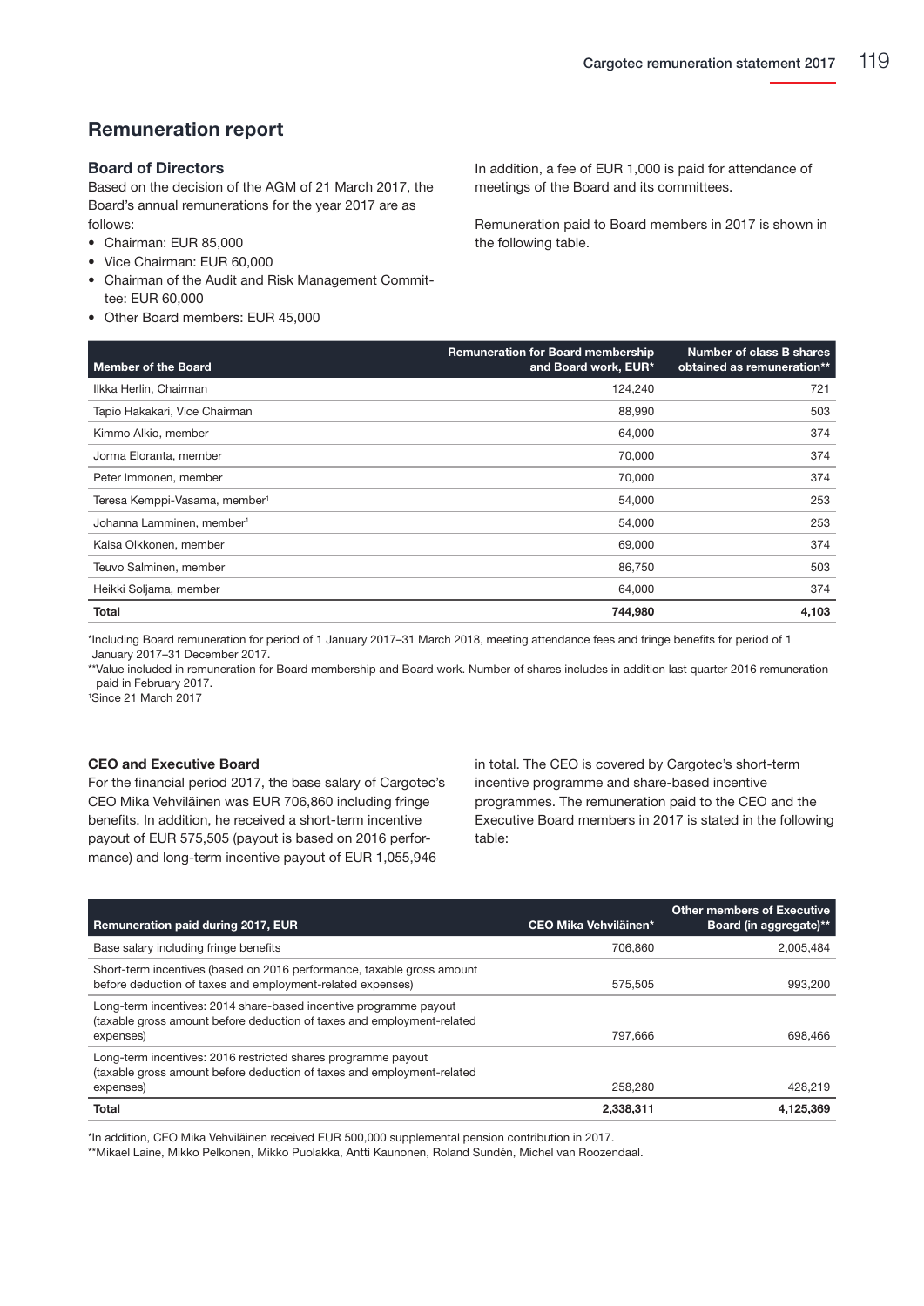## Remuneration report

### Board of Directors

Based on the decision of the AGM of 21 March 2017, the Board's annual remunerations for the year 2017 are as follows:

- Chairman: EUR 85,000
- Vice Chairman: EUR 60,000
- Chairman of the Audit and Risk Management Committee: EUR 60,000
- Other Board members: EUR 45,000

In addition, a fee of EUR 1,000 is paid for attendance of meetings of the Board and its committees.

Remuneration paid to Board members in 2017 is shown in the following table.

| Member of the Board | Remuneration for Board membership and Board work, EUR* | Number of class B shares obtained as remuneration** |
|---|---|---|
| Ilkka Herlin, Chairman | 124,240 | 721 |
| Tapio Hakakari, Vice Chairman | 88,990 | 503 |
| Kimmo Alkio, member | 64,000 | 374 |
| Jorma Eloranta, member | 70,000 | 374 |
| Peter Immonen, member | 70,000 | 374 |
| Teresa Kemppi-Vasama, member[1] | 54,000 | 253 |
| Johanna Lamminen, member[1] | 54,000 | 253 |
| Kaisa Olkkonen, member | 69,000 | 374 |
| Teuvo Salminen, member | 86,750 | 503 |
| Heikki Soljama, member | 64,000 | 374 |
| **Total** | **744,980** | **4,103** |

*Including Board remuneration for period of 1 January 2017–31 March 2018, meeting attendance fees and fringe benefits for period of 1 January 2017–31 December 2017.

**Value included in remuneration for Board membership and Board work. Number of shares includes in addition last quarter 2016 remuneration paid in February 2017.

[1]Since 21 March 2017

### CEO and Executive Board

For the financial period 2017, the base salary of Cargotec's CEO Mika Vehviläinen was EUR 706,860 including fringe benefits. In addition, he received a short-term incentive payout of EUR 575,505 (payout is based on 2016 performance) and long-term incentive payout of EUR 1,055,946 in total. The CEO is covered by Cargotec's short-term incentive programme and share-based incentive programmes. The remuneration paid to the CEO and the Executive Board members in 2017 is stated in the following table:

| Remuneration paid during 2017, EUR | CEO Mika Vehviläinen* | Other members of Executive Board (in aggregate)** |
|---|---|---|
| Base salary including fringe benefits | 706,860 | 2,005,484 |
| Short-term incentives (based on 2016 performance, taxable gross amount before deduction of taxes and employment-related expenses) | 575,505 | 993,200 |
| Long-term incentives: 2014 share-based incentive programme payout (taxable gross amount before deduction of taxes and employment-related expenses) | 797,666 | 698,466 |
| Long-term incentives: 2016 restricted shares programme payout (taxable gross amount before deduction of taxes and employment-related expenses) | 258,280 | 428,219 |
| **Total** | **2,338,311** | **4,125,369** |

*In addition, CEO Mika Vehviläinen received EUR 500,000 supplemental pension contribution in 2017.

**Mikael Laine, Mikko Pelkonen, Mikko Puolakka, Antti Kaunonen, Roland Sundén, Michel van Roozendaal.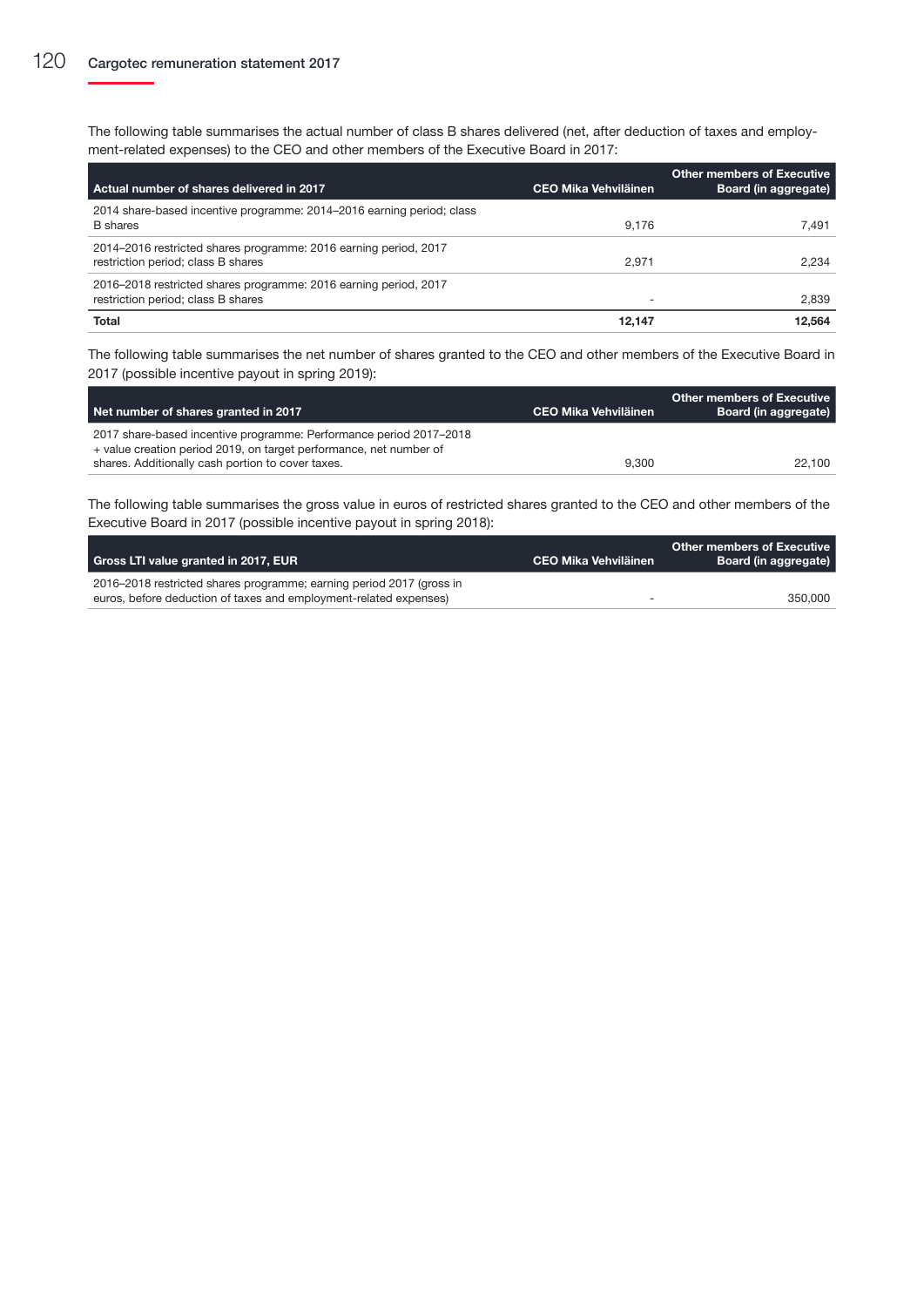The following table summarises the actual number of class B shares delivered (net, after deduction of taxes and employment-related expenses) to the CEO and other members of the Executive Board in 2017:

| Actual number of shares delivered in 2017 | CEO Mika Vehviläinen | Other members of Executive Board (in aggregate) |
|---|---|---|
| 2014 share-based incentive programme: 2014–2016 earning period; class B shares | 9,176 | 7,491 |
| 2014–2016 restricted shares programme: 2016 earning period, 2017 restriction period; class B shares | 2,971 | 2,234 |
| 2016–2018 restricted shares programme: 2016 earning period, 2017 restriction period; class B shares | - | 2,839 |
| **Total** | **12,147** | **12,564** |

The following table summarises the net number of shares granted to the CEO and other members of the Executive Board in 2017 (possible incentive payout in spring 2019):

| Net number of shares granted in 2017 | CEO Mika Vehviläinen | Other members of Executive Board (in aggregate) |
|---|---|---|
| 2017 share-based incentive programme: Performance period 2017–2018 + value creation period 2019, on target performance, net number of shares. Additionally cash portion to cover taxes. | 9,300 | 22,100 |

The following table summarises the gross value in euros of restricted shares granted to the CEO and other members of the Executive Board in 2017 (possible incentive payout in spring 2018):

| Gross LTI value granted in 2017, EUR | CEO Mika Vehviläinen | Other members of Executive Board (in aggregate) |
|---|---|---|
| 2016–2018 restricted shares programme; earning period 2017 (gross in euros, before deduction of taxes and employment-related expenses) | - | 350,000 |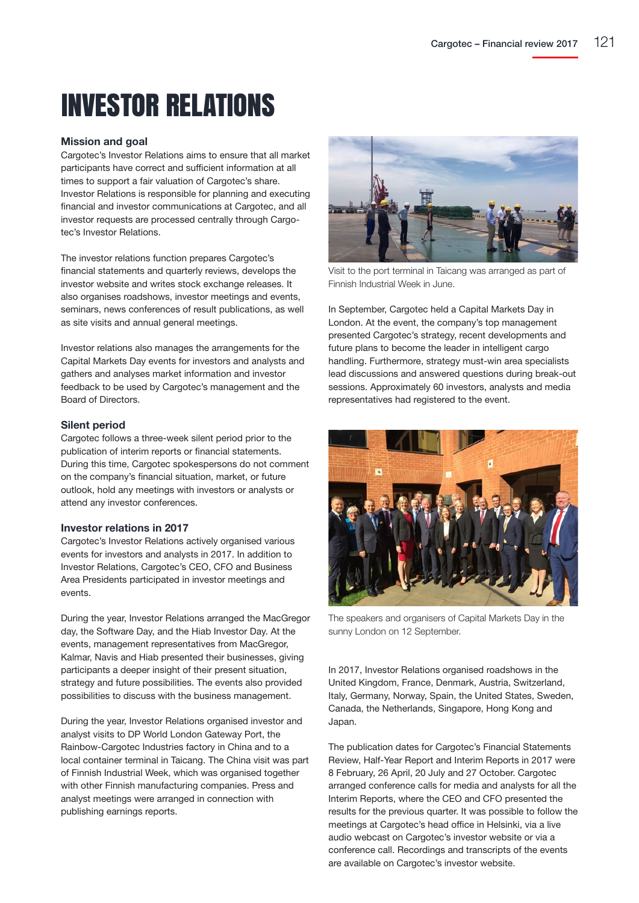# INVESTOR RELATIONS

## Mission and goal

Cargotec's Investor Relations aims to ensure that all market participants have correct and sufficient information at all times to support a fair valuation of Cargotec's share. Investor Relations is responsible for planning and executing financial and investor communications at Cargotec, and all investor requests are processed centrally through Cargotec's Investor Relations.

The investor relations function prepares Cargotec's financial statements and quarterly reviews, develops the investor website and writes stock exchange releases. It also organises roadshows, investor meetings and events, seminars, news conferences of result publications, as well as site visits and annual general meetings.

Investor relations also manages the arrangements for the Capital Markets Day events for investors and analysts and gathers and analyses market information and investor feedback to be used by Cargotec's management and the Board of Directors.

## Silent period

Cargotec follows a three-week silent period prior to the publication of interim reports or financial statements. During this time, Cargotec spokespersons do not comment on the company's financial situation, market, or future outlook, hold any meetings with investors or analysts or attend any investor conferences.

## Investor relations in 2017

Cargotec's Investor Relations actively organised various events for investors and analysts in 2017. In addition to Investor Relations, Cargotec's CEO, CFO and Business Area Presidents participated in investor meetings and events.

During the year, Investor Relations arranged the MacGregor day, the Software Day, and the Hiab Investor Day. At the events, management representatives from MacGregor, Kalmar, Navis and Hiab presented their businesses, giving participants a deeper insight of their present situation, strategy and future possibilities. The events also provided possibilities to discuss with the business management.

During the year, Investor Relations organised investor and analyst visits to DP World London Gateway Port, the Rainbow-Cargotec Industries factory in China and to a local container terminal in Taicang. The China visit was part of Finnish Industrial Week, which was organised together with other Finnish manufacturing companies. Press and analyst meetings were arranged in connection with publishing earnings reports.

Visit to the port terminal in Taicang was arranged as part of Finnish Industrial Week in June.

In September, Cargotec held a Capital Markets Day in London. At the event, the company's top management presented Cargotec's strategy, recent developments and future plans to become the leader in intelligent cargo handling. Furthermore, strategy must-win area specialists lead discussions and answered questions during break-out sessions. Approximately 60 investors, analysts and media representatives had registered to the event.

The speakers and organisers of Capital Markets Day in the sunny London on 12 September.

In 2017, Investor Relations organised roadshows in the United Kingdom, France, Denmark, Austria, Switzerland, Italy, Germany, Norway, Spain, the United States, Sweden, Canada, the Netherlands, Singapore, Hong Kong and Japan.

The publication dates for Cargotec's Financial Statements Review, Half-Year Report and Interim Reports in 2017 were 8 February, 26 April, 20 July and 27 October. Cargotec arranged conference calls for media and analysts for all the Interim Reports, where the CEO and CFO presented the results for the previous quarter. It was possible to follow the meetings at Cargotec's head office in Helsinki, via a live audio webcast on Cargotec's investor website or via a conference call. Recordings and transcripts of the events are available on Cargotec's investor website.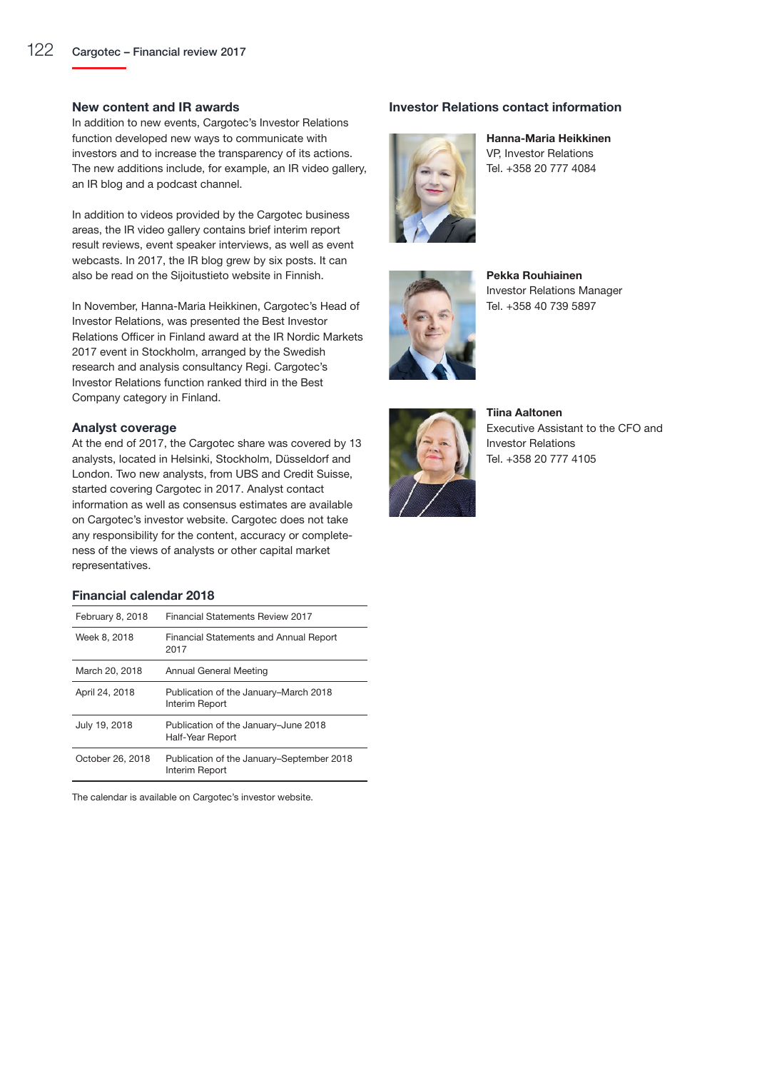### New content and IR awards

In addition to new events, Cargotec's Investor Relations function developed new ways to communicate with investors and to increase the transparency of its actions. The new additions include, for example, an IR video gallery, an IR blog and a podcast channel.

In addition to videos provided by the Cargotec business areas, the IR video gallery contains brief interim report result reviews, event speaker interviews, as well as event webcasts. In 2017, the IR blog grew by six posts. It can also be read on the Sijoitustieto website in Finnish.

In November, Hanna-Maria Heikkinen, Cargotec's Head of Investor Relations, was presented the Best Investor Relations Officer in Finland award at the IR Nordic Markets 2017 event in Stockholm, arranged by the Swedish research and analysis consultancy Regi. Cargotec's Investor Relations function ranked third in the Best Company category in Finland.

### Analyst coverage

At the end of 2017, the Cargotec share was covered by 13 analysts, located in Helsinki, Stockholm, Düsseldorf and London. Two new analysts, from UBS and Credit Suisse, started covering Cargotec in 2017. Analyst contact information as well as consensus estimates are available on Cargotec's investor website. Cargotec does not take any responsibility for the content, accuracy or completeness of the views of analysts or other capital market representatives.

### Financial calendar 2018

| | |
|---|---|
| February 8, 2018 | Financial Statements Review 2017 |
| Week 8, 2018 | Financial Statements and Annual Report 2017 |
| March 20, 2018 | Annual General Meeting |
| April 24, 2018 | Publication of the January–March 2018 Interim Report |
| July 19, 2018 | Publication of the January–June 2018 Half-Year Report |
| October 26, 2018 | Publication of the January–September 2018 Interim Report |

The calendar is available on Cargotec's investor website.

### Investor Relations contact information

**Hanna-Maria Heikkinen**
VP, Investor Relations
Tel. +358 20 777 4084

**Pekka Rouhiainen**
Investor Relations Manager
Tel. +358 40 739 5897

**Tiina Aaltonen**
Executive Assistant to the CFO and Investor Relations
Tel. +358 20 777 4105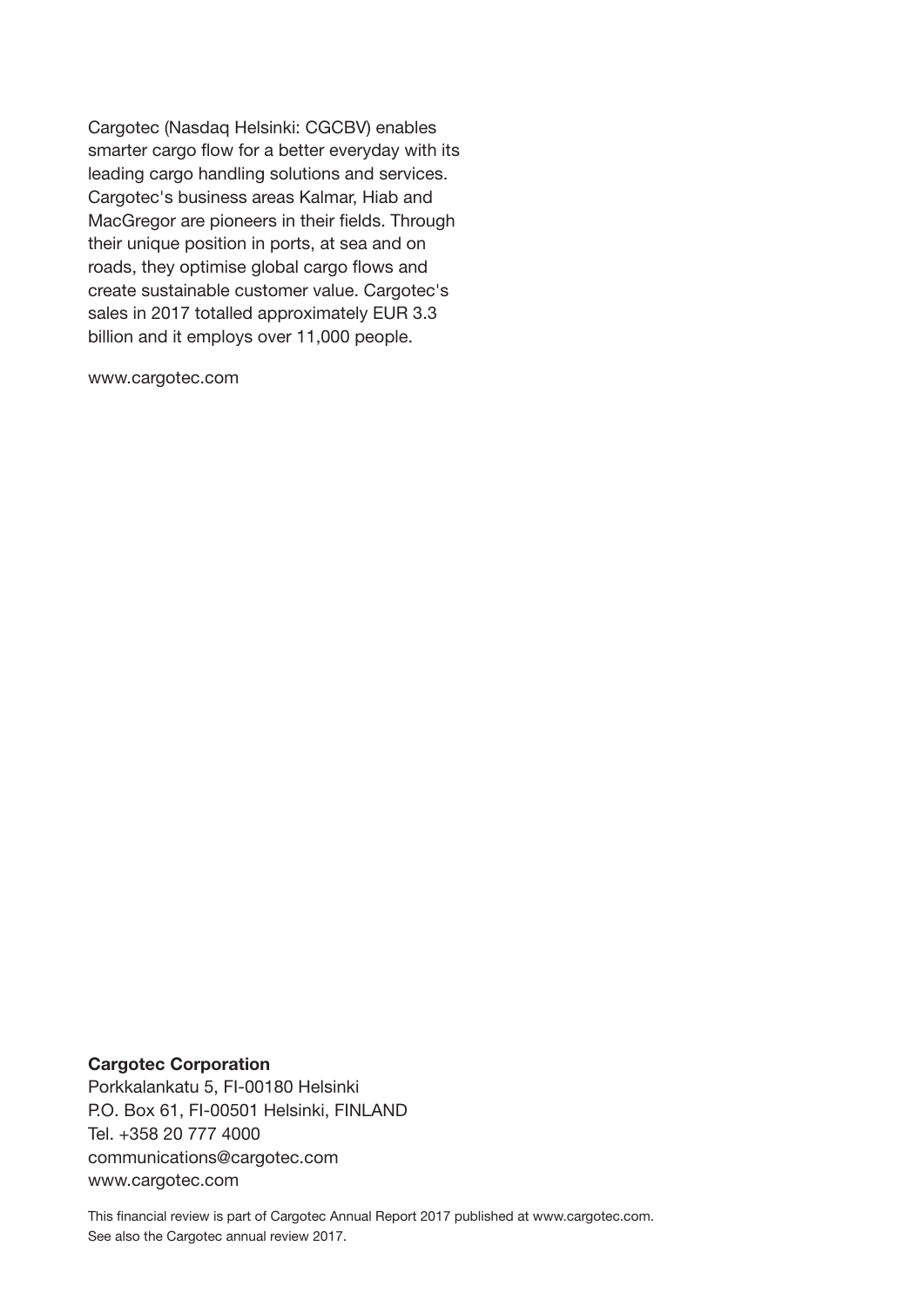Cargotec (Nasdaq Helsinki: CGCBV) enables smarter cargo flow for a better everyday with its leading cargo handling solutions and services. Cargotec's business areas Kalmar, Hiab and MacGregor are pioneers in their fields. Through their unique position in ports, at sea and on roads, they optimise global cargo flows and create sustainable customer value. Cargotec's sales in 2017 totalled approximately EUR 3.3 billion and it employs over 11,000 people.

www.cargotec.com

**Cargotec Corporation**
Porkkalankatu 5, FI-00180 Helsinki
P.O. Box 61, FI-00501 Helsinki, FINLAND
Tel. +358 20 777 4000
communications@cargotec.com
www.cargotec.com

This financial review is part of Cargotec Annual Report 2017 published at www.cargotec.com.
See also the Cargotec annual review 2017.